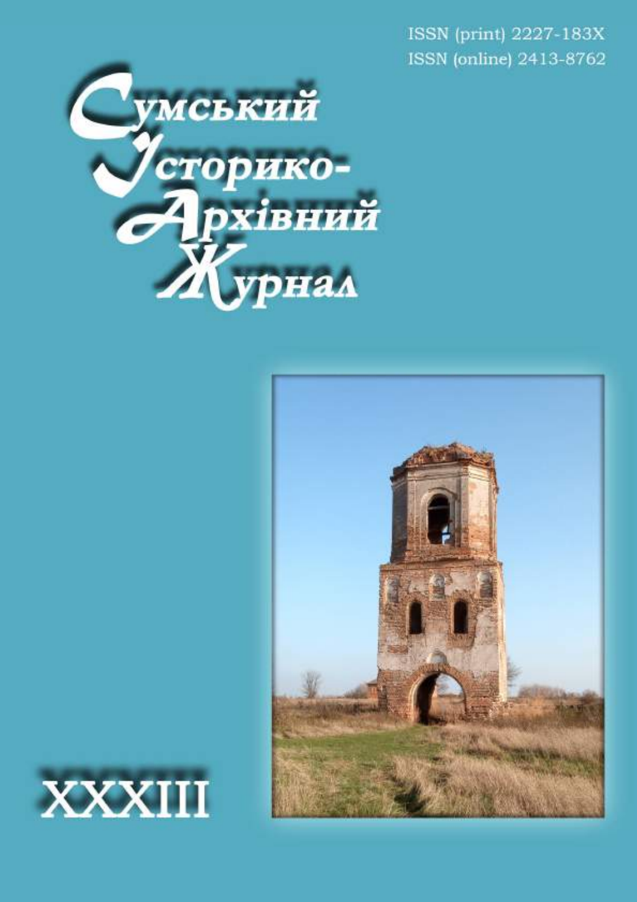ISSN (print) 2227-183X
ISSN (online) 2413-8762

# Сумський Історико-Архівний Журнал

XXXIII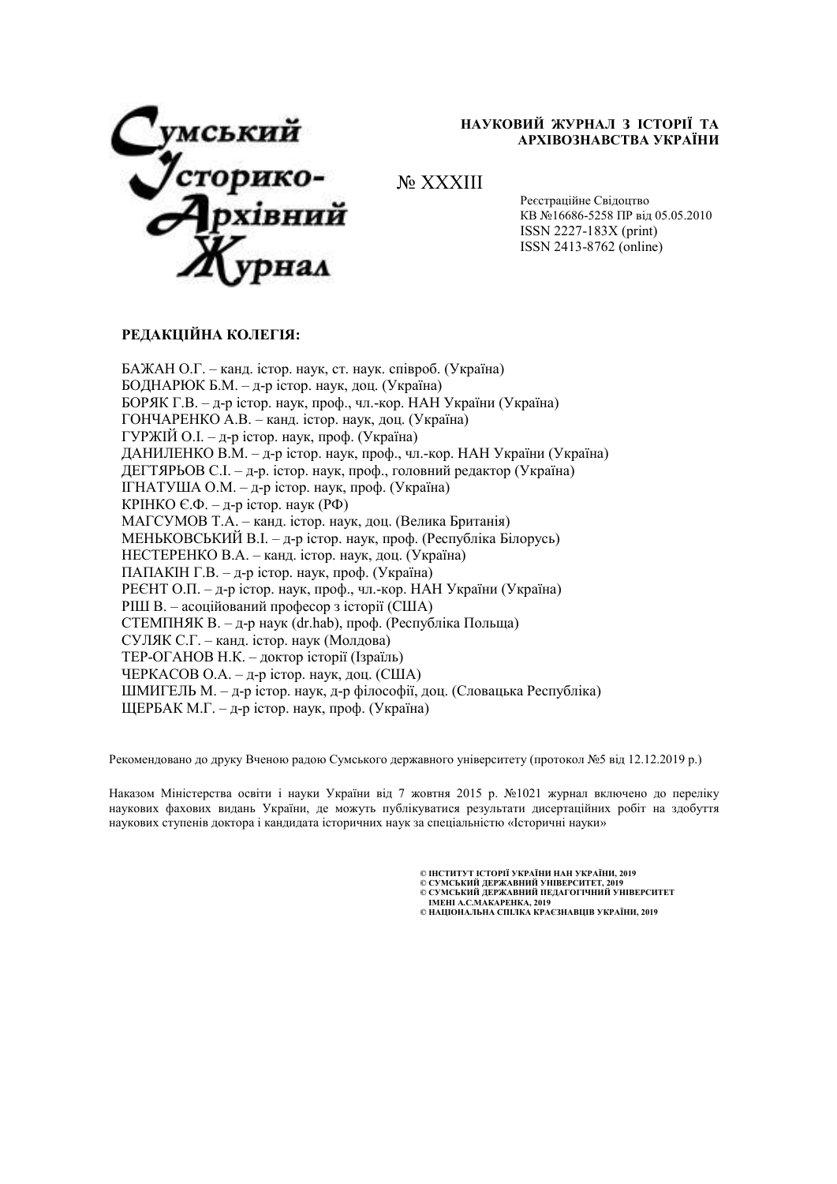# Сумський Історико-Архівний Журнал

**НАУКОВИЙ ЖУРНАЛ З ІСТОРІЇ ТА АРХІВОЗНАВСТВА УКРАЇНИ**

№ XXXIII

Реєстраційне Свідоцтво
КВ №16686-5258 ПР від 05.05.2010
ISSN 2227-183X (print)
ISSN 2413-8762 (online)

**РЕДАКЦІЙНА КОЛЕГІЯ:**

БАЖАН О.Г. – канд. істор. наук, ст. наук. співроб. (Україна)
БОДНАРЮК Б.М. – д-р істор. наук, доц. (Україна)
БОРЯК Г.В. – д-р істор. наук, проф., чл.-кор. НАН України (Україна)
ГОНЧАРЕНКО А.В. – канд. істор. наук, доц. (Україна)
ГУРЖІЙ О.І. – д-р істор. наук, проф. (Україна)
ДАНИЛЕНКО В.М. – д-р істор. наук, проф., чл.-кор. НАН України (Україна)
ДЕГТЯРЬОВ С.І. – д-р. істор. наук, проф., головний редактор (Україна)
ІГНАТУША О.М. – д-р істор. наук, проф. (Україна)
КРІНКО Є.Ф. – д-р істор. наук (РФ)
МАГСУМОВ Т.А. – канд. істор. наук, доц. (Велика Британія)
МЕНЬКОВСЬКИЙ В.І. – д-р істор. наук, проф. (Республіка Білорусь)
НЕСТЕРЕНКО В.А. – канд. істор. наук, доц. (Україна)
ПАПАКІН Г.В. – д-р істор. наук, проф. (Україна)
РЕЄНТ О.П. – д-р істор. наук, проф., чл.-кор. НАН України (Україна)
РІШ В. – асоційований професор з історії (США)
СТЕМПНЯК В. – д-р наук (dr.hab), проф. (Республіка Польща)
СУЛЯК С.Г. – канд. істор. наук (Молдова)
ТЕР-ОГАНОВ Н.К. – доктор історії (Ізраїль)
ЧЕРКАСОВ О.А. – д-р істор. наук, доц. (США)
ШМИГЕЛЬ М. – д-р істор. наук, д-р філософії, доц. (Словацька Республіка)
ЩЕРБАК М.Г. – д-р істор. наук, проф. (Україна)

Рекомендовано до друку Вченою радою Сумського державного університету (протокол №5 від 12.12.2019 р.)

Наказом Міністерства освіти і науки України від 7 жовтня 2015 р. №1021 журнал включено до переліку наукових фахових видань України, де можуть публікуватися результати дисертаційних робіт на здобуття наукових ступенів доктора і кандидата історичних наук за спеціальністю «Історичні науки»

© ІНСТИТУТ ІСТОРІЇ УКРАЇНИ НАН УКРАЇНИ, 2019
© СУМСЬКИЙ ДЕРЖАВНИЙ УНІВЕРСИТЕТ, 2019
© СУМСЬКИЙ ДЕРЖАВНИЙ ПЕДАГОГІЧНИЙ УНІВЕРСИТЕТ ІМЕНІ А.С.МАКАРЕНКА, 2019
© НАЦІОНАЛЬНА СПІЛКА КРАЄЗНАВЦІВ УКРАЇНИ, 2019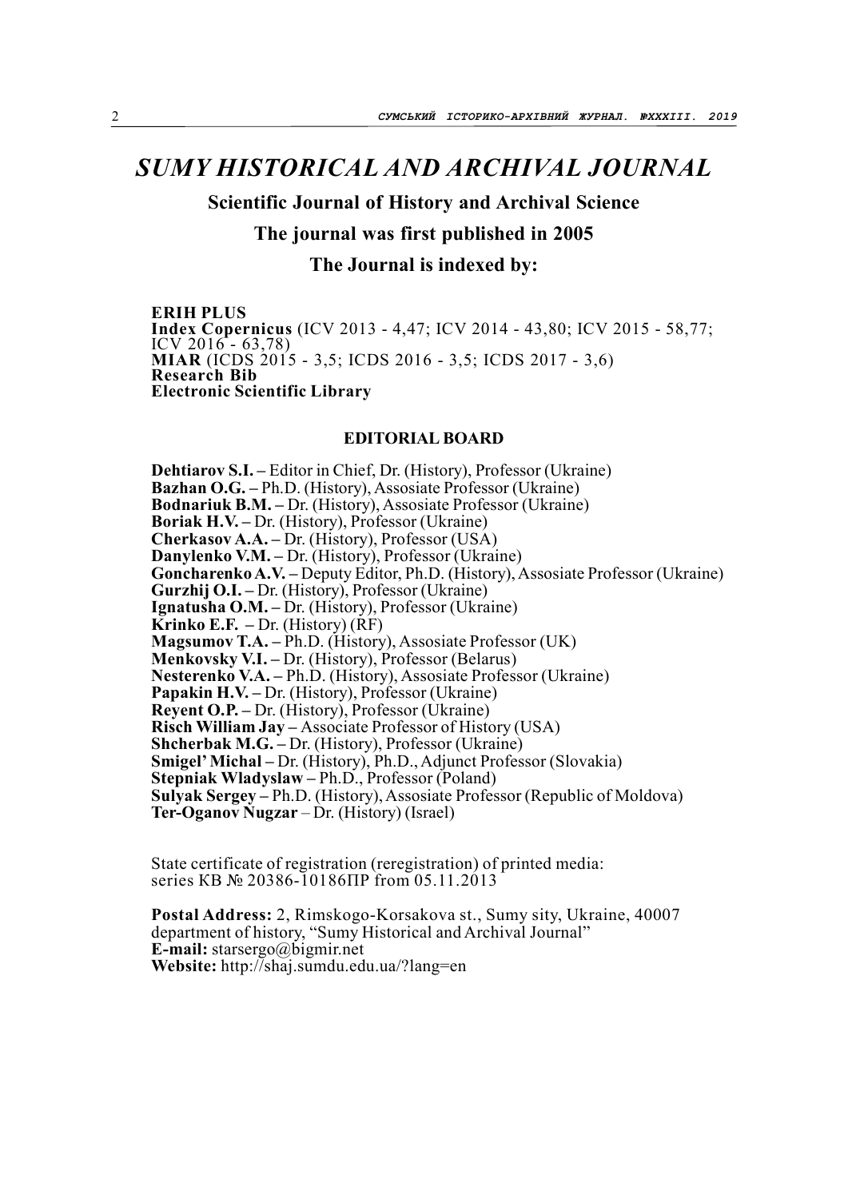# *SUMY HISTORICAL AND ARCHIVAL JOURNAL*

**Scientific Journal of History and Archival Science**

**The journal was first published in 2005**

**The Journal is indexed by:**

**ERIH PLUS**
**Index Copernicus** (ICV 2013 - 4,47; ICV 2014 - 43,80; ICV 2015 - 58,77; ICV 2016 - 63,78)
**MIAR** (ICDS 2015 - 3,5; ICDS 2016 - 3,5; ICDS 2017 - 3,6)
**Research Bib**
**Electronic Scientific Library**

## EDITORIAL BOARD

**Dehtiarov S.I. –** Editor in Chief, Dr. (History), Professor (Ukraine)
**Bazhan O.G. –** Ph.D. (History), Assosiate Professor (Ukraine)
**Bodnariuk B.M. –** Dr. (History), Assosiate Professor (Ukraine)
**Boriak H.V. –** Dr. (History), Professor (Ukraine)
**Cherkasov A.A. –** Dr. (History), Professor (USA)
**Danylenko V.M. –** Dr. (History), Professor (Ukraine)
**Goncharenko A.V. –** Deputy Editor, Ph.D. (History), Assosiate Professor (Ukraine)
**Gurzhij O.I. –** Dr. (History), Professor (Ukraine)
**Ignatusha O.M. –** Dr. (History), Professor (Ukraine)
**Krinko E.F. –** Dr. (History) (RF)
**Magsumov T.A. –** Ph.D. (History), Assosiate Professor (UK)
**Menkovsky V.I. –** Dr. (History), Professor (Belarus)
**Nesterenko V.A. –** Ph.D. (History), Assosiate Professor (Ukraine)
**Papakin H.V. –** Dr. (History), Professor (Ukraine)
**Reyent O.P. –** Dr. (History), Professor (Ukraine)
**Risch William Jay –** Associate Professor of History (USA)
**Shcherbak M.G. –** Dr. (History), Professor (Ukraine)
**Smigel' Michal –** Dr. (History), Ph.D., Adjunct Professor (Slovakia)
**Stepniak Wladyslaw –** Ph.D., Professor (Poland)
**Sulyak Sergey –** Ph.D. (History), Assosiate Professor (Republic of Moldova)
**Ter-Oganov Nugzar** – Dr. (History) (Israel)

State certificate of registration (reregistration) of printed media:
series КВ № 20386-10186ПР from 05.11.2013

**Postal Address:** 2, Rimskogo-Korsakova st., Sumy sity, Ukraine, 40007
department of history, "Sumy Historical and Archival Journal"
**E-mail:** starsergo@bigmir.net
**Website:** http://shaj.sumdu.edu.ua/?lang=en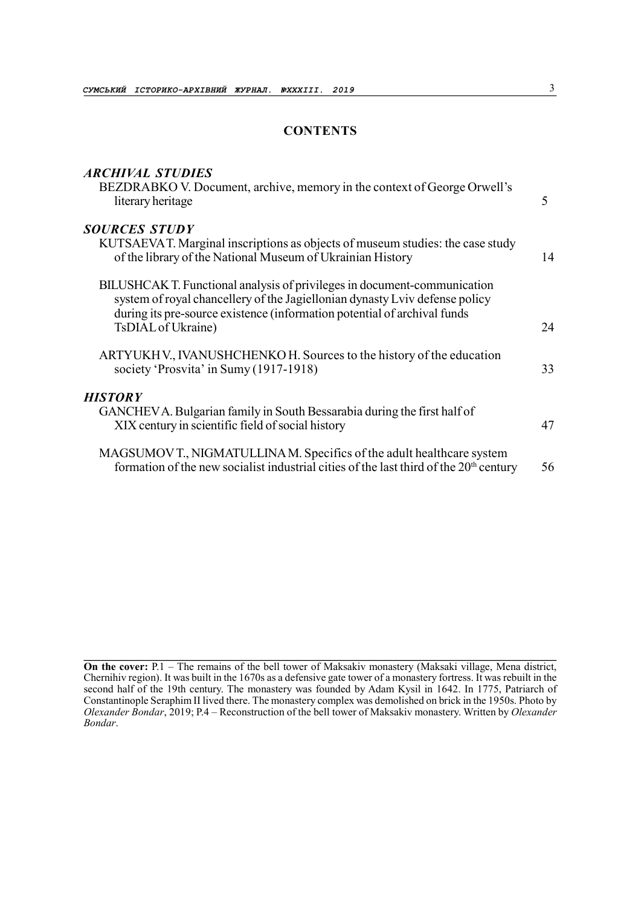# CONTENTS

## *ARCHIVAL STUDIES*

BEZDRABKO V. Document, archive, memory in the context of George Orwell's literary heritage — 5

## *SOURCES STUDY*

KUTSAEVA T. Marginal inscriptions as objects of museum studies: the case study of the library of the National Museum of Ukrainian History — 14

BILUSHCAK T. Functional analysis of privileges in document-communication system of royal chancellery of the Jagiellonian dynasty Lviv defense policy during its pre-source existence (information potential of archival funds TsDIAL of Ukraine) — 24

ARTYUKH V., IVANUSHCHENKO H. Sources to the history of the education society 'Prosvita' in Sumy (1917-1918) — 33

## *HISTORY*

GANCHEV A. Bulgarian family in South Bessarabia during the first half of XIX century in scientific field of social history — 47

MAGSUMOV T., NIGMATULLINA M. Specifics of the adult healthcare system formation of the new socialist industrial cities of the last third of the 20th century — 56

---

**On the cover:** P.1 – The remains of the bell tower of Maksakiv monastery (Maksaki village, Mena district, Chernihiv region). It was built in the 1670s as a defensive gate tower of a monastery fortress. It was rebuilt in the second half of the 19th century. The monastery was founded by Adam Kysil in 1642. In 1775, Patriarch of Constantinople Seraphim II lived there. The monastery complex was demolished on brick in the 1950s. Photo by *Olexander Bondar*, 2019; P.4 – Reconstruction of the bell tower of Maksakiv monastery. Written by *Olexander Bondar*.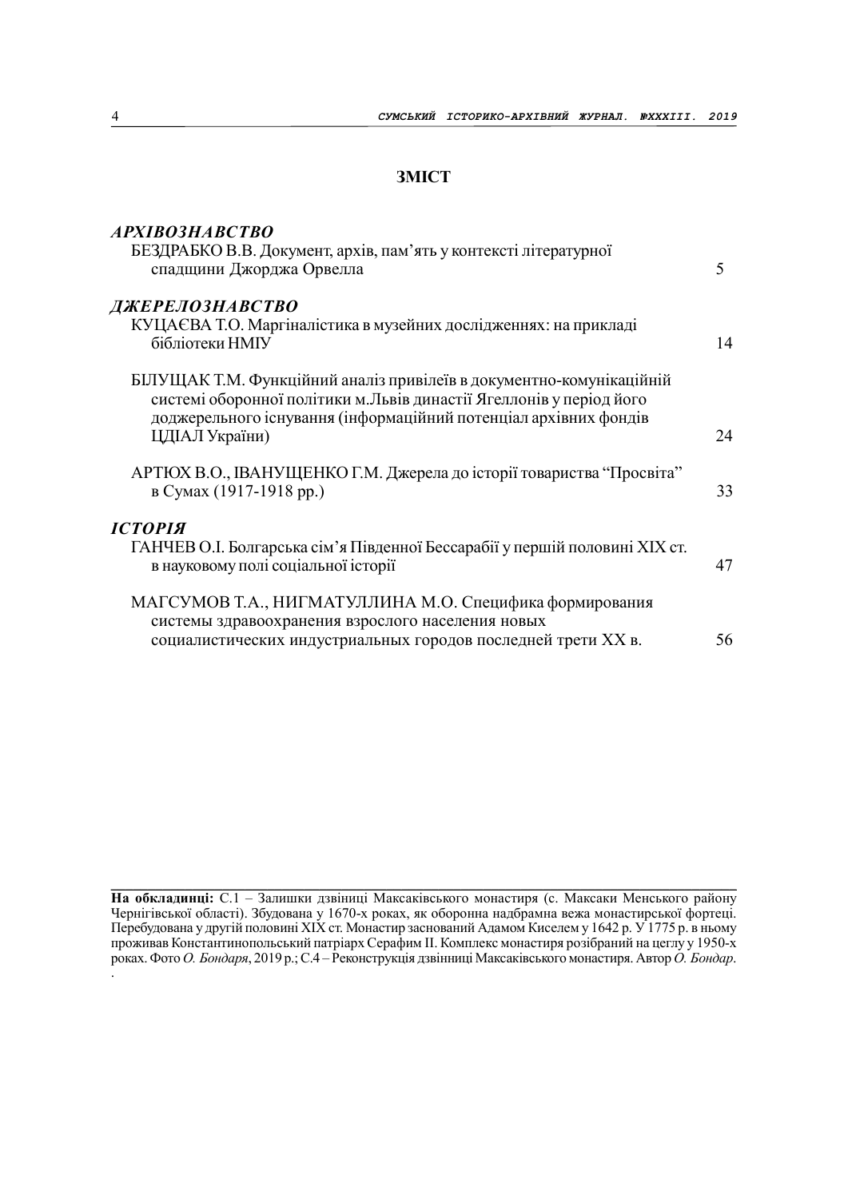## ЗМІСТ

### *АРХІВОЗНАВСТВО*

БЕЗДРАБКО В.В. Документ, архів, пам'ять у контексті літературної спадщини Джорджа Орвелла — 5

### *ДЖЕРЕЛОЗНАВСТВО*

КУЦАЄВА Т.О. Маргіналістика в музейних дослідженнях: на прикладі бібліотеки НМІУ — 14

БІЛУЩАК Т.М. Функційний аналіз привілеїв в документно-комунікаційній системі оборонної політики м.Львів династії Ягеллонів у період його доджерельного існування (інформаційний потенціал архівних фондів ЦДІАЛ України) — 24

АРТЮХ В.О., ІВАНУЩЕНКО Г.М. Джерела до історії товариства "Просвіта" в Сумах (1917-1918 рр.) — 33

### *ІСТОРІЯ*

ГАНЧЕВ О.І. Болгарська сім'я Південної Бессарабії у першій половині XIX ст. в науковому полі соціальної історії — 47

МАГСУМОВ Т.А., НИГМАТУЛЛИНА М.О. Специфика формирования системы здравоохранения взрослого населения новых социалистических индустриальных городов последней трети XX в. — 56

---

**На обкладинці:** С.1 – Залишки дзвіниці Максаківського монастиря (с. Максаки Менського району Чернігівської області). Збудована у 1670-х роках, як оборонна надбрамна вежа монастирської фортеці. Перебудована у другій половині XIX ст. Монастир заснований Адамом Киселем у 1642 р. У 1775 р. в ньому проживав Константинопольський патріарх Серафим II. Комплекс монастиря розібраний на цеглу у 1950-х роках. Фото *О. Бондаря*, 2019 р.; С.4 – Реконструкція дзвінниці Максаківського монастиря. Автор *О. Бондар*.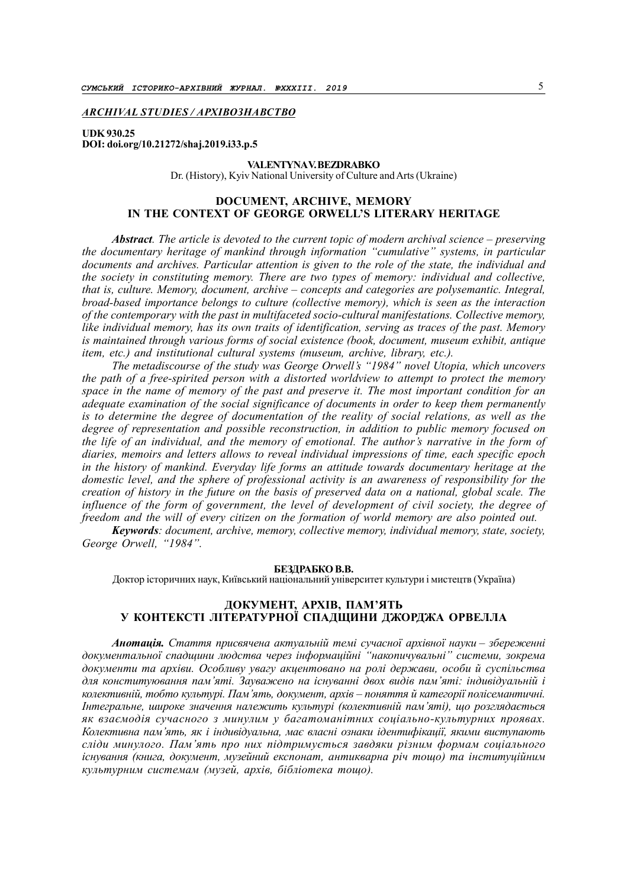*ARCHIVAL STUDIES / АРХІВОЗНАВСТВО*

**UDK 930.25**
**DOI: doi.org/10.21272/shaj.2019.i33.p.5**

**VALENTYNA V. BEZDRABKO**
Dr. (History), Kyiv National University of Culture and Arts (Ukraine)

## DOCUMENT, ARCHIVE, MEMORY IN THE CONTEXT OF GEORGE ORWELL'S LITERARY HERITAGE

***Abstract****. The article is devoted to the current topic of modern archival science – preserving the documentary heritage of mankind through information "cumulative" systems, in particular documents and archives. Particular attention is given to the role of the state, the individual and the society in constituting memory. There are two types of memory: individual and collective, that is, culture. Memory, document, archive – concepts and categories are polysemantic. Integral, broad-based importance belongs to culture (collective memory), which is seen as the interaction of the contemporary with the past in multifaceted socio-cultural manifestations. Collective memory, like individual memory, has its own traits of identification, serving as traces of the past. Memory is maintained through various forms of social existence (book, document, museum exhibit, antique item, etc.) and institutional cultural systems (museum, archive, library, etc.).*

*The metadiscourse of the study was George Orwell's "1984" novel Utopia, which uncovers the path of a free-spirited person with a distorted worldview to attempt to protect the memory space in the name of memory of the past and preserve it. The most important condition for an adequate examination of the social significance of documents in order to keep them permanently is to determine the degree of documentation of the reality of social relations, as well as the degree of representation and possible reconstruction, in addition to public memory focused on the life of an individual, and the memory of emotional. The author's narrative in the form of diaries, memoirs and letters allows to reveal individual impressions of time, each specific epoch in the history of mankind. Everyday life forms an attitude towards documentary heritage at the domestic level, and the sphere of professional activity is an awareness of responsibility for the creation of history in the future on the basis of preserved data on a national, global scale. The influence of the form of government, the level of development of civil society, the degree of freedom and the will of every citizen on the formation of world memory are also pointed out.*

***Keywords****: document, archive, memory, collective memory, individual memory, state, society, George Orwell, "1984".*

**БЕЗДРАБКО В.В.**
Доктор історичних наук, Київський національний університет культури і мистецтв (Україна)

## ДОКУМЕНТ, АРХІВ, ПАМ'ЯТЬ У КОНТЕКСТІ ЛІТЕРАТУРНОЇ СПАДЩИНИ ДЖОРДЖА ОРВЕЛЛА

***Анотація.*** *Стаття присвячена актуальній темі сучасної архівної науки – збереженні документальної спадщини людства через інформаційні "накопичувальні" системи, зокрема документи та архіви. Особливу увагу акцентовано на ролі держави, особи й суспільства для конституювання пам'яті. Зауважено на існуванні двох видів пам'яті: індивідуальній і колективній, тобто культурі. Пам'ять, документ, архів – поняття й категорії полісемантичні. Інтегральне, широке значення належить культурі (колективній пам'яті), що розглядається як взаємодія сучасного з минулим у багатоманітних соціально-культурних проявах. Колективна пам'ять, як і індивідуальна, має власні ознаки ідентифікації, якими виступають сліди минулого. Пам'ять про них підтримується завдяки різним формам соціального існування (книга, документ, музейний експонат, антикварна річ тощо) та інституційним культурним системам (музей, архів, бібліотека тощо).*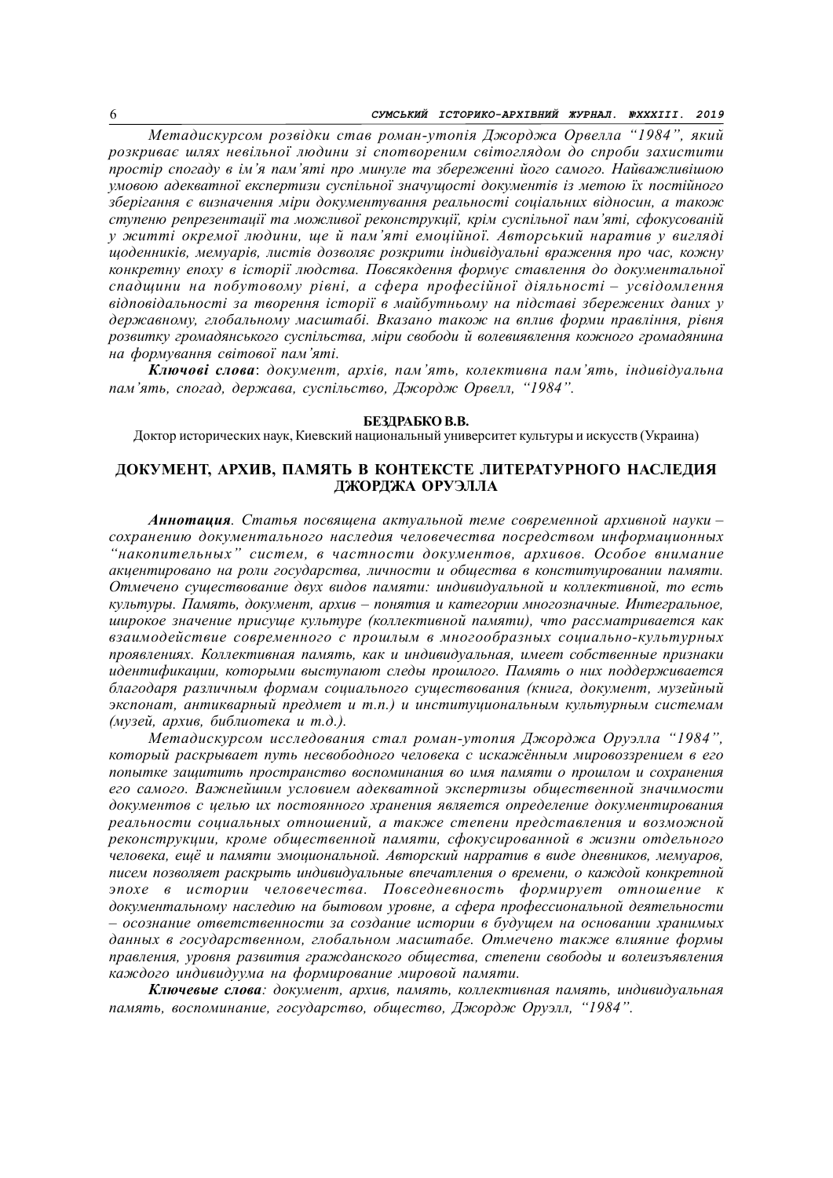*Метадискурсом розвідки став роман-утопія Джорджа Орвелла "1984", який розкриває шлях невільної людини зі спотвореним світоглядом до спроби захистити простір спогаду в ім'я пам'яті про минуле та збереженні його самого. Найважливішою умовою адекватної експертизи суспільної значущості документів із метою їх постійного зберігання є визначення міри документування реальності соціальних відносин, а також ступеню репрезентації та можливої реконструкції, крім суспільної пам'яті, сфокусованій у житті окремої людини, ще й пам'яті емоційної. Авторський наратив у вигляді щоденників, мемуарів, листів дозволяє розкрити індивідуальні враження про час, кожну конкретну епоху в історії людства. Повсякдення формує ставлення до документальної спадщини на побутовому рівні, а сфера професійної діяльності – усвідомлення відповідальності за творення історії в майбутньому на підставі збережених даних у державному, глобальному масштабі. Вказано також на вплив форми правління, рівня розвитку громадянського суспільства, міри свободи й волевиявлення кожного громадянина на формування світової пам'яті.*

***Ключові слова***: *документ, архів, пам'ять, колективна пам'ять, індивідуальна пам'ять, спогад, держава, суспільство, Джордж Орвелл, "1984".*

**БЕЗДРАБКО В.В.**

Доктор исторических наук, Киевский национальный университет культуры и искусств (Украина)

## ДОКУМЕНТ, АРХИВ, ПАМЯТЬ В КОНТЕКСТЕ ЛИТЕРАТУРНОГО НАСЛЕДИЯ ДЖОРДЖА ОРУЭЛЛА

***Аннотация***. *Статья посвящена актуальной теме современной архивной науки – сохранению документального наследия человечества посредством информационных "накопительных" систем, в частности документов, архивов. Особое внимание акцентировано на роли государства, личности и общества в конституировании памяти. Отмечено существование двух видов памяти: индивидуальной и коллективной, то есть культуры. Память, документ, архив – понятия и категории многозначные. Интегральное, широкое значение присуще культуре (коллективной памяти), что рассматривается как взаимодействие современного с прошлым в многообразных социально-культурных проявлениях. Коллективная память, как и индивидуальная, имеет собственные признаки идентификации, которыми выступают следы прошлого. Память о них поддерживается благодаря различным формам социального существования (книга, документ, музейный экспонат, антикварный предмет и т.п.) и институциональным культурным системам (музей, архив, библиотека и т.д.).*

*Метадискурсом исследования стал роман-утопия Джорджа Оруэлла "1984", который раскрывает путь несвободного человека с искажённым мировоззрением в его попытке защитить пространство воспоминания во имя памяти о прошлом и сохранения его самого. Важнейшим условием адекватной экспертизы общественной значимости документов с целью их постоянного хранения является определение документирования реальности социальных отношений, а также степени представления и возможной реконструкции, кроме общественной памяти, сфокусированной в жизни отдельного человека, ещё и памяти эмоциональной. Авторский нарратив в виде дневников, мемуаров, писем позволяет раскрыть индивидуальные впечатления о времени, о каждой конкретной эпохе в истории человечества. Повседневность формирует отношение к документальному наследию на бытовом уровне, а сфера профессиональной деятельности – осознание ответственности за создание истории в будущем на основании хранимых данных в государственном, глобальном масштабе. Отмечено также влияние формы правления, уровня развития гражданского общества, степени свободы и волеизъявления каждого индивидуума на формирование мировой памяти.*

***Ключевые слова***: *документ, архив, память, коллективная память, индивидуальная память, воспоминание, государство, общество, Джордж Оруэлл, "1984".*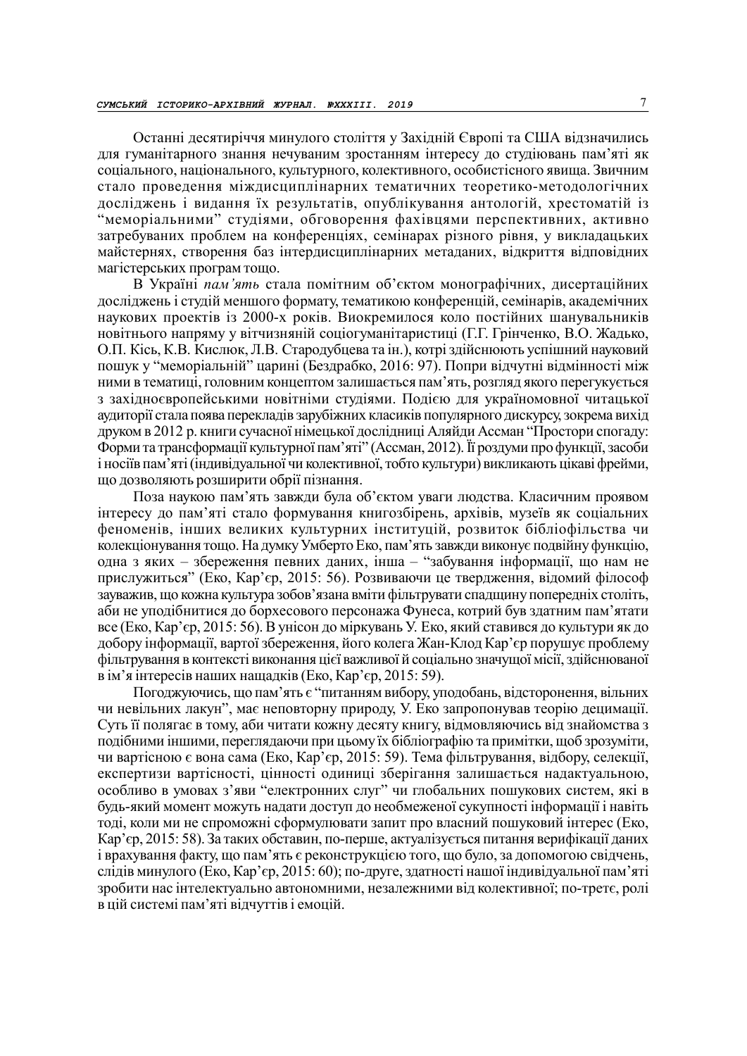Останні десятиріччя минулого століття у Західній Європі та США відзначились для гуманітарного знання нечуваним зростанням інтересу до студіювань пам'яті як соціального, національного, культурного, колективного, особистісного явища. Звичним стало проведення міждисциплінарних тематичних теоретико-методологічних досліджень і видання їх результатів, опублікування антологій, хрестоматій із "меморіальними" студіями, обговорення фахівцями перспективних, активно затребуваних проблем на конференціях, семінарах різного рівня, у викладацьких майстернях, створення баз інтердисциплінарних метаданих, відкриття відповідних магістерських програм тощо.

В Україні *пам'ять* стала помітним об'єктом монографічних, дисертаційних досліджень і студій меншого формату, тематикою конференцій, семінарів, академічних наукових проектів із 2000-х років. Виокремилося коло постійних шанувальників новітнього напряму у вітчизняній соціогуманітаристиці (Г.Г. Грінченко, В.О. Жадько, О.П. Кісь, К.В. Кислюк, Л.В. Стародубцева та ін.), котрі здійснюють успішний науковий пошук у "меморіальній" царині (Бездрабко, 2016: 97). Попри відчутні відмінності між ними в тематиці, головним концептом залишається пам'ять, розгляд якого перегукується з західноєвропейськими новітніми студіями. Подією для україномовної читацької аудиторії стала поява перекладів зарубіжних класиків популярного дискурсу, зокрема вихід друком в 2012 р. книги сучасної німецької дослідниці Аляйди Ассман "Простори спогаду: Форми та трансформації культурної пам'яті" (Ассман, 2012). Її роздуми про функції, засоби і носіїв пам'яті (індивідуальної чи колективної, тобто культури) викликають цікаві фрейми, що дозволяють розширити обрії пізнання.

Поза наукою пам'ять завжди була об'єктом уваги людства. Класичним проявом інтересу до пам'яті стало формування книгозбірень, архівів, музеїв як соціальних феноменів, інших великих культурних інституцій, розвиток бібліофільства чи колекціонування тощо. На думку Умберто Еко, пам'ять завжди виконує подвійну функцію, одна з яких – збереження певних даних, інша – "забування інформації, що нам не прислужиться" (Еко, Кар'єр, 2015: 56). Розвиваючи це твердження, відомий філософ зауважив, що кожна культура зобов'язана вміти фільтрувати спадщину попередніх століть, аби не уподібнитися до борхесового персонажа Фунеса, котрий був здатним пам'ятати все (Еко, Кар'єр, 2015: 56). В унісон до міркувань У. Еко, який ставився до культури як до добору інформації, вартої збереження, його колега Жан-Клод Кар'єр порушує проблему фільтрування в контексті виконання цієї важливої й соціально значущої місії, здійснюваної в ім'я інтересів наших нащадків (Еко, Кар'єр, 2015: 59).

Погоджуючись, що пам'ять є "питанням вибору, уподобань, відсторонення, вільних чи невільних лакун", має неповторну природу, У. Еко запропонував теорію децимації. Суть її полягає в тому, аби читати кожну десяту книгу, відмовляючись від знайомства з подібними іншими, переглядаючи при цьому їх бібліографію та примітки, щоб зрозуміти, чи вартісною є вона сама (Еко, Кар'єр, 2015: 59). Тема фільтрування, відбору, селекції, експертизи вартісності, цінності одиниці зберігання залишається надактуальною, особливо в умовах з'яви "електронних слуг" чи глобальних пошукових систем, які в будь-який момент можуть надати доступ до необмеженої сукупності інформації і навіть тоді, коли ми не спроможні сформулювати запит про власний пошуковий інтерес (Еко, Кар'єр, 2015: 58). За таких обставин, по-перше, актуалізується питання верифікації даних і врахування факту, що пам'ять є реконструкцією того, що було, за допомогою свідчень, слідів минулого (Еко, Кар'єр, 2015: 60); по-друге, здатності нашої індивідуальної пам'яті зробити нас інтелектуально автономними, незалежними від колективної; по-третє, ролі в цій системі пам'яті відчуттів і емоцій.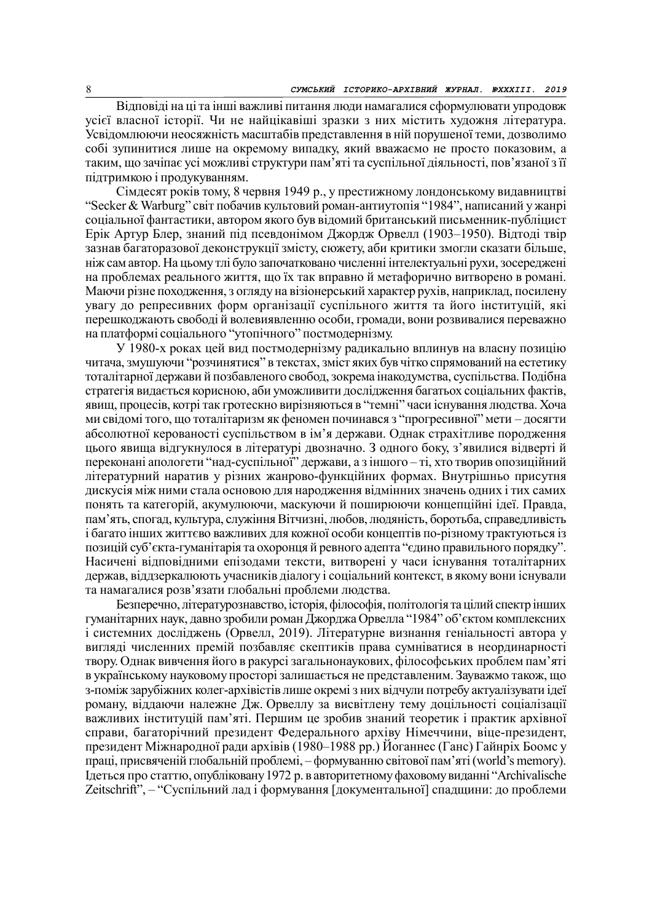Відповіді на ці та інші важливі питання люди намагалися сформулювати упродовж усієї власної історії. Чи не найцікавіші зразки з них містить художня література. Усвідомлюючи неосяжність масштабів представлення в ній порушеної теми, дозволимо собі зупинитися лише на окремому випадку, який вважаємо не просто показовим, а таким, що зачіпає усі можливі структури пам'яті та суспільної діяльності, пов'язаної з її підтримкою і продукуванням.

Сімдесят років тому, 8 червня 1949 р., у престижному лондонському видавництві "Secker & Warburg" світ побачив культовий роман-антиутопія "1984", написаний у жанрі соціальної фантастики, автором якого був відомий британський письменник-публіцист Ерік Артур Блер, знаний під псевдонімом Джордж Орвелл (1903–1950). Відтоді твір зазнав багаторазової деконструкції змісту, сюжету, аби критики змогли сказати більше, ніж сам автор. На цьому тлі було започатковано численні інтелектуальні рухи, зосереджені на проблемах реального життя, що їх так вправно й метафорично витворено в романі. Маючи різне походження, з огляду на візіонерський характер рухів, наприклад, посилену увагу до репресивних форм організації суспільного життя та його інституцій, які перешкоджають свободі й волевиявленню особи, громади, вони розвивалися переважно на платформі соціального "утопічного" постмодернізму.

У 1980-х роках цей вид постмодернізму радикально вплинув на власну позицію читача, змушуючи "розчинятися" в текстах, зміст яких був чітко спрямований на естетику тоталітарної держави й позбавленого свобод, зокрема інакодумства, суспільства. Подібна стратегія видається корисною, аби уможливити дослідження багатьох соціальних фактів, явищ, процесів, котрі так гротескно вирізняються в "темні" часи існування людства. Хоча ми свідомі того, що тоталітаризм як феномен починався з "прогресивної" мети – досягти абсолютної керованості суспільством в ім'я держави. Однак страхітливе породження цього явища відгукнулося в літературі двозначно. З одного боку, з'явилися відверті й переконані апологети "над-суспільної" держави, а з іншого – ті, хто творив опозиційний літературний наратив у різних жанрово-функційних формах. Внутрішньо присутня дискусія між ними стала основою для народження відмінних значень одних і тих самих понять та категорій, акумулюючи, маскуючи й поширюючи концепційні ідеї. Правда, пам'ять, спогад, культура, служіння Вітчизні, любов, людяність, боротьба, справедливість і багато інших життєво важливих для кожної особи концептів по-різному трактуються із позицій суб'єкта-гуманітарія та охоронця й ревного адепта "єдино правильного порядку". Насичені відповідними епізодами тексти, витворені у часи існування тоталітарних держав, віддзеркалюють учасників діалогу і соціальний контекст, в якому вони існували та намагалися розв'язати глобальні проблеми людства.

Безперечно, літературознавство, історія, філософія, політологія та цілий спектр інших гуманітарних наук, давно зробили роман Джорджа Орвелла "1984" об'єктом комплексних і системних досліджень (Орвелл, 2019). Літературне визнання геніальності автора у вигляді численних премій позбавляє скептиків права сумніватися в неординарності твору. Однак вивчення його в ракурсі загальнонаукових, філософських проблем пам'яті в українському науковому просторі залишається не представленим. Зауважмо також, що з-поміж зарубіжних колег-архівістів лише окремі з них відчули потребу актуалізувати ідеї роману, віддаючи належне Дж. Орвеллу за висвітлену тему доцільності соціалізації важливих інституцій пам'яті. Першим це зробив знаний теоретик і практик архівної справи, багаторічний президент Федерального архіву Німеччини, віце-президент, президент Міжнародної ради архівів (1980–1988 рр.) Йоганнес (Ганс) Гайнріх Боомс у праці, присвяченій глобальній проблемі, – формуванню світової пам'яті (world's memory). Ідеться про статтю, опубліковану 1972 р. в авторитетному фаховому виданні "Archivalische Zeitschrift", – "Суспільний лад і формування [документальної] спадщини: до проблеми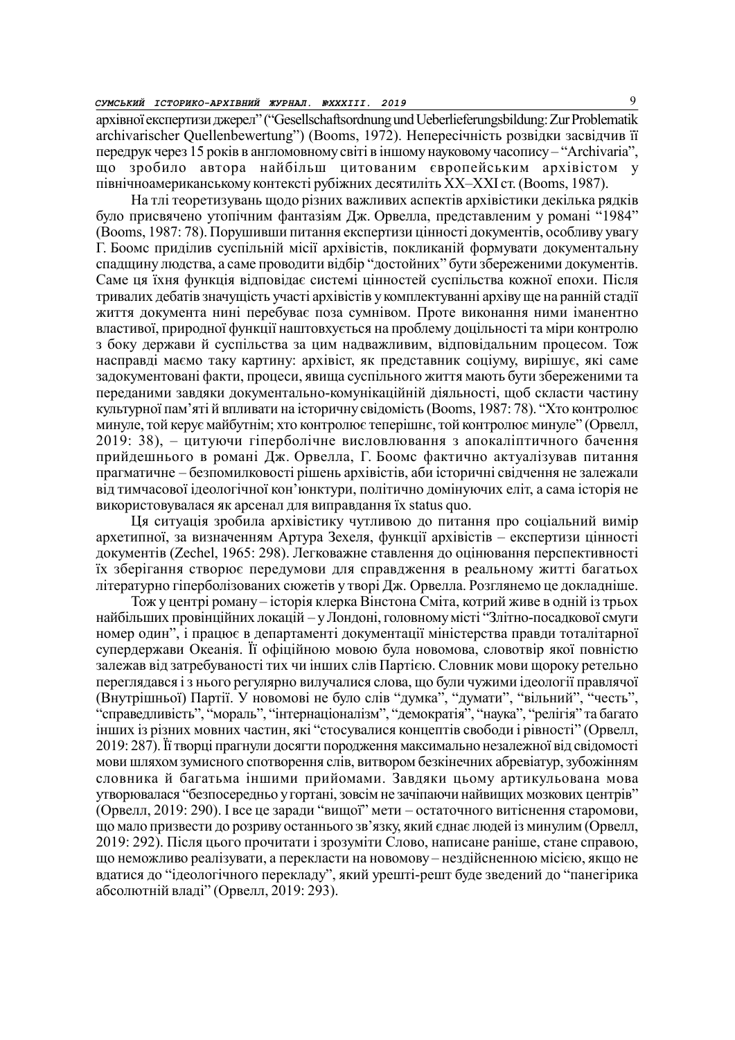архівної експертизи джерел" ("Gesellschaftsordnung und Ueberlieferungsbildung: Zur Problematik archivarischer Quellenbewertung") (Booms, 1972). Неперcharacterісність розвідки засвідчив її передрук через 15 років в англомовному світі в іншому науковому часопису – "Archivaria", що зробило автора найбільш цитованим європейським архівістом у північноамериканському контексті рубіжних десятиліть XX–XXI ст. (Booms, 1987).

На тлі теоретизувань щодо різних важливих аспектів архівістики декілька рядків було присвячено утопічним фантазіям Дж. Орвелла, представленим у романі "1984" (Booms, 1987: 78). Порушивши питання експертизи цінності документів, особливу увагу Г. Боомс приділив суспільній місії архівістів, покликаній формувати документальну спадщину людства, а саме проводити відбір "достойних" бути збереженими документів. Саме ця їхня функція відповідає системі цінностей суспільства кожної епохи. Після тривалих дебатів значущість участі архівістів у комплектуванні архіву ще на ранній стадії життя документа нині перебуває поза сумнівом. Проте виконання ними іманентно властивої, природної функції наштовхується на проблему доцільності та міри контролю з боку держави й суспільства за цим надважливим, відповідальним процесом. Тож насправді маємо таку картину: архівіст, як представник соціуму, вирішує, які саме задокументовані факти, процеси, явища суспільного життя мають бути збереженими та переданими завдяки документально-комунікаційній діяльності, щоб скласти частину культурної пам'яті й впливати на історичну свідомість (Booms, 1987: 78). "Хто контролює минуле, той керує майбутнім; хто контролює теперішнє, той контролює минуле" (Орвелл, 2019: 38), – цитуючи гіперболічне висловлювання з апокаліптичного бачення прийдешнього в романі Дж. Орвелла, Г. Боомс фактично актуалізував питання прагматичне – безпомилковості рішень архівістів, аби історичні свідчення не залежали від тимчасової ідеологічної кон'юнктури, політично домінуючих еліт, а сама історія не використовувалася як арсенал для виправдання їх status quo.

Ця ситуація зробила архівістику чутливою до питання про соціальний вимір архетипної, за визначенням Артура Зехеля, функції архівістів – експертизи цінності документів (Zechel, 1965: 298). Легковажне ставлення до оцінювання перспективності їх зберігання створює передумови для справдження в реальному житті багатьох літературно гіперболізованих сюжетів у творі Дж. Орвелла. Розглянемо це докладніше.

Тож у центрі роману – історія клерка Вінстона Сміта, котрий живе в одній із трьох найбільших провінційних локацій – у Лондоні, головному місті "Злітно-посадкової смуги номер один", і працює в департаменті документації міністерства правди тоталітарної супердержави Океанія. Її офіційною мовою була новомова, словотвір якої повністю залежав від затребуваності тих чи інших слів Партією. Словник мови щороку ретельно переглядався і з нього регулярно вилучалися слова, що були чужими ідеології правлячої (Внутрішньої) Партії. У новомові не було слів "думка", "думати", "вільний", "честь", "справедливість", "мораль", "інтернаціоналізм", "демократія", "наука", "релігія" та багато інших із різних мовних частин, які "стосувалися концептів свободи і рівності" (Орвелл, 2019: 287). Її творці прагнули досягти породження максимально незалежної від свідомості мови шляхом зумисного спотворення слів, витвором безкінечних абревіатур, зубожінням словника й багатьма іншими прийомами. Завдяки цьому артикульована мова утворювалася "безпосередньо у гортані, зовсім не зачіпаючи найвищих мозкових центрів" (Орвелл, 2019: 290). І все це заради "вищої" мети – остаточного витіснення старомови, що мало призвести до розриву останнього зв'язку, який єднає людей із минулим (Орвелл, 2019: 292). Після цього прочитати і зрозуміти Слово, написане раніше, стане справою, що неможливо реалізувати, а перекласти на новомову – нездійсненною місією, якщо не вдатися до "ідеологічного перекладу", який урешті-решт буде зведений до "панегірика абсолютній владі" (Орвелл, 2019: 293).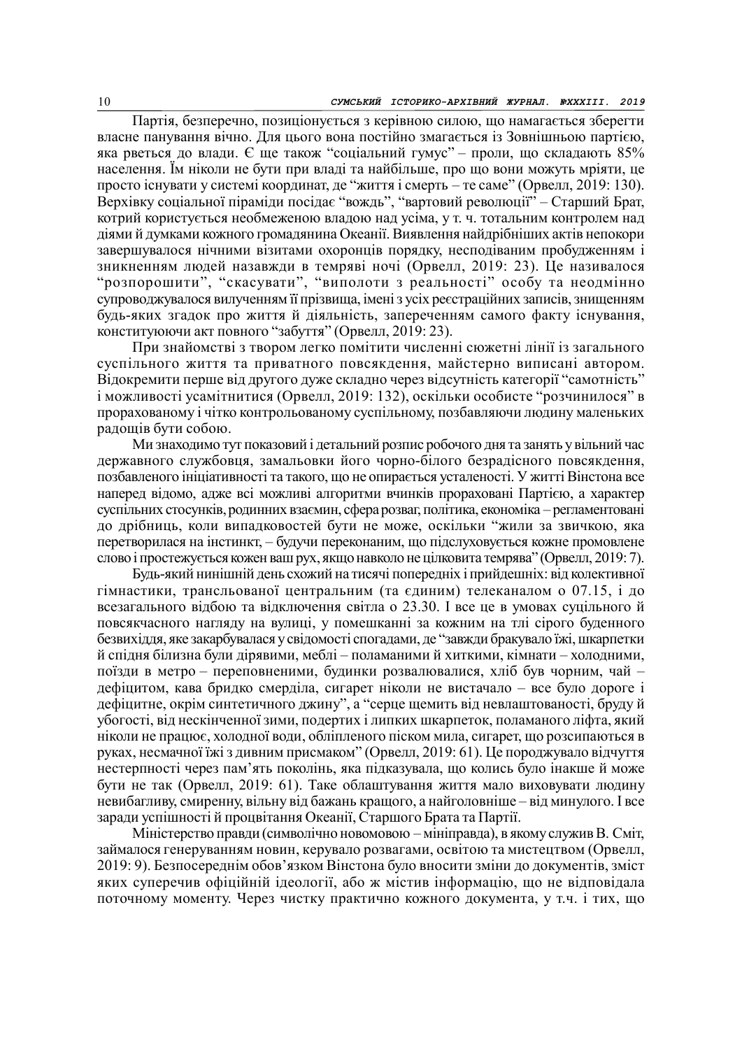Партія, безперечно, позиціонується з керівною силою, що намагається зберегти власне панування вічно. Для цього вона постійно змагається із Зовнішньою партією, яка рветься до влади. Є ще також "соціальний гумус" – проли, що складають 85% населення. Їм ніколи не бути при владі та найбільше, про що вони можуть мріяти, це просто існувати у системі координат, де "життя і смерть – те саме" (Орвелл, 2019: 130). Верхівку соціальної піраміди посідає "вождь", "вартовий революції" – Старший Брат, котрий користується необмеженою владою над усіма, у т. ч. тотальним контролем над діями й думками кожного громадянина Океанії. Виявлення найдрібніших актів непокори завершувалося нічними візитами охоронців порядку, несподіваним пробудженням і зникненням людей назавжди в темряві ночі (Орвелл, 2019: 23). Це називалося "розпорошити", "скасувати", "виполоти з реальності" особу та неодмінно супроводжувалося вилученням її прізвища, імені з усіх реєстраційних записів, знищенням будь-яких згадок про життя й діяльність, запереченням самого факту існування, конституюючи акт повного "забуття" (Орвелл, 2019: 23).

При знайомстві з твором легко помітити численні сюжетні лінії із загального суспільного життя та приватного повсякдення, майстерно виписані автором. Відокремити перше від другого дуже складно через відсутність категорії "самотність" і можливості усамітнитися (Орвелл, 2019: 132), оскільки особисте "розчинилося" в прорахованому і чітко контрольованому суспільному, позбавляючи людину маленьких радощів бути собою.

Ми знаходимо тут показовий і детальний розпис робочого дня та занять у вільний час державного службовця, замальовки його чорно-білого безрадісного повсякдення, позбавленого ініціативності та такого, що не опирається усталеності. У житті Вінстона все наперед відомо, адже всі можливі алгоритми вчинків прораховані Партією, а характер суспільних стосунків, родинних взаємин, сфера розваг, політика, економіка – регламентовані до дрібниць, коли випадковостей бути не може, оскільки "жили за звичкою, яка перетворилася на інстинкт, – будучи переконаним, що підслуховується кожне промовлене слово і простежується кожен ваш рух, якщо навколо не цілковита темрява" (Орвелл, 2019: 7).

Будь-який нинішній день схожий на тисячі попередніх і прийдешніх: від колективної гімнастики, трансльованої центральним (та єдиним) телеканалом о 07.15, і до всезагального відбою та відключення світла о 23.30. І все це в умовах суцільного й повсякчасного нагляду на вулиці, у помешканні за кожним на тлі сірого буденного безвихіддя, яке закарбувалася у свідомості спогадами, де "завжди бракувало їжі, шкарпетки й спідня білизна були дірявими, меблі – поламаними й хиткими, кімнати – холодними, поїзди в метро – переповненими, будинки розвалювалися, хліб був чорним, чай – дефіцитом, кава бридко смерділа, сигарет ніколи не вистачало – все було дороге і дефіцитне, окрім синтетичного джину", а "серце щемить від невлаштованості, бруду й убогості, від нескінченної зими, подертих і липких шкарпеток, поламаного ліфта, який ніколи не працює, холодної води, обліпленого піском мила, сигарет, що розсипаються в руках, несмачної їжі з дивним присмаком" (Орвелл, 2019: 61). Це породжувало відчуття нестерпності через пам'ять поколінь, яка підказувала, що колись було інакше й може бути не так (Орвелл, 2019: 61). Таке облаштування життя мало виховувати людину невибагливу, смиренну, вільну від бажань кращого, а найголовніше – від минулого. І все заради успішності й процвітання Океанії, Старшого Брата та Партії.

Міністерство правди (символічно новомовою – мініправда), в якому служив В. Сміт, займалося генеруванням новин, керувало розвагами, освітою та мистецтвом (Орвелл, 2019: 9). Безпосереднім обов'язком Вінстона було вносити зміни до документів, зміст яких суперечив офіційній ідеології, або ж містив інформацію, що не відповідала поточному моменту. Через чистку практично кожного документа, у т.ч. і тих, що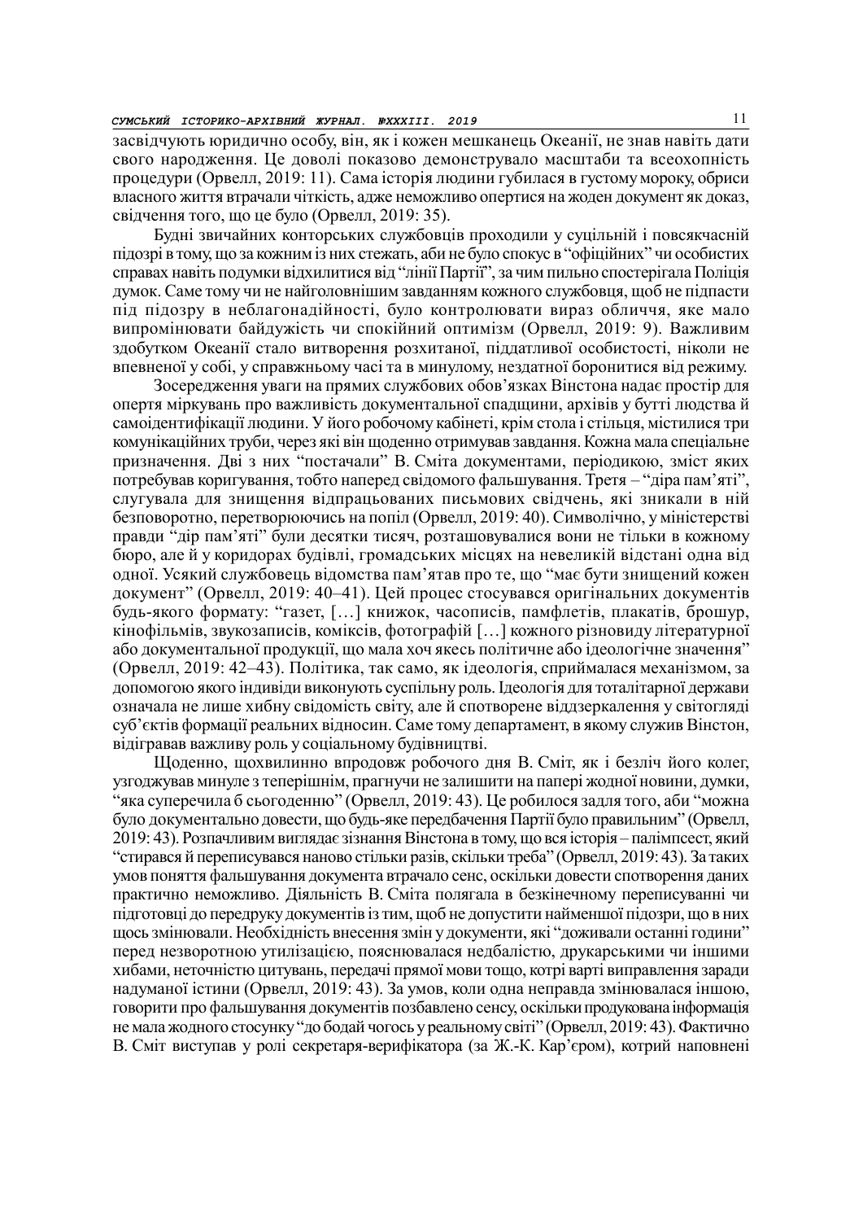засвідчують юридично особу, він, як і кожен мешканець Океанії, не знав навіть дати свого народження. Це доволі показово демонструвало масштаби та всеохопність процедури (Орвелл, 2019: 11). Сама історія людини губилася в густому мороку, обриси власного життя втрачали чіткість, адже неможливо опертися на жоден документ як доказ, свідчення того, що це було (Орвелл, 2019: 35).

Будні звичайних конторських службовців проходили у суцільній і повсякчасній підозрі в тому, що за кожним із них стежать, аби не було спокус в "офіційних" чи особистих справах навіть подумки відхилитися від "лінії Партії", за чим пильно спостерігала Поліція думок. Саме тому чи не найголовнішим завданням кожного службовця, щоб не підпасти під підозру в неблагонадійності, було контролювати вираз обличчя, яке мало випромінювати байдужість чи спокійний оптимізм (Орвелл, 2019: 9). Важливим здобутком Океанії стало витворення розхитаної, піддатливої особистості, ніколи не впевненої у собі, у справжньому часі та в минулому, нездатної боронитися від режиму.

Зосередження уваги на прямих службових обов'язках Вінстона надає простір для опертя міркувань про важливість документальної спадщини, архівів у бутті людства й самоідентифікації людини. У його робочому кабінеті, крім стола і стільця, містилися три комунікаційних труби, через які він щоденно отримував завдання. Кожна мала спеціальне призначення. Дві з них "постачали" В. Сміта документами, періодикою, зміст яких потребував коригування, тобто наперед свідомого фальшування. Третя – "діра пам'яті", слугувала для знищення відпрацьованих письмових свідчень, які зникали в ній безповоротно, перетворюючись на попіл (Орвелл, 2019: 40). Символічно, у міністерстві правди "дір пам'яті" були десятки тисяч, розташовувалися вони не тільки в кожному бюро, але й у коридорах будівлі, громадських місцях на невеликій відстані одна від одної. Усякий службовець відомства пам'ятав про те, що "має бути знищений кожен документ" (Орвелл, 2019: 40–41). Цей процес стосувався оригінальних документів будь-якого формату: "газет, […] книжок, часописів, памфлетів, плакатів, брошур, кінофільмів, звукозаписів, коміксів, фотографій […] кожного різновиду літературної або документальної продукції, що мала хоч якесь політичне або ідеологічне значення" (Орвелл, 2019: 42–43). Політика, так само, як ідеологія, сприймалася механізмом, за допомогою якого індивіди виконують суспільну роль. Ідеологія для тоталітарної держави означала не лише хибну свідомість світу, але й спотворене віддзеркалення у світогляді суб'єктів формації реальних відносин. Саме тому департамент, в якому служив Вінстон, відігравав важливу роль у соціальному будівництві.

Щоденно, щохвилинно впродовж робочого дня В. Сміт, як і безліч його колег, узгоджував минуле з теперішнім, прагнучи не залишити на папері жодної новини, думки, "яка суперечила б сьогоденню" (Орвелл, 2019: 43). Це робилося задля того, аби "можна було документально довести, що будь-яке передбачення Партії було правильним" (Орвелл, 2019: 43). Розпачливим виглядає зізнання Вінстона в тому, що вся історія – палімпсест, який "стирався й переписувався наново стільки разів, скільки треба" (Орвелл, 2019: 43). За таких умов поняття фальшування документа втрачало сенс, оскільки довести спотворення даних практично неможливо. Діяльність В. Сміта полягала в безкінечному переписуванні чи підготовці до передруку документів із тим, щоб не допустити найменшої підозри, що в них щось змінювали. Необхідність внесення змін у документи, які "доживали останні години" перед незворотною утилізацією, пояснювалася недбалістю, друкарськими чи іншими хибами, неточністю цитувань, передачі прямої мови тощо, котрі варті виправлення заради надуманої істини (Орвелл, 2019: 43). За умов, коли одна неправда змінювалася іншою, говорити про фальшування документів позбавлено сенсу, оскільки продукована інформація не мала жодного стосунку "до бодай чогось у реальному світі" (Орвелл, 2019: 43). Фактично В. Сміт виступав у ролі секретаря-верифікатора (за Ж.-К. Кар'єром), котрий наповнені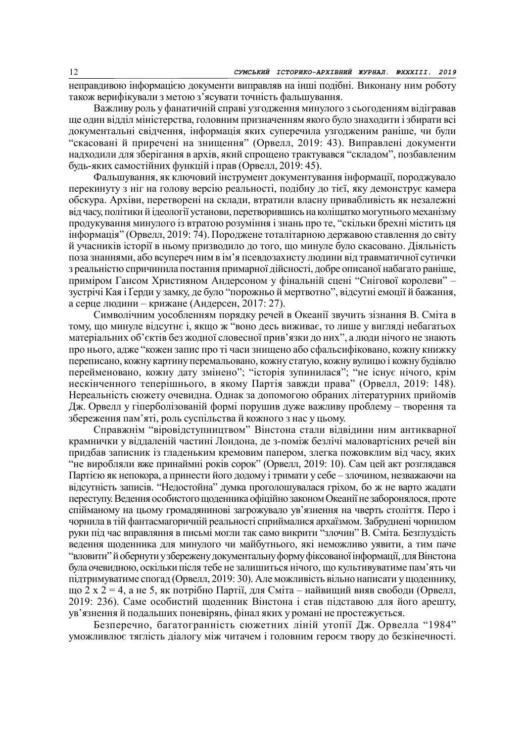неправдивою інформацією документи виправляв на інші подібні. Виконану ним роботу також верифікували з метою з’ясувати точність фальшування.

Важливу роль у фанатичній справі узгодження минулого з сьогоденням відігравав ще один відділ міністерства, головним призначенням якого було знаходити і збирати всі документальні свідчення, інформація яких суперечила узгодженим раніше, чи були “скасовані й приречені на знищення” (Орвелл, 2019: 43). Виправлені документи надходили для зберігання в архів, який спрощено трактувався “складом”, позбавленим будь-яких самостійних функцій і прав (Орвелл, 2019: 45).

Фальшування, як ключовий інструмент документування інформації, породжувало перекинуту з ніг на голову версію реальності, подібну до тієї, яку демонструє камера обскура. Архіви, перетворені на склади, втратили власну привабливість як незалежні від часу, політики й ідеології установи, перетворившись на коліщатко могутнього механізму продукування минулого із втратою розуміння і знань про те, “скільки брехні містить ця інформація” (Орвелл, 2019: 74). Породжене тоталітарною державою ставлення до світу й учасників історії в ньому призводило до того, що минуле було скасовано. Діяльність поза знаннями, або всупереч ним в ім’я псевдозахисту людини від травматичної сутички з реальністю спричинила постання примарної дійсності, добре описаної набагато раніше, приміром Гансом Християном Андерсоном у фінальній сцені “Снігової королеви” – зустрічі Кая і Ґерди у замку, де було “порожньо й мертвотно”, відсутні емоції й бажання, а серце людини – крижане (Андерсен, 2017: 27).

Символічним уособленням порядку речей в Океанії звучить зізнання В. Сміта в тому, що минуле відсутнє і, якщо ж “воно десь виживає, то лише у вигляді небагатьох матеріальних об’єктів без жодної словесної прив’язки до них”, а люди нічого не знають про нього, адже “кожен запис про ті часи знищено або сфальсифіковано, кожну книжку переписано, кожну картину перемальовано, кожну статую, кожну вулицю і кожну будівлю перейменовано, кожну дату змінено”; “історія зупинилася”; “не існує нічого, крім нескінченного теперішнього, в якому Партія завжди права” (Орвелл, 2019: 148). Нереальність сюжету очевидна. Однак за допомогою обраних літературних прийомів Дж. Орвелл у гіперболізованій формі порушив дуже важливу проблему – творення та збереження пам’яті, роль суспільства й кожного з нас у цьому.

Справжнім “віровідступництвом” Вінстона стали відвідини ним антикварної крамнички у віддаленій частині Лондона, де з-поміж безлічі маловартісних речей він придбав записник із гладеньким кремовим папером, злегка пожовклим від часу, яких “не виробляли вже принаймні років сорок” (Орвелл, 2019: 10). Сам цей акт розглядався Партією як непокора, а принести його додому і тримати у себе – злочином, незважаючи на відсутність записів. “Недостойна” думка проголошувалася гріхом, бо ж не варто жадати переступу. Ведення особистого щоденника офіційно законом Океанії не заборонялося, проте спійманому на цьому громадянинові загрожувало ув’язнення на чверть століття. Перо і чорнила в тій фантасмагоричній реальності сприймалися архаїзмом. Забруднені чорнилом руки під час вправляння в письмі могли так само викрити “злочин” В. Сміта. Безглуздість ведення щоденника для минулого чи майбутнього, які неможливо уявити, а тим паче “вловити” й обернути у збережену документальну форму фіксованої інформації, для Вінстона була очевидною, оскільки після тебе не залишиться нічого, що культивуватиме пам’ять чи підтримуватиме спогад (Орвелл, 2019: 30). Але можливість вільно написати у щоденнику, що 2 х 2 = 4, а не 5, як потрібно Партії, для Сміта – найвищий вияв свободи (Орвелл, 2019: 236). Саме особистий щоденник Вінстона і став підставою для його арешту, ув’язнення й подальших поневірянь, фінал яких у романі не простежується.

Безперечно, багатогранність сюжетних ліній утопії Дж. Орвелла “1984” уможливлює тяглість діалогу між читачем і головним героєм твору до безкінечності.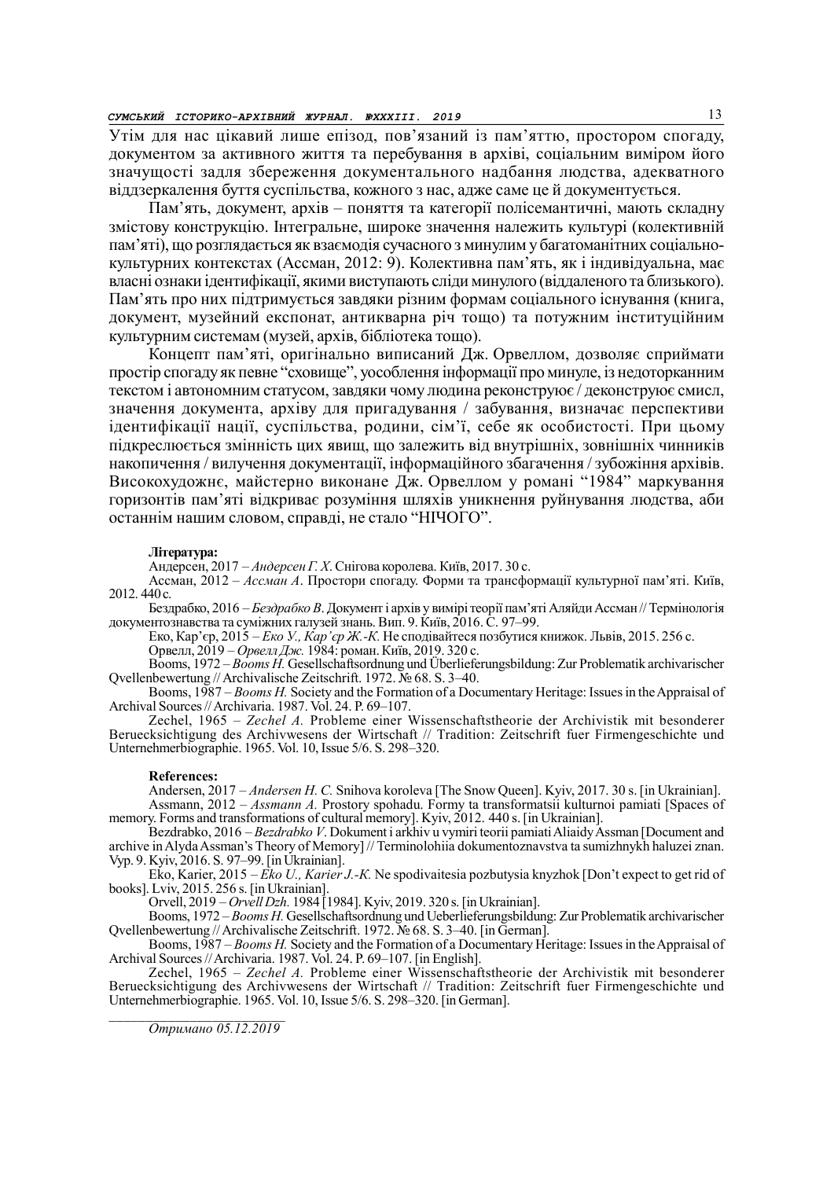Утім для нас цікавий лише епізод, пов'язаний із пам'яттю, простором спогаду, документом за активного життя та перебування в архіві, соціальним виміром його значущості задля збереження документального надбання людства, адекватного віддзеркалення буття суспільства, кожного з нас, адже саме це й документується.

Пам'ять, документ, архів – поняття та категорії полісемантичні, мають складну змістову конструкцію. Інтегральне, широке значення належить культурі (колективній пам'яті), що розглядається як взаємодія сучасного з минулим у багатоманітних соціально-культурних контекстах (Ассман, 2012: 9). Колективна пам'ять, як і індивідуальна, має власні ознаки ідентифікації, якими виступають сліди минулого (віддаленого та близького). Пам'ять про них підтримується завдяки різним формам соціального існування (книга, документ, музейний експонат, антикварна річ тощо) та потужним інституційним культурним системам (музей, архів, бібліотека тощо).

Концепт пам'яті, оригінально виписаний Дж. Орвеллом, дозволяє сприймати простір спогаду як певне "сховище", уособлення інформації про минуле, із недоторканним текстом і автономним статусом, завдяки чому людина реконструює / деконструює смисл, значення документа, архіву для пригадування / забування, визначає перспективи ідентифікації нації, суспільства, родини, сім'ї, себе як особистості. При цьому підкреслюється змінність цих явищ, що залежить від внутрішніх, зовнішніх чинників накопичення / вилучення документації, інформаційного збагачення / зубожіння архівів. Високохудожнє, майстерно виконане Дж. Орвеллом у романі "1984" маркування горизонтів пам'яті відкриває розуміння шляхів уникнення руйнування людства, аби останнім нашим словом, справді, не стало "НІЧОГО".

**Література:**

Андерсен, 2017 – *Андерсен Г. Х.* Снігова королева. Київ, 2017. 30 с.

Ассман, 2012 – *Ассман А.* Простори спогаду. Форми та трансформації культурної пам'яті. Київ, 2012. 440 с.

Бездрабко, 2016 – *Бездрабко В.* Документ і архів у вимірі теорії пам'яті Аляйди Ассман // Термінологія документознавства та суміжних галузей знань. Вип. 9. Київ, 2016. С. 97–99.

Еко, Кар'єр, 2015 – *Еко У., Кар'єр Ж.-К.* Не сподівайтеся позбутися книжок. Львів, 2015. 256 с.

Орвелл, 2019 – *Орвелл Дж.* 1984: роман. Київ, 2019. 320 с.

Booms, 1972 – *Booms H.* Gesellschaftsordnung und Überlieferungsbildung: Zur Problematik archivarischer Qvellenbewertung // Archivalische Zeitschrift. 1972. № 68. S. 3–40.

Booms, 1987 – *Booms H.* Society and the Formation of a Documentary Heritage: Issues in the Appraisal of Archival Sources // Archivaria. 1987. Vol. 24. P. 69–107.

Zechel, 1965 – *Zechel A.* Probleme einer Wissenschaftstheorie der Archivistik mit besonderer Beruecksichtigung des Archivwesens der Wirtschaft // Tradition: Zeitschrift fuer Firmengeschichte und Unternehmerbiographie. 1965. Vol. 10, Issue 5/6. S. 298–320.

**References:**

Andersen, 2017 – *Andersen H. C.* Snihova koroleva [The Snow Queen]. Kyiv, 2017. 30 s. [in Ukrainian].

Assmann, 2012 – *Assmann A.* Prostory spohadu. Formy ta transformatsii kulturnoi pamiati [Spaces of memory. Forms and transformations of cultural memory]. Kyiv, 2012. 440 s. [in Ukrainian].

Bezdrabko, 2016 – *Bezdrabko V.* Dokument i arkhiv u vymiri teorii pamiati Aliaidy Assman [Document and archive in Alyda Assman's Theory of Memory] // Terminolohiia dokumentoznavstva ta sumizhnykh haluzei znan. Vyp. 9. Kyiv, 2016. S. 97–99. [in Ukrainian].

Eko, Karier, 2015 – *Eko U., Karier J.-K.* Ne spodivaitesia pozbutysia knyzhok [Don't expect to get rid of books]. Lviv, 2015. 256 s. [in Ukrainian].

Orvell, 2019 – *Orvell Dzh.* 1984 [1984]. Kyiv, 2019. 320 s. [in Ukrainian].

Booms, 1972 – *Booms H.* Gesellschaftsordnung und Ueberlieferungsbildung: Zur Problematik archivarischer Qvellenbewertung // Archivalische Zeitschrift. 1972. № 68. S. 3–40. [in German].

Booms, 1987 – *Booms H.* Society and the Formation of a Documentary Heritage: Issues in the Appraisal of Archival Sources // Archivaria. 1987. Vol. 24. P. 69–107. [in English].

Zechel, 1965 – *Zechel A.* Probleme einer Wissenschaftstheorie der Archivistik mit besonderer Beruecksichtigung des Archivwesens der Wirtschaft // Tradition: Zeitschrift fuer Firmengeschichte und Unternehmerbiographie. 1965. Vol. 10, Issue 5/6. S. 298–320. [in German].

*Отримано 05.12.2019*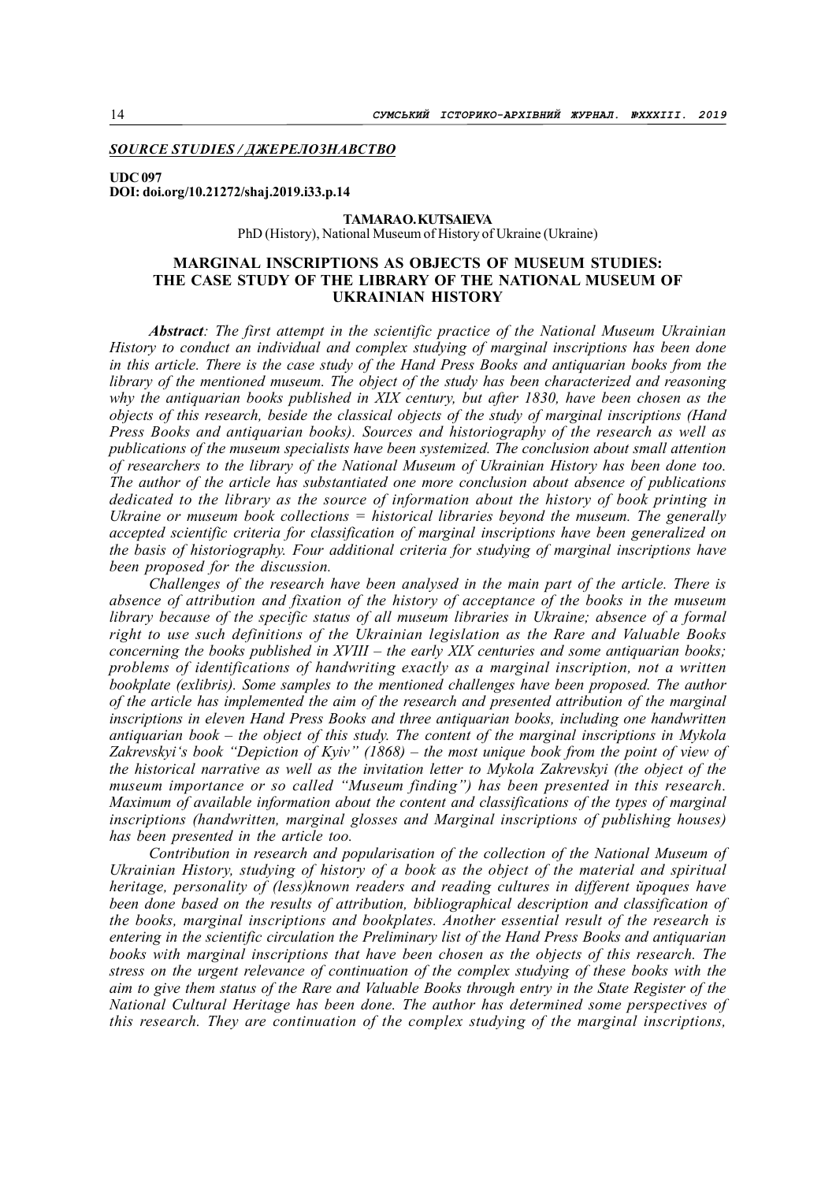***SOURCE STUDIES / ДЖЕРЕЛОЗНАВСТВО***

**UDC 097**
**DOI: doi.org/10.21272/shaj.2019.i33.p.14**

**TAMARA O. KUTSAIEVA**
PhD (History), National Museum of History of Ukraine (Ukraine)

# MARGINAL INSCRIPTIONS AS OBJECTS OF MUSEUM STUDIES: THE CASE STUDY OF THE LIBRARY OF THE NATIONAL MUSEUM OF UKRAINIAN HISTORY

***Abstract****: The first attempt in the scientific practice of the National Museum Ukrainian History to conduct an individual and complex studying of marginal inscriptions has been done in this article. There is the case study of the Hand Press Books and antiquarian books from the library of the mentioned museum. The object of the study has been characterized and reasoning why the antiquarian books published in XIX century, but after 1830, have been chosen as the objects of this research, beside the classical objects of the study of marginal inscriptions (Hand Press Books and antiquarian books). Sources and historiography of the research as well as publications of the museum specialists have been systemized. The conclusion about small attention of researchers to the library of the National Museum of Ukrainian History has been done too. The author of the article has substantiated one more conclusion about absence of publications dedicated to the library as the source of information about the history of book printing in Ukraine or museum book collections = historical libraries beyond the museum. The generally accepted scientific criteria for classification of marginal inscriptions have been generalized on the basis of historiography. Four additional criteria for studying of marginal inscriptions have been proposed for the discussion.*

*Challenges of the research have been analysed in the main part of the article. There is absence of attribution and fixation of the history of acceptance of the books in the museum library because of the specific status of all museum libraries in Ukraine; absence of a formal right to use such definitions of the Ukrainian legislation as the Rare and Valuable Books concerning the books published in XVIII – the early XIX centuries and some antiquarian books; problems of identifications of handwriting exactly as a marginal inscription, not a written bookplate (exlibris). Some samples to the mentioned challenges have been proposed. The author of the article has implemented the aim of the research and presented attribution of the marginal inscriptions in eleven Hand Press Books and three antiquarian books, including one handwritten antiquarian book – the object of this study. The content of the marginal inscriptions in Mykola Zakrevskyi's book "Depiction of Kyiv" (1868) – the most unique book from the point of view of the historical narrative as well as the invitation letter to Mykola Zakrevskyi (the object of the museum importance or so called "Museum finding") has been presented in this research. Maximum of available information about the content and classifications of the types of marginal inscriptions (handwritten, marginal glosses and Marginal inscriptions of publishing houses) has been presented in the article too.*

*Contribution in research and popularisation of the collection of the National Museum of Ukrainian History, studying of history of a book as the object of the material and spiritual heritage, personality of (less)known readers and reading cultures in different йpoques have been done based on the results of attribution, bibliographical description and classification of the books, marginal inscriptions and bookplates. Another essential result of the research is entering in the scientific circulation the Preliminary list of the Hand Press Books and antiquarian books with marginal inscriptions that have been chosen as the objects of this research. The stress on the urgent relevance of continuation of the complex studying of these books with the aim to give them status of the Rare and Valuable Books through entry in the State Register of the National Cultural Heritage has been done. The author has determined some perspectives of this research. They are continuation of the complex studying of the marginal inscriptions,*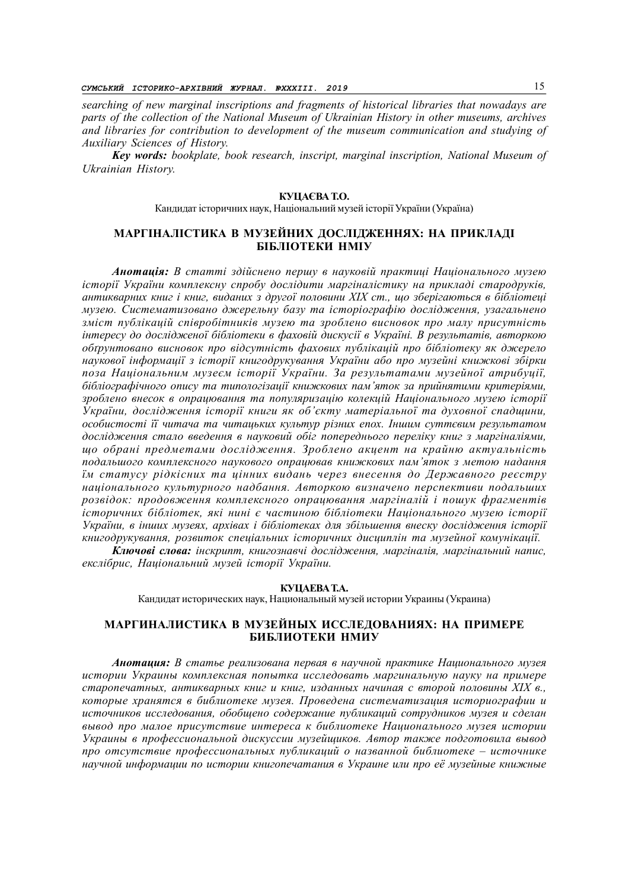*searching of new marginal inscriptions and fragments of historical libraries that nowadays are parts of the collection of the National Museum of Ukrainian History in other museums, archives and libraries for contribution to development of the museum communication and studying of Auxiliary Sciences of History.*

***Key words:*** *bookplate, book research, inscript, marginal inscription, National Museum of Ukrainian History.*

**КУЦАЄВА Т.О.**

Кандидат історичних наук, Національний музей історії України (Україна)

## МАРГІНАЛІСТИКА В МУЗЕЙНИХ ДОСЛІДЖЕННЯХ: НА ПРИКЛАДІ БІБЛІОТЕКИ НМІУ

***Анотація:*** *В статті здійснено першу в науковій практиці Національного музею історії України комплексну спробу дослідити маргіналістику на прикладі стародруків, антикварних книг і книг, виданих з другої половини XIX ст., що зберігаються в бібліотеці музею. Систематизовано джерельну базу та історіографію дослідження, узагальнено зміст публікацій співробітників музею та зроблено висновок про малу присутність інтересу до дослідженої бібліотеки в фаховій дискусії в Україні. В результатів, авторкою обґрунтовано висновок про відсутність фахових публікацій про бібліотеку як джерело наукової інформації з історії книгодрукування України або про музейні книжкові збірки поза Національним музеєм історії України. За результатами музейної атрибуції, бібліографічного опису та типологізації книжкових пам'яток за прийнятими критеріями, зроблено внесок в опрацювання та популяризацію колекцій Національного музею історії України, дослідження історії книги як об'єкту матеріальної та духовної спадщини, особистості її читача та читацьких культур різних епох. Іншим суттєвим результатом дослідження стало введення в науковий обіг попереднього переліку книг з маргіналіями, що обрані предметами дослідження. Зроблено акцент на крайню актуальність подальшого комплексного наукового опрацював книжкових пам'яток з метою надання їм статусу рідкісних та цінних видань через внесення до Державного реєстру національного культурного надбання. Авторкою визначено перспективи подальших розвідок: продовження комплексного опрацювання маргіналій і пошук фрагментів історичних бібліотек, які нині є частиною бібліотеки Національного музею історії України, в інших музеях, архівах і бібліотеках для збільшення внеску дослідження історії книгодрукування, розвиток спеціальних історичних дисциплін та музейної комунікації.*

***Ключові слова:*** *інскрипт, книгознавчі дослідження, маргіналія, маргінальний напис, екслібрис, Національний музей історії України.*

**КУЦАЕВА Т.А.**

Кандидат исторических наук, Национальный музей истории Украины (Украина)

## МАРГИНАЛИСТИКА В МУЗЕЙНЫХ ИССЛЕДОВАНИЯХ: НА ПРИМЕРЕ БИБЛИОТЕКИ НМИУ

***Анотация:*** *В статье реализована первая в научной практике Национального музея истории Украины комплексная попытка исследовать маргинальную науку на примере старопечатных, антикварных книг и книг, изданных начиная с второй половины XIX в., которые хранятся в библиотеке музея. Проведена систематизация историографии и источников исследования, обобщено содержание публикаций сотрудников музея и сделан вывод про малое присутствие интереса к библиотеке Национального музея истории Украины в профессиональной дискуссии музейщиков. Автор также подготовила вывод про отсутствие профессиональных публикаций о названной библиотеке – источнике научной информации по истории книгопечатания в Украине или про её музейные книжные*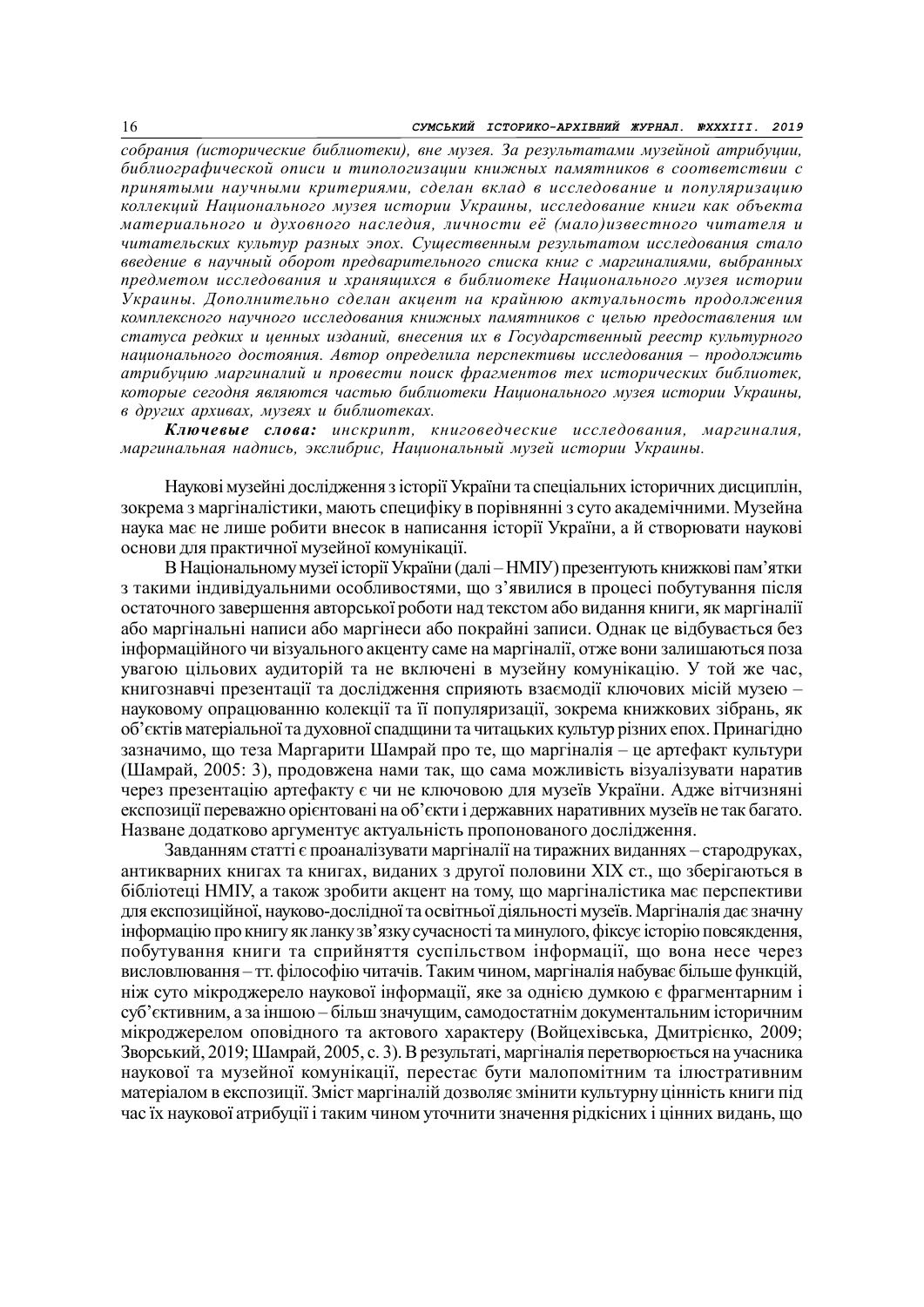*собрания (исторические библиотеки), вне музея. За результатами музейной атрибуции, библиографической описи и типологизации книжных памятников в соответствии с принятыми научными критериями, сделан вклад в исследование и популяризацию коллекций Национального музея истории Украины, исследование книги как объекта материального и духовного наследия, личности её (мало)известного читателя и читательских культур разных эпох. Существенным результатом исследования стало введение в научный оборот предварительного списка книг с маргиналиями, выбранных предметом исследования и хранящихся в библиотеке Национального музея истории Украины. Дополнительно сделан акцент на крайнюю актуальность продолжения комплексного научного исследования книжных памятников с целью предоставления им статуса редких и ценных изданий, внесения их в Государственный реестр культурного национального достояния. Автор определила перспективы исследования – продолжить атрибуцию маргиналий и провести поиск фрагментов тех исторических библиотек, которые сегодня являются частью библиотеки Национального музея истории Украины, в других архивах, музеях и библиотеках.*

***Ключевые слова:*** *инскрипт, книговедческие исследования, маргиналия, маргинальная надпись, экслибрис, Национальный музей истории Украины.*

Наукові музейні дослідження з історії України та спеціальних історичних дисциплін, зокрема з маргіналістики, мають специфіку в порівнянні з суто академічними. Музейна наука має не лише робити внесок в написання історії України, а й створювати наукові основи для практичної музейної комунікації.

В Національному музеї історії України (далі – НМІУ) презентують книжкові пам'ятки з такими індивідуальними особливостями, що з'явилися в процесі побутування після остаточного завершення авторської роботи над текстом або видання книги, як маргіналії або маргінальні написи або маргінеси або покрайні записи. Однак це відбувається без інформаційного чи візуального акценту саме на маргіналії, отже вони залишаються поза увагою цільових аудиторій та не включені в музейну комунікацію. У той же час, книгознавчі презентації та дослідження сприяють взаємодії ключових місій музею – науковому опрацюванню колекції та її популяризації, зокрема книжкових зібрань, як об'єктів матеріальної та духовної спадщини та читацьких культур різних епох. Принагідно зазначимо, що теза Маргарити Шамрай про те, що маргіналія – це артефакт культури (Шамрай, 2005: 3), продовжена нами так, що сама можливість візуалізувати наратив через презентацію артефакту є чи не ключовою для музеїв України. Адже вітчизняні експозиції переважно орієнтовані на об'єкти і державних наративних музеїв не так багато. Назване додатково аргументує актуальність пропонованого дослідження.

Завданням статті є проаналізувати маргіналії на тиражних виданнях – стародруках, антикварних книгах та книгах, виданих з другої половини XIX ст., що зберігаються в бібліотеці НМІУ, а також зробити акцент на тому, що маргіналістика має перспективи для експозиційної, науково-дослідної та освітньої діяльності музеїв. Маргіналія дає значну інформацію про книгу як ланку зв'язку сучасності та минулого, фіксує історію повсякдення, побутування книги та сприйняття суспільством інформації, що вона несе через висловлювання – тт. філософію читачів. Таким чином, маргіналія набуває більше функцій, ніж суто мікроджерело наукової інформації, яке за однією думкою є фрагментарним і суб'єктивним, а за іншою – більш значущим, самодостатнім документальним історичним мікроджерелом оповідного та актового характеру (Войцехівська, Дмитрієнко, 2009; Зворський, 2019; Шамрай, 2005, с. 3). В результаті, маргіналія перетворюється на учасника наукової та музейної комунікації, перестає бути малопомітним та ілюстративним матеріалом в експозиції. Зміст маргіналій дозволяє змінити культурну цінність книги під час їх наукової атрибуції і таким чином уточнити значення рідкісних і цінних видань, що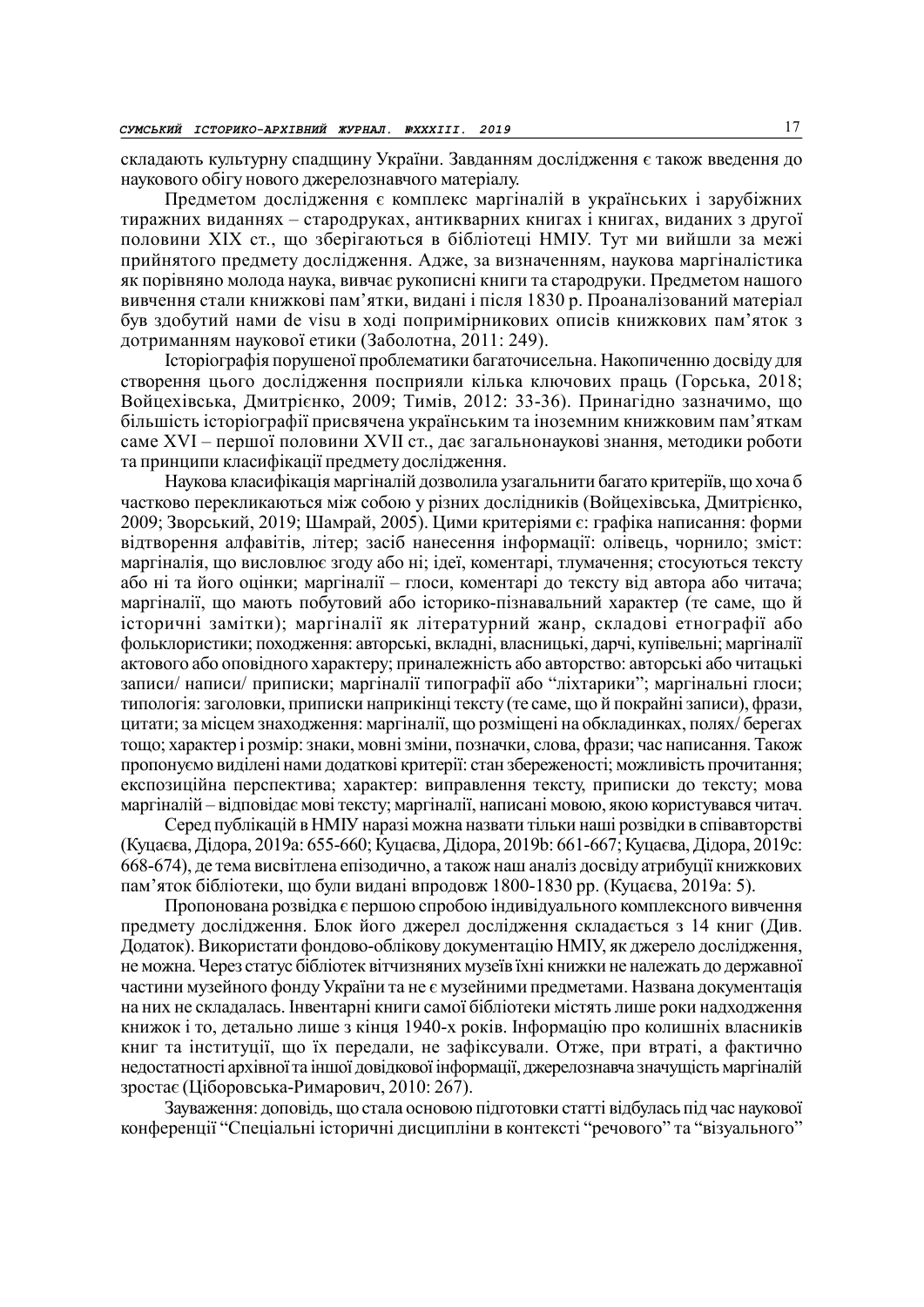складають культурну спадщину України. Завданням дослідження є також введення до наукового обігу нового джерелознавчого матеріалу.

Предметом дослідження є комплекс маргіналій в українських і зарубіжних тиражних виданнях – стародруках, антикварних книгах і книгах, виданих з другої половини XIX ст., що зберігаються в бібліотеці НМІУ. Тут ми вийшли за межі прийнятого предмету дослідження. Адже, за визначенням, наукова маргіналістика як порівняно молода наука, вивчає рукописні книги та стародруки. Предметом нашого вивчення стали книжкові пам'ятки, видані і після 1830 р. Проаналізований матеріал був здобутий нами de visu в ході попримірникових описів книжкових пам'яток з дотриманням наукової етики (Заболотна, 2011: 249).

Історіографія порушеної проблематики багаточисельна. Накопиченню досвіду для створення цього дослідження посприяли кілька ключових праць (Горська, 2018; Войцехівська, Дмитрієнко, 2009; Тимів, 2012: 33-36). Принагідно зазначимо, що більшість історіографії присвячена українським та іноземним книжковим пам'яткам саме XVI – першої половини XVII ст., дає загальнонаукові знання, методики роботи та принципи класифікації предмету дослідження.

Наукова класифікація маргіналій дозволила узагальнити багато критеріїв, що хоча б частково перекликаються між собою у різних дослідників (Войцехівська, Дмитрієнко, 2009; Зворський, 2019; Шамрай, 2005). Цими критеріями є: графіка написання: форми відтворення алфавітів, літер; засіб нанесення інформації: олівець, чорнило; зміст: маргіналія, що висловлює згоду або ні; ідеї, коментарі, тлумачення; стосуються тексту або ні та його оцінки; маргіналії – глоси, коментарі до тексту від автора або читача; маргіналії, що мають побутовий або історико-пізнавальний характер (те саме, що й історичні замітки); маргіналії як літературний жанр, складові етнографії або фольклористики; походження: авторські, вкладні, власницькі, дарчі, купівельні; маргіналії актового або оповідного характеру; приналежність або авторство: авторські або читацькі записи/ написи/ приписки; маргіналії типографії або "ліхтарики"; маргінальні глоси; типологія: заголовки, приписки наприкінці тексту (те саме, що й покрайні записи), фрази, цитати; за місцем знаходження: маргіналії, що розміщені на обкладинках, полях/ берегах тощо; характер і розмір: знаки, мовні зміни, позначки, слова, фрази; час написання. Також пропонуємо виділені нами додаткові критерії: стан збереженості; можливість прочитання; експозиційна перспектива; характер: виправлення тексту, приписки до тексту; мова маргіналій – відповідає мові тексту; маргіналії, написані мовою, якою користувався читач.

Серед публікацій в НМІУ наразі можна назвати тільки наші розвідки в співавторстві (Куцаєва, Дідора, 2019a: 655-660; Куцаєва, Дідора, 2019b: 661-667; Куцаєва, Дідора, 2019c: 668-674), де тема висвітлена епізодично, а також наш аналіз досвіду атрибуції книжкових пам'яток бібліотеки, що були видані впродовж 1800-1830 рр. (Куцаєва, 2019a: 5).

Пропонована розвідка є першою спробою індивідуального комплексного вивчення предмету дослідження. Блок його джерел дослідження складається з 14 книг (Див. Додаток). Використати фондово-облікову документацію НМІУ, як джерело дослідження, не можна. Через статус бібліотек вітчизняних музеїв їхні книжки не належать до державної частини музейного фонду України та не є музейними предметами. Названа документація на них не складалась. Інвентарні книги самої бібліотеки містять лише роки надходження книжок і то, детально лише з кінця 1940-х років. Інформацію про колишніх власників книг та інституції, що їх передали, не зафіксували. Отже, при втраті, а фактично недостатності архівної та іншої довідкової інформації, джерелознавча значущість маргіналій зростає (Ціборовська-Римарович, 2010: 267).

Зауваження: доповідь, що стала основою підготовки статті відбулась під час наукової конференції "Спеціальні історичні дисципліни в контексті "речового" та "візуального"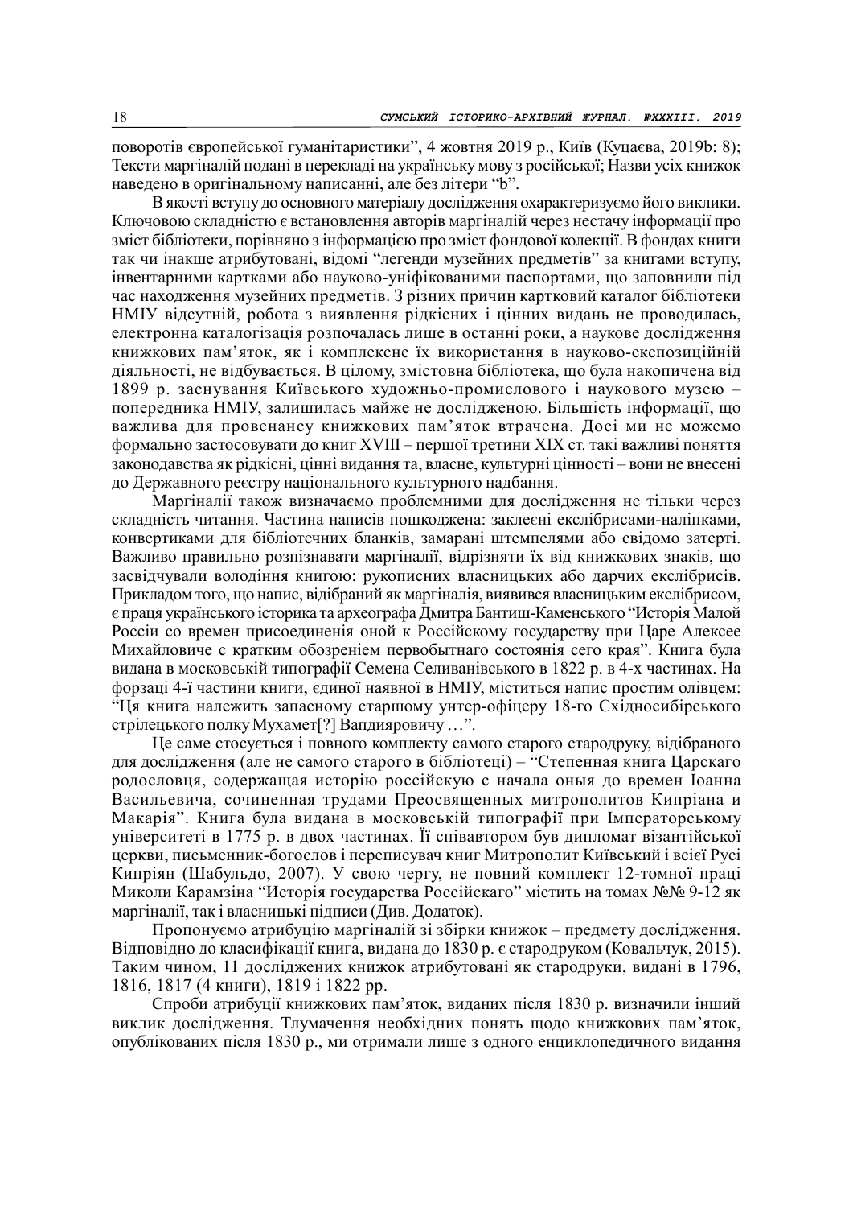поворотів європейської гуманітаристики", 4 жовтня 2019 р., Київ (Куцаєва, 2019b: 8); Тексти маргіналій подані в перекладі на українську мову з російської; Назви усіх книжок наведено в оригінальному написанні, але без літери "Ъ".

В якості вступу до основного матеріалу дослідження охарактеризуємо його виклики. Ключовою складністю є встановлення авторів маргіналій через нестачу інформації про зміст бібліотеки, порівняно з інформацією про зміст фондової колекції. В фондах книги так чи інакше атрибутовані, відомі "легенди музейних предметів" за книгами вступу, інвентарними картками або науково-уніфікованими паспортами, що заповнили під час находження музейних предметів. З різних причин картковий каталог бібліотеки НМІУ відсутній, робота з виявлення рідкісних і цінних видань не проводилась, електронна каталогізація розпочалась лише в останні роки, а наукове дослідження книжкових пам'яток, як і комплексне їх використання в науково-експозиційній діяльності, не відбувається. В цілому, змістовна бібліотека, що була накопичена від 1899 р. заснування Київського художньо-промислового і наукового музею – попередника НМІУ, залишилась майже не дослідженою. Більшість інформації, що важлива для провенансу книжкових пам'яток втрачена. Досі ми не можемо формально застосовувати до книг XVIII – першої третини XIX ст. такі важливі поняття законодавства як рідкісні, цінні видання та, власне, культурні цінності – вони не внесені до Державного реєстру національного культурного надбання.

Маргіналії також визначаємо проблемними для дослідження не тільки через складність читання. Частина написів пошкоджена: заклеєні екслібрисами-наліпками, конвертиками для бібліотечних бланків, замарані штемпелями або свідомо затерті. Важливо правильно розпізнавати маргіналії, відрізняти їх від книжкових знаків, що засвідчували володіння книгою: рукописних власницьких або дарчих екслібрисів. Прикладом того, що напис, відібраний як маргіналія, виявився власницьким екслібрисом, є праця українського історика та археографа Дмитра Бантиш-Каменського "Історія Малой Россіи со времен присоединенія оной к Россійскому государству при Царе Алексее Михайловиче с кратким обозреніем первобытнаго состоянія сего края". Книга була видана в московській типографії Семена Селиванівського в 1822 р. в 4-х частинах. На форзаці 4-ї частини книги, єдиної наявної в НМІУ, міститься напис простим олівцем: "Ця книга належить запасному старшому унтер-офіцеру 18-го Східносибірського стрілецького полку Мухамет[?] Вапдияровичу …".

Це саме стосується і повного комплекту самого старого стародруку, відібраного для дослідження (але не самого старого в бібліотеці) – "Степенная книга Царскаго родословця, содержащая историю россійскую с начала оныя до времен Іоанна Васильевича, сочиненная трудами Преосвященных митрополитов Кипріана и Макарія". Книга була видана в московській типографії при Імператорському університеті в 1775 р. в двох частинах. Її співавтором був дипломат візантійської церкви, письменник-богослов і переписувач книг Митрополит Київський і всієї Русі Кипріян (Шабульдо, 2007). У свою чергу, не повний комплект 12-томної праці Миколи Карамзіна "Исторія государства Россійскаго" містить на томах №№ 9-12 як маргіналії, так і власницькі підписи (Див. Додаток).

Пропонуємо атрибуцію маргіналій зі збірки книжок – предмету дослідження. Відповідно до класифікації книга, видана до 1830 р. є стародруком (Ковальчук, 2015). Таким чином, 11 досліджених книжок атрибутовані як стародруки, видані в 1796, 1816, 1817 (4 книги), 1819 і 1822 рр.

Спроби атрибуції книжкових пам'яток, виданих після 1830 р. визначили інший виклик дослідження. Тлумачення необхідних понять щодо книжкових пам'яток, опублікованих після 1830 р., ми отримали лише з одного енциклопедичного видання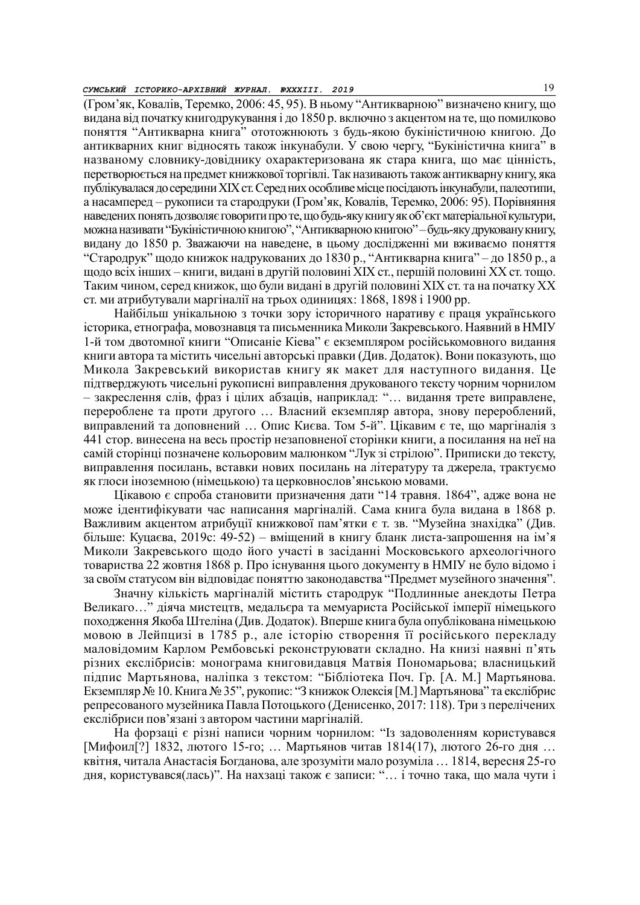(Гром'як, Ковалів, Теремко, 2006: 45, 95). В ньому "Антикварною" визначено книгу, що видана від початку книгодрукування і до 1850 р. включно з акцентом на те, що помилково поняття "Антикварна книга" ототожнюють з будь-якою букіністичною книгою. До антикварних книг відносять також інкунабули. У свою чергу, "Букіністична книга" в названому словнику-довіднику охарактеризована як стара книга, що має цінність, перетворюється на предмет книжкової торгівлі. Так називають також антикварну книгу, яка публікувалася до середини XIX ст. Серед них особливе місце посідають інкунабули, палеотипи, а насамперед – рукописи та стародруки (Гром'як, Ковалів, Теремко, 2006: 95). Порівняння наведених понять дозволяє говорити про те, що будь-яку книгу як об'єкт матеріальної культури, можна називати "Букіністичною книгою", "Антикварною книгою" – будь-яку друковану книгу, видану до 1850 р. Зважаючи на наведене, в цьому дослідженні ми вживаємо поняття "Стародрук" щодо книжок надрукованих до 1830 р., "Антикварна книга" – до 1850 р., а щодо всіх інших – книги, видані в другій половині XIX ст., першій половині XX ст. тощо. Таким чином, серед книжок, що були видані в другій половині XIX ст. та на початку XX ст. ми атрибутували маргіналії на трьох одиницях: 1868, 1898 і 1900 рр.

Найбільш унікальною з точки зору історичного наративу є праця українського історика, етнографа, мовознавця та письменника Миколи Закревського. Наявний в НМІУ 1-й том двотомної книги "Описаніе Кіева" є екземпляром російськомовного видання книги автора та містить чисельні авторські правки (Див. Додаток). Вони показують, що Микола Закревський використав книгу як макет для наступного видання. Це підтверджують чисельні рукописні виправлення друкованого тексту чорним чорнилом – закреслення слів, фраз і цілих абзаців, наприклад: "… видання третє виправлене, перероблене та проти другого … Власний екземпляр автора, знову перероблений, виправлений та доповнений … Опис Києва. Том 5-й". Цікавим є те, що маргіналія з 441 стор. винесена на весь простір незаповненої сторінки книги, а посилання на неї на самій сторінці позначене кольоровим малюнком "Лук зі стрілою". Приписки до тексту, виправлення посилань, вставки нових посилань на літературу та джерела, трактуємо як глоси іноземною (німецькою) та церковнослов'янською мовами.

Цікавою є спроба становити призначення дати "14 травня. 1864", адже вона не може ідентифікувати час написання маргіналій. Сама книга була видана в 1868 р. Важливим акцентом атрибуції книжкової пам'ятки є т. зв. "Музейна знахідка" (Див. більше: Куцаєва, 2019c: 49-52) – вміщений в книгу бланк листа-запрошення на ім'я Миколи Закревського щодо його участі в засіданні Московського археологічного товариства 22 жовтня 1868 р. Про існування цього документу в НМІУ не було відомо і за своїм статусом він відповідає поняттю законодавства "Предмет музейного значення".

Значну кількість маргіналій містить стародрук "Подлинные анекдоты Петра Великаго…" діяча мистецтв, медальєра та мемуариста Російської імперії німецького походження Якоба Штеліна (Див. Додаток). Вперше книга була опублікована німецькою мовою в Лейпцизі в 1785 р., але історію створення її російського перекладу маловідомим Карлом Рембовськi реконструювати складно. На книзі наявні п'ять різних екслібрисів: монограма книговидавця Матвія Пономарьова; власницький підпис Мартьянова, наліпка з текстом: "Бібліотека Поч. Гр. [А. М.] Мартьянова. Екземпляр № 10. Книга № 35", рукопис: "З книжок Олексія [М.] Мартьянова" та екслібрис репресованого музейника Павла Потоцького (Денисенко, 2017: 118). Три з перелічених екслібриси пов'язані з автором частини маргіналій.

На форзаці є різні написи чорним чорнилом: "Із задоволенням користувався [Мифоил[?] 1832, лютого 15-го; … Мартьянов читав 1814(17), лютого 26-го дня … квітня, читала Анастасія Богданова, але зрозуміти мало розуміла … 1814, вересня 25-го дня, користувався(лась)". На нахзаці також є записи: "… і точно така, що мала чути і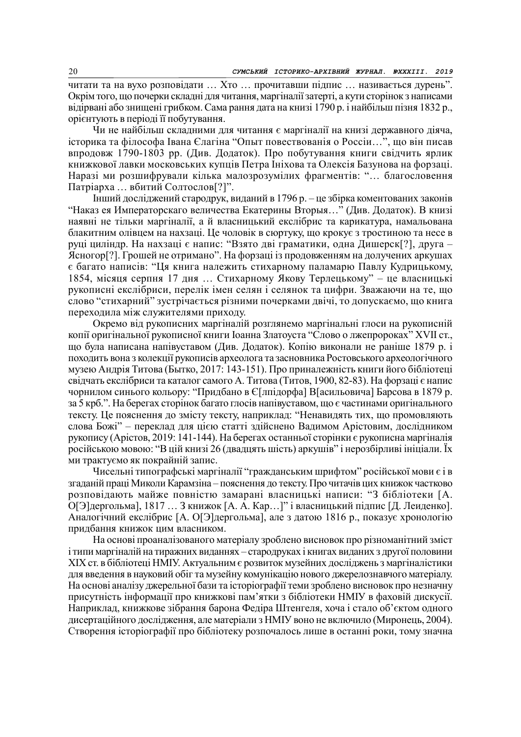читати та на вухо розповідати … Хто … прочитавши підпис … називається дурень". Окрім того, що почерки складні для читання, маргіналії затерті, а кути сторінок з написами відірвані або знищені грибком. Сама рання дата на книзі 1790 р. і найбільш пізня 1832 р., орієнтують в періоді її побутування.

Чи не найбільш складними для читання є маргіналії на книзі державного діяча, історика та філософа Івана Єлагіна "Опыт повествованія о Россіи…", що він писав впродовж 1790-1803 рр. (Див. Додаток). Про побутування книги свідчить ярлик книжкової лавки московських купців Петра Ініхова та Олексія Базунова на форзаці. Наразі ми розшифрували кілька малозрозумілих фрагментів: "… благословення Патріарха … вбитий Солтослов[?]".

Інший досліджений стародрук, виданий в 1796 р. – це збірка коментованих законів "Наказ ея Императорскаго величества Екатерины Вторыя…" (Див. Додаток). В книзі наявні не тільки маргіналії, а й власницький екслібрис та карикатура, намальована блакитним олівцем на нахзаці. Це чоловік в сюртуку, що крокує з тростиною та несе в руці циліндр. На нахзаці є напис: "Взято дві граматики, одна Дишерск[?], друга – Ясногор[?]. Грошей не отримано". На форзаці із продовженням на долучених аркушах є багато написів: "Ця книга належить стихарному паламарю Павлу Кудрицькому, 1854, місяця серпня 17 дня … Стихарному Якову Терлецькому" – це власницькі рукописні екслібриси, перелік імен селян і селянок та цифри. Зважаючи на те, що слово "стихарний" зустрічається різними почерками двічі, то допускаємо, що книга переходила між служителями приходу.

Окремо від рукописних маргіналій розглянемо маргінальні глоси на рукописній копії оригінальної рукописної книги Іоанна Златоуста "Слово о лжепророках" XVII ст., що була написана напівуставом (Див. Додаток). Копію виконали не раніше 1879 р. і походить вона з колекції рукописів археолога та засновника Ростовського археологічного музею Андрія Титова (Бытко, 2017: 143-151). Про приналежність книги його бібліотеці свідчать екслібриси та каталог самого А. Титова (Титов, 1900, 82-83). На форзаці є напис чорнилом синього кольору: "Придбано в Є[лпідорфа] В[асильовича] Барсова в 1879 р. за 5 крб.". На берегах сторінок багато глосів напівуставом, що є частинами оригінального тексту. Це пояснення до змісту тексту, наприклад: "Ненавидять тих, що промовляють слова Божі" – переклад для цією статті здійснено Вадимом Арістовим, дослідником рукопису (Арістов, 2019: 141-144). На берегах останньої сторінки є рукописна маргіналія російською мовою: "В цій книзі 26 (двадцять шість) аркушів" і нерозбірливі ініціали. Їх ми трактуємо як покрайній запис.

Чисельні типографські маргіналії "гражданським шрифтом" російської мови є і в згаданій праці Миколи Карамзіна – пояснення до тексту. Про читачів цих книжок частково розповідають майже повністю замарані власницькі написи: "З бібліотеки [А. О[Э]дергольма], 1817 … З книжок [А. А. Кар…]" і власницький підпис [Д. Леиденко]. Аналогічний екслібрис [А. О[Э]дергольма], але з датою 1816 р., показує хронологію придбання книжок цим власником.

На основі проаналізованого матеріалу зроблено висновок про різноманітний зміст і типи маргіналій на тиражних виданнях – стародруках і книгах виданих з другої половини XIX ст. в бібліотеці НМІУ. Актуальним є розвиток музейних досліджень з маргіналістики для введення в науковий обіг та музейну комунікацію нового джерелознавчого матеріалу. На основі аналізу джерельної бази та історіографії теми зроблено висновок про незначну присутність інформації про книжкові пам'ятки з бібліотеки НМІУ в фаховій дискусії. Наприклад, книжкове зібрання барона Федіра Штенгеля, хоча і стало об'єктом одного дисертаційного дослідження, але матеріали з НМІУ воно не включило (Миронець, 2004). Створення історіографії про бібліотеку розпочалось лише в останні роки, тому значна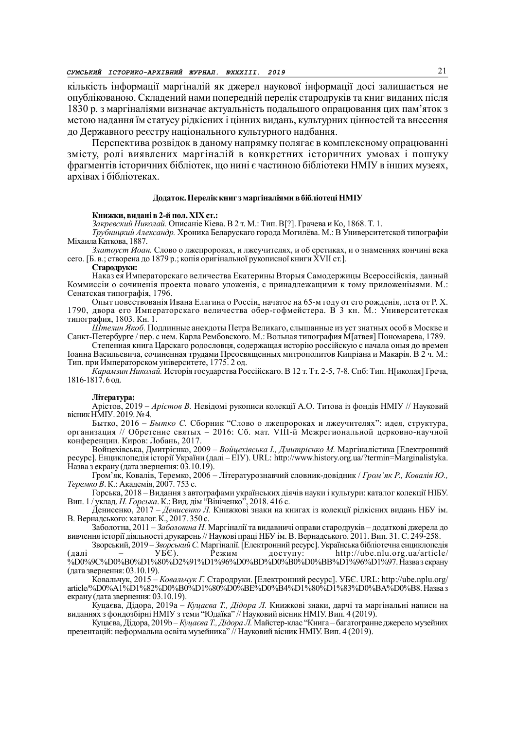кількість інформації маргіналій як джерел наукової інформації досі залишається не опублікованою. Складений нами попередній перелік стародруків та книг виданих після 1830 р. з маргіналіями визначає актуальність подальшого опрацювання цих пам'яток з метою надання їм статусу рідкісних і цінних видань, культурних цінностей та внесення до Державного реєстру національного культурного надбання.

Перспектива розвідок в даному напрямку полягає в комплексному опрацюванні змісту, ролі виявлених маргіналій в конкретних історичних умовах і пошуку фрагментів історичних бібліотек, що нині є частиною бібліотеки НМІУ в інших музеях, архівах і бібліотеках.

### Додаток. Перелік книг з маргіналіями в бібліотеці НМІУ

**Книжки, видані в 2-й пол. XIX ст.:**

*Закревский Николай.* Описаніе Кіева. В 2 т. М.: Тип. В[?]. Грачева и Ко, 1868. Т. 1.

*Трубницкий Александр.* Хроника Беларускаго города Могилёва. М.: В Университетской типографіи Міхаила Каткова, 1887.

*Златоуст Иоан.* Слово о лжепророках, и лжеучителях, и об еретиках, и о знаменнях кончині века сего. [Б. в.; створена до 1879 р.; копія оригінальної рукописної книги XVII ст.].

**Стародруки:**

Наказ ея Императорскаго величества Екатерины Вторыя Самодержицы Всероссійскія, данный Коммиссіи о сочиненія проекта новаго уложенія, с принадлежащими к тому приложеніыями. М.: Сенатская типографія, 1796.

Опыт повествованія Ивана Елагина о Россіи, начатое на 65-м году от его рожденія, лета от Р. Х. 1790, двора его Императорскаго величества обер-гофмейстера. В 3 кн. М.: Университетская типографія, 1803. Кн. 1.

*Штелин Якоб.* Подлинные анекдоты Петра Великаго, слышанные из уст знатных особ в Москве и Санкт-Петербурге / пер. с нем. Карла Рембовского. М.: Вольная типографія М[атвея] Пономарева, 1789.

Степенная книга Царскаго родословця, содержащая историю россійскую с начала оныя до времен Іоанна Васильевича, сочиненная трудами Преосвященных митрополитов Кипріана и Макарія. В 2 ч. М.: Тип. при Императорском університете, 1775. 2 од.

*Карамзин Николай.* Исторія государства Россійскаго. В 12 т. Тт. 2-5, 7-8. Спб: Тип. Н[иколая] Греча, 1816-1817. 6 од.

**Література:**

Арістов, 2019 – *Арістов В.* Невідомі рукописи колекції А.О. Титова із фондів НМІУ // Науковий вісник НМІУ. 2019. № 4.

Бытко, 2016 – *Бытко С.* Сборник "Слово о лжепророках и лжеучителях": идея, структура, организация // Обретение святых – 2016: Сб. мат. VIII-й Межрегиональной церковно-научной конференции. Киров: Лобань, 2017.

Войцехівська, Дмитрієнко, 2009 – *Войцехівська І., Дмитрієнко М.* Маргіналістика [Електронний ресурс]. Енциклопедія історії України (далі – ЕІУ). URL: http://www.history.org.ua/?termin=Marginalistyka. Назва з екрану (дата звернення: 03.10.19).

Гром'як, Ковалів, Теремко, 2006 – Літературознавчий словник-довідник / *Гром'як Р., Ковалів Ю., Теремко В*. К.: Академія, 2007. 753 с.

Горська, 2018 – Видання з автографами українських діячів науки і культури: каталог колекції НІБУ. Вип. 1 / уклад. *Н. Горська*. К.: Вид. дім "Вініченко", 2018. 416 с.

Денисенко, 2017 – *Денисенко Л.* Книжкові знаки на книгах із колекції рідкісних видань НБУ ім. В. Вернадського: каталог. К., 2017. 350 с.

Заболотна, 2011 – *Заболотна Н.* Маргіналії та видавничі оправи стародруків – додаткові джерела до вивчення історії діяльності друкарень // Наукові праці НБУ ім. В. Вернадського. 2011. Вип. 31. С. 249-258.

Зворський, 2019 – *Зворський С.* Маргіналії. [Електронний ресурс]. Українська бібліотечна енциклопедія (далі – УБЄ). Режим доступу: http://ube.nlu.org.ua/article/%D0%9C%D0%B0%D1%80%D2%91%D1%96%D0%BD%D0%B0%D0%BB%D1%96%D1%97. Назва з екрану (дата звернення: 03.10.19).

Ковальчук, 2015 – *Ковальчук Г.* Стародруки. [Електронний ресурс]. УБЄ. URL: http://ube.nplu.org/article/%D0%A1%D1%82%D0%B0%D1%80%D0%BE%D0%B4%D1%80%D1%83%D0%BA%D0%B8. Назва з екрану (дата звернення: 03.10.19).

Куцаєва, Дідора, 2019a – *Куцаєва Т., Дідора Л.* Книжкові знаки, дарчі та маргінальні написи на виданнях з фондозбірні НМІУ з теми "Юдаїка" // Науковий вісник НМІУ. Вип. 4 (2019).

Куцаєва, Дідора, 2019b – *Куцаєва Т., Дідора Л.* Майстер-клас "Книга – багатогранне джерело музейних презентацій: неформальна освіта музейника" // Науковий вісник НМІУ. Вип. 4 (2019).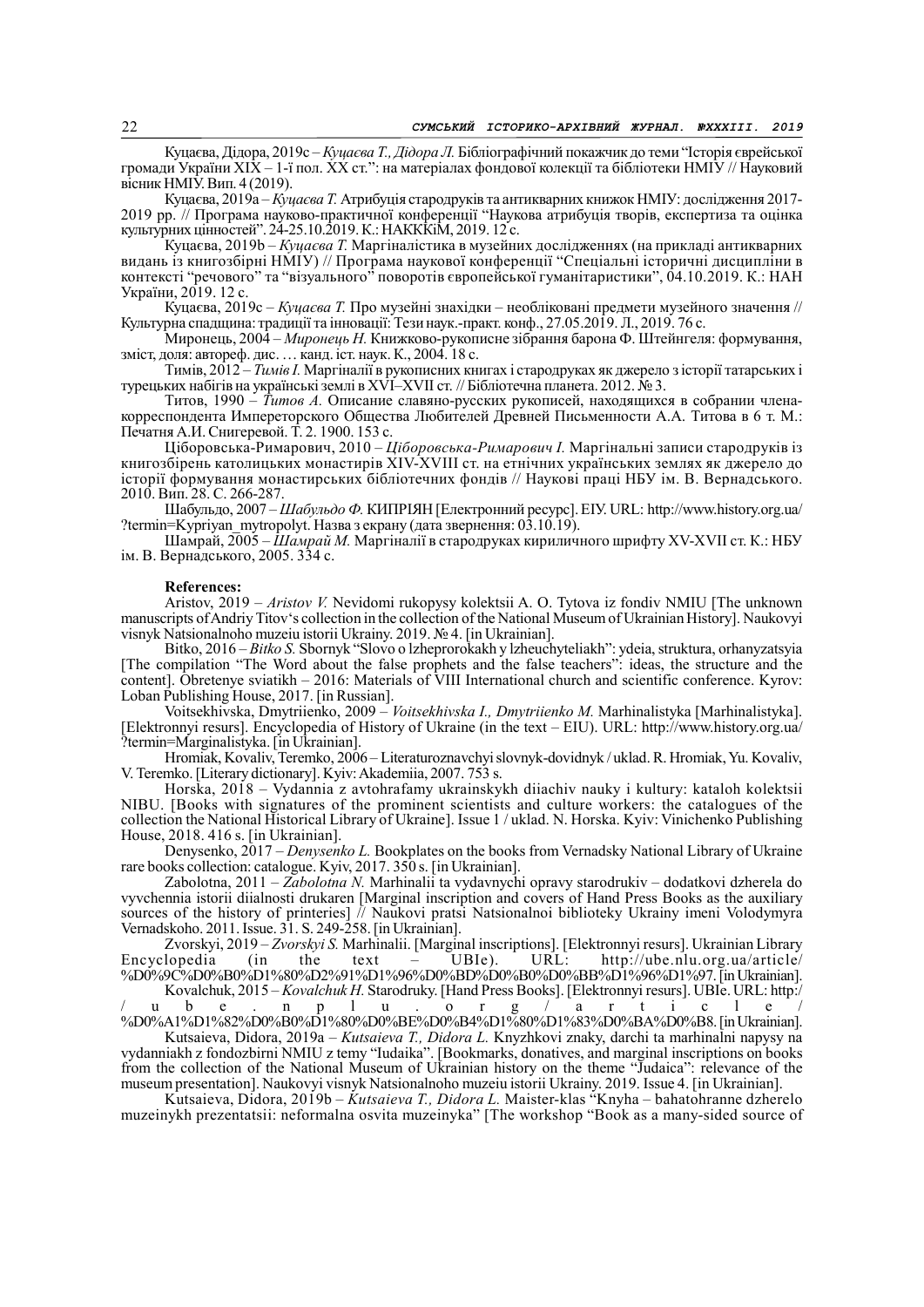Куцаєва, Дідора, 2019c – *Куцаєва Т., Дідора Л.* Бібліографічний покажчик до теми "Історія єврейської громади України XIX – 1-ї пол. XX ст.": на матеріалах фондової колекції та бібліотеки НМІУ // Науковий вісник НМІУ. Вип. 4 (2019).

Куцаєва, 2019a – *Куцаєва Т.* Атрибуція стародруків та антикварних книжок НМІУ: дослідження 2017-2019 рр. // Програма науково-практичної конференції "Наукова атрибуція творів, експертиза та оцінка культурних цінностей". 24-25.10.2019. К.: НАКККіМ, 2019. 12 с.

Куцаєва, 2019b – *Куцаєва Т.* Маргіналістика в музейних дослідженнях (на прикладі антикварних видань із книгозбірні НМІУ) // Програма наукової конференції "Спеціальні історичні дисципліни в контексті "речового" та "візуального" поворотів європейської гуманітаристики", 04.10.2019. К.: НАН України, 2019. 12 с.

Куцаєва, 2019c – *Куцаєва Т.* Про музейні знахідки – необліковані предмети музейного значення // Культурна спадщина: традиції та інновації: Тези наук.-практ. конф., 27.05.2019. Л., 2019. 76 с.

Миронець, 2004 – *Миронець Н.* Книжково-рукописне зібрання барона Ф. Штейнгеля: формування, зміст, доля: автореф. дис. … канд. іст. наук. К., 2004. 18 с.

Тимів, 2012 – *Тимів І.* Маргіналії в рукописних книгах і стародруках як джерело з історії татарських і турецьких набігів на українські землі в XVI–XVII ст. // Бібліотечна планета. 2012. № 3.

Титов, 1990 – *Титов А.* Описание славяно-русских рукописей, находящихся в собрании члена-корреспондента Императорского Общества Любителей Древней Письменности А.А. Титова в 6 т. М.: Печатня А.И. Снигеревой. Т. 2. 1900. 153 с.

Ціборовська-Римарович, 2010 – *Ціборовська-Римарович І.* Маргінальні записи стародруків із книгозбірень католицьких монастирів XIV-XVIII ст. на етнічних українських землях як джерело до історії формування монастирських бібліотечних фондів // Наукові праці НБУ ім. В. Вернадського. 2010. Вип. 28. С. 266-287.

Шабульдо, 2007 – *Шабульдо Ф.* КИПРІЯН [Електронний ресурс]. ЕІУ. URL: http://www.history.org.ua/?termin=Kypriyan_mytropolyt. Назва з екрану (дата звернення: 03.10.19).

Шамрай, 2005 – *Шамрай М.* Маргіналії в стародруках кириличного шрифту XV-XVII ст. К.: НБУ ім. В. Вернадського, 2005. 334 с.

**References:**

Aristov, 2019 – *Aristov V.* Nevidomi rukopysy kolektsii A. O. Tytova iz fondiv NMIU [The unknown manuscripts of Andriy Titov's collection in the collection of the National Museum of Ukrainian History]. Naukovyi visnyk Natsionalnoho muzeiu istorii Ukrainy. 2019. № 4. [in Ukrainian].

Bitko, 2016 – *Bitko S.* Sbornyk "Slovo o lzheprorokakh y lzheuchyteliakh": ydeia, struktura, orhanyzatsyia [The compilation "The Word about the false prophets and the false teachers": ideas, the structure and the content]. Obretenye sviatikh – 2016: Materials of VIII International church and scientific conference. Kyrov: Loban Publishing House, 2017. [in Russian].

Voitsekhivska, Dmytriienko, 2009 – *Voitsekhivska I., Dmytriienko M.* Marhinalistyka [Marhinalistyka]. [Elektronnyi resurs]. Encyclopedia of History of Ukraine (in the text – EIU). URL: http://www.history.org.ua/?termin=Marginalistyka. [in Ukrainian].

Hromiak, Kovaliv, Teremko, 2006 – Literaturoznavchyi slovnyk-dovidnyk / uklad. R. Hromiak, Yu. Kovaliv, V. Teremko. [Literary dictionary]. Kyiv: Akademiia, 2007. 753 s.

Horska, 2018 – Vydannia z avtohrafamy ukrainskykh diiachiv nauky i kultury: kataloh kolektsii NIBU. [Books with signatures of the prominent scientists and culture workers: the catalogues of the collection the National Historical Library of Ukraine]. Issue 1 / uklad. N. Horska. Kyiv: Vinichenko Publishing House, 2018. 416 s. [in Ukrainian].

Denysenko, 2017 – *Denysenko L.* Bookplates on the books from Vernadsky National Library of Ukraine rare books collection: catalogue. Kyiv, 2017. 350 s. [in Ukrainian].

Zabolotna, 2011 – *Zabolotna N.* Marhinalii ta vydavnychi opravy starodrukiv – dodatkovi dzherela do vyvchennia istorii diialnosti drukaren [Marginal inscription and covers of Hand Press Books as the auxiliary sources of the history of printeries] // Naukovi pratsi Natsionalnoi biblioteky Ukrainy imeni Volodymyra Vernadskoho. 2011. Issue. 31. S. 249-258. [in Ukrainian].

Zvorskyi, 2019 – *Zvorskyi S.* Marhinalii. [Marginal inscriptions]. [Elektronnyi resurs]. Ukrainian Library Encyclopedia (in the text – UBIe). URL: http://ube.nlu.org.ua/article/%D0%9C%D0%B0%D1%80%D2%91%D1%96%D0%BD%D0%B0%D0%BB%D1%96%D1%97. [in Ukrainian].

Kovalchuk, 2015 – *Kovalchuk H.* Starodruky. [Hand Press Books]. [Elektronnyi resurs]. UBIe. URL: http://ube.nplu.org/article/%D0%A1%D1%82%D0%B0%D1%80%D0%BE%D0%B4%D1%80%D1%83%D0%BA%D0%B8. [in Ukrainian].

Kutsaieva, Didora, 2019a – *Kutsaieva T., Didora L.* Knyzhkovi znaky, darchi ta marhinalni napysy na vydanniakh z fondozbirni NMIU z temy "Iudaika". [Bookmarks, donatives, and marginal inscriptions on books from the collection of the National Museum of Ukrainian history on the theme "Judaica": relevance of the museum presentation]. Naukovyi visnyk Natsionalnoho muzeiu istorii Ukrainy. 2019. Issue 4. [in Ukrainian].

Kutsaieva, Didora, 2019b – *Kutsaieva T., Didora L.* Maister-klas "Knyha – bahatohranne dzherelo muzeinykh prezentatsii: neformalna osvita muzeinyka" [The workshop "Book as a many-sided source of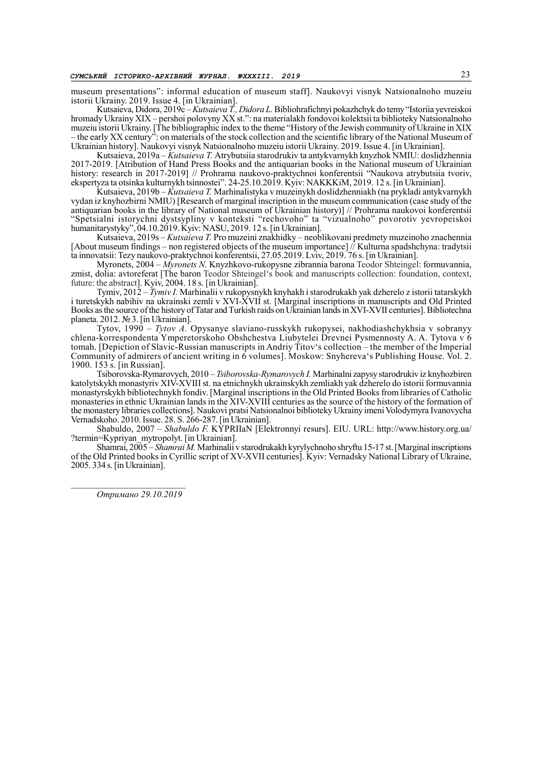museum presentations": informal education of museum staff]. Naukovyi visnyk Natsionalnoho muzeiu istorii Ukrainy. 2019. Issue 4. [in Ukrainian].

Kutsaieva, Didora, 2019c – *Kutsaieva T., Didora L.* Bibliohrafichnyi pokazhchyk do temy "Istoriia yevreiskoi hromady Ukrainy XIX – pershoi polovyny XX st.": na materialakh fondovoi kolektsii ta biblioteky Natsionalnoho muzeiu istorii Ukrainy. [The bibliographic index to the theme "History of the Jewish community of Ukraine in XIX – the early XX century": on materials of the stock collection and the scientific library of the National Museum of Ukrainian history]. Naukovyi visnyk Natsionalnoho muzeiu istorii Ukrainy. 2019. Issue 4. [in Ukrainian].

Kutsaieva, 2019a – *Kutsaieva T.* Atrybutsiia starodrukiv ta antykvarnykh knyzhok NMIU: doslidzhennia 2017-2019. [Atribution of Hand Press Books and the antiquarian books in the National museum of Ukrainian history: research in 2017-2019] // Prohrama naukovo-praktychnoi konferentsii "Naukova atrybutsiia tvoriv, ekspertyza ta otsinka kulturnykh tsinnostei". 24-25.10.2019. Kyiv: NAKKKiM, 2019. 12 s. [in Ukrainian].

Kutsaieva, 2019b – *Kutsaieva T.* Marhinalistyka v muzeinykh doslidzhenniakh (na prykladi antykvarnykh vydan iz knyhozbirni NMIU) [Research of marginal inscription in the museum communication (case study of the antiquarian books in the library of National museum of Ukrainian history)] // Prohrama naukovoi konferentsii "Spetsialni istorychni dystsypliny v konteksti "rechovoho" ta "vizualnoho" povorotiv yevropeiskoi humanitarystyky", 04.10.2019. Kyiv: NASU, 2019. 12 s. [in Ukrainian].

Kutsaieva, 2019s – *Kutsaieva T.* Pro muzeini znakhidky – neoblikovani predmety muzeinoho znachennia [About museum findings – non registered objects of the museum importance] // Kulturna spadshchyna: tradytsii ta innovatsii: Tezy naukovo-praktychnoi konferentsii, 27.05.2019. Lviv, 2019. 76 s. [in Ukrainian].

Myronets, 2004 – *Myronets N.* Knyzhkovo-rukopysne zibrannia barona Teodor Shteingel: formuvannia, zmist, dolia: avtoreferat [The baron Teodor Shteingel's book and manuscripts collection: foundation, context, future: the abstract]. Kyiv, 2004. 18 s. [in Ukrainian].

Tymiv, 2012 – *Tymiv I.* Marhinalii v rukopysnykh knyhakh i starodrukakh yak dzherelo z istorii tatarskykh i turetskykh nabihiv na ukrainski zemli v XVI-XVII st. [Marginal inscriptions in manuscripts and Old Printed Books as the source of the history of Tatar and Turkish raids on Ukrainian lands in XVI-XVII centuries]. Bibliotechna planeta. 2012. № 3. [in Ukrainian].

Tytov, 1990 – *Tytov A.* Opysanye slaviano-russkykh rukopysei, nakhodiashchykhsia v sobranyy chlena-korrespondenta Ympe retorskoho Obshchestva Liubytelei Drevnei Pysmennosty A. A. Tytova v 6 tomah. [Depiction of Slavic-Russian manuscripts in Andriy Titov's collection – the member of the Imperial Community of admirers of ancient writing in 6 volumes]. Moskow: Snyhereva's Publishing House. Vol. 2. 1900. 153 s. [in Russian].

Tsiborovska-Rymarovych, 2010 – *Tsiborovska-Rymarovych I.* Marhinalni zapysy starodrukiv iz knyhozbiren katolytskykh monastyriv XIV-XVIII st. na etnichnykh ukrainskykh zemliakh yak dzherelo do istorii formuvannia monastyrskykh bibliotechnykh fondiv. [Marginal inscriptions in the Old Printed Books from libraries of Catholic monasteries in ethnic Ukrainian lands in the XIV-XVIII centuries as the source of the history of the formation of the monastery libraries collections]. Naukovi pratsi Natsionalnoi biblioteky Ukrainy imeni Volodymyra Ivanovycha Vernadskoho. 2010. Issue. 28. S. 266-287. [in Ukrainian].

Shabuldo, 2007 – *Shabuldo F.* KYPRIIaN [Elektronnyi resurs]. EIU. URL: http://www.history.org.ua/?termin=Kypriyan_mytropolyt. [in Ukrainian].

Shamrai, 2005 – *Shamrai M.* Marhinalii v starodrukakh kyrylychnoho shryftu 15-17 st. [Marginal inscriptions of the Old Printed books in Cyrillic script of XV-XVII centuries]. Kyiv: Vernadsky National Library of Ukraine, 2005. 334 s. [in Ukrainian].

---

*Отримано 29.10.2019*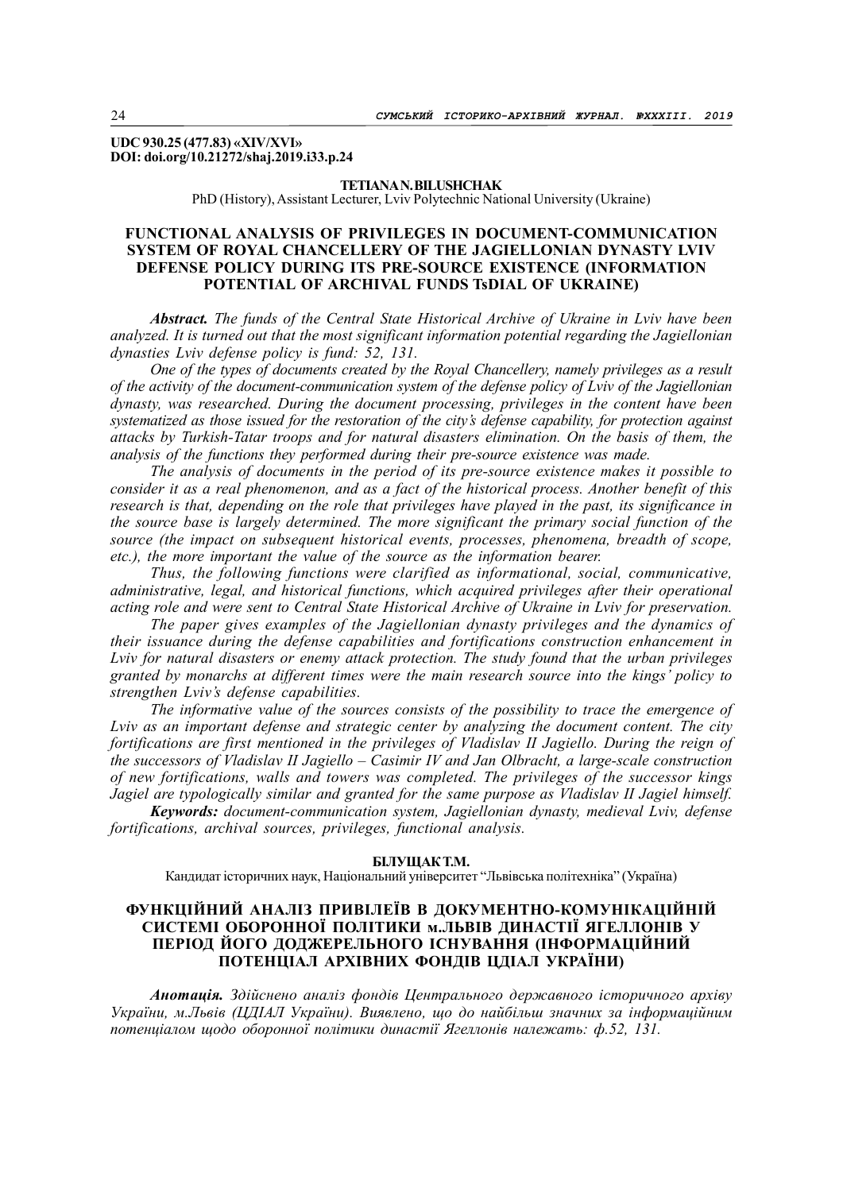**UDC 930.25 (477.83) «XIV/XVI»**
**DOI: doi.org/10.21272/shaj.2019.i33.p.24**

**TETIANA N. BILUSHCHAK**
PhD (History), Assistant Lecturer, Lviv Polytechnic National University (Ukraine)

## FUNCTIONAL ANALYSIS OF PRIVILEGES IN DOCUMENT-COMMUNICATION SYSTEM OF ROYAL CHANCELLERY OF THE JAGIELLONIAN DYNASTY LVIV DEFENSE POLICY DURING ITS PRE-SOURCE EXISTENCE (INFORMATION POTENTIAL OF ARCHIVAL FUNDS TsDIAL OF UKRAINE)

***Abstract.*** *The funds of the Central State Historical Archive of Ukraine in Lviv have been analyzed. It is turned out that the most significant information potential regarding the Jagiellonian dynasties Lviv defense policy is fund: 52, 131.*

*One of the types of documents created by the Royal Chancellery, namely privileges as a result of the activity of the document-communication system of the defense policy of Lviv of the Jagiellonian dynasty, was researched. During the document processing, privileges in the content have been systematized as those issued for the restoration of the city's defense capability, for protection against attacks by Turkish-Tatar troops and for natural disasters elimination. On the basis of them, the analysis of the functions they performed during their pre-source existence was made.*

*The analysis of documents in the period of its pre-source existence makes it possible to consider it as a real phenomenon, and as a fact of the historical process. Another benefit of this research is that, depending on the role that privileges have played in the past, its significance in the source base is largely determined. The more significant the primary social function of the source (the impact on subsequent historical events, processes, phenomena, breadth of scope, etc.), the more important the value of the source as the information bearer.*

*Thus, the following functions were clarified as informational, social, communicative, administrative, legal, and historical functions, which acquired privileges after their operational acting role and were sent to Central State Historical Archive of Ukraine in Lviv for preservation.*

*The paper gives examples of the Jagiellonian dynasty privileges and the dynamics of their issuance during the defense capabilities and fortifications construction enhancement in Lviv for natural disasters or enemy attack protection. The study found that the urban privileges granted by monarchs at different times were the main research source into the kings' policy to strengthen Lviv's defense capabilities.*

*The informative value of the sources consists of the possibility to trace the emergence of Lviv as an important defense and strategic center by analyzing the document content. The city fortifications are first mentioned in the privileges of Vladislav II Jagiello. During the reign of the successors of Vladislav II Jagiello – Casimir IV and Jan Olbracht, a large-scale construction of new fortifications, walls and towers was completed. The privileges of the successor kings Jagiel are typologically similar and granted for the same purpose as Vladislav II Jagiel himself.*

***Keywords:*** *document-communication system, Jagiellonian dynasty, medieval Lviv, defense fortifications, archival sources, privileges, functional analysis.*

**БІЛУЩАК Т.М.**
Кандидат історичних наук, Національний університет "Львівська політехніка" (Україна)

## ФУНКЦІЙНИЙ АНАЛІЗ ПРИВІЛЕЇВ В ДОКУМЕНТНО-КОМУНІКАЦІЙНІЙ СИСТЕМІ ОБОРОННОЇ ПОЛІТИКИ м.ЛЬВІВ ДИНАСТІЇ ЯГЕЛЛОНІВ У ПЕРІОД ЙОГО ДОДЖЕРЕЛЬНОГО ІСНУВАННЯ (ІНФОРМАЦІЙНИЙ ПОТЕНЦІАЛ АРХІВНИХ ФОНДІВ ЦДІАЛ УКРАЇНИ)

***Анотація.*** *Здійснено аналіз фондів Центрального державного історичного архіву України, м.Львів (ЦДІАЛ України). Виявлено, що до найбільш значних за інформаційним потенціалом щодо оборонної політики династії Ягеллонів належать: ф.52, 131.*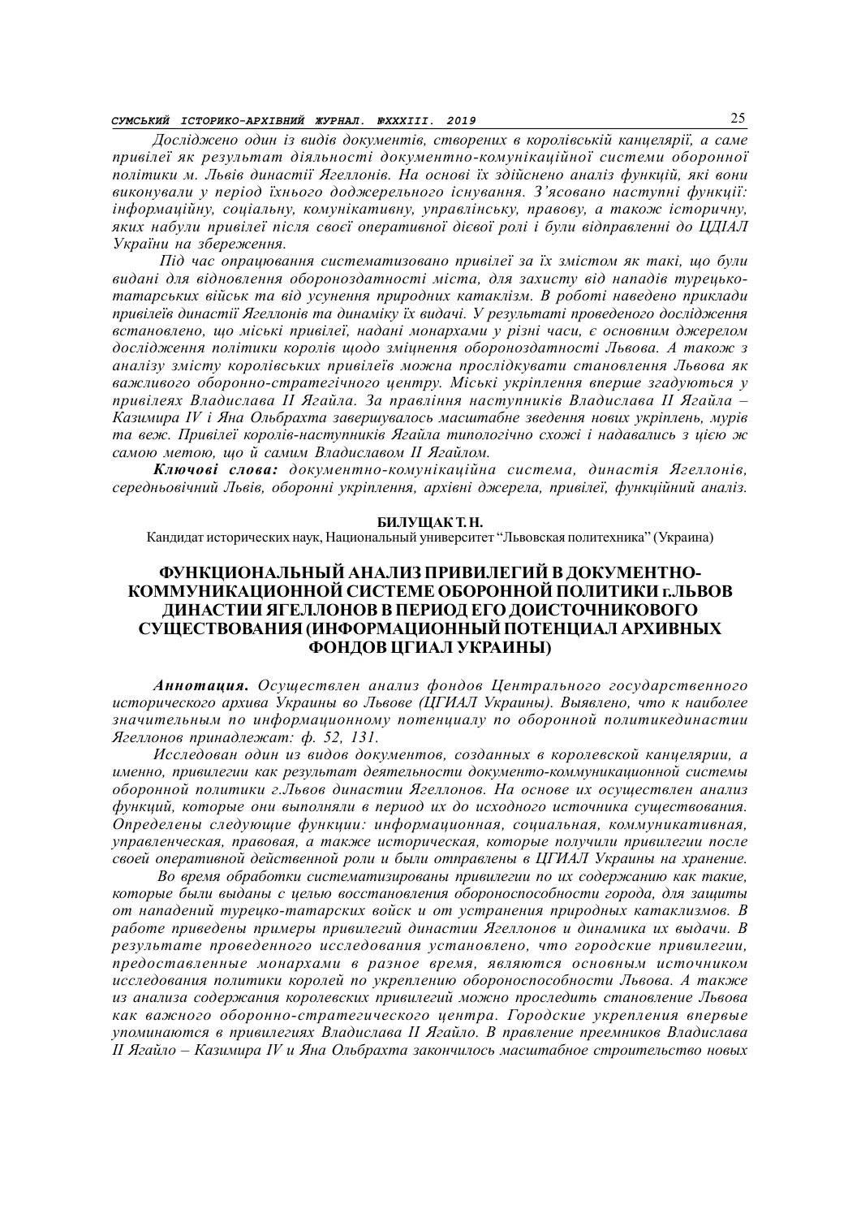*Досліджено один із видів документів, створених в королівській канцелярії, а саме привілеї як результат діяльності документно-комунікаційної системи оборонної політики м. Львів династії Ягеллонів. На основі їх здійснено аналіз функцій, які вони виконували у період їхнього доджерельного існування. З'ясовано наступні функції: інформаційну, соціальну, комунікативну, управлінську, правову, а також історичну, яких набули привілеї після своєї оперативної дієвої ролі і були відправленні до ЦДІАЛ України на збереження.*

*Під час опрацювання систематизовано привілеї за їх змістом як такі, що були видані для відновлення обороноздатності міста, для захисту від нападів турецько-татарських військ та від усунення природних катаклізм. В роботі наведено приклади привілеїв династії Ягеллонів та динаміку їх видачі. У результаті проведеного дослідження встановлено, що міські привілеї, надані монархами у різні часи, є основним джерелом дослідження політики королів щодо зміцнення обороноздатності Львова. А також з аналізу змісту королівських привілеїв можна прослідкувати становлення Львова як важливого оборонно-стратегічного центру. Міські укріплення вперше згадуються у привілеях Владислава II Ягайла. За правління наступників Владислава II Ягайла – Казимира IV і Яна Ольбрахта завершувалось масштабне зведення нових укріплень, мурів та веж. Привілеї королів-наступників Ягайла типологічно схожі і надавались з цією ж самою метою, що й самим Владиславом II Ягайлом.*

***Ключові слова:*** *документно-комунікаційна система, династія Ягеллонів, середньовічний Львів, оборонні укріплення, архівні джерела, привілеї, функційний аналіз.*

**БИЛУЩАК Т. Н.**

Кандидат исторических наук, Национальный университет "Львовская политехника" (Украина)

## ФУНКЦИОНАЛЬНЫЙ АНАЛИЗ ПРИВИЛЕГИЙ В ДОКУМЕНТНО-КОММУНИКАЦИОННОЙ СИСТЕМЕ ОБОРОННОЙ ПОЛИТИКИ г.ЛЬВОВ ДИНАСТИИ ЯГЕЛЛОНОВ В ПЕРИОД ЕГО ДОИСТОЧНИКОВОГО СУЩЕСТВОВАНИЯ (ИНФОРМАЦИОННЫЙ ПОТЕНЦИАЛ АРХИВНЫХ ФОНДОВ ЦГИАЛ УКРАИНЫ)

***Аннотация.*** *Осуществлен анализ фондов Центрального государственного исторического архива Украины во Львове (ЦГИАЛ Украины). Выявлено, что к наиболее значительным по информационному потенциалу по оборонной политикединастии Ягеллонов принадлежат: ф. 52, 131.*

*Исследован один из видов документов, созданных в королевской канцелярии, а именно, привилегии как результат деятельности документо-коммуникационной системы оборонной политики г.Львов династии Ягеллонов. На основе их осуществлен анализ функций, которые они выполняли в период их до исходного источника существования. Определены следующие функции: информационная, социальная, коммуникативная, управленческая, правовая, а также историческая, которые получили привилегии после своей оперативной действенной роли и были отправлены в ЦГИАЛ Украины на хранение.*

*Во время обработки систематизированы привилегии по их содержанию как такие, которые были выданы с целью восстановления обороноспособности города, для защиты от нападений турецко-татарских войск и от устранения природных катаклизмов. В работе приведены примеры привилегий династии Ягеллонов и динамика их выдачи. В результате проведенного исследования установлено, что городские привилегии, предоставленные монархами в разное время, являются основным источником исследования политики королей по укреплению обороноспособности Львова. А также из анализа содержания королевских привилегий можно проследить становление Львова как важного оборонно-стратегического центра. Городские укрепления впервые упоминаются в привилегиях Владислава II Ягайло. В правление преемников Владислава II Ягайло – Казимира IV и Яна Ольбрахта закончилось масштабное строительство новых*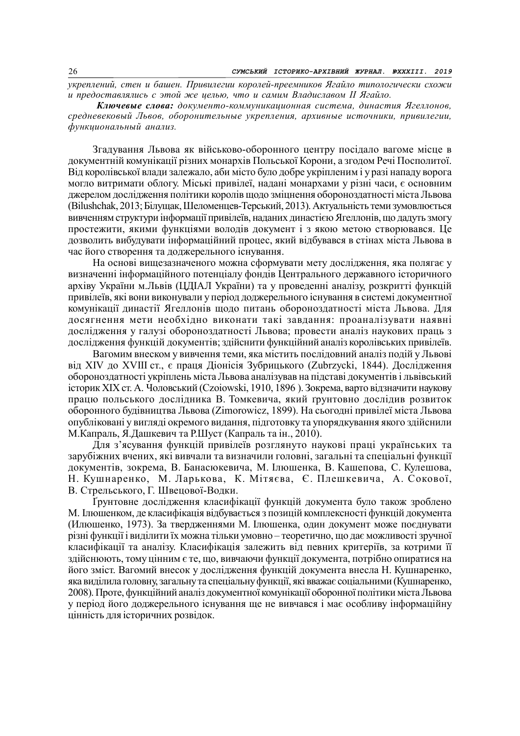*укреплений, стен и башен. Привилегии королей-преемников Ягайло типологически схожи и предоставлялись с этой же целью, что и самим Владиславом II Ягайло.*

***Ключевые слова:*** *документо-коммуникационная система, династия Ягеллонов, средневековый Львов, оборонительные укрепления, архивные источники, привилегии, функциональный анализ.*

Згадування Львова як військово-оборонного центру посідало вагоме місце в документній комунікації різних монархів Польської Корони, а згодом Речі Посполитої. Від королівської влади залежало, аби місто було добре укріпленим і у разі нападу ворога могло витримати облогу. Міські привілеї, надані монархами у різні часи, є основним джерелом дослідження політики королів щодо зміцнення обороноздатності міста Львова (Bilushchak, 2013; Білущак, Шеломенцев-Терський, 2013). Актуальність теми зумовлюється вивченням структури інформації привілеїв, наданих династією Ягеллонів, що дадуть змогу простежити, якими функціями володів документ і з якою метою створювався. Це дозволить вибудувати інформаційний процес, який відбувався в стінах міста Львова в час його створення та доджерельного існування.

На основі вищезазначеного можна сформувати мету дослідження, яка полягає у визначенні інформаційного потенціалу фондів Центрального державного історичного архіву України м.Львів (ЦДІАЛ України) та у проведенні аналізу, розкритті функцій привілеїв, які вони виконували у період доджерельного існування в системі документної комунікації династії Ягеллонів щодо питань обороноздатності міста Львова. Для досягнення мети необхідно виконати такі завдання: проаналізувати наявні дослідження у галузі обороноздатності Львова; провести аналіз наукових праць з дослідження функцій документів; здійснити функційний аналіз королівських привілеїв.

Вагомим внеском у вивчення теми, яка містить послідовний аналіз подій у Львові від XIV до XVIII ст., є праця Діонісія Зубрицького (Zubrzycki, 1844). Дослідження обороноздатності укріплень міста Львова аналізував на підставі документів і львівський історик XIX ст. А. Чоловський (Czoiowski, 1910, 1896 ). Зокрема, варто відзначити наукову працю польського дослідника В. Томкевича, який ґрунтовно дослідив розвиток оборонного будівництва Львова (Zimorowicz, 1899). На сьогодні привілеї міста Львова опубліковані у вигляді окремого видання, підготовку та упорядкування якого здійснили М.Капраль, Я.Дашкевич та Р.Шуст (Капраль та ін., 2010).

Для з'ясування функцій привілеїв розглянуто наукові праці українських та зарубіжних вчених, які вивчали та визначили головні, загальні та спеціальні функції документів, зокрема, В. Банасюкевича, М. Ілюшенка, В. Кашепова, С. Кулешова, Н. Кушнаренко, М. Ларькова, К. Мітяєва, Є. Плешкевича, А. Сокової, В. Стрельського, Г. Швецової-Водки.

Ґрунтовне дослідження класифікації функцій документа було також зроблено М. Ілюшенком, де класифікація відбувається з позицій комплексності функцій документа (Илюшенко, 1973). За твердженнями М. Ілюшенка, один документ може поєднувати різні функції і виділити їх можна тільки умовно – теоретично, що дає можливості зручної класифікації та аналізу. Класифікація залежить від певних критеріїв, за котрими її здійснюють, тому цінним є те, що, вивчаючи функції документа, потрібно опиратися на його зміст. Вагомий внесок у дослідження функцій документа внесла Н. Кушнаренко, яка виділила головну, загальну та спеціальну функції, які вважає соціальними (Кушнаренко, 2008). Проте, функційний аналіз документної комунікації оборонної політики міста Львова у період його доджерельного існування ще не вивчався і має особливу інформаційну цінність для історичних розвідок.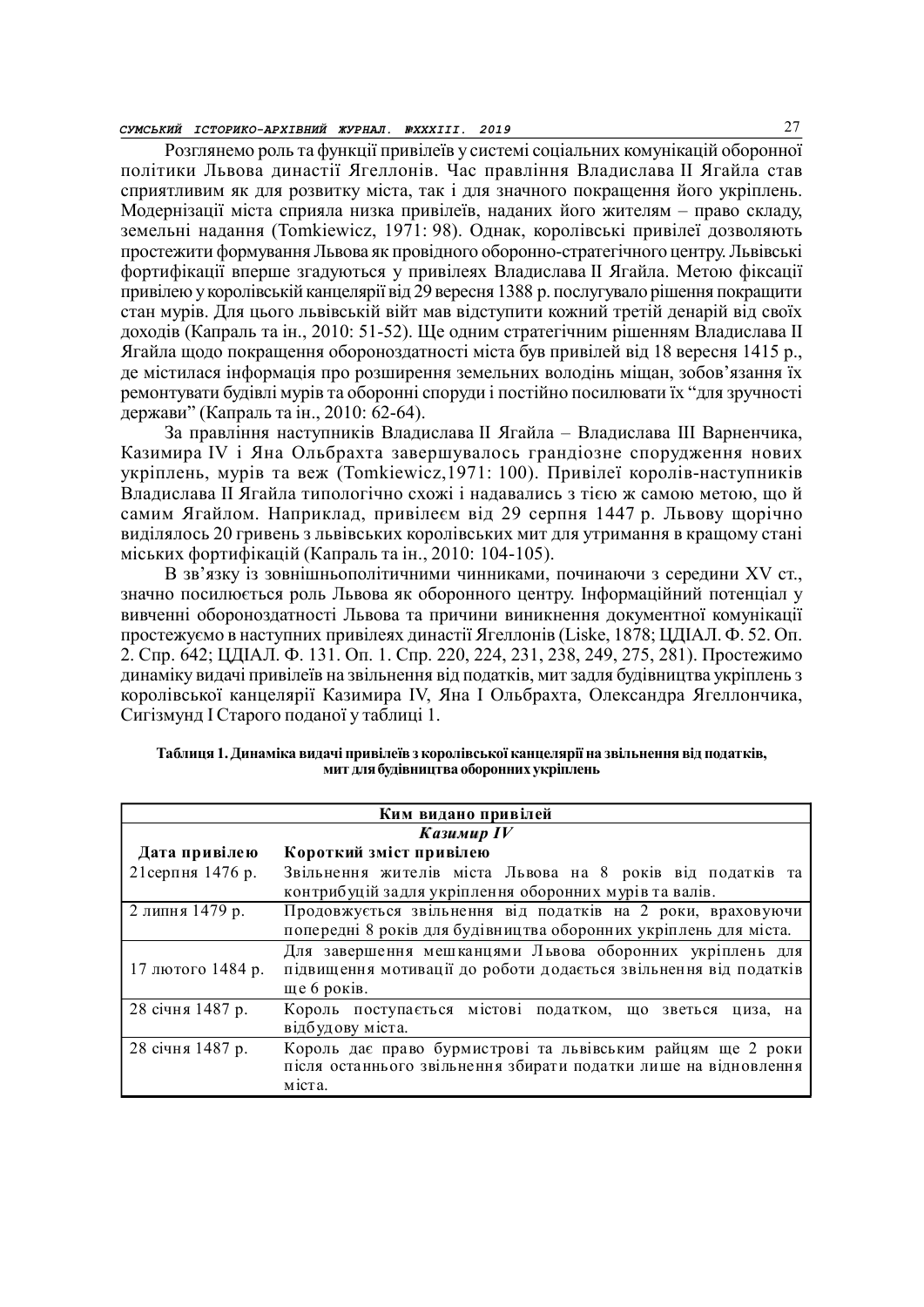Розглянемо роль та функції привілеїв у системі соціальних комунікацій оборонної політики Львова династії Ягеллонів. Час правління Владислава ІІ Ягайла став сприятливим як для розвитку міста, так і для значного покращення його укріплень. Модернізації міста сприяла низка привілеїв, наданих його жителям – право складу, земельні надання (Tomkiewicz, 1971: 98). Однак, королівські привілеї дозволяють простежити формування Львова як провідного оборонно-стратегічного центру. Львівські фортифікації вперше згадуються у привілеях Владислава ІІ Ягайла. Метою фіксації привілею у королівській канцелярії від 29 вересня 1388 р. послугувало рішення покращити стан мурів. Для цього львівській війт мав відступити кожний третій денарій від своїх доходів (Капраль та ін., 2010: 51-52). Ще одним стратегічним рішенням Владислава ІІ Ягайла щодо покращення обороноздатності міста був привілей від 18 вересня 1415 р., де містилася інформація про розширення земельних володінь міщан, зобов'язання їх ремонтувати будівлі мурів та оборонні споруди і постійно посилювати їх "для зручності держави" (Капраль та ін., 2010: 62-64).

За правління наступників Владислава ІІ Ягайла – Владислава ІІІ Варненчика, Казимира IV і Яна Ольбрахта завершувалось грандіозне спорудження нових укріплень, мурів та веж (Tomkiewicz,1971: 100). Привілеї королів-наступників Владислава ІІ Ягайла типологічно схожі і надавались з тією ж самою метою, що й самим Ягайлом. Наприклад, привілеєм від 29 серпня 1447 р. Львову щорічно виділялось 20 гривень з львівських королівських мит для утримання в кращому стані міських фортифікацій (Капраль та ін., 2010: 104-105).

В зв'язку із зовнішньополітичними чинниками, починаючи з середини XV ст., значно посилюється роль Львова як оборонного центру. Інформаційний потенціал у вивченні обороноздатності Львова та причини виникнення документної комунікації простежуємо в наступних привілеях династії Ягеллонів (Liske, 1878; ЦДІАЛ. Ф. 52. Оп. 2. Спр. 642; ЦДІАЛ. Ф. 131. Оп. 1. Спр. 220, 224, 231, 238, 249, 275, 281). Простежимо динаміку видачі привілеїв на звільнення від податків, мит задля будівництва укріплень з королівської канцелярії Казимира IV, Яна І Ольбрахта, Олександра Ягеллончика, Сигізмунд І Старого поданої у таблиці 1.

**Таблиця 1. Динаміка видачі привілеїв з королівської канцелярії на звільнення від податків, мит для будівництва оборонних укріплень**

| Ким видано привілей | |
|---|---|
| ***Казимир IV*** | |
| **Дата привілею** | **Короткий зміст привілею** |
| 21серпня 1476 р. | Звільнення жителів міста Львова на 8 років від податків та контрибуцій задля укріплення оборонних мурів та валів. |
| 2 липня 1479 р. | Продовжується звільнення від податків на 2 роки, враховуючи попередні 8 років для будівництва оборонних укріплень для міста. |
| 17 лютого 1484 р. | Для завершення мешканцями Львова оборонних укріплень для підвищення мотивації до роботи додається звільнення від податків ще 6 років. |
| 28 січня 1487 р. | Король поступається містові податком, що зветься циза, на відбудову міста. |
| 28 січня 1487 р. | Король дає право бурмистрові та львівським райцям ще 2 роки після останнього звільнення збирати податки лише на відновлення міста. |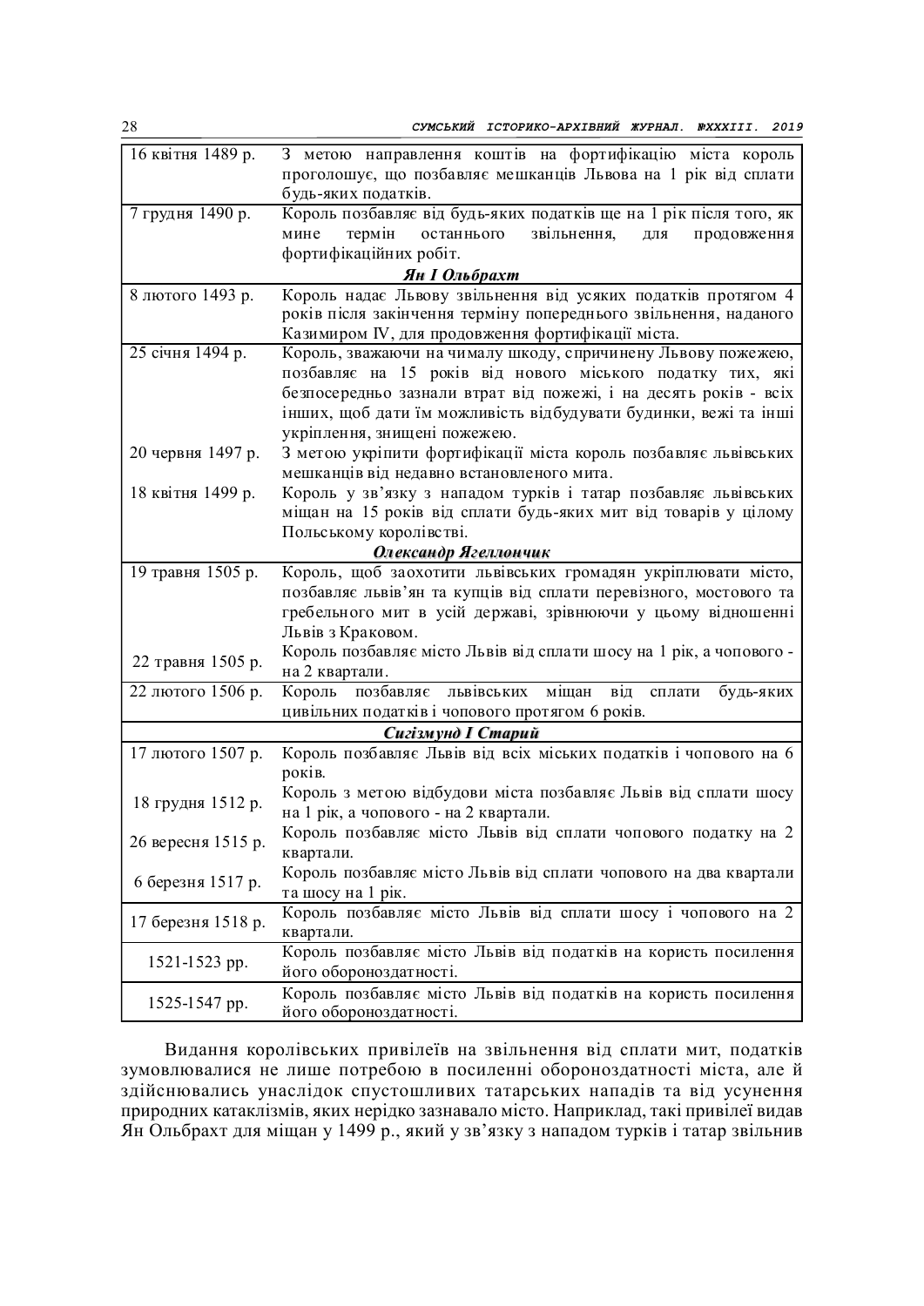| | |
|---|---|
| 16 квітня 1489 р. | З метою направлення коштів на фортифікацію міста король проголошує, що позбавляє мешканців Львова на 1 рік від сплати будь-яких податків. |
| 7 грудня 1490 р. | Король позбавляє від будь-яких податків ще на 1 рік після того, як мине термін останнього звільнення, для продовження фортифікаційних робіт. |
| | ***Ян I Ольбрахт*** |
| 8 лютого 1493 р. | Король надає Львову звільнення від усяких податків протягом 4 років після закінчення терміну попереднього звільнення, наданого Казимиром IV, для продовження фортифікації міста. |
| 25 січня 1494 р. | Король, зважаючи на чималу шкоду, спричинену Львову пожежею, позбавляє на 15 років від нового міського податку тих, які безпосередньо зазнали втрат від пожежі, і на десять років - всіх інших, щоб дати їм можливість відбудувати будинки, вежі та інші укріплення, знищені пожежею. |
| 20 червня 1497 р. | З метою укріпити фортифікації міста король позбавляє львівських мешканців від недавно встановленого мита. |
| 18 квітня 1499 р. | Король у зв'язку з нападом турків і татар позбавляє львівських міщан на 15 років від сплати будь-яких мит від товарів у цілому Польському королівстві. |
| | ***Олександр Ягеллончик*** |
| 19 травня 1505 р. | Король, щоб заохотити львівських громадян укріплювати місто, позбавляє львів'ян та купців від сплати перевізного, мостового та гребельного мит в усій державі, зрівнюючи у цьому відношенні Львів з Краковом. |
| 22 травня 1505 р. | Король позбавляє місто Львів від сплати шосу на 1 рік, а чопового - на 2 квартали. |
| 22 лютого 1506 р. | Король позбавляє львівських міщан від сплати будь-яких цивільних податків і чопового протягом 6 років. |
| | ***Сигізмунд I Старий*** |
| 17 лютого 1507 р. | Король позбавляє Львів від всіх міських податків і чопового на 6 років. |
| 18 грудня 1512 р. | Король з метою відбудови міста позбавляє Львів від сплати шосу на 1 рік, а чопового - на 2 квартали. |
| 26 вересня 1515 р. | Король позбавляє місто Львів від сплати чопового податку на 2 квартали. |
| 6 березня 1517 р. | Король позбавляє місто Львів від сплати чопового на два квартали та шосу на 1 рік. |
| 17 березня 1518 р. | Король позбавляє місто Львів від сплати шосу і чопового на 2 квартали. |
| 1521-1523 рр. | Король позбавляє місто Львів від податків на користь посилення його обороноздатності. |
| 1525-1547 рр. | Король позбавляє місто Львів від податків на користь посилення його обороноздатності. |

Видання королівських привілеїв на звільнення від сплати мит, податків зумовлювалися не лише потребою в посиленні обороноздатності міста, але й здійснювались унаслідок спустошливих татарських нападів та від усунення природних катаклізмів, яких нерідко зазнавало місто. Наприклад, такі привілеї видав Ян Ольбрахт для міщан у 1499 р., який у зв'язку з нападом турків і татар звільнив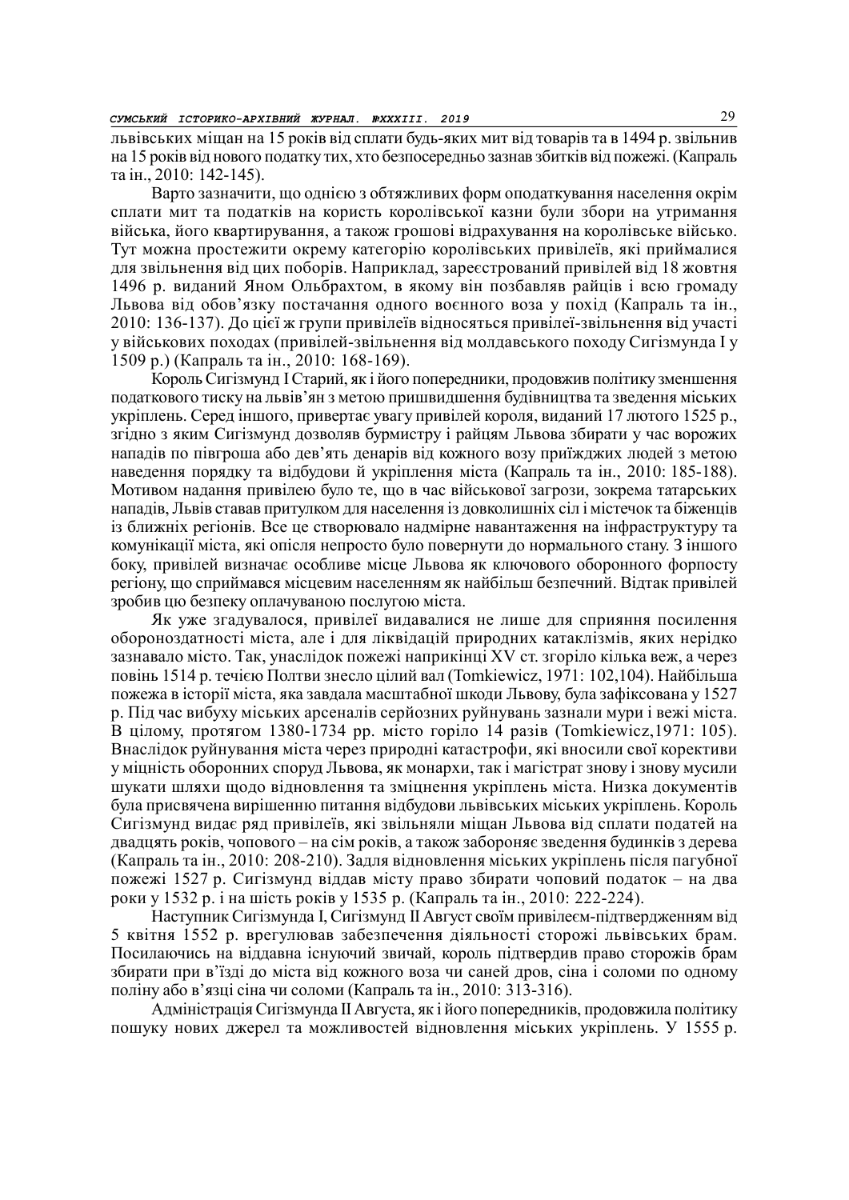львівських міщан на 15 років від сплати будь-яких мит від товарів та в 1494 р. звільнив на 15 років від нового податку тих, хто безпосередньо зазнав збитків від пожежі. (Капраль та ін., 2010: 142-145).

Варто зазначити, що однією з обтяжливих форм оподаткування населення окрім сплати мит та податків на користь королівської казни були збори на утримання війська, його квартирування, а також грошові відрахування на королівське військо. Тут можна простежити окрему категорію королівських привілеїв, які приймалися для звільнення від цих поборів. Наприклад, зареєстрований привілей від 18 жовтня 1496 р. виданий Яном Ольбрахтом, в якому він позбавляв райців і всю громаду Львова від обов'язку постачання одного воєнного воза у похід (Капраль та ін., 2010: 136-137). До цієї ж групи привілеїв відносяться привілеї-звільнення від участі у військових походах (привілей-звільнення від молдавського походу Сигізмунда I у 1509 р.) (Капраль та ін., 2010: 168-169).

Король Сигізмунд I Старий, як і його попередники, продовжив політику зменшення податкового тиску на львів'ян з метою пришвидшення будівництва та зведення міських укріплень. Серед іншого, привертає увагу привілей короля, виданий 17 лютого 1525 р., згідно з яким Сигізмунд дозволяв бурмистру і райцям Львова збирати у час ворожих нападів по півгроша або дев'ять денарів від кожного возу приїжджих людей з метою наведення порядку та відбудови й укріплення міста (Капраль та ін., 2010: 185-188). Мотивом надання привілею було те, що в час військової загрози, зокрема татарських нападів, Львів ставав притулком для населення із довколишніх сіл і містечок та біженців із ближніх регіонів. Все це створювало надмірне навантаження на інфраструктуру та комунікації міста, які опісля непросто було повернути до нормального стану. З іншого боку, привілей визначає особливе місце Львова як ключового оборонного форпосту регіону, що сприймався місцевим населенням як найбільш безпечний. Відтак привілей зробив цю безпеку оплачуваною послугою міста.

Як уже згадувалося, привілеї видавалися не лише для сприяння посилення обороноздатності міста, але і для ліквідацій природних катаклізмів, яких нерідко зазнавало місто. Так, унаслідок пожежі наприкінці XV ст. згоріло кілька веж, а через повінь 1514 р. течією Полтви знесло цілий вал (Tomkiewicz, 1971: 102,104). Найбільша пожежа в історії міста, яка завдала масштабної шкоди Львову, була зафіксована у 1527 р. Під час вибуху міських арсеналів серйозних руйнувань зазнали мури і вежі міста. В цілому, протягом 1380-1734 рр. місто горіло 14 разів (Tomkiewicz,1971: 105). Внаслідок руйнування міста через природні катастрофи, які вносили свої корективи у міцність оборонних споруд Львова, як монархи, так і магістрат знову і знову мусили шукати шляхи щодо відновлення та зміцнення укріплень міста. Низка документів була присвячена вирішенню питання відбудови львівських міських укріплень. Король Сигізмунд видає ряд привілеїв, які звільняли міщан Львова від сплати податей на двадцять років, чопового – на сім років, а також забороняє зведення будинків з дерева (Капраль та ін., 2010: 208-210). Задля відновлення міських укріплень після пагубної пожежі 1527 р. Сигізмунд віддав місту право збирати чоповий податок – на два роки у 1532 р. і на шість років у 1535 р. (Капраль та ін., 2010: 222-224).

Наступник Сигізмунда I, Сигізмунд II Август своїм привілеєм-підтвердженням від 5 квітня 1552 р. врегулював забезпечення діяльності сторожі львівських брам. Посилаючись на віддавна існуючий звичай, король підтвердив право сторожів брам збирати при в'їзді до міста від кожного воза чи саней дров, сіна і соломи по одному поліну або в'язці сіна чи соломи (Капраль та ін., 2010: 313-316).

Адміністрація Сигізмунда II Августа, як і його попередників, продовжила політику пошуку нових джерел та можливостей відновлення міських укріплень. У 1555 р.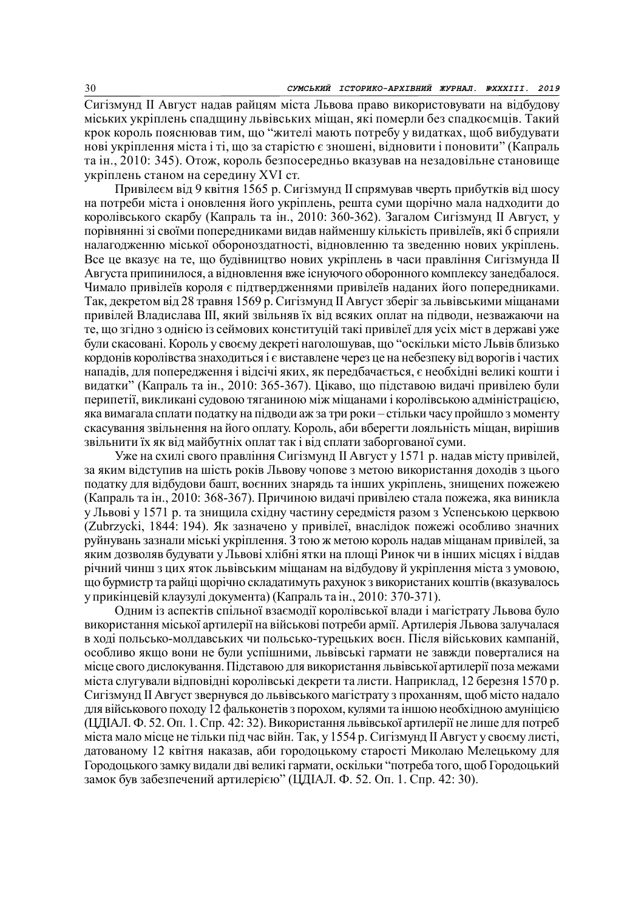Сигізмунд II Август надав райцям міста Львова право використовувати на відбудову міських укріплень спадщину львівських міщан, які померли без спадкоємців. Такий крок король пояснював тим, що "жителі мають потребу у видатках, щоб вибудувати нові укріплення міста і ті, що за старістю є зношені, відновити і поновити" (Капраль та ін., 2010: 345). Отож, король безпосередньо вказував на незадовільне становище укріплень станом на середину XVI ст.

Привілеєм від 9 квітня 1565 р. Сигізмунд II спрямував чверть прибутків від шосу на потреби міста і оновлення його укріплень, решта суми щорічно мала надходити до королівського скарбу (Капраль та ін., 2010: 360-362). Загалом Сигізмунд II Август, у порівнянні зі своїми попередниками видав найменшу кількість привілеїв, які б сприяли налагодженню міської обороноздатності, відновленню та зведенню нових укріплень. Все це вказує на те, що будівництво нових укріплень в часи правління Сигізмунда II Августа припинилося, а відновлення вже існуючого оборонного комплексу занедбалося. Чимало привілеїв короля є підтвердженнями привілеїв наданих його попередниками. Так, декретом від 28 травня 1569 р. Сигізмунд II Август зберіг за львівськими міщанами привілей Владислава III, який звільняв їх від всяких оплат на підводи, незважаючи на те, що згідно з однією із сеймових конституцій такі привілеї для усіх міст в державі уже були скасовані. Король у своєму декреті наголошував, що "оскільки місто Львів близько кордонів королівства знаходиться і є виставлене через це на небезпеку від ворогів і частих нападів, для попередження і відсічі яких, як передбачається, є необхідні великі кошти і видатки" (Капраль та ін., 2010: 365-367). Цікаво, що підставою видачі привілею були перипетії, викликані судовою тяганиною між міщанами і королівською адміністрацією, яка вимагала сплати податку на підводи аж за три роки – стільки часу пройшло з моменту скасування звільнення на його оплату. Король, аби вберегти лояльність міщан, вирішив звільнити їх як від майбутніх оплат так і від сплати заборгованої суми.

Уже на схилі свого правління Сигізмунд II Август у 1571 р. надав місту привілей, за яким відступив на шість років Львову чопове з метою використання доходів з цього податку для відбудови башт, воєнних знарядь та інших укріплень, знищених пожежею (Капраль та ін., 2010: 368-367). Причиною видачі привілею стала пожежа, яка виникла у Львові у 1571 р. та знищила східну частину середмістя разом з Успенською церквою (Zubrzycki, 1844: 194). Як зазначено у привілеї, внаслідок пожежі особливо значних руйнувань зазнали міські укріплення. З тою ж метою король надав міщанам привілей, за яким дозволяв будувати у Львові хлібні ятки на площі Ринок чи в інших місцях і віддав річний чинш з цих яток львівським міщанам на відбудову й укріплення міста з умовою, що бурмистр та райці щорічно складатимуть рахунок з використаних коштів (вказувалось у прикінцевій клаузулі документа) (Капраль та ін., 2010: 370-371).

Одним із аспектів спільної взаємодії королівської влади і магістрату Львова було використання міської артилерії на військові потреби армії. Артилерія Львова залучалася в ході польсько-молдавських чи польсько-турецьких воєн. Після військових кампаній, особливо якщо вони не були успішними, львівські гармати не завжди поверталися на місце свого дислокування. Підставою для використання львівської артилерії поза межами міста слугували відповідні королівські декрети та листи. Наприклад, 12 березня 1570 р. Сигізмунд II Август звернувся до львівського магістрату з проханням, щоб місто надало для військового походу 12 фальконетів з порохом, кулями та іншою необхідною амуніцією (ЦДІАЛ. Ф. 52. Оп. 1. Спр. 42: 32). Використання львівської артилерії не лише для потреб міста мало місце не тільки під час війн. Так, у 1554 р. Сигізмунд II Август у своєму листі, датованому 12 квітня наказав, аби городоцькому старості Миколаю Мелецькому для Городоцького замку видали дві великі гармати, оскільки "потреба того, щоб Городоцький замок був забезпечений артилерією" (ЦДІАЛ. Ф. 52. Оп. 1. Спр. 42: 30).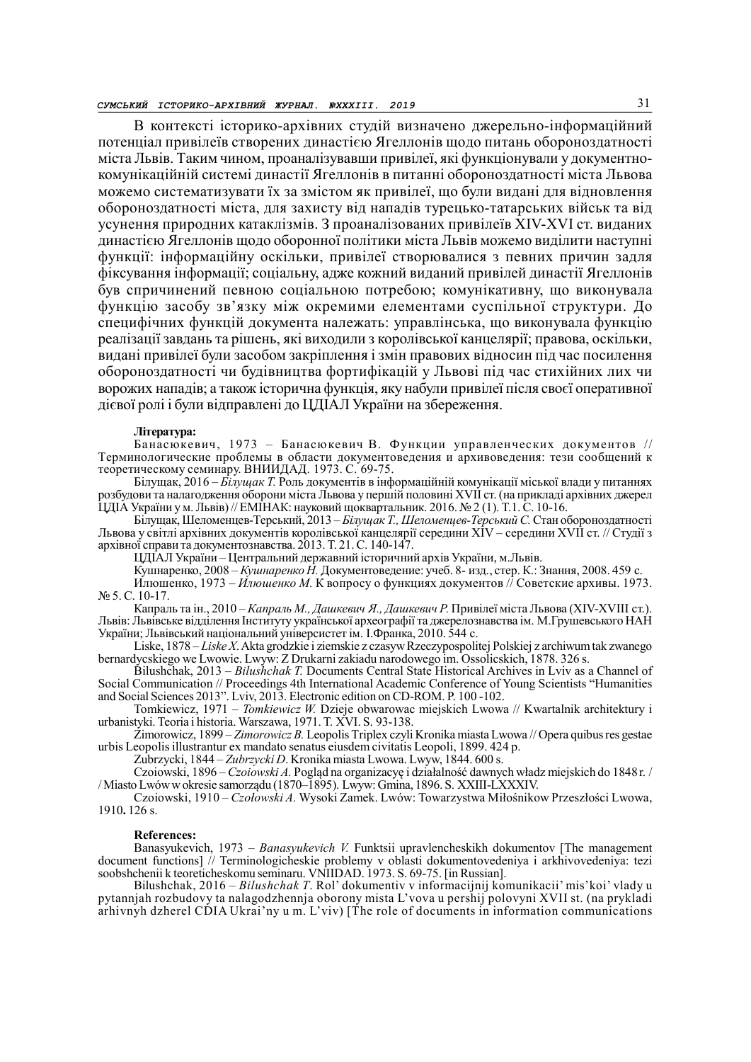В контексті історико-архівних студій визначено джерельно-інформаційний потенціал привілеїв створених династією Ягеллонів щодо питань обороноздатності міста Львів. Таким чином, проаналізувавши привілеї, які функціонували у документно-комунікаційній системі династії Ягеллонів в питанні обороноздатності міста Львова можемо систематизувати їх за змістом як привілеї, що були видані для відновлення обороноздатності міста, для захисту від нападів турецько-татарських військ та від усунення природних катаклізмів. З проаналізованих привілеїв XIV-XVI ст. виданих династією Ягеллонів щодо оборонної політики міста Львів можемо виділити наступні функції: інформаційну оскільки, привілеї створювалися з певних причин задля фіксування інформації; соціальну, адже кожний виданий привілей династії Ягеллонів був спричинений певною соціальною потребою; комунікативну, що виконувала функцію засобу зв'язку між окремими елементами суспільної структури. До специфічних функцій документа належать: управлінська, що виконувала функцію реалізації завдань та рішень, які виходили з королівської канцелярії; правова, оскільки, видані привілеї були засобом закріплення і змін правових відносин під час посилення обороноздатності чи будівництва фортифікацій у Львові під час стихійних лих чи ворожих нападів; а також історична функція, яку набули привілеї після своєї оперативної дієвої ролі і були відправлені до ЦДІАЛ України на збереження.

**Література:**

Банасюкевич, 1973 – Банасюкевич В. Функции управленческих документов // Терминологические проблемы в области документоведения и архивоведения: тези сообщений к теоретическому семинару. ВНИИДАД. 1973. С. 69-75.

Білущак, 2016 – *Білущак Т.* Роль документів в інформаційній комунікації міської влади у питаннях розбудови та налагодження оборони міста Львова у першій половині XVII ст. (на прикладі архівних джерел ЦДІА України у м. Львів) // ЕМІНАК: науковий щоквартальник. 2016. № 2 (1). Т.1. С. 10-16.

Білущак, Шеломенцев-Терський, 2013 – *Білущак Т., Шеломенцев-Терський С.* Стан обороноздатності Львова у світлі архівних документів королівської канцелярії середини XIV – середини XVII ст. // Студії з архівної справи та документознавства. 2013. Т. 21. С. 140-147.

ЦДІАЛ України – Центральний державний історичний архів України, м.Львів.

Кушнаренко, 2008 – *Кушнаренко Н.* Документоведение: учеб. 8- изд., стер. К.: Знання, 2008. 459 с.

Илюшенко, 1973 – *Илюшенко М.* К вопросу о функциях документов // Советские архивы. 1973. № 5. С. 10-17.

Капраль та ін., 2010 – *Капраль М., Дашкевич Я., Дашкевич Р.* Привілеї міста Львова (XIV-XVIII ст.). Львів: Львівське відділення Інституту української археографії та джерелознавства ім. М.Грушевського НАН України; Львівський національний універсистет ім. І.Франка, 2010. 544 с.

Liske, 1878 – *Liske X.* Akta grodzkie i ziemskie z czasyw Rzeczypospolitej Polskiej z archiwum tak zwanego bernardycskiego we Lwowie. Lwyw: Z Drukarni zakiadu narodowego im. Ossolicskich, 1878. 326 s.

Bilushchak, 2013 – *Bilushchak T.* Documents Central State Historical Archives in Lviv as a Channel of Social Communication // Proceedings 4th International Academic Conference of Young Scientists "Humanities and Social Sciences 2013". Lviv, 2013. Electronic edition on CD-ROM. P. 100 -102.

Tomkiewicz, 1971 – *Tomkiewicz W.* Dzieje obwarowac miejskich Lwowa // Kwartalnik architektury i urbanistyki. Teoria i historia. Warszawa, 1971. T. XVI. S. 93-138.

Zimorowicz, 1899 – *Zimorowicz B.* Leopolis Triplex czyli Kronika miasta Lwowa // Opera quibus res gestae urbis Leopolis illustrantur ex mandato senatus eiusdem civitatis Leopoli, 1899. 424 p.

Zubrzycki, 1844 – *Zubrzycki D.* Kronika miasta Lwowa. Lwyw, 1844. 600 s.

Czoiowski, 1896 – *Czoiowski A.* Pogląd na organizacyę i działalność dawnych władz miejskich do 1848 r. / / Miasto Lwów w okresie samorządu (1870–1895). Lwyw: Gmina, 1896. S. XXIII-LXXXIV.

Czoiowski, 1910 – *Czołowski A.* Wysoki Zamek. Lwów: Towarzystwa Miłośnikow Przeszłości Lwowa, 1910**.** 126 s.

**References:**

Banasyukevich, 1973 – *Banasyukevich V.* Funktsii upravlencheskikh dokumentov [The management document functions] // Terminologicheskie problemy v oblasti dokumentovedeniya i arkhivovedeniya: tezi soobshchenii k teoreticheskomu seminaru. VNIIDAD. 1973. S. 69-75. [in Russian].

Bilushchak, 2016 – *Bilushchak T.* Rol' dokumentiv v informacijnij komunikacii' mis'koi' vlady u pytannjah rozbudovy ta nalagodzhennja oborony mista L'vova u pershij polovyni XVII st. (na prykladi arhivnyh dzherel CDIA Ukrai'ny u m. L'viv) [The role of documents in information communications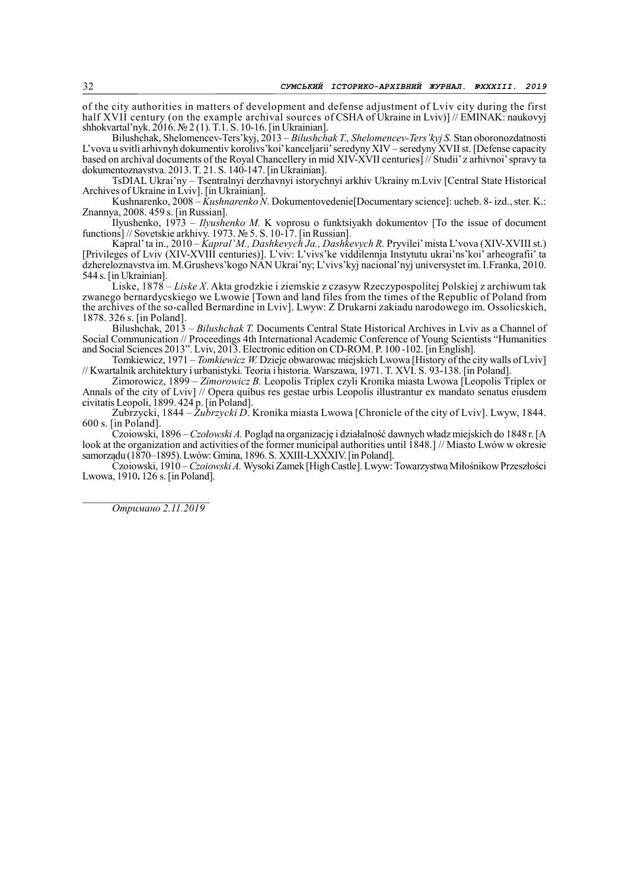of the city authorities in matters of development and defense adjustment of Lviv city during the first half XVII century (on the example archival sources of CSHA of Ukraine in Lviv)] // EMINAK: naukovyj shhokvartal'nyk. 2016. № 2 (1). T.1. S. 10-16. [in Ukrainian].

Bilushchak, Shelomencev-Ters'kyj, 2013 – *Bilushchak T., Shelomencev-Ters'kyj S.* Stan oboronozdatnosti L'vova u svitli arhivnyh dokumentiv korolivs'koi' kanceljarii' seredyny XIV – seredyny XVII st. [Defense capacity based on archival documents of the Royal Chancellery in mid XIV-XVII centuries] // Studii' z arhivnoi' spravy ta dokumentoznavstva. 2013. T. 21. S. 140-147. [in Ukrainian].

TsDIAL Ukrai'ny – Tsentralnyi derzhavnyi istorychnyi arkhiv Ukrainy m.Lviv [Central State Historical Archives of Ukraine in Lviv]. [in Ukrainian].

Kushnarenko, 2008 – *Kushnarenko N.* Dokumentovedenie[Documentary science]: ucheb. 8- izd., ster. K.: Znannya, 2008. 459 s. [in Russian].

Ilyushenko, 1973 – *Ilyushenko M.* K voprosu o funktsiyakh dokumentov [To the issue of document functions] // Sovetskie arkhivy. 1973. № 5. S. 10-17. [in Russian].

Kapral' ta in., 2010 – *Kapral'M., Dashkevych Ja., Dashkevych R.* Pryvilei' mista L'vova (XIV-XVIII st.) [Privileges of Lviv (XIV-XVIII centuries)]. L'viv: L'vivs'ke viddilennja Instytutu ukrai'ns'koi' arheografii' ta dzhereloznavstva im. M.Grushevs'kogo NAN Ukrai'ny; L'vivs'kyj nacional'nyj universystet im. I.Franka, 2010. 544 s. [in Ukrainian].

Liske, 1878 – *Liske X*. Akta grodzkie i ziemskie z czasyw Rzeczypospolitej Polskiej z archiwum tak zwanego bernardycskiego we Lwowie [Town and land files from the times of the Republic of Poland from the archives of the so-called Bernardine in Lviv]. Lwyw: Z Drukarni zakiadu narodowego im. Ossolicskich, 1878. 326 s. [in Poland].

Bilushchak, 2013 – *Bilushchak T.* Documents Central State Historical Archives in Lviv as a Channel of Social Communication // Proceedings 4th International Academic Conference of Young Scientists "Humanities and Social Sciences 2013". Lviv, 2013. Electronic edition on CD-ROM. P. 100 -102. [in English].

Tomkiewicz, 1971 – *Tomkiewicz W.* Dzieje obwarowac miejskich Lwowa [History of the city walls of Lviv] // Kwartalnik architektury i urbanistyki. Teoria i historia. Warszawa, 1971. T. XVI. S. 93-138. [in Poland].

Zimorowicz, 1899 – *Zimorowicz B.* Leopolis Triplex czyli Kronika miasta Lwowa [Leopolis Triplex or Annals of the city of Lviv] // Opera quibus res gestae urbis Leopolis illustrantur ex mandato senatus eiusdem civitatis Leopoli, 1899. 424 p. [in Poland].

Zubrzycki, 1844 – *Zubrzycki D.* Kronika miasta Lwowa [Chronicle of the city of Lviv]. Lwyw, 1844. 600 s. [in Poland].

Czoiowski, 1896 – *Czołowski A.* Pogląd na organizację i działalność dawnych władz miejskich do 1848 r. [A look at the organization and activities of the former municipal authorities until 1848.] // Miasto Lwów w okresie samorządu (1870–1895). Lwów: Gmina, 1896. S. XXIII-LXXXIV. [in Poland].

Czoiowski, 1910 – *Czoiowski A.* Wysoki Zamek [High Castle]. Lwyw: Towarzystwa Miłośnikow Przeszłości Lwowa, 1910**.** 126 s. [in Poland].

---

*Отримано 2.11.2019*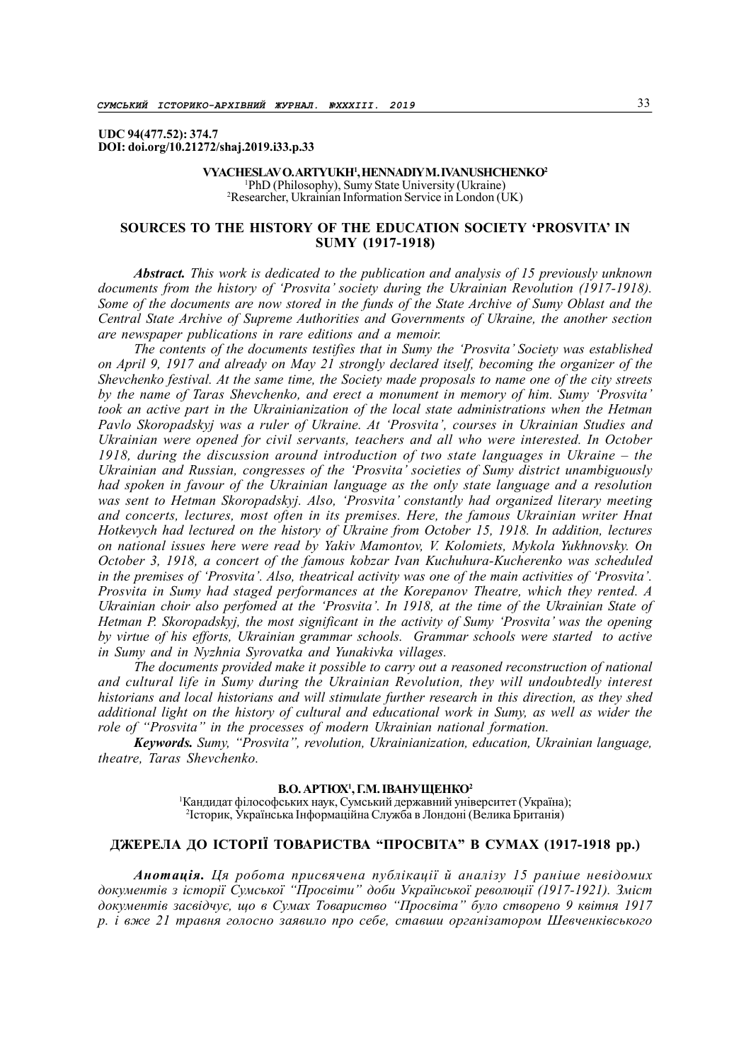**UDC 94(477.52): 374.7**
**DOI: doi.org/10.21272/shaj.2019.i33.p.33**

**VYACHESLAV O. ARTYUKH[1], HENNADIY M. IVANUSHCHENKO[2]**
[1]PhD (Philosophy), Sumy State University (Ukraine)
[2]Researcher, Ukrainian Information Service in London (UK)

## SOURCES TO THE HISTORY OF THE EDUCATION SOCIETY 'PROSVITA' IN SUMY (1917-1918)

***Abstract.*** *This work is dedicated to the publication and analysis of 15 previously unknown documents from the history of 'Prosvita' society during the Ukrainian Revolution (1917-1918). Some of the documents are now stored in the funds of the State Archive of Sumy Oblast and the Central State Archive of Supreme Authorities and Governments of Ukraine, the another section are newspaper publications in rare editions and a memoir.*

*The contents of the documents testifies that in Sumy the 'Prosvita' Society was established on April 9, 1917 and already on May 21 strongly declared itself, becoming the organizer of the Shevchenko festival. At the same time, the Society made proposals to name one of the city streets by the name of Taras Shevchenko, and erect a monument in memory of him. Sumy 'Prosvita' took an active part in the Ukrainianization of the local state administrations when the Hetman Pavlo Skoropadskyj was a ruler of Ukraine. At 'Prosvita', courses in Ukrainian Studies and Ukrainian were opened for civil servants, teachers and all who were interested. In October 1918, during the discussion around introduction of two state languages in Ukraine – the Ukrainian and Russian, congresses of the 'Prosvita' societies of Sumy district unambiguously had spoken in favour of the Ukrainian language as the only state language and a resolution was sent to Hetman Skoropadskyj. Also, 'Prosvita' constantly had organized literary meeting and concerts, lectures, most often in its premises. Here, the famous Ukrainian writer Hnat Hotkevych had lectured on the history of Ukraine from October 15, 1918. In addition, lectures on national issues here were read by Yakiv Mamontov, V. Kolomiets, Mykola Yukhnovsky. On October 3, 1918, a concert of the famous kobzar Ivan Kuchuhura-Kucherenko was scheduled in the premises of 'Prosvita'. Also, theatrical activity was one of the main activities of 'Prosvita'. Prosvita in Sumy had staged performances at the Korepanov Theatre, which they rented. A Ukrainian choir also perfomed at the 'Prosvita'. In 1918, at the time of the Ukrainian State of Hetman P. Skoropadskyj, the most significant in the activity of Sumy 'Prosvita' was the opening by virtue of his efforts, Ukrainian grammar schools. Grammar schools were started to active in Sumy and in Nyzhnia Syrovatka and Yunakivka villages.*

*The documents provided make it possible to carry out a reasoned reconstruction of national and cultural life in Sumy during the Ukrainian Revolution, they will undoubtedly interest historians and local historians and will stimulate further research in this direction, as they shed additional light on the history of cultural and educational work in Sumy, as well as wider the role of "Prosvita" in the processes of modern Ukrainian national formation.*

***Keywords.*** *Sumy, "Prosvita", revolution, Ukrainianization, education, Ukrainian language, theatre, Taras Shevchenko.*

**В.О. АРТЮХ[1], Г.М. ІВАНУЩЕНКО[2]**
[1]Кандидат філософських наук, Сумський державний університет (Україна);
[2]Історик, Українська Інформаційна Служба в Лондоні (Велика Британія)

## ДЖЕРЕЛА ДО ІСТОРІЇ ТОВАРИСТВА "ПРОСВІТА" В СУМАХ (1917-1918 рр.)

***Анотація.*** *Ця робота присвячена публікації й аналізу 15 раніше невідомих документів з історії Сумської "Просвіти" доби Української революції (1917-1921). Зміст документів засвідчує, що в Сумах Товариство "Просвіта" було створено 9 квітня 1917 р. і вже 21 травня голосно заявило про себе, ставши організатором Шевченківського*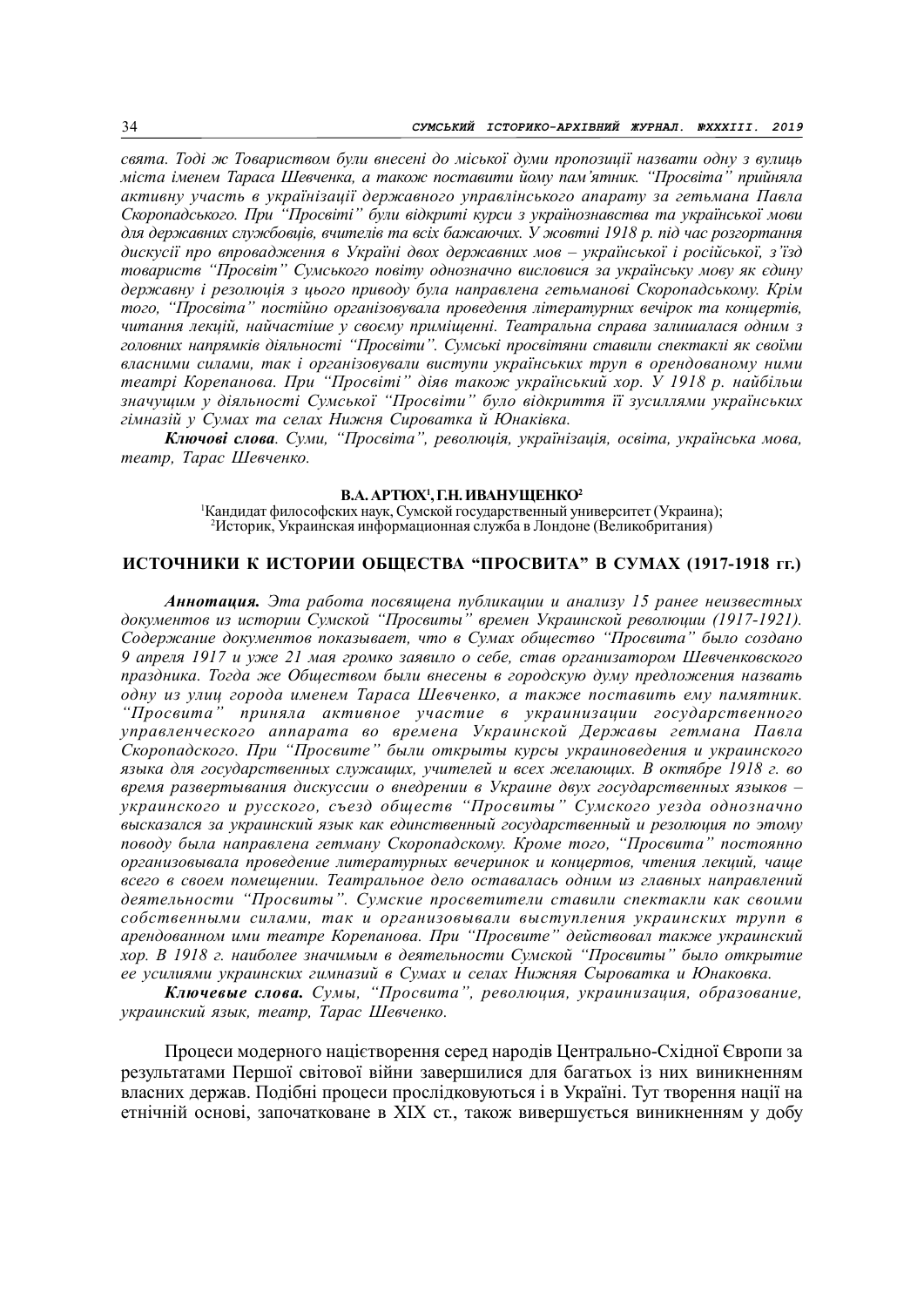*свята. Тоді ж Товариством були внесені до міської думи пропозиції назвати одну з вулиць міста іменем Тараса Шевченка, а також поставити йому пам'ятник. "Просвіта" прийняла активну участь в українізації державного управлінського апарату за гетьмана Павла Скоропадського. При "Просвіті" були відкриті курси з українознавства та української мови для державних службовців, вчителів та всіх бажаючих. У жовтні 1918 р. під час розгортання дискусії про впровадження в Україні двох державних мов – української і російської, з'їзд товариств "Просвіт" Сумського повіту однозначно висловися за українську мову як єдину державну і резолюція з цього приводу була направлена гетьманові Скоропадському. Крім того, "Просвіта" постійно організовувала проведення літературних вечірок та концертів, читання лекцій, найчастіше у своєму приміщенні. Театральна справа залишалася одним з головних напрямків діяльності "Просвіти". Сумські просвітяни ставили спектаклі як своїми власними силами, так і організовували виступи українських труп в орендованому ними театрі Корепанова. При "Просвіті" діяв також український хор. У 1918 р. найбільш значущим у діяльності Сумської "Просвіти" було відкриття її зусиллями українських гімназій у Сумах та селах Нижня Сироватка й Юнаківка.*

***Ключові слова****. Суми, "Просвіта", революція, українізація, освіта, українська мова, театр, Тарас Шевченко.*

**В.А. АРТЮХ[1], Г.Н. ИВАНУЩЕНКО[2]**

[1]Кандидат философских наук, Сумской государственный университет (Украина);
[2]Историк, Украинская информационная служба в Лондоне (Великобритания)

## ИСТОЧНИКИ К ИСТОРИИ ОБЩЕСТВА "ПРОСВИТА" В СУМАХ (1917-1918 гг.)

***Аннотация.*** *Эта работа посвящена публикации и анализу 15 ранее неизвестных документов из истории Сумской "Просвиты" времен Украинской революции (1917-1921). Содержание документов показывает, что в Сумах общество "Просвита" было создано 9 апреля 1917 и уже 21 мая громко заявило о себе, став организатором Шевченковского праздника. Тогда же Обществом были внесены в городскую думу предложения назвать одну из улиц города именем Тараса Шевченко, а также поставить ему памятник. "Просвита" приняла активное участие в украинизации государственного управленческого аппарата во времена Украинской Державы гетмана Павла Скоропадского. При "Просвите" были открыты курсы украиноведения и украинского языка для государственных служащих, учителей и всех желающих. В октябре 1918 г. во время развертывания дискуссии о внедрении в Украине двух государственных языков – украинского и русского, съезд обществ "Просвиты" Сумского уезда однозначно высказался за украинский язык как единственный государственный и резолюция по этому поводу была направлена гетману Скоропадскому. Кроме того, "Просвита" постоянно организовывала проведение литературных вечеринок и концертов, чтения лекций, чаще всего в своем помещении. Театральное дело оставалось одним из главных направлений деятельности "Просвиты". Сумские просветители ставили спектакли как своими собственными силами, так и организовывали выступления украинских трупп в арендованном ими театре Корепанова. При "Просвите" действовал также украинский хор. В 1918 г. наиболее значимым в деятельности Сумской "Просвиты" было открытие ее усилиями украинских гимназий в Сумах и селах Нижняя Сыроватка и Юнаковка.*

***Ключевые слова.*** *Сумы, "Просвита", революция, украинизация, образование, украинский язык, театр, Тарас Шевченко.*

Процеси модерного націєтворення серед народів Центрально-Східної Європи за результатами Першої світової війни завершилися для багатьох із них виникненням власних держав. Подібні процеси прослідковуються і в Україні. Тут творення нації на етнічній основі, започатковане в XIX ст., також вивершується виникненням у добу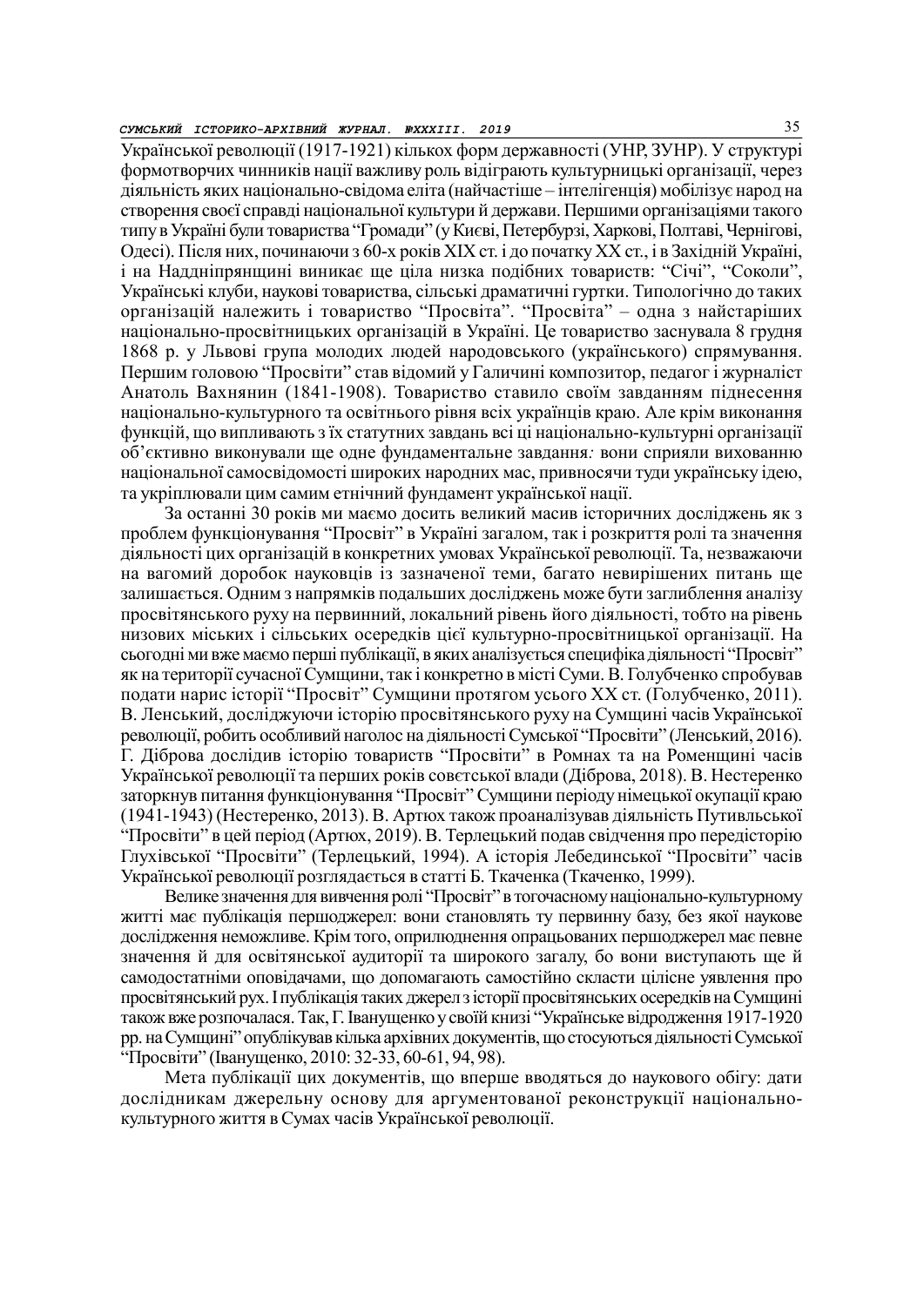Української революції (1917-1921) кількох форм державності (УНР, ЗУНР). У структурі формотворчих чинників нації важливу роль відіграють культурницькі організації, через діяльність яких національно-свідома еліта (найчастіше – інтелігенція) мобілізує народ на створення своєї справді національної культури й держави. Першими організаціями такого типу в Україні були товариства "Громади" (у Києві, Петербурзі, Харкові, Полтаві, Чернігові, Одесі). Після них, починаючи з 60-х років XIX ст. і до початку XX ст., і в Західній Україні, і на Наддніпрянщині виникає ще ціла низка подібних товариств: "Січі", "Соколи", Українські клуби, наукові товариства, сільські драматичні гуртки. Типологічно до таких організацій належить і товариство "Просвіта". "Просвіта" – одна з найстаріших національно-просвітницьких організацій в Україні. Це товариство заснувала 8 грудня 1868 р. у Львові група молодих людей народовського (українського) спрямування. Першим головою "Просвіти" став відомий у Галичині композитор, педагог і журналіст Анатоль Вахнянин (1841-1908). Товариство ставило своїм завданням піднесення національно-культурного та освітнього рівня всіх українців краю. Але крім виконання функцій, що випливають з їх статутних завдань всі ці національно-культурні організації об'єктивно виконували ще одне фундаментальне завдання: вони сприяли вихованню національної самосвідомості широких народних мас, привносячи туди українську ідею, та укріплювали цим самим етнічний фундамент української нації.

За останні 30 років ми маємо досить великий масив історичних досліджень як з проблем функціонування "Просвіт" в Україні загалом, так і розкриття ролі та значення діяльності цих організацій в конкретних умовах Української революції. Та, незважаючи на вагомий доробок науковців із зазначеної теми, багато невирішених питань ще залишається. Одним з напрямків подальших досліджень може бути заглиблення аналізу просвітянського руху на первинний, локальний рівень його діяльності, тобто на рівень низових міських і сільських осередків цієї культурно-просвітницької організації. На сьогодні ми вже маємо перші публікації, в яких аналізується специфіка діяльності "Просвіт" як на території сучасної Сумщини, так і конкретно в місті Суми. В. Голубченко спробував подати нарис історії "Просвіт" Сумщини протягом усього XX ст. (Голубченко, 2011). В. Ленський, досліджуючи історію просвітянського руху на Сумщині часів Української революції, робить особливий наголос на діяльності Сумської "Просвіти" (Ленський, 2016). Г. Діброва дослідив історію товариств "Просвіти" в Ромнах та на Роменщині часів Української революції та перших років совєтської влади (Діброва, 2018). В. Нестеренко заторкнув питання функціонування "Просвіт" Сумщини періоду німецької окупації краю (1941-1943) (Нестеренко, 2013). В. Артюх також проаналізував діяльність Путивльської "Просвіти" в цей період (Артюх, 2019). В. Терлецький подав свідчення про передісторію Глухівської "Просвіти" (Терлецький, 1994). А історія Лебединської "Просвіти" часів Української революції розглядається в статті Б. Ткаченка (Ткаченко, 1999).

Велике значення для вивчення ролі "Просвіт" в тогочасному національно-культурному житті має публікація першоджерел: вони становлять ту первинну базу, без якої наукове дослідження неможливе. Крім того, оприлюднення опрацьованих першоджерел має певне значення й для освітянської аудиторії та широкого загалу, бо вони виступають ще й самодостатніми оповідачами, що допомагають самостійно скласти цілісне уявлення про просвітянський рух. І публікація таких джерел з історії просвітянських осередків на Сумщині також вже розпочалася. Так, Г. Іванущенко у своїй книзі "Українське відродження 1917-1920 рр. на Сумщині" опублікував кілька архівних документів, що стосуються діяльності Сумської "Просвіти" (Іванущенко, 2010: 32-33, 60-61, 94, 98).

Мета публікації цих документів, що вперше вводяться до наукового обігу: дати дослідникам джерельну основу для аргументованої реконструкції національно-культурного життя в Сумах часів Української революції.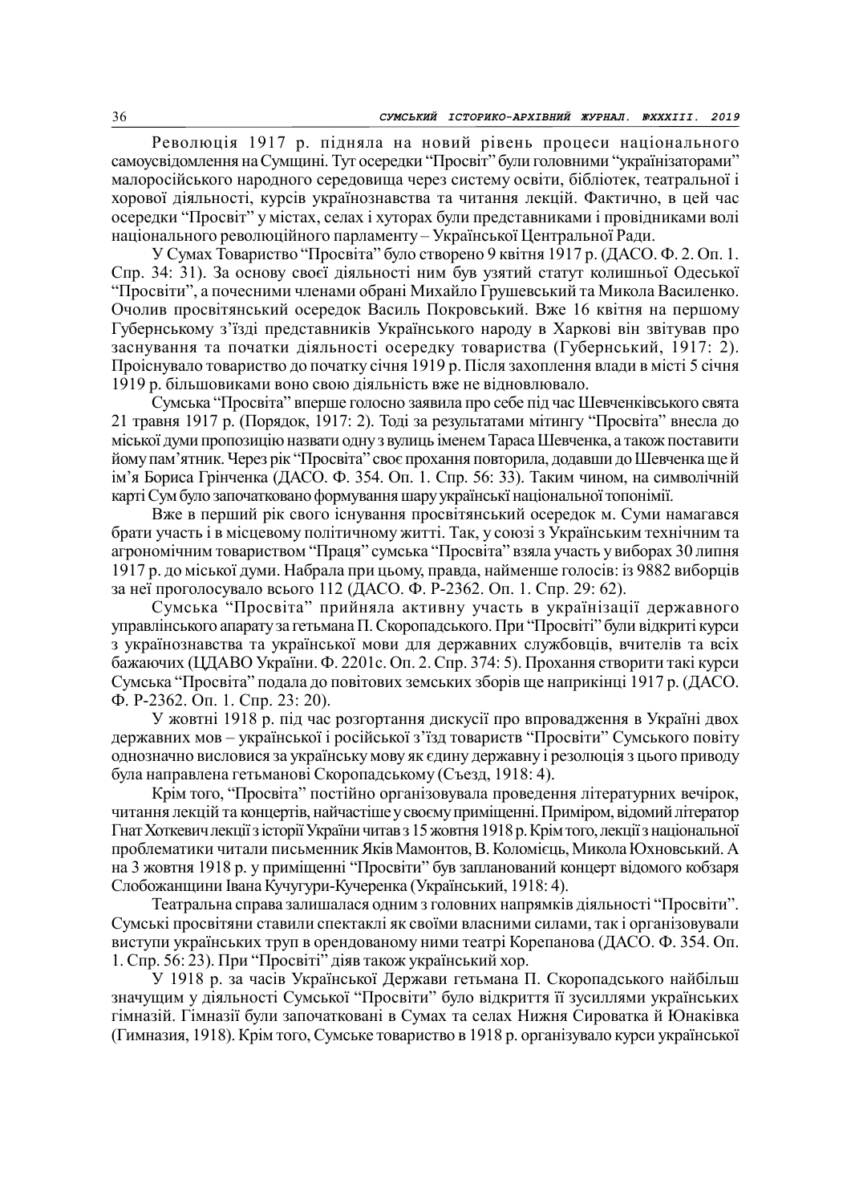Революція 1917 р. підняла на новий рівень процеси національного самоусвідомлення на Сумщині. Тут осередки "Просвіт" були головними "українізаторами" малоросійського народного середовища через систему освіти, бібліотек, театральної і хорової діяльності, курсів українознавства та читання лекцій. Фактично, в цей час осередки "Просвіт" у містах, селах і хуторах були представниками і провідниками волі національного революційного парламенту – Української Центральної Ради.

У Сумах Товариство "Просвіта" було створено 9 квітня 1917 р. (ДАСО. Ф. 2. Оп. 1. Спр. 34: 31). За основу своєї діяльності ним був узятий статут колишньої Одеської "Просвіти", а почесними членами обрані Михайло Грушевський та Микола Василенко. Очолив просвітянський осередок Василь Покровський. Вже 16 квітня на першому Губернському з'їзді представників Українського народу в Харкові він звітував про заснування та початки діяльності осередку товариства (Губернський, 1917: 2). Проіснувало товариство до початку січня 1919 р. Після захоплення влади в місті 5 січня 1919 р. більшовиками воно свою діяльність вже не відновлювало.

Сумська "Просвіта" вперше голосно заявила про себе під час Шевченківського свята 21 травня 1917 р. (Порядок, 1917: 2). Тоді за результатами мітингу "Просвіта" внесла до міської думи пропозицію назвати одну з вулиць іменем Тараса Шевченка, а також поставити йому пам'ятник. Через рік "Просвіта" своє прохання повторила, додавши до Шевченка ще й ім'я Бориса Грінченка (ДАСО. Ф. 354. Оп. 1. Спр. 56: 33). Таким чином, на символічній карті Сум було започатковано формування шару українськї національної топонімії.

Вже в перший рік свого існування просвітянський осередок м. Суми намагався брати участь і в місцевому політичному житті. Так, у союзі з Українським технічним та агрономічним товариством "Праця" сумська "Просвіта" взяла участь у виборах 30 липня 1917 р. до міської думи. Набрала при цьому, правда, найменше голосів: із 9882 виборців за неї проголосувало всього 112 (ДАСО. Ф. Р-2362. Оп. 1. Спр. 29: 62).

Сумська "Просвіта" прийняла активну участь в українізації державного управлінського апарату за гетьмана П. Скоропадського. При "Просвіті" були відкриті курси з українознавства та української мови для державних службовців, вчителів та всіх бажаючих (ЦДАВО України. Ф. 2201с. Оп. 2. Спр. 374: 5). Прохання створити такі курси Сумська "Просвіта" подала до повітових земських зборів ще наприкінці 1917 р. (ДАСО. Ф. Р-2362. Оп. 1. Спр. 23: 20).

У жовтні 1918 р. під час розгортання дискусії про впровадження в Україні двох державних мов – української і російської з'їзд товариств "Просвіти" Сумського повіту однозначно висловися за українську мову як єдину державну і резолюція з цього приводу була направлена гетьманові Скоропадському (Съезд, 1918: 4).

Крім того, "Просвіта" постійно організовувала проведення літературних вечірок, читання лекцій та концертів, найчастіше у своєму приміщенні. Приміром, відомий літератор Гнат Хоткевич лекції з історії України читав з 15 жовтня 1918 р. Крім того, лекції з національної проблематики читали письменник Яків Мамонтов, В. Коломієць, Микола Юхновський. А на 3 жовтня 1918 р. у приміщенні "Просвіти" був запланований концерт відомого кобзаря Слобожанщини Івана Кучугури-Кучеренка (Український, 1918: 4).

Театральна справа залишалася одним з головних напрямків діяльності "Просвіти". Сумські просвітяни ставили спектаклі як своїми власними силами, так і організовували виступи українських труп в орендованому ними театрі Корепанова (ДАСО. Ф. 354. Оп. 1. Спр. 56: 23). При "Просвіті" діяв також український хор.

У 1918 р. за часів Української Держави гетьмана П. Скоропадського найбільш значущим у діяльності Сумської "Просвіти" було відкриття її зусиллями українських гімназій. Гімназії були започатковані в Сумах та селах Нижня Сироватка й Юнаківка (Гимназия, 1918). Крім того, Сумське товариство в 1918 р. організувало курси української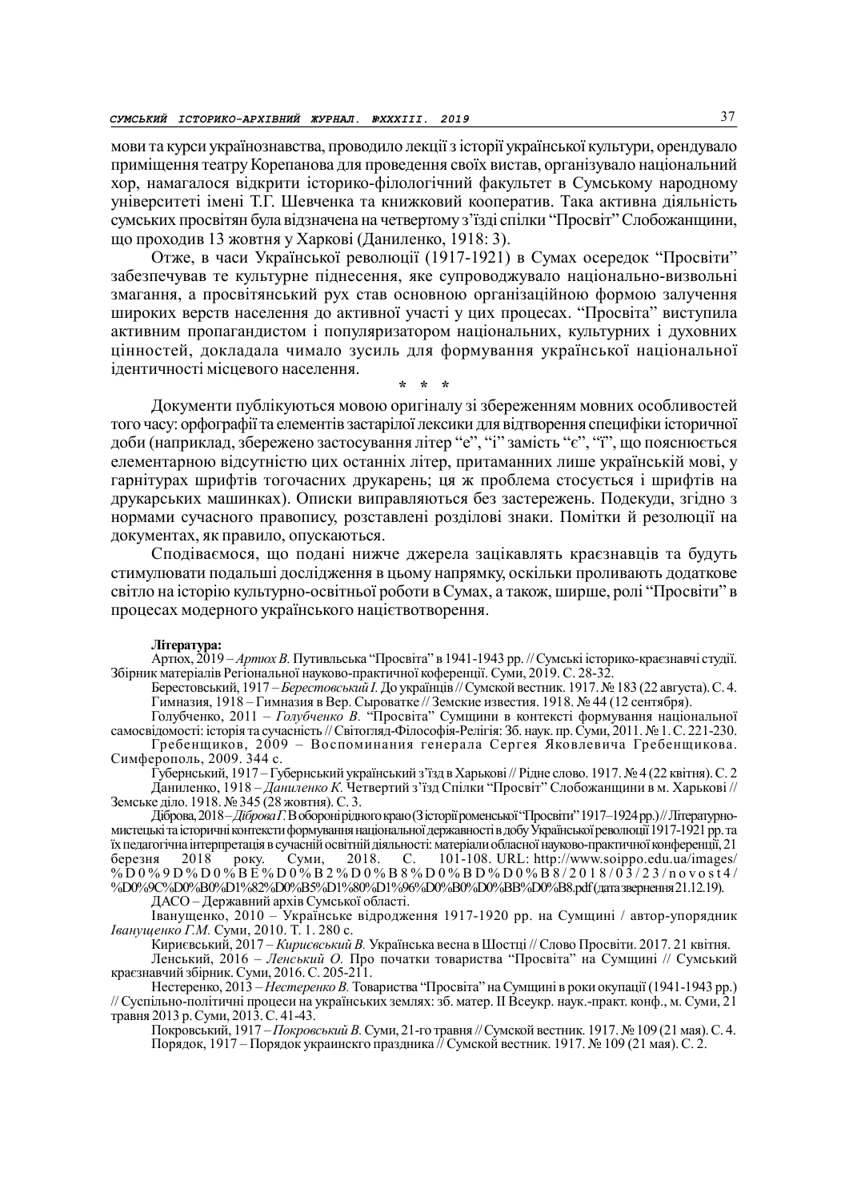мови та курси українознавства, проводило лекції з історії української культури, орендувало приміщення театру Корепанова для проведення своїх вистав, організувало національний хор, намагалося відкрити історико-філологічний факультет в Сумському народному університеті імені Т.Г. Шевченка та книжковий кооператив. Така активна діяльність сумських просвітян була відзначена на четвертому з'їзді спілки "Просвіт" Слобожанщини, що проходив 13 жовтня у Харкові (Даниленко, 1918: 3).

Отже, в часи Української революції (1917-1921) в Сумах осередок "Просвіти" забезпечував те культурне піднесення, яке супроводжувало національно-визвольні змагання, а просвітянський рух став основною організаційною формою залучення широких верств населення до активної участі у цих процесах. "Просвіта" виступила активним пропагандистом і популяризатором національних, культурних і духовних цінностей, докладала чимало зусиль для формування української національної ідентичності місцевого населення.

\* \* \*

Документи публікуються мовою оригіналу зі збереженням мовних особливостей того часу: орфографії та елементів застарілої лексики для відтворення специфіки історичної доби (наприклад, збережено застосування літер "е", "і" замість "є", "ї", що пояснюється елементарною відсутністю цих останніх літер, притаманних лише українській мові, у гарнітурах шрифтів тогочасних друкарень; ця ж проблема стосується і шрифтів на друкарських машинках). Описки виправляються без застережень. Подекуди, згідно з нормами сучасного правопису, розставлені розділові знаки. Помітки й резолюції на документах, як правило, опускаються.

Сподіваємося, що подані нижче джерела зацікавлять краєзнавців та будуть стимулювати подальші дослідження в цьому напрямку, оскільки проливають додаткове світло на історію культурно-освітньої роботи в Сумах, а також, ширше, ролі "Просвіти" в процесах модерного українського націєтвотворення.

**Література:**

Артюх, 2019 – *Артюх В.* Путивльська "Просвіта" в 1941-1943 рр. // Сумські історико-краєзнавчі студії. Збірник матеріалів Регіональної науково-практичної коференції. Суми, 2019. С. 28-32.

Берестовський, 1917 – *Берестовський І.* До українців // Сумской вестник. 1917. № 183 (22 августа). С. 4.

Гимназия, 1918 – Гимназия в Вер. Сыроватке // Земские известия. 1918. № 44 (12 сентября).

Голубченко, 2011 – *Голубченко В.* "Просвіта" Сумщини в контексті формування національної самосвідомості: історія та сучасність // Світогляд-Філософія-Релігія: Зб. наук. пр. Суми, 2011. № 1. С. 221-230.

Гребенщиков, 2009 – Воспоминания генерала Сергея Яковлевича Гребенщикова. Симферополь, 2009. 344 с.

Губернський, 1917 – Губернський український з'їзд в Харькові // Рідне слово. 1917. № 4 (22 квітня). С. 2

Даниленко, 1918 – *Даниленко К.* Четвертий з'їзд Спілки "Просвіт" Слобожанщини в м. Харькові // Земське діло. 1918. № 345 (28 жовтня). С. 3.

Діброва, 2018 – *Діброва Г.* В обороні рідного краю (З історії роменської "Просвіти" 1917–1924 рр.) // Літературно-мистецькі та історичні контексти формування національної державності в добу Української революції 1917-1921 рр. та їх педагогічна інтерпретація в сучасній освітній діяльності: матеріали обласної науково-практичної конференції, 21 березня 2018 року. Суми, 2018. С. 101-108. URL: http://www.soippo.edu.ua/images/%D0%9D%D0%BE%D0%B2%D0%B8%D0%BD%D0%B8/2018/03/23/novost4/%D0%9C%D0%B0%D1%82%D0%B5%D1%80%D1%96%D0%B0%D0%BB%D0%B8.pdf (дата звернення 21.12.19).

ДАСО – Державний архів Сумської області.

Іванущенко, 2010 – Українське відродження 1917-1920 рр. на Сумщині / автор-упорядник *Іванущенко Г.М.* Суми, 2010. Т. 1. 280 с.

Кириєвський, 2017 – *Кириєвський В.* Українська весна в Шостці // Слово Просвіти. 2017. 21 квітня.

Ленський, 2016 – *Ленський О.* Про початки товариства "Просвіта" на Сумщині // Сумський краєзнавчий збірник. Суми, 2016. С. 205-211.

Нестеренко, 2013 – *Нестеренко В.* Товариства "Просвіта" на Сумщині в роки окупації (1941-1943 рр.) // Суспільно-політичні процеси на українських землях: зб. матер. ІІ Всеукр. наук.-практ. конф., м. Суми, 21 травня 2013 р. Суми, 2013. С. 41-43.

Покровський, 1917 – *Покровський В.* Суми, 21-го травня // Сумской вестник. 1917. № 109 (21 мая). С. 4.

Порядок, 1917 – Порядок украинскго праздника // Сумской вестник. 1917. № 109 (21 мая). С. 2.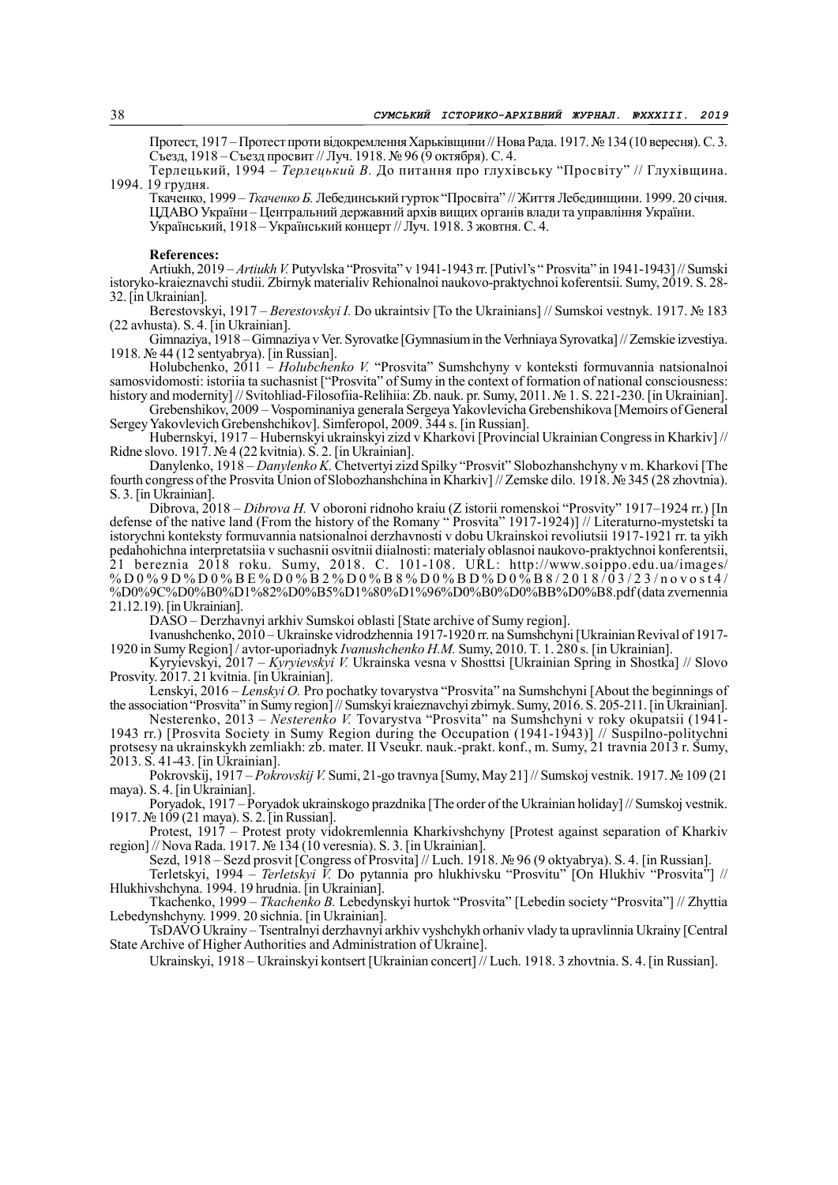Протест, 1917 – Протест проти відокремлення Харківщини // Нова Рада. 1917. № 134 (10 вересня). С. 3.

Съезд, 1918 – Съезд просвит // Луч. 1918. № 96 (9 октября). С. 4.

Терлецький, 1994 – *Терлецький В.* До питання про глухівську "Просвіту" // Глухівщина. 1994. 19 грудня.

Ткаченко, 1999 – *Ткаченко Б.* Лебединський гурток "Просвіта" // Життя Лебединщини. 1999. 20 січня.

ЦДАВО України – Центральний державний архів вищих органів влади та управління України.

Український, 1918 – Український концерт // Луч. 1918. 3 жовтня. С. 4.

**References:**

Artiukh, 2019 – *Artiukh V.* Putyvlska "Prosvita" v 1941-1943 rr. [Putivl's " Prosvita" in 1941-1943] // Sumski istoryko-kraieznavchi studii. Zbirnyk materialiv Rehionalnoi naukovo-praktychnoi koferentsii. Sumy, 2019. S. 28-32. [in Ukrainian].

Berestovskyi, 1917 – *Berestovskyi I.* Do ukraintsiv [To the Ukrainians] // Sumskoi vestnyk. 1917. № 183 (22 avhusta). S. 4. [in Ukrainian].

Gimnaziya, 1918 – Gimnaziya v Ver. Syrovatke [Gymnasium in the Verhniaya Syrovatka] // Zemskie izvestiya. 1918. № 44 (12 sentyabrya). [in Russian].

Holubchenko, 2011 – *Holubchenko V.* "Prosvita" Sumshchyny v konteksti formuvannia natsionalnoi samosvidomosti: istoriia ta suchasnist ["Prosvita" of Sumy in the context of formation of national consciousness: history and modernity] // Svitohliad-Filosofiia-Relihiia: Zb. nauk. pr. Sumy, 2011. № 1. S. 221-230. [in Ukrainian].

Grebenshikov, 2009 – Vospominaniya generala Sergeya Yakovlevicha Grebenshikova [Memoirs of General Sergey Yakovlevich Grebenshchikov]. Simferopol, 2009. 344 s. [in Russian].

Hubernskyi, 1917 – Hubernskyi ukrainskyi zizd v Kharkovi [Provincial Ukrainian Congress in Kharkiv] // Ridne slovo. 1917. № 4 (22 kvitnia). S. 2. [in Ukrainian].

Danylenko, 1918 – *Danylenko K.* Chetvertyi zizd Spilky "Prosvit" Slobozhanshchyny v m. Kharkovi [The fourth congress of the Prosvita Union of Slobozhanshchina in Kharkiv] // Zemske dilo. 1918. № 345 (28 zhovtnia). S. 3. [in Ukrainian].

Dibrova, 2018 – *Dibrova H.* V oboroni ridnoho kraiu (Z istorii romenskoi "Prosvity" 1917–1924 rr.) [In defense of the native land (From the history of the Romany " Prosvita" 1917-1924)] // Literaturno-mystetski ta istorychni konteksty formuvannia natsionalnoi derzhavnosti v dobu Ukrainskoi revoliutsii 1917-1921 rr. ta yikh pedahohichna interpretatsiia v suchasnii osvitnii diialnosti: materialy oblasnoi naukovo-praktychnoi konferentsii, 21 bereznia 2018 roku. Sumy, 2018. C. 101-108. URL: http://www.soippo.edu.ua/images/%D0%9D%D0%BE%D0%B2%D0%B8%D0%BD%D0%B8/2018/03/23/novost4/%D0%9C%D0%B0%D1%82%D0%B5%D1%80%D1%96%D0%B0%D0%BB%D0%B8.pdf (data zvernennia 21.12.19). [in Ukrainian].

DASO – Derzhavnyi arkhiv Sumskoi oblasti [State archive of Sumy region].

Ivanushchenko, 2010 – Ukrainske vidrodzhennia 1917-1920 rr. na Sumshchyni [Ukrainian Revival of 1917-1920 in Sumy Region] / avtor-uporiadnyk *Ivanushchenko H.M.* Sumy, 2010. T. 1. 280 s. [in Ukrainian].

Kyryievskyi, 2017 – *Kyryievskyi V.* Ukrainska vesna v Shosttsi [Ukrainian Spring in Shostka] // Slovo Prosvity. 2017. 21 kvitnia. [in Ukrainian].

Lenskyi, 2016 – *Lenskyi O.* Pro pochatky tovarystva "Prosvita" na Sumshchyni [About the beginnings of the association "Prosvita" in Sumy region] // Sumskyi kraieznavchyi zbirnyk. Sumy, 2016. S. 205-211. [in Ukrainian].

Nesterenko, 2013 – *Nesterenko V.* Tovarystva "Prosvita" na Sumshchyni v roky okupatsii (1941-1943 rr.) [Prosvita Society in Sumy Region during the Occupation (1941-1943)] // Suspilno-politychni protsesy na ukrainskykh zemliakh: zb. mater. II Vseukr. nauk.-prakt. konf., m. Sumy, 21 travnia 2013 r. Sumy, 2013. S. 41-43. [in Ukrainian].

Pokrovskij, 1917 – *Pokrovskij V.* Sumi, 21-go travnya [Sumy, May 21] // Sumskoj vestnik. 1917. № 109 (21 maya). S. 4. [in Ukrainian].

Poryadok, 1917 – Poryadok ukrainskogo prazdnika [The order of the Ukrainian holiday] // Sumskoj vestnik. 1917. № 109 (21 maya). S. 2. [in Russian].

Protest, 1917 – Protest proty vidokremlennia Kharkivshchyny [Protest against separation of Kharkiv region] // Nova Rada. 1917. № 134 (10 veresnia). S. 3. [in Ukrainian].

Sezd, 1918 – Sezd prosvit [Congress of Prosvita] // Luch. 1918. № 96 (9 oktyabrya). S. 4. [in Russian].

Terletskyi, 1994 – *Terletskyi V.* Do pytannia pro hlukhivsku "Prosvitu" [On Hlukhiv "Prosvita"] // Hlukhivshchyna. 1994. 19 hrudnia. [in Ukrainian].

Tkachenko, 1999 – *Tkachenko B.* Lebedynskyi hurtok "Prosvita" [Lebedin society "Prosvita"] // Zhyttia Lebedynshchyny. 1999. 20 sichnia. [in Ukrainian].

TsDAVO Ukrainy – Tsentralnyi derzhavnyi arkhiv vyshchykh orhaniv vlady ta upravlinnia Ukrainy [Central State Archive of Higher Authorities and Administration of Ukraine].

Ukrainskyi, 1918 – Ukrainskyi kontsert [Ukrainian concert] // Luch. 1918. 3 zhovtnia. S. 4. [in Russian].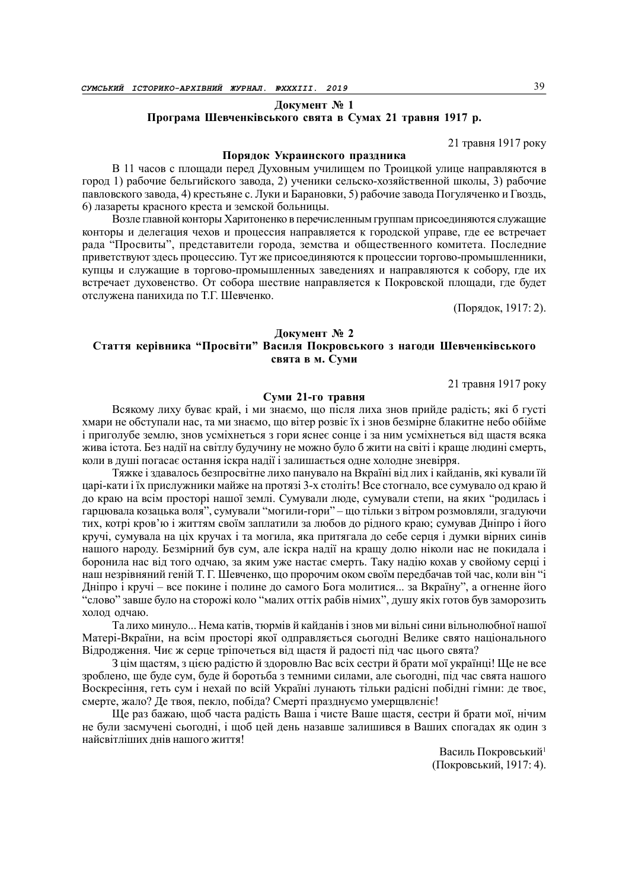**Документ № 1**
**Програма Шевченківського свята в Сумах 21 травня 1917 р.**

21 травня 1917 року

**Порядок Украинского праздника**

В 11 часов с площади перед Духовным училищем по Троицкой улице направляются в город 1) рабочие бельгийского завода, 2) ученики сельско-хозяйственной школы, 3) рабочие павловского завода, 4) крестьяне с. Луки и Барановки, 5) рабочие завода Погуляченко и Гвоздь, 6) лазареты красного креста и земской больницы.

Возле главной конторы Харитоненко в перечисленным группам присоединяются служащие конторы и делегация чехов и процессия направляется к городской управе, где ее встречает рада "Просвиты", представители города, земства и общественного комитета. Последние приветствуют здесь процессию. Тут же присоединяются к процессии торгово-промышленники, купцы и служащие в торгово-промышленных заведениях и направляются к собору, где их встречает духовенство. От собора шествие направляется к Покровской площади, где будет отслужена панихида по Т.Г. Шевченко.

(Порядок, 1917: 2).

**Документ № 2**
**Стаття керівника "Просвіти" Василя Покровського з нагоди Шевченківського свята в м. Суми**

21 травня 1917 року

**Суми 21-го травня**

Всякому лиху буває край, і ми знаємо, що після лиха знов прийде радість; які б густі хмари не обступали нас, та ми знаємо, що вітер розвіє їх і знов безмірне блакитне небо обійме і приголубе землю, знов усміхнеться з гори яснеє сонце і за ним усміхнеться від щастя всяка жива істота. Без надії на світлу будучину не можно було б жити на світі і краще людині смерть, коли в душі погасає остання іскра надії і залишається одне холодне зневірря.

Тяжке і здавалось безпросвітне лихо панувало на Вкраїні від лих і кайданів, які кували їй царі-кати і їх прислужники майже на протязі 3-х століть! Все стогнало, все сумувало од краю й до краю на всім просторі нашої землі. Сумували люде, сумували степи, на яких "родилась і гарцювала козацька воля", сумували "могили-гори" – що тільки з вітром розмовляли, згадуючи тих, котрі кров'ю і життям своїм заплатили за любов до рідного краю; сумував Дніпро і його кручі, сумувала націх кручах і та могила, яка притягала до себе серця і думки вірних синів нашого народу. Безмірний був сум, але іскра надії на кращу долю ніколи нас не покидала і боронила нас від того одчаю, за яким уже настає смерть. Таку надію кохав у свойому серці і наш незрівняний геній Т. Г. Шевченко, що пророчим оком своїм передбачав той час, коли він "і Дніпро і кручі – все покине і полине до самого Бога молитися... за Вкраїну", а огненне його "слово" завше було на сторожі коло "малих оттіх рабів німих", душу якіх готов був заморозить холод одчаю.

Та лихо минуло... Нема катів, тюрмів й кайданів і знов ми вільні сини вільнолюбної нашої Матері-Вкраїни, на всім просторі якої одправляється сьогодні Велике свято національного Відродження. Чиє ж серце тріпочеться від щастя й радості під час цього свята?

З цім щастям, з цією радістю й здоровлю Вас всіх сестри й брати мої українці! Ще не все зроблено, ще буде сум, буде й боротьба з темними силами, але сьогодні, під час свята нашого Воскресіння, геть сум і нехай по всій Україні лунають тільки радісні побідні гімни: де твоє, смерте, жало? Де твоя, пекло, побіда? Смерті празднуємо умерщвлєніє!

Ще раз бажаю, щоб часта радість Ваша і чисте Ваше щастя, сестри й брати мої, нічим не були засмучені сьогодні, і щоб цей день назавше залишився в Ваших спогадах як один з найсвітліших днів нашого життя!

Василь Покровський[1]
(Покровський, 1917: 4).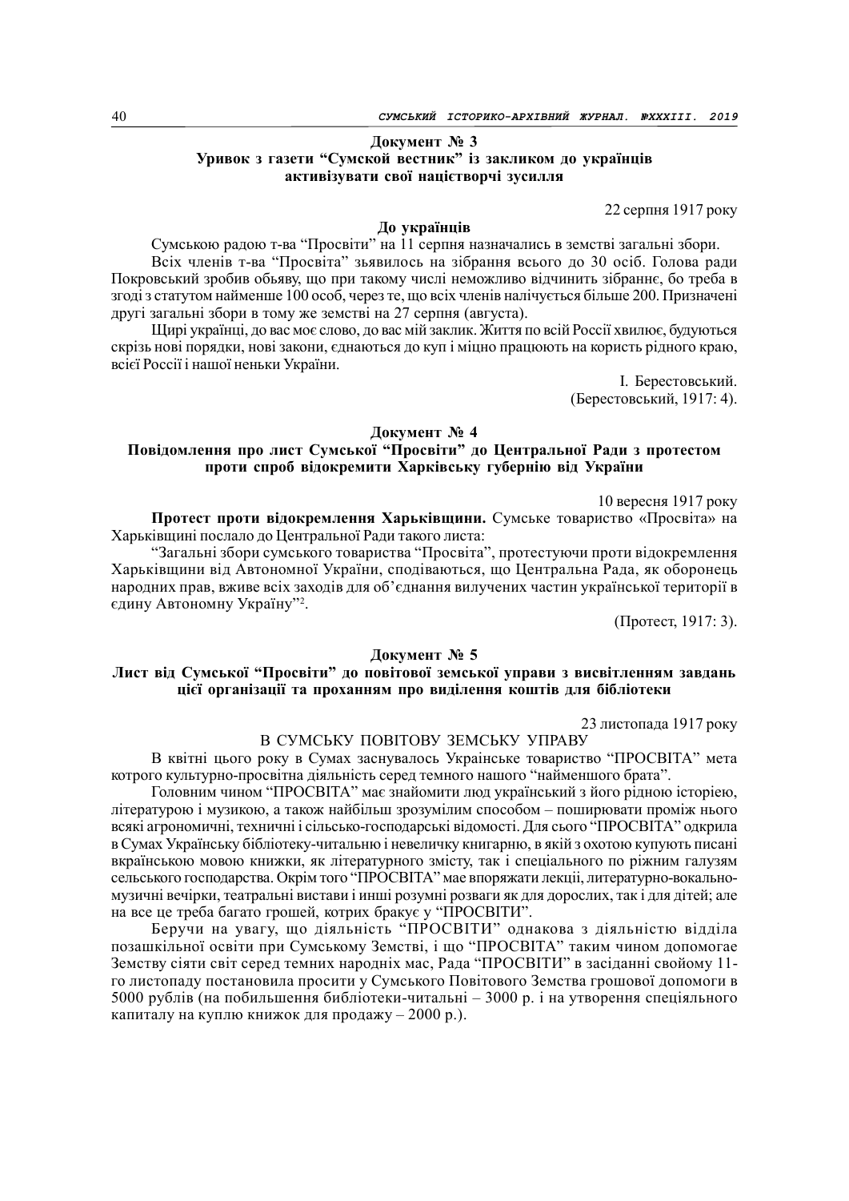### Документ № 3
### Уривок з газети "Сумской вестник" із закликом до українців активізувати свої націєтворчі зусилля

22 серпня 1917 року

**До українців**

Сумською радою т-ва "Просвіти" на 11 серпня назначались в земстві загальні збори.

Всіх членів т-ва "Просвіта" зьявилось на зібрання всього до 30 осіб. Голова ради Покровський зробив обьяву, що при такому числі неможливо відчинить зібраннє, бо треба в згоді з статутом найменше 100 особ, через те, що всіх членів налічується більше 200. Призначені другі загальні збори в тому же земстві на 27 серпня (августа).

Щирі українці, до вас моє слово, до вас мій заклик. Життя по всій Россії хвилює, будуються скрізь нові порядки, нові закони, єднаються до куп і міцно працюють на користь рідного краю, всієї Россії і нашої неньки України.

І. Берестовський.
(Берестовський, 1917: 4).

### Документ № 4
### Повідомлення про лист Сумської "Просвіти" до Центральної Ради з протестом проти спроб відокремити Харківську губернію від України

10 вересня 1917 року

**Протест проти відокремлення Харьківщини.** Сумське товариство «Просвіта» на Харьківщині послало до Центральної Ради такого листа:

"Загальні збори сумського товариства "Просвіта", протестуючи проти відокремлення Харьківщини від Автономної України, сподіваються, що Центральна Рада, як оборонець народних прав, вживе всіх заходів для об'єднання вилучених частин української території в єдину Автономну Україну"[2].

(Протест, 1917: 3).

### Документ № 5
### Лист від Сумської "Просвіти" до повітової земської управи з висвітленням завдань цієї організації та проханням про виділення коштів для бібліотеки

23 листопада 1917 року

В СУМСЬКУ ПОВІТОВУ ЗЕМСЬКУ УПРАВУ

В квітні цього року в Сумах заснувалось Українське товариство "ПРОСВІТА" мета котрого культурно-просвітна діяльність серед темного нашого "найменшого брата".

Головним чином "ПРОСВІТА" має знайомити люд український з його рідною історією, літературою і музикою, а також найбільш зрозумілим способом – поширювати проміж нього всякі агрономичні, техничні і сільсько-господарські відомості. Для сього "ПРОСВІТА" одкрила в Сумах Українську бібліотеку-читальню і невеличку книгарню, в якій з охотою купують писані вкраїнською мовою книжки, як літературного змісту, так і спеціального по ріжним галузям сельського господарства. Окрім того "ПРОСВІТА" має впоряжати лекції, літературно-вокально-музичні вечірки, театральні вистави і инші розумні розваги як для дорослих, так і для дітей; але на все це треба багато грошей, котрих бракує у "ПРОСВІТИ".

Беручи на увагу, що діяльність "ПРОСВІТИ" однакова з діяльністю відділа позашкільної освіти при Сумському Земстві, і що "ПРОСВІТА" таким чином допомогає Земству сіяти світ серед темних народніх мас, Рада "ПРОСВІТИ" в засіданні своїому 11-го листопаду постановила просити у Сумського Повітового Земства грошової допомоги в 5000 рублів (на побильшення бібліотеки-читальні – 3000 р. і на утворення спеціяльного капиталу на куплю книжок для продажу – 2000 р.).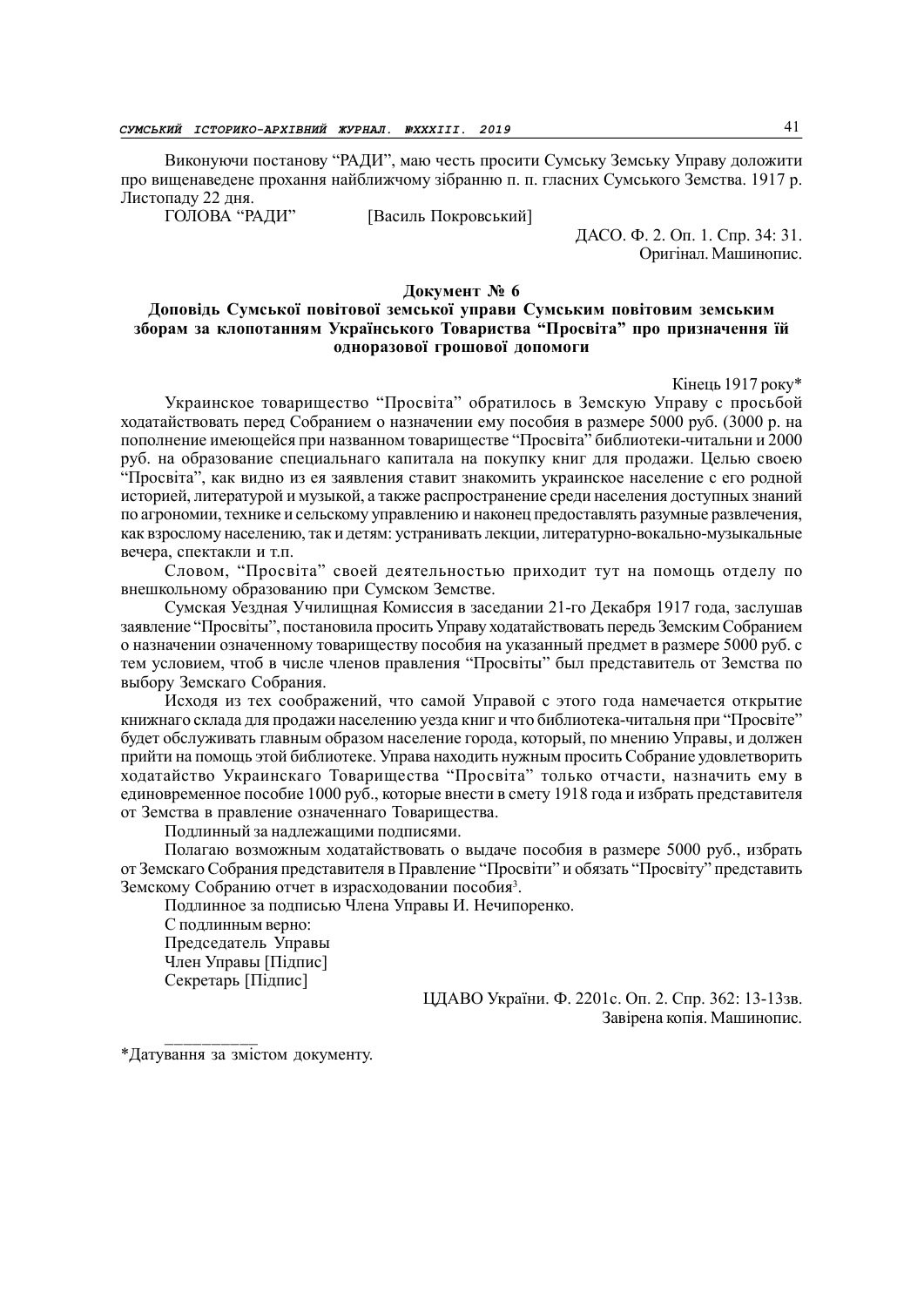Виконуючи постанову "РАДИ", маю честь просити Сумську Земську Управу доложити про вищенаведене прохання найближчому зібранню п. п. гласних Сумського Земства. 1917 р. Листопаду 22 дня.

ГОЛОВА "РАДИ" [Василь Покровський]

ДАСО. Ф. 2. Оп. 1. Спр. 34: 31.
Оригінал. Машинопис.

### Документ № 6

### Доповідь Сумської повітової земської управи Сумським повітовим земським зборам за клопотанням Українського Товариства "Просвіта" про призначення їй одноразової грошової допомоги

Кінець 1917 року*

Украинское товарищество "Просвіта" обратилось в Земскую Управу с просьбой ходатайствовать перед Собранием о назначении ему пособия в размере 5000 руб. (3000 р. на пополнение имеющейся при названном товариществе "Просвіта" библиотеки-читальни и 2000 руб. на образование специальнаго капитала на покупку книг для продажи. Целью своею "Просвіта", как видно из ея заявления ставит знакомить украинское население с его родной историей, литературой и музыкой, а также распространение среди населения доступных знаний по агрономии, технике и сельскому управлению и наконец предоставлять разумные развлечения, как взрослому населению, так и детям: устранивать лекции, литературно-вокально-музыкальные вечера, спектакли и т.п.

Словом, "Просвіта" своей деятельностью приходит тут на помощь отделу по внешкольному образованию при Сумском Земстве.

Сумская Уездная Училищная Комиссия в заседании 21-го Декабря 1917 года, заслушав заявление "Просвіты", постановила просить Управу ходатайствовать передь Земским Собранием о назначении означенному товариществу пособия на указанный предмет в размере 5000 руб. с тем условием, чтоб в числе членов правления "Просвіты" был представитель от Земства по выбору Земскаго Собрания.

Исходя из тех соображений, что самой Управой с этого года намечается открытие книжнаго склада для продажи населению уезда книг и что библиотека-читальня при "Просвіте" будет обслуживать главным образом население города, который, по мнению Управы, и должен прийти на помощь этой библиотеке. Управа находить нужным просить Собрание удовлетворить ходатайство Украинскаго Товарищества "Просвіта" только отчасти, назначить ему в единовременное пособие 1000 руб., которые внести в смету 1918 года и избрать представителя от Земства в правление означеннаго Товарищества.

Подлинный за надлежащими подписями.

Полагаю возможным ходатайствовать о выдаче пособия в размере 5000 руб., избрать от Земскаго Собрания представителя в Правление "Просвіти" и обязать "Просвіту" представить Земскому Собранию отчет в израсходовании пособия[3].

Подлинное за подписью Члена Управы И. Нечипоренко.

С подлинным верно:

Председатель Управы

Член Управы [Підпис]

Секретарь [Підпис]

ЦДАВО України. Ф. 2201с. Оп. 2. Спр. 362: 13-13зв.
Завірена копія. Машинопис.

---

*Датування за змістом документу.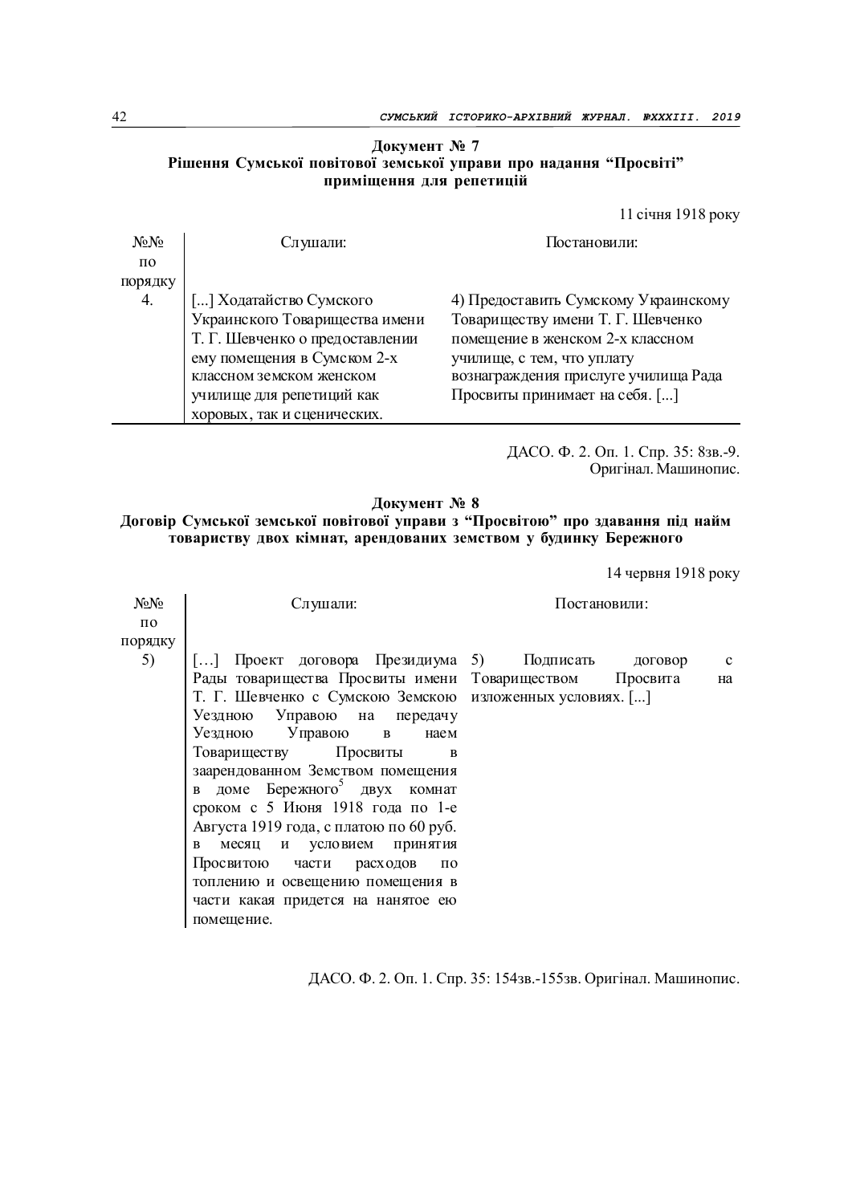**Документ № 7**
**Рішення Сумської повітової земської управи про надання "Просвіті" приміщення для репетицій**

11 січня 1918 року

| №№ по порядку | Слушали: | Постановили: |
|---|---|---|
| 4. | [...] Ходатайство Сумского Украинского Товарищества имени Т. Г. Шевченко о предоставлении ему помещения в Сумском 2-х классном земском женском училище для репетиций как хоровых, так и сценических. | 4) Предоставить Сумскому Украинскому Товариществу имени Т. Г. Шевченко помещение в женском 2-х классном училище, с тем, что уплату вознаграждения прислуге училища Рада Просвиты принимает на себя. [...] |

ДАСО. Ф. 2. Оп. 1. Спр. 35: 8зв.-9. Оригінал. Машинопис.

**Документ № 8**
**Договір Сумської земської повітової управи з "Просвітою" про здавання під найм товариству двох кімнат, арендованих земством у будинку Бережного**

14 червня 1918 року

| №№ по порядку | Слушали: | Постановили: |
|---|---|---|
| 5) | […] Проект договора Президиума Рады товарищества Просвиты имени Т. Г. Шевченко с Сумскою Земскою Уездною Управою на передачу Уездною Управою в наем Товариществу Просвиты в заарендованном Земством помещения в доме Бережного[5] двух комнат сроком с 5 Июня 1918 года по 1-е Августа 1919 года, с платою по 60 руб. в месяц и условием принятия Просвитою части расходов по топлению и освещению помещения в части какая придется на нанятое ею помещение. | 5) Подписать договор с Товариществом Просвита на изложенных условиях. [...] |

ДАСО. Ф. 2. Оп. 1. Спр. 35: 154зв.-155зв. Оригінал. Машинопис.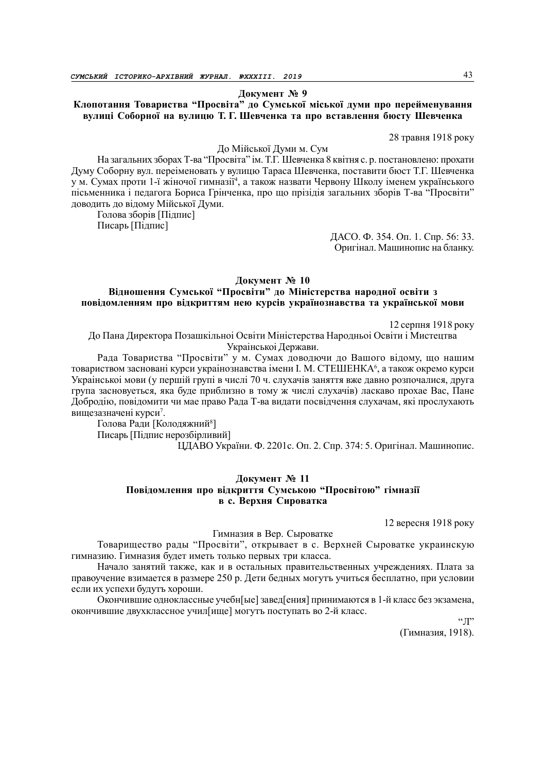**Документ № 9**

**Клопотання Товариства "Просвіта" до Сумської міської думи про перейменування вулиці Соборної на вулицю Т. Г. Шевченка та про вставлення бюсту Шевченка**

28 травня 1918 року

До Мійської Думи м. Сум

На загальних зборах Т-ва "Просвіта" ім. Т.Г. Шевченка 8 квітня с. р. постановлено: прохати Думу Соборну вул. переіменовать у вулицю Тараса Шевченка, поставити бюст Т.Г. Шевченка у м. Сумах проти 1-ї жіночої гимназії[4], а також назвати Червону Школу іменем українського пісьменника і педагога Бориса Грінченка, про що прізідія загальних зборів Т-ва "Просвіти" доводить до відому Мійської Думи.

Голова зборів [Підпис]

Писарь [Підпис]

ДАСО. Ф. 354. Оп. 1. Спр. 56: 33.
Оригінал. Машинопис на бланку.

**Документ № 10**

**Відношення Сумської "Просвіти" до Міністерства народної освіти з повідомленням про відкриттям нею курсів українознавства та української мови**

12 серпня 1918 року

До Пана Директора Позашкільної Освіти Міністерства Народньої Освіти і Мистецтва Української Держави.

Рада Товариства "Просвіти" у м. Сумах доводючи до Вашого відому, що нашим товариством засновані курси українознавства імени І. М. СТЕШЕНКА[6], а також окремо курси Української мови (у першій групі в числі 70 ч. слухачів заняття вже давно розпочалися, друга група засновуеться, яка буде приблизно в тому ж числі слухачів) ласкаво прохае Вас, Пане Добродію, повідомити чи мае право Рада Т-ва видати посвідчення слухачам, які прослухають вищезазначені курси[7].

Голова Ради [Колодяжний[8]]

Писарь [Підпис нерозбірливий]

ЦДАВО України. Ф. 2201с. Оп. 2. Спр. 374: 5. Оригінал. Машинопис.

**Документ № 11**

**Повідомлення про відкриття Сумською "Просвітою" гімназії в с. Верхня Сироватка**

12 вересня 1918 року

Гимназия в Вер. Сыроватке

Товарищество рады "Просвіти", открывает в с. Верхней Сыроватке украинскую гимназию. Гимназия будет иметь только первых три класса.

Начало занятий также, как и в остальных правительственных учреждениях. Плата за правоучение взимается в размере 250 р. Дети бедных могутъ учиться бесплатно, при условии если их успехи будутъ хороши.

Окончившие одноклассные учебн[ые] завед[ения] принимаются в 1-й класс без экзамена, окончившие двухклассное учил[ище] могутъ поступать во 2-й класс.

"Л"
(Гимназия, 1918).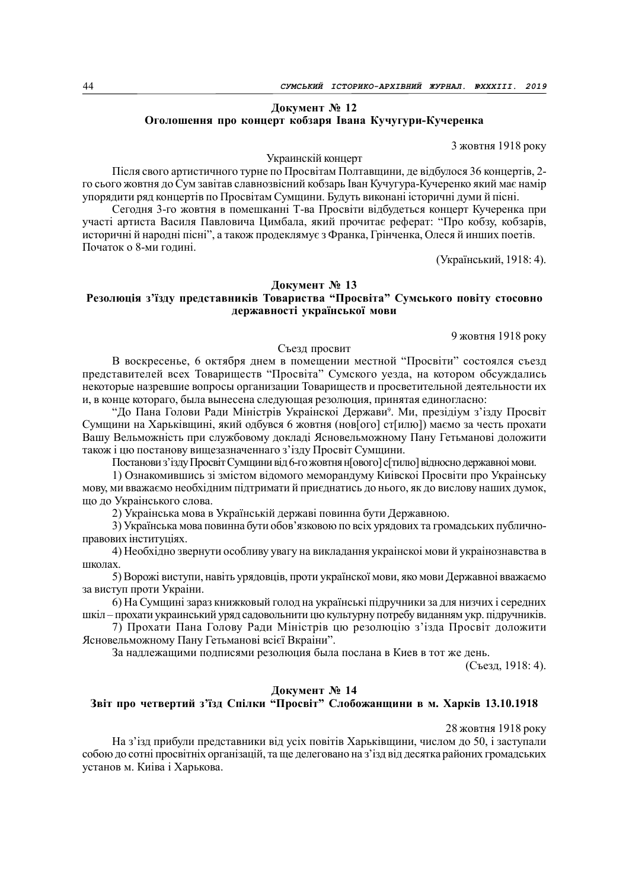### Документ № 12
### Оголошення про концерт кобзаря Івана Кучугури-Кучеренка

3 жовтня 1918 року

Украинскій концерт

Після свого артистичного турне по Просвітам Полтавщини, де відбулося 36 концертів, 2-го сього жовтня до Сум завітав славнозвісний кобзарь Іван Кучугура-Кучеренко який має намір упорядити ряд концертів по Просвітам Сумщини. Будуть виконані історичні думи й пісні.

Сегодня 3-го жовтня в помешканні Т-ва Просвіти відбудеться концерт Кучеренка при участі артиста Василя Павловича Цимбала, який прочитає реферат: "Про кобзу, кобзарів, историчні й народні пісні", а також продеклямує з Франка, Грінченка, Олеся й инших поетів. Початок о 8-ми годині.

(Український, 1918: 4).

### Документ № 13
### Резолюція з'їзду представників Товариства "Просвіта" Сумського повіту стосовно державності української мови

9 жовтня 1918 року

Съезд просвит

В воскресенье, 6 октября днем в помещении местной "Просвіти" состоялся съезд представителей всех Товариществ "Просвіта" Сумского уезда, на котором обсуждались некоторые назревшие вопросы организации Товариществ и просветительной деятельности их и, в конце котораго, была вынесена следующая резолюция, принятая единогласно:

"До Пана Голови Ради Міністрів Украінської Держави[9]. Ми, президіум з'їзду Просвіт Сумщини на Харьківщині, який одбувся 6 жовтня (нов[ого] ст[илю]) маємо за честь прохати Вашу Вельможність при службовому докладі Ясновельможному Пану Гетьманові доложити також і цю постанову вищезазначеннаго з'їзду Просвіт Сумщини.

Постанови з'їзду Просвіт Сумщини від 6-го жовтня н[ового] с[тилю] відносно державної мови.

1) Ознакомившись зі змістом відомого меморандуму Київскої Просвіти про Украінську мову, ми вважаємо необхідним підтримати й приєднатись до нього, як до вислову наших думок, що до Украінського слова.

2) Украінська мова в Украінській державі повинна бути Державною.

3) Украінська мова повинна бути обов'язковою по всіх урядових та громадських публично-правових інституціях.

4) Необхідно звернути особливу увагу на викладання украінскої мови й украінознавства в школах.

5) Ворожі виступи, навіть урядовців, проти украінскої мови, яко мови Державної вважаємо за виступ проти Украіни.

6) На Сумщині зараз книжковый голод на украінські підручники за для низчих і середних шкіл – прохати украинський уряд садовольнити цю культурну потребу виданням укр. підручників.

7) Прохати Пана Голову Ради Міністрів цю резолюцію з'їзда Просвіт доложити Ясновельможному Пану Гетьманові всієї Вкраіни".

За надлежащими подписями резолюция была послана в Киев в тот же день.

(Съезд, 1918: 4).

### Документ № 14
### Звіт про четвертий з'їзд Спілки "Просвіт" Слобожанщини в м. Харків 13.10.1918

28 жовтня 1918 року

На з'їзд прибули представники від усіх повітів Харьківщини, числом до 50, і заступали собою до сотні просвітніх організацій, та ще делеговано на з'їзд від десятка районих громадських установ м. Києва і Харькова.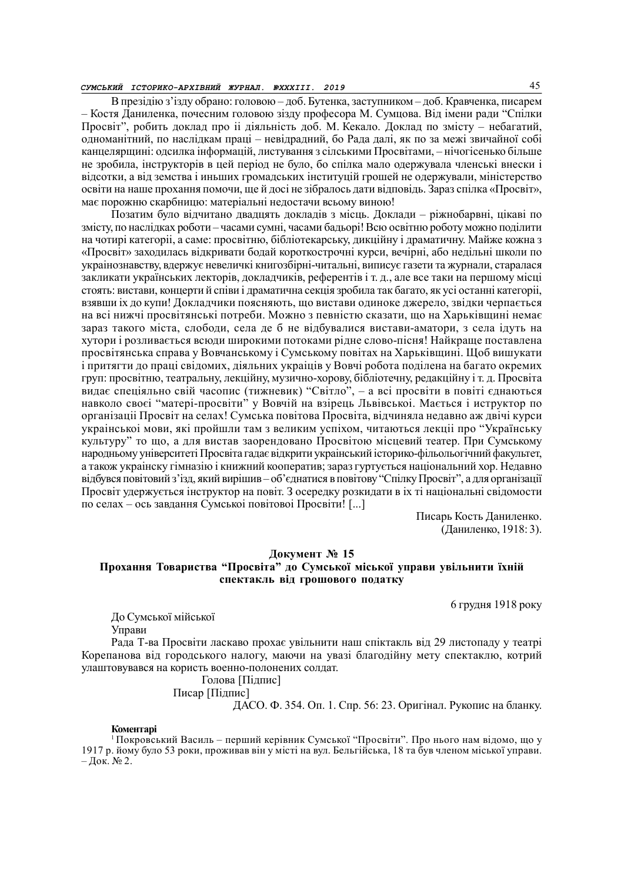В президію з'їзду обрано: головою – доб. Бутенка, заступником – доб. Кравченка, писарем – Костя Даниленка, почесним головою зїзду професора М. Сумцова. Від імени ради "Спілки Просвіт", робить доклад про ії діяльність доб. М. Кекало. Доклад по змісту – небагатий, одноманітний, по наслідкам праці – невідрадний, бо Рада далі, як по за межі звичайної собі канцелярщині: одсилка інформацій, листування з сільскими Просвітами, – нічогісенько більше не зробила, інструкторів в цей період не було, бо спілка мало одержувала членські внески і відсотки, а від земства і иньших громадських інституцій грошей не одержували, міністерство освіти на наше прохання помочи, ще й досі не зібралось дати відповідь. Зараз спілка «Просвіт», має порожню скарбницю: матеріальні недостачи всьому виною!

Позатим було відчитано двадцять докладів з місць. Доклади – ріжнобарвні, цікаві по змісту, по наслідках роботи – часами сумні, часами бадьорі! Всю освітню роботу можно поділити на чотирі категоріі, а саме: просвітню, бібліотекарську, дикційну і драматичну. Майже кожна з «Просвіт» заходилась відкривати бодай короткострочні курси, вечірні, або недільні школи по українознавству, вдержує невеличкі книгозбірні-читальні, виписує газети та журнали, старалася закликати українських лекторів, докладчиків, референтів і т. д., але все таки на першому місці стоять: вистави, концерти й співи і драматична секція зробила так багато, як усі останні категоріі, взявши іх до купи! Докладчики поясняють, що вистави одиноке джерело, звідки черпається на всі нижчі просвітянські потреби. Можно з певністю сказати, що на Харьківщині немає зараз такого міста, слободи, села де б не відбувалися вистави-аматори, з села ідуть на хутори і розливається всюди широкими потоками рідне слово-пісня! Найкраще поставлена просвітянська справа у Вовчанському і Сумському повітах на Харьківщині. Щоб вишукати і притягти до праці свідомих, діяльних українців у Вовчі робота поділена на багато окремих груп: просвітню, театральну, лекційну, музично-хорову, бібліотечну, редакційну і т. д. Просвіта видає спеціяльно свій часопис (тижневик) "Світло", – а всі просвіти в повіті єднаються навколо своєі "матері-просвіти" у Вовчій на взірець Львівськоі. Мається і иструктор по організації Просвіт на селах! Сумська повітова Просвіта, відчиняла недавно аж двічі курси української мови, які пройшли там з великим успіхом, читаються лекції про "Українську культуру" то що, а для вистав заорендовано Просвітою місцевий театер. При Сумському народньому університеті Просвіта гадає відкрити український історико-фільольогічний факультет, а також українську гімназію і книжний кооператив; зараз гуртується національний хор. Недавно відбувся повітовий з'їзд, який вирішив – об'єднатися в повітову "Спілку Просвіт", а для організації Просвіт удержується інструктор на повіт. З осередку розкидати в іх ті національні свідомости по селах – ось завдання Сумської повітовоі Просвіти! [...]

Писарь Кость Даниленко.
(Даниленко, 1918: 3).

### Документ № 15
### Прохання Товариства "Просвіта" до Сумської міської управи увільнити їхній спектакль від грошового податку

6 грудня 1918 року

До Сумськоі мійськоі
Управи

Рада Т-ва Просвіти ласкаво прохає увільнити наш спіктакль від 29 листопаду у театрі Корепанова від городського налогу, маючи на увазі благодійну мету спектаклю, котрий улаштовувався на користь военно-полонених солдат.

Голова [Підпис]
Писар [Підпис]

ДАСО. Ф. 354. Оп. 1. Спр. 56: 23. Оригінал. Рукопис на бланку.

**Коментарі**

[1] Покровський Василь – перший керівник Сумської "Просвіти". Про нього нам відомо, що у 1917 р. йому було 53 роки, проживав він у місті на вул. Бельгійська, 18 та був членом міської управи. – Док. № 2.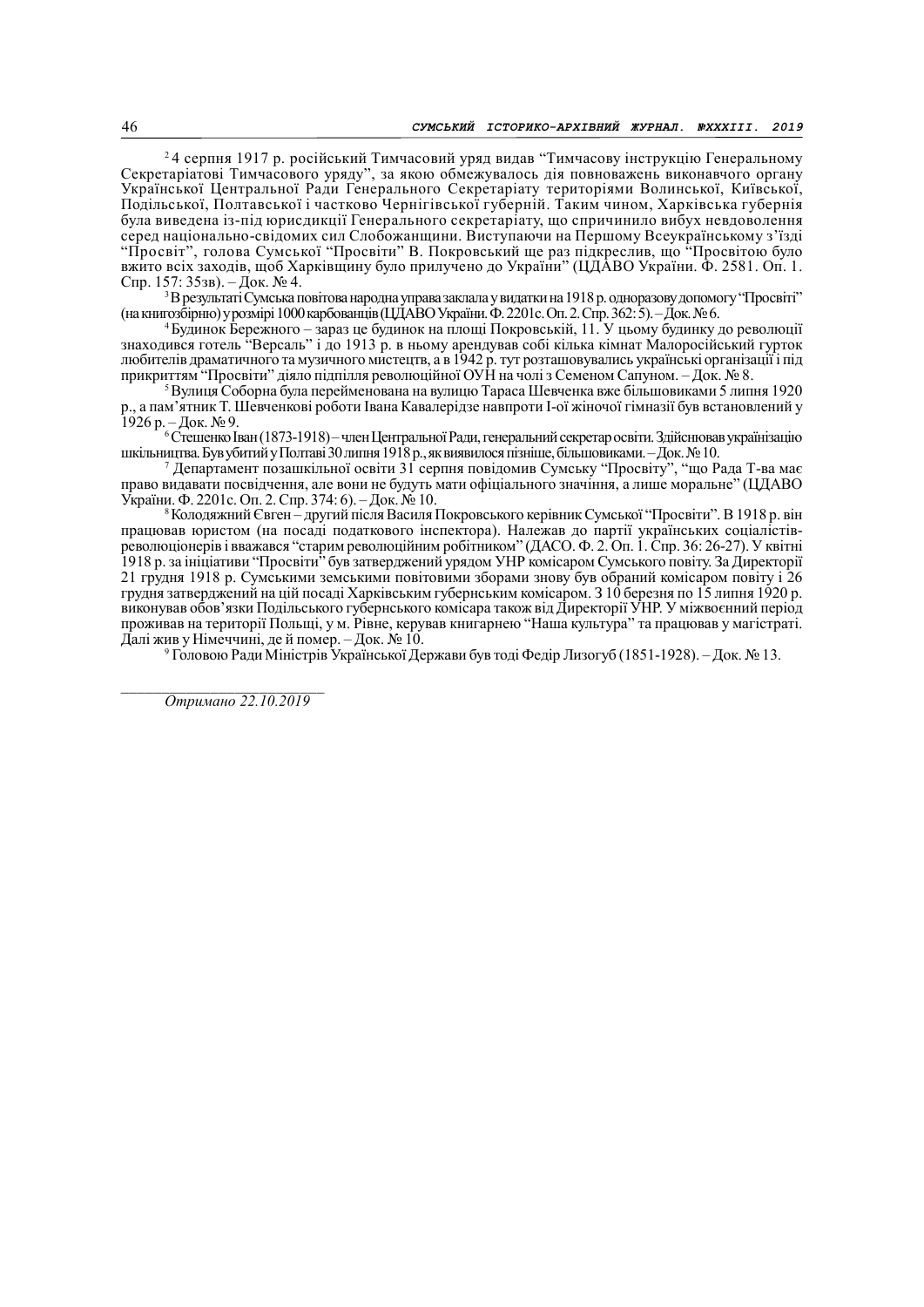[2] 4 серпня 1917 р. російський Тимчасовий уряд видав "Тимчасову інструкцію Генеральному Секретаріатові Тимчасового уряду", за якою обмежувалось дія повноважень виконавчого органу Української Центральної Ради Генерального Секретаріату територіями Волинської, Київської, Подільської, Полтавської і частково Чернігівської губерній. Таким чином, Харківська губернія була виведена із-під юрисдикції Генерального секретаріату, що спричинило вибух невдоволення серед національно-свідомих сил Слобожанщини. Виступаючи на Першому Всеукраїнському з'їзді "Просвіт", голова Сумської "Просвіти" В. Покровський ще раз підкреслив, що "Просвітою було вжито всіх заходів, щоб Харківщину було прилучено до України" (ЦДАВО України. Ф. 2581. Оп. 1. Спр. 157: 35зв). – Док. № 4.

[3] В результаті Сумська повітова народна управа заклала у видатки на 1918 р. одноразову допомогу "Просвіті" (на книгозбірню) у розмірі 1000 карбованців (ЦДАВО України. Ф. 2201с. Оп. 2. Спр. 362: 5). – Док. № 6.

[4] Будинок Бережного – зараз це будинок на площі Покровській, 11. У цьому будинку до революції знаходився готель "Версаль" і до 1913 р. в ньому арендував собі кілька кімнат Малоросійський гурток любителів драматичного та музичного мистецтв, а в 1942 р. тут розташовувались українські організації і під прикриттям "Просвіти" діяло підпілля революційної ОУН на чолі з Семеном Сапуном. – Док. № 8.

[5] Вулиця Соборна була перейменована на вулицю Тараса Шевченка вже більшовиками 5 липня 1920 р., а пам'ятник Т. Шевченкові роботи Івана Кавалерідзе навпроти І-ої жіночої гімназії був встановлений у 1926 р. – Док. № 9.

[6] Стешенко Іван (1873-1918) – член Центральної Ради, генеральний секретар освіти. Здійснював українізацію шкільництва. Був убитий у Полтаві 30 липня 1918 р., як виявилося пізніше, більшовиками. – Док. № 10.

[7] Департамент позашкільної освіти 31 серпня повідомив Сумську "Просвіту", "що Рада Т-ва має право видавати посвідчення, але вони не будуть мати офіціального значіння, а лише моральне" (ЦДАВО України. Ф. 2201с. Оп. 2. Спр. 374: 6). – Док. № 10.

[8] Колодяжний Євген – другий після Василя Покровського керівник Сумської "Просвіти". В 1918 р. він працював юристом (на посаді податкового інспектора). Належав до партії українських соціалістів-революціонерів і вважався "старим революційним робітником" (ДАСО. Ф. 2. Оп. 1. Спр. 36: 26-27). У квітні 1918 р. за ініціативи "Просвіти" був затверджений урядом УНР комісаром Сумського повіту. За Директорії 21 грудня 1918 р. Сумськими земськими повітовими зборами знову був обраний комісаром повіту і 26 грудня затверджений на цій посаді Харківським губернським комісаром. З 10 березня по 15 липня 1920 р. виконував обов'язки Подільського губернського комісара також від Директорії УНР. У міжвоєнний період проживав на території Польщі, у м. Рівне, керував книгарнею "Наша культура" та працював у магістраті. Далі жив у Німеччині, де й помер. – Док. № 10.

[9] Головою Ради Міністрів Української Держави був тоді Федір Лизогуб (1851-1928). – Док. № 13.

---

*Отримано 22.10.2019*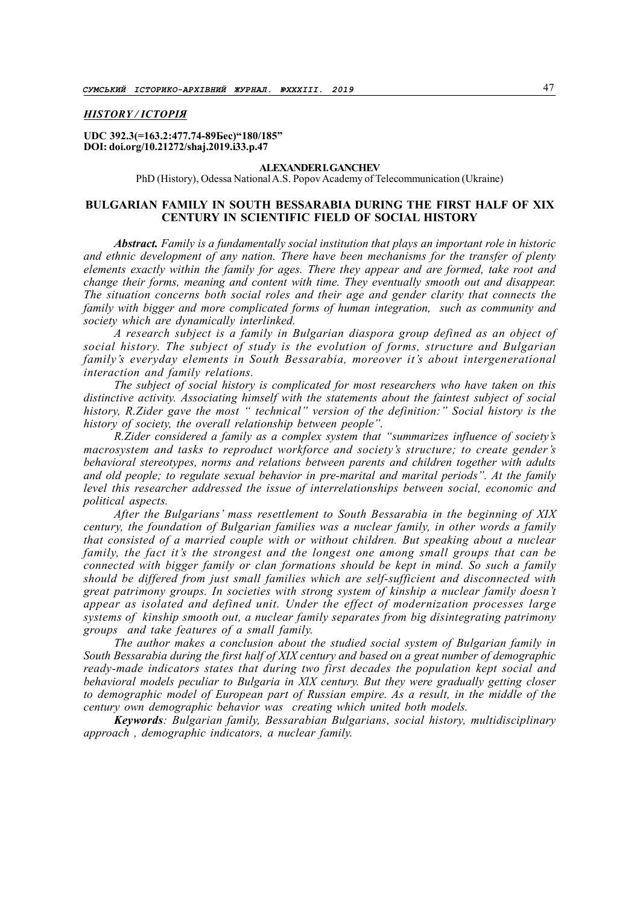***HISTORY / ІСТОРІЯ***

**UDC 392.3(=163.2:477.74-89Бес)“180/185”**
**DOI: doi.org/10.21272/shaj.2019.i33.p.47**

**ALEXANDER I. GANCHEV**

PhD (History), Odessa National A.S. Popov Academy of Telecommunication (Ukraine)

# BULGARIAN FAMILY IN SOUTH BESSARABIA DURING THE FIRST HALF OF XIX CENTURY IN SCIENTIFIC FIELD OF SOCIAL HISTORY

***Abstract.*** *Family is a fundamentally social institution that plays an important role in historic and ethnic development of any nation. There have been mechanisms for the transfer of plenty elements exactly within the family for ages. There they appear and are formed, take root and change their forms, meaning and content with time. They eventually smooth out and disappear. The situation concerns both social roles and their age and gender clarity that connects the family with bigger and more complicated forms of human integration, such as community and society which are dynamically interlinked.*

*A research subject is a family in Bulgarian diaspora group defined as an object of social history. The subject of study is the evolution of forms, structure and Bulgarian family's everyday elements in South Bessarabia, moreover it's about intergenerational interaction and family relations.*

*The subject of social history is complicated for most researchers who have taken on this distinctive activity. Associating himself with the statements about the faintest subject of social history, R.Zider gave the most " technical" version of the definition:" Social history is the history of society, the overall relationship between people".*

*R.Zider considered a family as a complex system that "summarizes influence of society's macrosystem and tasks to reproduct workforce and society's structure; to create gender's behavioral stereotypes, norms and relations between parents and children together with adults and old people; to regulate sexual behavior in pre-marital and marital periods". At the family level this researcher addressed the issue of interrelationships between social, economic and political aspects.*

*After the Bulgarians' mass resettlement to South Bessarabia in the beginning of XIX century, the foundation of Bulgarian families was a nuclear family, in other words a family that consisted of a married couple with or without children. But speaking about a nuclear family, the fact it's the strongest and the longest one among small groups that can be connected with bigger family or clan formations should be kept in mind. So such a family should be differed from just small families which are self-sufficient and disconnected with great patrimony groups. In societies with strong system of kinship a nuclear family doesn't appear as isolated and defined unit. Under the effect of modernization processes large systems of kinship smooth out, a nuclear family separates from big disintegrating patrimony groups and take features of a small family.*

*The author makes a conclusion about the studied social system of Bulgarian family in South Bessarabia during the first half of XIX century and based on a great number of demographic ready-made indicators states that during two first decades the population kept social and behavioral models peculiar to Bulgaria in XlX century. But they were gradually getting closer to demographic model of European part of Russian empire. As a result, in the middle of the century own demographic behavior was creating which united both models.*

***Keywords****: Bulgarian family, Bessarabian Bulgarians, social history, multidisciplinary approach , demographic indicators, a nuclear family.*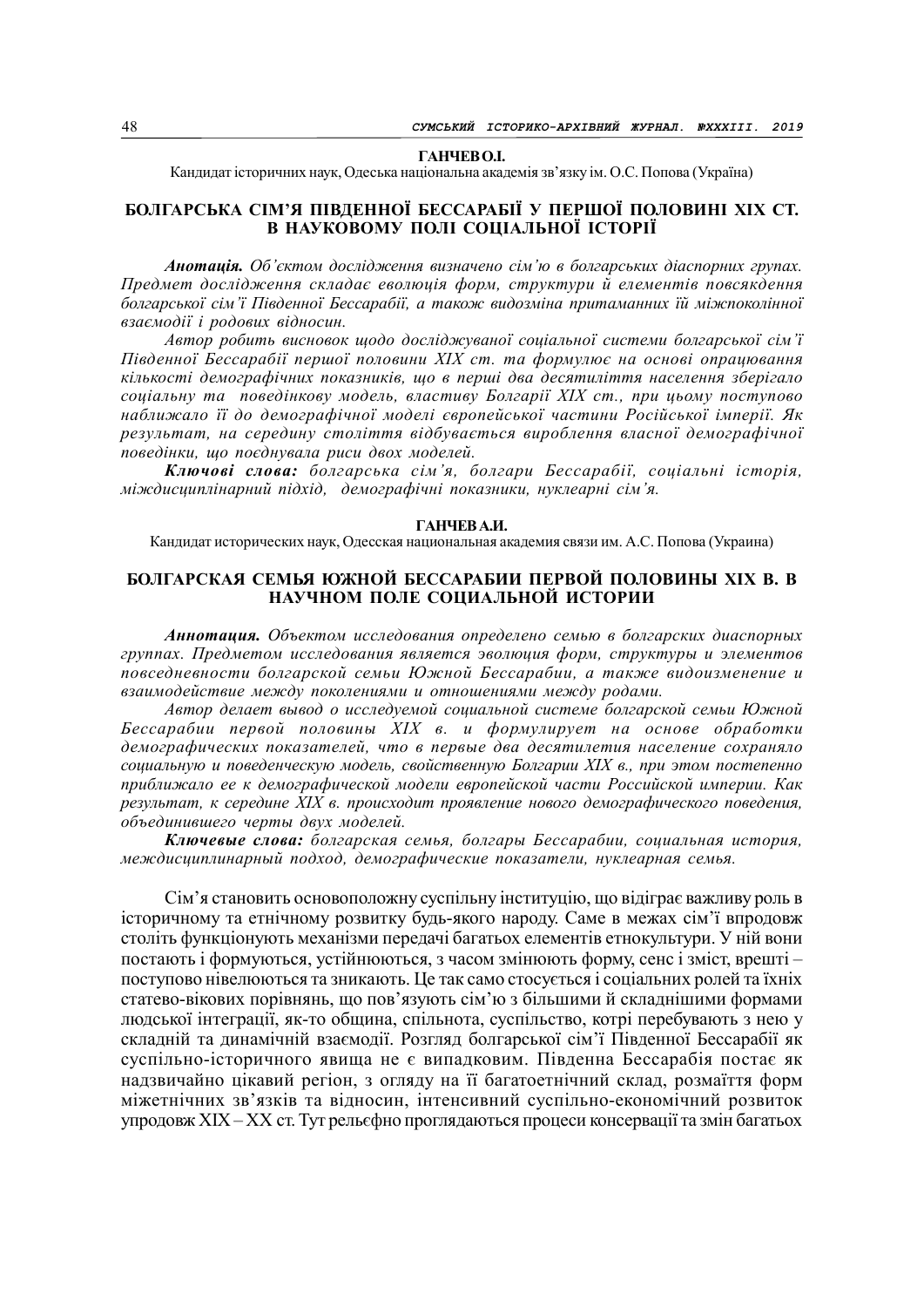**ГАНЧЕВ О.І.**

Кандидат історичних наук, Одеська національна академія зв'язку ім. О.С. Попова (Україна)

## БОЛГАРСЬКА СІМ'Я ПІВДЕННОЇ БЕССАРАБІЇ У ПЕРШОЇ ПОЛОВИНІ ХІХ СТ. В НАУКОВОМУ ПОЛІ СОЦІАЛЬНОЇ ІСТОРІЇ

***Анотація.*** *Об'єктом дослідження визначено сім'ю в болгарських діаспорних групах. Предмет дослідження складає еволюція форм, структури й елементів повсякдення болгарської сім'ї Південної Бессарабії, а також видозміна притаманних їй міжпоколінної взаємодії і родових відносин.*

*Автор робить висновок щодо досліджуваної соціальної системи болгарської сім'ї Південної Бессарабії першої половини XIX ст. та формулює на основі опрацювання кількості демографічних показників, що в перші два десятиліття населення зберігало соціальну та поведінкову модель, властиву Болгарії XIX ст., при цьому поступово наближало її до демографічної моделі європейської частини Російської імперії. Як результат, на середину століття відбувається вироблення власної демографічної поведінки, що поєднувала риси двох моделей.*

***Ключові слова:*** *болгарська сім'я, болгари Бессарабії, соціальні історія, міждисциплінарний підхід, демографічні показники, нуклеарні сім'я.*

**ГАНЧЕВ А.И.**

Кандидат исторических наук, Одесская национальная академия связи им. А.С. Попова (Украина)

## БОЛГАРСКАЯ СЕМЬЯ ЮЖНОЙ БЕССАРАБИИ ПЕРВОЙ ПОЛОВИНЫ XIX В. В НАУЧНОМ ПОЛЕ СОЦИАЛЬНОЙ ИСТОРИИ

***Аннотация.*** *Объектом исследования определено семью в болгарских диаспорных группах. Предметом исследования является эволюция форм, структуры и элементов повседневности болгарской семьи Южной Бессарабии, а также видоизменение и взаимодействие между поколениями и отношениями между родами.*

*Автор делает вывод о исследуемой социальной системе болгарской семьи Южной Бессарабии первой половины XIX в. и формулирует на основе обработки демографических показателей, что в первые два десятилетия население сохраняло социальную и поведенческую модель, свойственную Болгарии XIX в., при этом постепенно приближало ее к демографической модели европейской части Российской империи. Как результат, к середине XIX в. происходит проявление нового демографического поведения, объединившего черты двух моделей.*

***Ключевые слова:*** *болгарская семья, болгары Бессарабии, социальная история, междисциплинарный подход, демографические показатели, нуклеарная семья.*

Сім'я становить основоположну суспільну інституцію, що відіграє важливу роль в історичному та етнічному розвитку будь-якого народу. Саме в межах сім'ї впродовж століть функціонують механізми передачі багатьох елементів етнокультури. У ній вони постають і формуються, устійнюються, з часом змінюють форму, сенс і зміст, врешті – поступово нівелюються та зникають. Це так само стосується і соціальних ролей та їхніх статево-вікових порівнянь, що пов'язують сім'ю з більшими й складнішими формами людської інтеграції, як-то община, спільнота, суспільство, котрі перебувають з нею у складній та динамічній взаємодії. Розгляд болгарської сім'ї Південної Бессарабії як суспільно-історичного явища не є випадковим. Південна Бессарабія постає як надзвичайно цікавий регіон, з огляду на її багатоетнічний склад, розмаїття форм міжетнічних зв'язків та відносин, інтенсивний суспільно-економічний розвиток упродовж XIX – XX ст. Тут рельєфно проглядаються процеси консервації та змін багатьох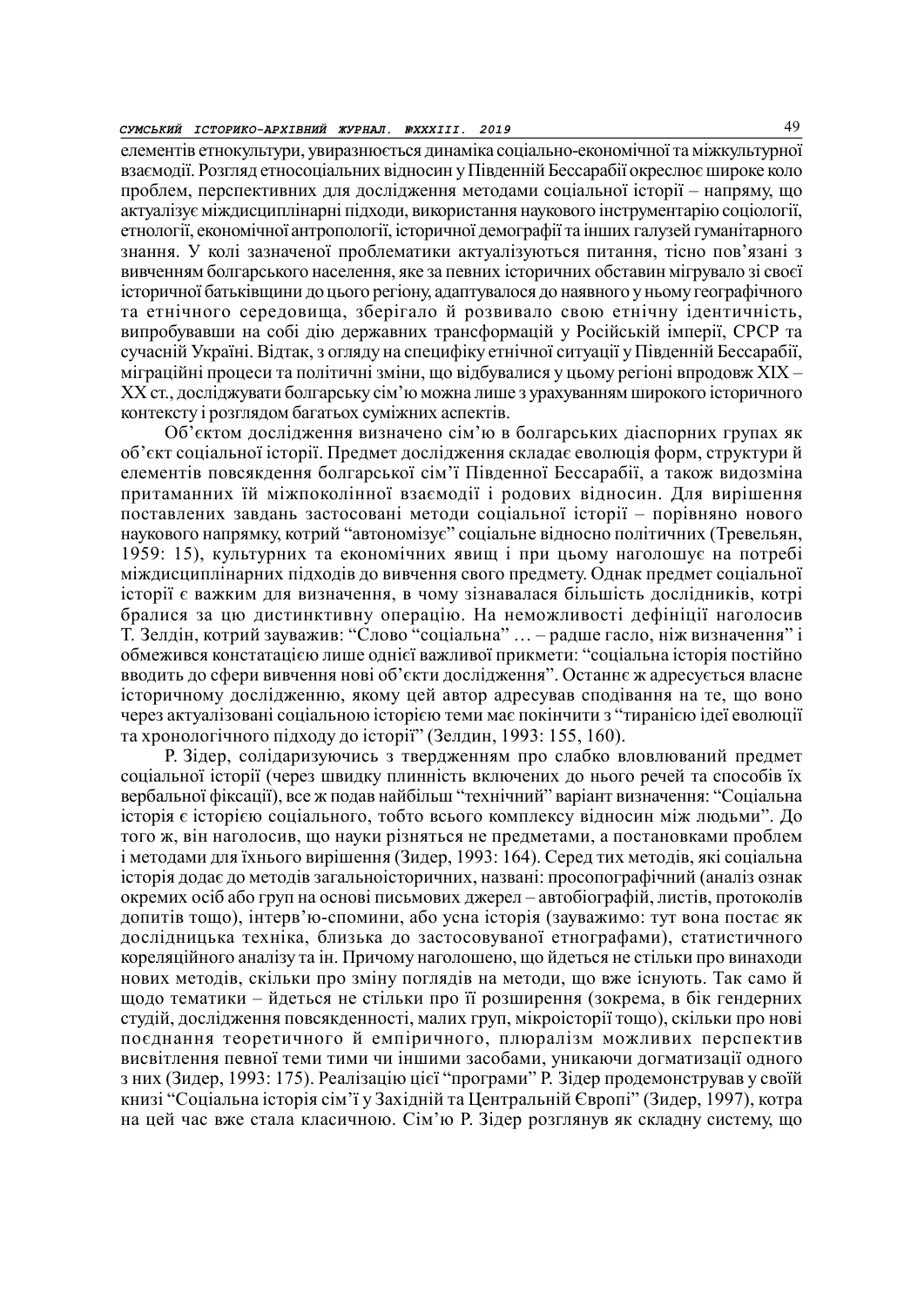елементів етнокультури, увиразнюється динаміка соціально-економічної та міжкультурної взаємодії. Розгляд етносоціальних відносин у Південній Бессарабії окреслює широке коло проблем, перспективних для дослідження методами соціальної історії – напряму, що актуалізує міждисциплінарні підходи, використання наукового інструментарію соціології, етнології, економічної антропології, історичної демографії та інших галузей гуманітарного знання. У колі зазначеної проблематики актуалізуються питання, тісно пов'язані з вивченням болгарського населення, яке за певних історичних обставин мігрувало зі своєї історичної батьківщини до цього регіону, адаптувалося до наявного у ньому географічного та етнічного середовища, зберігало й розвивало свою етнічну ідентичність, випробувавши на собі дію державних трансформацій у Російській імперії, СРСР та сучасній Україні. Відтак, з огляду на специфіку етнічної ситуації у Південній Бессарабії, міграційні процеси та політичні зміни, що відбувалися у цьому регіоні впродовж XIX – XX ст., досліджувати болгарську сім'ю можна лише з урахуванням широкого історичного контексту і розглядом багатьох суміжних аспектів.

Об'єктом дослідження визначено сім'ю в болгарських діаспорних групах як об'єкт соціальної історії. Предмет дослідження складає еволюція форм, структури й елементів повсякдення болгарської сім'ї Південної Бессарабії, а також видозміна притаманних їй міжпоколінної взаємодії і родових відносин. Для вирішення поставлених завдань застосовані методи соціальної історії – порівняно нового наукового напрямку, котрий "автономізує" соціальне відносно політичних (Тревельян, 1959: 15), культурних та економічних явищ і при цьому наголошує на потребі міждисциплінарних підходів до вивчення свого предмету. Однак предмет соціальної історії є важким для визначення, в чому зізнавалася більшість дослідників, котрі бралися за цю дистинктивну операцію. На неможливості дефініції наголосив Т. Зелдін, котрий зауважив: "Слово "соціальна" … – радше гасло, ніж визначення" і обмежився констатацією лише однієї важливої прикмети: "соціальна історія постійно вводить до сфери вивчення нові об'єкти дослідження". Останнє ж адресується власне історичному дослідженню, якому цей автор адресував сподівання на те, що воно через актуалізовані соціальною історією теми має покінчити з "тиранією ідеї еволюції та хронологічного підходу до історії" (Зелдин, 1993: 155, 160).

Р. Зідер, солідаризуючись з твердженням про слабко вловлюваний предмет соціальної історії (через швидку плинність включених до нього речей та способів їх вербальної фіксації), все ж подав найбільш "технічний" варіант визначення: "Соціальна історія є історією соціального, тобто всього комплексу відносин між людьми". До того ж, він наголосив, що науки різняться не предметами, а постановками проблем і методами для їхнього вирішення (Зидер, 1993: 164). Серед тих методів, які соціальна історія додає до методів загальноісторичних, названі: просопографічний (аналіз ознак окремих осіб або груп на основі письмових джерел – автобіографій, листів, протоколів допитів тощо), інтерв'ю-спомини, або усна історія (зауважимо: тут вона постає як дослідницька техніка, близька до застосовуваної етнографами), статистичного кореляційного аналізу та ін. Причому наголошено, що йдеться не стільки про винаходи нових методів, скільки про зміну поглядів на методи, що вже існують. Так само й щодо тематики – йдеться не стільки про її розширення (зокрема, в бік гендерних студій, дослідження повсякденності, малих груп, мікроісторії тощо), скільки про нові поєднання теоретичного й емпіричного, плюралізм можливих перспектив висвітлення певної теми тими чи іншими засобами, уникаючи догматизації одного з них (Зидер, 1993: 175). Реалізацію цієї "програми" Р. Зідер продемонстрував у своїй книзі "Соціальна історія сім'ї у Західній та Центральній Європі" (Зидер, 1997), котра на цей час вже стала класичною. Сім'ю Р. Зідер розглянув як складну систему, що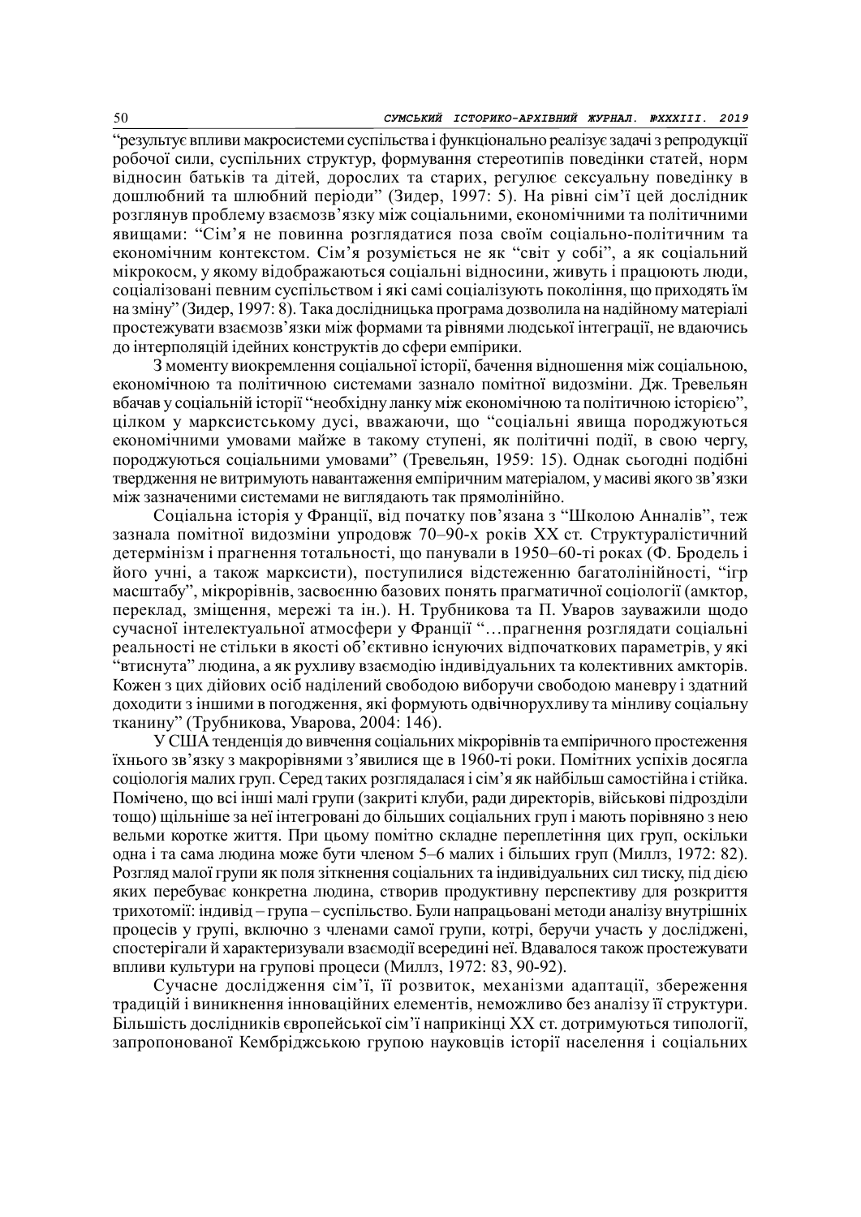"результує впливи макросистеми суспільства і функціонально реалізує задачі з репродукції робочої сили, суспільних структур, формування стереотипів поведінки статей, норм відносин батьків та дітей, дорослих та старих, регулює сексуальну поведінку в дошлюбний та шлюбний періоди" (Зидер, 1997: 5). На рівні сім'ї цей дослідник розглянув проблему взаємозв'язку між соціальними, економічними та політичними явищами: "Сім'я не повинна розглядатися поза своїм соціально-політичним та економічним контекстом. Сім'я розуміється не як "світ у собі", а як соціальний мікрокосм, у якому відображаються соціальні відносини, живуть і працюють люди, соціалізовані певним суспільством і які самі соціалізують покоління, що приходять їм на зміну" (Зидер, 1997: 8). Така дослідницька програма дозволила на надійному матеріалі простежувати взаємозв'язки між формами та рівнями людської інтеграції, не вдаючись до інтерполяцій ідейних конструктів до сфери емпірики.

З моменту виокремлення соціальної історії, бачення відношення між соціальною, економічною та політичною системами зазнало помітної видозміни. Дж. Тревельян вбачав у соціальній історії "необхідну ланку між економічною та політичною історією", цілком у марксистському дусі, вважаючи, що "соціальні явища породжуються економічними умовами майже в такому ступені, як політичні події, в свою чергу, породжуються соціальними умовами" (Тревельян, 1959: 15). Однак сьогодні подібні твердження не витримують навантаження емпіричним матеріалом, у масиві якого зв'язки між зазначеними системами не виглядають так прямолінійно.

Соціальна історія у Франції, від початку пов'язана з "Школою Анналів", теж зазнала помітної видозміни упродовж 70–90-х років XX ст. Структуралістичний детермінізм і прагнення тотальності, що панували в 1950–60-ті роках (Ф. Бродель і його учні, а також марксисти), поступилися відстеженню багатолінійності, "ігр масштабу", мікрорівнів, засвоєнню базових понять прагматичної соціології (амктор, переклад, зміщення, мережі та ін.). Н. Трубникова та П. Уваров зауважили щодо сучасної інтелектуальної атмосфери у Франції "…прагнення розглядати соціальні реальності не стільки в якості об'єктивно існуючих відпочаткових параметрів, у які "втиснута" людина, а як рухливу взаємодію індивідуальних та колективних амкторів. Кожен з цих дійових осіб наділений свободою виборучи свободою маневру і здатний доходити з іншими в погодження, які формують одвічнорухливу та мінливу соціальну тканину" (Трубникова, Уварова, 2004: 146).

У США тенденція до вивчення соціальних мікрорівнів та емпіричного простеження їхнього зв'язку з макрорівнями з'явилися ще в 1960-ті роки. Помітних успіхів досягла соціологія малих груп. Серед таких розглядалася і сім'я як найбільш самостійна і стійка. Помічено, що всі інші малі групи (закриті клуби, ради директорів, військові підрозділи тощо) щільніше за неї інтегровані до більших соціальних груп і мають порівняно з нею вельми коротке життя. При цьому помітно складне переплетіння цих груп, оскільки одна і та сама людина може бути членом 5–6 малих і більших груп (Миллз, 1972: 82). Розгляд малої групи як поля зіткнення соціальних та індивідуальних сил тиску, під дією яких перебуває конкретна людина, створив продуктивну перспективу для розкриття трихотомії: індивід – група – суспільство. Були напрацьовані методи аналізу внутрішніх процесів у групі, включно з членами самої групи, котрі, беручи участь у досліджені, спостерігали й характеризували взаємодії всередині неї. Вдавалося також простежувати впливи культури на групові процеси (Миллз, 1972: 83, 90-92).

Сучасне дослідження сім'ї, її розвиток, механізми адаптації, збереження традицій і виникнення інноваційних елементів, неможливо без аналізу її структури. Більшість дослідників європейської сім'ї наприкінці XX ст. дотримуються типології, запропонованої Кембріджською групою науковців історії населення і соціальних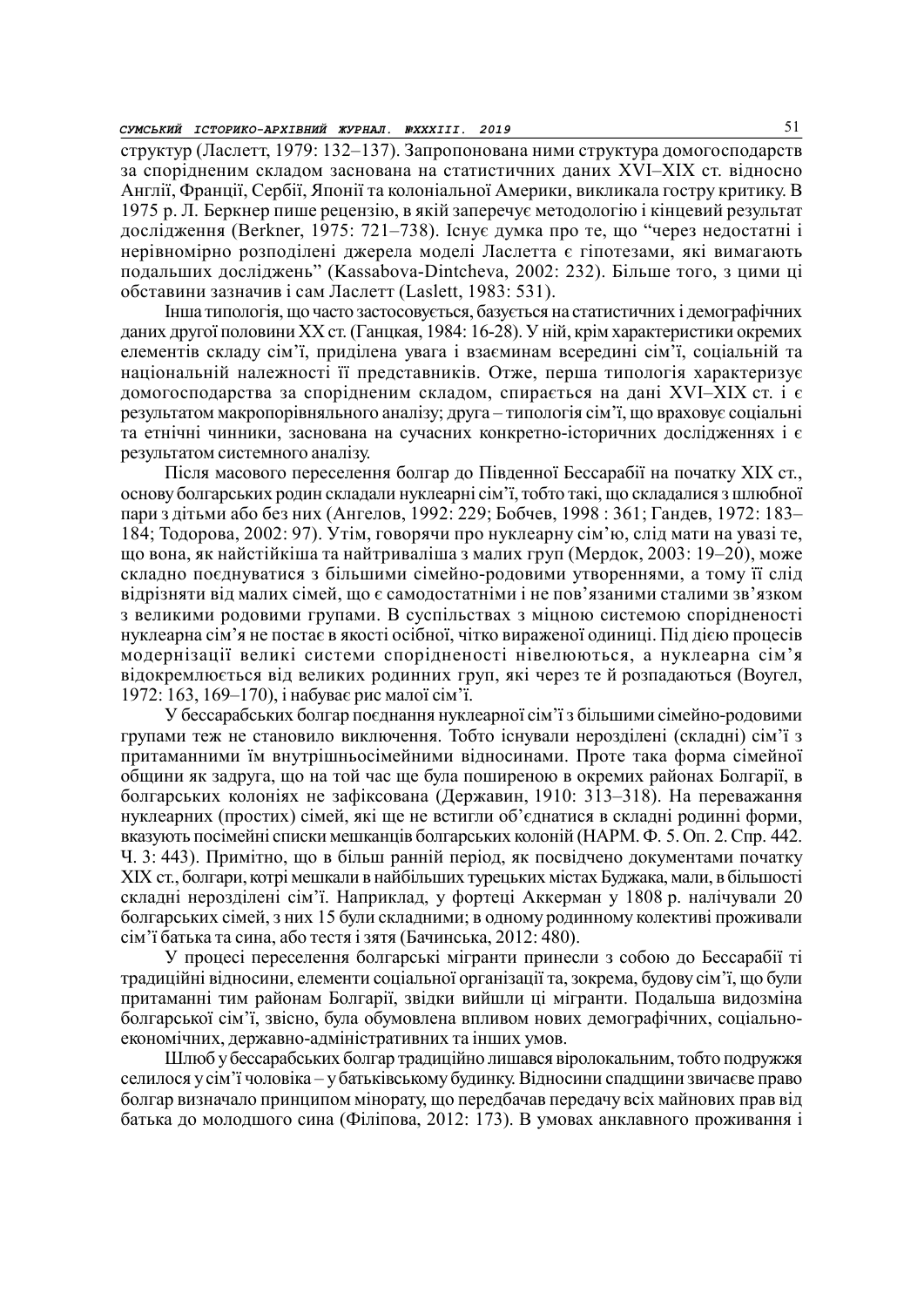структур (Ласлетт, 1979: 132–137). Запропонована ними структура домогосподарств за спорідненим складом заснована на статистичних даних XVI–XIX ст. відносно Англії, Франції, Сербії, Японії та колоніальної Америки, викликала гостру критику. В 1975 р. Л. Беркнер пише рецензію, в якій заперечує методологію і кінцевий результат дослідження (Berkner, 1975: 721–738). Існує думка про те, що "через недостатні і нерівномірно розподілені джерела моделі Ласлетта є гіпотезами, які вимагають подальших досліджень" (Kassabova-Dintcheva, 2002: 232). Більше того, з цими ці обставини зазначив і сам Ласлетт (Laslett, 1983: 531).

Інша типологія, що часто застосовується, базується на статистичних і демографічних даних другої половини XX ст. (Ганцкая, 1984: 16-28). У ній, крім характеристики окремих елементів складу сім'ї, приділена увага і взаєминам всередині сім'ї, соціальній та національній належності її представників. Отже, перша типологія характеризує домогосподарства за спорідненим складом, спирається на дані XVI–XIX ст. і є результатом макропорівняльного аналізу; друга – типологія сім'ї, що враховує соціальні та етнічні чинники, заснована на сучасних конкретно-історичних дослідженнях і є результатом системного аналізу.

Після масового переселення болгар до Південної Бессарабії на початку XIX ст., основу болгарських родин складали нуклеарні сім'ї, тобто такі, що складалися з шлюбної пари з дітьми або без них (Ангелов, 1992: 229; Бобчев, 1998 : 361; Гандев, 1972: 183–184; Тодорова, 2002: 97). Утім, говорячи про нуклеарну сім'ю, слід мати на увазі те, що вона, як найстійкіша та найтриваліша з малих груп (Мердок, 2003: 19–20), може складно поєднуватися з більшими сімейно-родовими утвореннями, а тому її слід відрізняти від малих сімей, що є самодостатніми і не пов'язаними сталими зв'язком з великими родовими групами. В суспільствах з міцною системою спорідненості нуклеарна сім'я не постає в якості осібної, чітко вираженої одиниці. Під дією процесів модернізації великі системи спорідненості нівелюються, а нуклеарна сім'я відокремлюється від великих родинних груп, які через те й розпадаються (Воугел, 1972: 163, 169–170), і набуває рис малої сім'ї.

У бессарабських болгар поєднання нуклеарної сім'ї з більшими сімейно-родовими групами теж не становило виключення. Тобто існували нерозділені (складні) сім'ї з притаманними їм внутрішньосімейними відносинами. Проте така форма сімейної общини як задруга, що на той час ще була поширеною в окремих районах Болгарії, в болгарських колоніях не зафіксована (Державин, 1910: 313–318). На переважання нуклеарних (простих) сімей, які ще не встигли об'єднатися в складні родинні форми, вказують посімейні списки мешканців болгарських колоній (НАРМ. Ф. 5. Оп. 2. Спр. 442. Ч. 3: 443). Примітно, що в більш ранній період, як посвідчено документами початку XIX ст., болгари, котрі мешкали в найбільших турецьких містах Буджака, мали, в більшості складні нерозділені сім'ї. Наприклад, у фортеці Аккерман у 1808 р. налічували 20 болгарських сімей, з них 15 були складними; в одному родинному колективі проживали сім'ї батька та сина, або тестя і зятя (Бачинська, 2012: 480).

У процесі переселення болгарські мігранти принесли з собою до Бессарабії ті традиційні відносини, елементи соціальної організації та, зокрема, будову сім'ї, що були притаманні тим районам Болгарії, звідки вийшли ці мігранти. Подальша видозміна болгарської сім'ї, звісно, була обумовлена впливом нових демографічних, соціально-економічних, державно-адміністративних та інших умов.

Шлюб у бессарабських болгар традиційно лишався віролокальним, тобто подружжя селилося у сім'ї чоловіка – у батьківському будинку. Відносини спадщини звичаєве право болгар визначало принципом мінорату, що передбачав передачу всіх майнових прав від батька до молодшого сина (Філіпова, 2012: 173). В умовах анклавного проживання і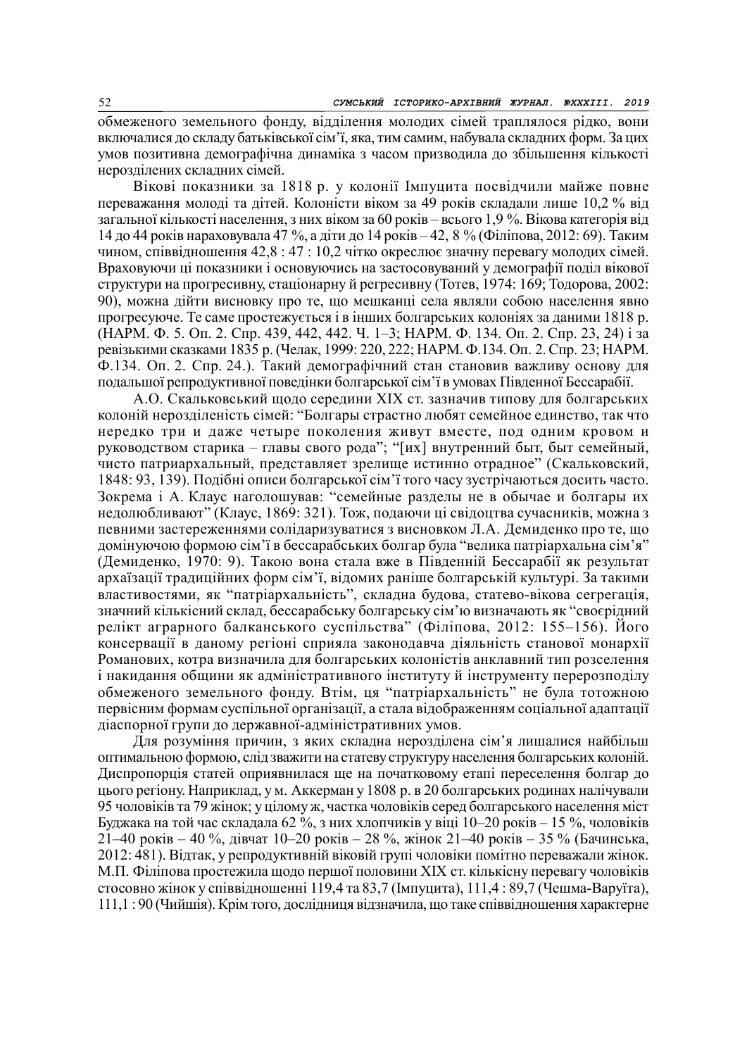обмеженого земельного фонду, відділення молодих сімей траплялося рідко, вони включалися до складу батьківської сім'ї, яка, тим самим, набувала складних форм. За цих умов позитивна демографічна динаміка з часом призводила до збільшення кількості нерозділених складних сімей.

Вікові показники за 1818 р. у колонії Імпуцита посвідчили майже повне переважання молоді та дітей. Колоністи віком за 49 років складали лише 10,2 % від загальної кількості населення, з них віком за 60 років – всього 1,9 %. Вікова категорія від 14 до 44 років нараховувала 47 %, а діти до 14 років – 42, 8 % (Філіпова, 2012: 69). Таким чином, співвідношення 42,8 : 47 : 10,2 чітко окреслює значну перевагу молодих сімей. Враховуючи ці показники і основуючись на застосовуваний у демографії поділ вікової структури на прогресивну, стаціонарну й регресивну (Тотев, 1974: 169; Тодорова, 2002: 90), можна дійти висновку про те, що мешканці села являли собою населення явно прогресуюче. Те саме простежується і в інших болгарських колоніях за даними 1818 р. (НАРМ. Ф. 5. Оп. 2. Спр. 439, 442, 442. Ч. 1–3; НАРМ. Ф. 134. Оп. 2. Спр. 23, 24) і за ревізькими сказками 1835 р. (Челак, 1999: 220, 222; НАРМ. Ф.134. Оп. 2. Спр. 23; НАРМ. Ф.134. Оп. 2. Спр. 24.). Такий демографічний стан становив важливу основу для подальшої репродуктивної поведінки болгарської сім'ї в умовах Південної Бессарабії.

А.О. Скальковський щодо середини XIX ст. зазначив типову для болгарських колоній нерозділеність сімей: "Болгары страстно любят семейное единство, так что нередко три и даже четыре поколения живут вместе, под одним кровом и руководством старика – главы своего рода"; "[их] внутренний быт, быт семейный, чисто патриархальный, представляет зрелище истинно отрадное" (Скальковский, 1848: 93, 139). Подібні описи болгарської сім'ї того часу зустрічаються досить часто. Зокрема і А. Клаус наголошував: "семейные разделы не в обычае и болгары их недолюбливают" (Клаус, 1869: 321). Тож, подаючи ці свідоцтва сучасників, можна з певними застереженнями солідаризуватися з висновком Л.А. Демиденко про те, що домінуючою формою сім'ї в бессарабських болгар була "велика патріархальна сім'я" (Демиденко, 1970: 9). Такою вона стала вже в Південній Бессарабії як результат архаїзації традиційних форм сім'ї, відомих раніше болгарській культурі. За такими властивостями, як "патріархальність", складна будова, статево-вікова сегрегація, значний кількісний склад, бессарабську болгарську сім'ю визначають як "своєрідний релікт аграрного балканського суспільства" (Філіпова, 2012: 155–156). Його консервації в даному регіоні сприяла законодавча діяльність станової монархії Романових, котра визначила для болгарських колоністів анклавний тип розселення і накидання общини як адміністративного інституту й інструменту перерозподілу обмеженого земельного фонду. Втім, ця "патріархальність" не була тотожною первісним формам суспільної організації, а стала відображенням соціальної адаптації діаспорної групи до державної-адміністративних умов.

Для розуміння причин, з яких складна нерозділена сім'я лишалися найбільш оптимальною формою, слід зважити на статеву структуру населення болгарських колоній. Диспропорція статей оприявнилася ще на початковому етапі переселення болгар до цього регіону. Наприклад, у м. Аккерман у 1808 р. в 20 болгарських родинах налічували 95 чоловіків та 79 жінок; у цілому ж, частка чоловіків серед болгарського населення міст Буджака на той час складала 62 %, з них хлопчиків у віці 10–20 років – 15 %, чоловіків 21–40 років – 40 %, дівчат 10–20 років – 28 %, жінок 21–40 років – 35 % (Бачинська, 2012: 481). Відтак, у репродуктивній віковій групі чоловіки помітно переважали жінок. М.П. Філіпова простежила щодо першої половини XIX ст. кількісну перевагу чоловіків стосовно жінок у співвідношенні 119,4 та 83,7 (Імпуцита), 111,4 : 89,7 (Чешма-Варуїта), 111,1 : 90 (Чийшія). Крім того, дослідниця відзначила, що таке співвідношення характерне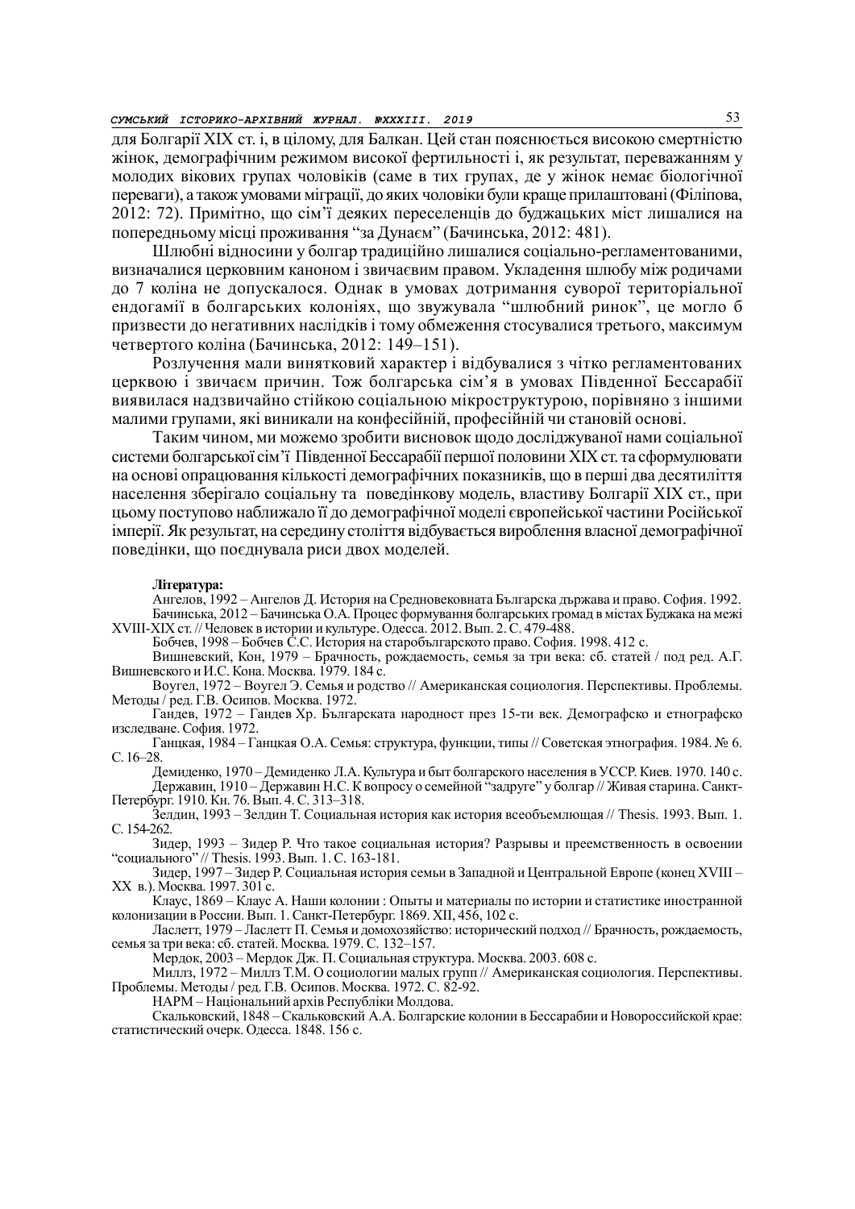для Болгарії XIX ст. і, в цілому, для Балкан. Цей стан пояснюється високою смертністю жінок, демографічним режимом високої фертильності і, як результат, переважанням у молодих вікових групах чоловіків (саме в тих групах, де у жінок немає біологічної переваги), а також умовами міграції, до яких чоловіки були краще прилаштовані (Філіпова, 2012: 72). Примітно, що сім'ї деяких переселенців до буджацьких міст лишалися на попередньому місці проживання "за Дунаєм" (Бачинська, 2012: 481).

Шлюбні відносини у болгар традиційно лишалися соціально-регламентованими, визначалися церковним каноном і звичаєвим правом. Укладення шлюбу між родичами до 7 коліна не допускалося. Однак в умовах дотримання суворої територіальної ендогамії в болгарських колоніях, що звужувала "шлюбний ринок", це могло б призвести до негативних наслідків і тому обмеження стосувалися третього, максимум четвертого коліна (Бачинська, 2012: 149–151).

Розлучення мали винятковий характер і відбувалися з чітко регламентованих церквою і звичаєм причин. Тож болгарська сім'я в умовах Південної Бессарабії виявилася надзвичайно стійкою соціальною мікроструктурою, порівняно з іншими малими групами, які виникали на конфесійній, професійній чи становій основі.

Таким чином, ми можемо зробити висновок щодо досліджуваної нами соціальної системи болгарської сім'ї Південної Бессарабії першої половини XIX ст. та сформулювати на основі опрацювання кількості демографічних показників, що в перші два десятиліття населення зберігало соціальну та поведінкову модель, властиву Болгарії XIX ст., при цьому поступово наближало її до демографічної моделі європейської частини Російської імперії. Як результат, на середину століття відбувається вироблення власної демографічної поведінки, що поєднувала риси двох моделей.

**Література:**

Ангелов, 1992 – Ангелов Д. История на Средновековната Българска държава и право. София. 1992.

Бачинська, 2012 – Бачинська О.А. Процес формування болгарських громад в містах Буджака на межі XVIII-XIX ст. // Человек в истории и культуре. Одесса. 2012. Вып. 2. С. 479-488.

Бобчев, 1998 – Бобчев С.С. История на старобългарското право. София. 1998. 412 с.

Вишневский, Кон, 1979 – Брачность, рождаемость, семья за три века: сб. статей / под ред. А.Г. Вишневского и И.С. Кона. Москва. 1979. 184 с.

Воугел, 1972 – Воугел Э. Семья и родство // Американская социология. Перспективы. Проблемы. Методы / ред. Г.В. Осипов. Москва. 1972.

Гандев, 1972 – Гандев Хр. Българската народност през 15-ти век. Демографско и етнографско изследване. София. 1972.

Ганцкая, 1984 – Ганцкая О.А. Семья: структура, функции, типы // Советская этнография. 1984. № 6. С. 16–28.

Демиденко, 1970 – Демиденко Л.А. Культура и быт болгарского населения в УССР. Киев. 1970. 140 с.

Державин, 1910 – Державин Н.С. К вопросу о семейной "задруге" у болгар // Живая старина. Санкт-Петербург. 1910. Кн. 76. Вып. 4. С. 313–318.

Зелдин, 1993 – Зелдин Т. Социальная история как история всеобъемлющая // Thesis. 1993. Вып. 1. С. 154-262.

Зидер, 1993 – Зидер Р. Что такое социальная история? Разрывы и преемственность в освоении "социального" // Thesis. 1993. Вып. 1. С. 163-181.

Зидер, 1997 – Зидер Р. Социальная история семьи в Западной и Центральной Европе (конец XVIII – XX в.). Москва. 1997. 301 с.

Клаус, 1869 – Клаус А. Наши колонии : Опыты и материалы по истории и статистике иностранной колонизации в России. Вып. 1. Санкт-Петербург. 1869. XII, 456, 102 с.

Ласлетт, 1979 – Ласлетт П. Семья и домохозяйство: исторический подход // Брачность, рождаемость, семья за три века: сб. статей. Москва. 1979. С. 132–157.

Мердок, 2003 – Мердок Дж. П. Социальная структура. Москва. 2003. 608 с.

Миллз, 1972 – Миллз Т.М. О социологии малых групп // Американская социология. Перспективы. Проблемы. Методы / ред. Г.В. Осипов. Москва. 1972. С. 82-92.

НАРМ – Національний архів Республіки Молдова.

Скальковский, 1848 – Скальковский А.А. Болгарские колонии в Бессарабии и Новороссийской крае: статистический очерк. Одесса. 1848. 156 с.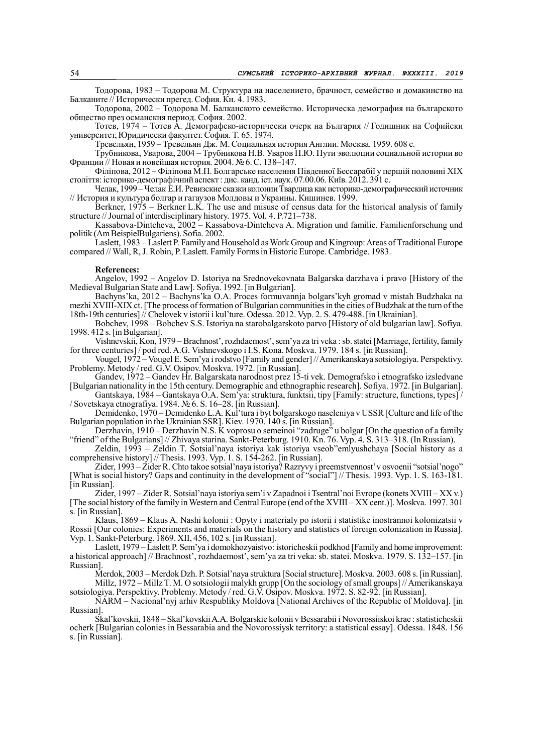Тодорова, 1983 – Тодорова М. Структура на населението, брачност, семейство и домакинство на Балканите // Исторически прегед. София. Кн. 4. 1983.

Тодорова, 2002 – Тодорова М. Балканското семейство. Историческа демография на българското общество през османския период. София. 2002.

Тотев, 1974 – Тотев А. Демографско-исторически очерк на България // Годишник на Софийски университет, Юридически факултет. София. Т. 65. 1974.

Тревельян, 1959 – Тревельян Дж. М. Социальная история Англии. Москва. 1959. 608 с.

Трубникова, Уварова, 2004 – Трубникова Н.В. Уваров П.Ю. Пути эволюции социальной истории во Франции // Новая и новейшая история. 2004. № 6. С. 138–147.

Філіпова, 2012 – Філіпова М.П. Болгарське населення Південної Бессарабії у першій половині XIX століття: історико-демографічний аспект : дис. канд. іст. наук. 07.00.06. Київ. 2012. 391 с.

Челак, 1999 – Челак Е.И. Ревизские сказки колонии Твардица как историко-демографический источник // История и культура болгар и гагаузов Молдовы и Украины. Кишинев. 1999.

Berkner, 1975 – Berkner L.K. The use and misuse of census data for the historical analysis of family structure // Journal of interdisciplinary history. 1975. Vol. 4. P.721–738.

Kassabova-Dintcheva, 2002 – Kassabova-Dintcheva A. Migration und familie. Familienforschung und politik (Am BeispielBulgariens). Sofia. 2002.

Laslett, 1983 – Laslett P. Family and Household as Work Group and Kingroup: Areas of Traditional Europe compared // Wall, R, J. Robin, P. Laslett. Family Forms in Historic Europe. Cambridge. 1983.

**References:**

Angelov, 1992 – Angelov D. Istoriya na Srednovekovnata Balgarska darzhava i pravo [History of the Medieval Bulgarian State and Law]. Sofiya. 1992. [in Bulgarian].

Bachyns'ka, 2012 – Bachyns'ka O.A. Proces formuvannja bolgars'kyh gromad v mistah Budzhaka na mezhi XVIII-XIX ct. [The process of formation of Bulgarian communities in the cities of Budzhak at the turn of the 18th-19th centuries] // Chelovek v istorii i kul'ture. Odessa. 2012. Vyp. 2. S. 479-488. [in Ukrainian].

Bobchev, 1998 – Bobchev S.S. Istoriya na starobalgarskoto parvo [History of old bulgarian law]. Sofiya. 1998. 412 s. [in Bulgarian].

Vishnevskii, Kon, 1979 – Brachnost', rozhdaemost', sem'ya za tri veka : sb. statei [Marriage, fertility, family for three centuries] / pod red. A.G. Vishnevskogo i I.S. Kona. Moskva. 1979. 184 s. [in Russian].

Vougel, 1972 – Vougel E. Sem'ya i rodstvo [Family and gender] // Amerikanskaya sotsiologiya. Perspektivy. Problemy. Metody / red. G.V. Osipov. Moskva. 1972. [in Russian].

Gandev, 1972 – Gandev Hr. Balgarskata narodnost prez 15-ti vek. Demografsko i etnografsko izsledvane [Bulgarian nationality in the 15th century. Demographic and ethnographic research]. Sofiya. 1972. [in Bulgarian].

Gantskaya, 1984 – Gantskaya O.A. Sem'ya: struktura, funktsii, tipy [Family: structure, functions, types] / / Sovetskaya etnografiya. 1984. № 6. S. 16–28. [in Russian].

Demidenko, 1970 – Demidenko L.A. Kul'tura i byt bolgarskogo naseleniya v USSR [Culture and life of the Bulgarian population in the Ukrainian SSR]. Kiev. 1970. 140 s. [in Russian].

Derzhavin, 1910 – Derzhavin N.S. K voprosu o semeinoi "zadruge" u bolgar [On the question of a family "friend" of the Bulgarians] // Zhivaya starina. Sankt-Peterburg. 1910. Kn. 76. Vyp. 4. S. 313–318. (In Russian).

Zeldin, 1993 – Zeldin T. Sotsial'naya istoriya kak istoriya vseob"emlyushchaya [Social history as a comprehensive history] // Thesis. 1993. Vyp. 1. S. 154-262. [in Russian].

Zider, 1993 – Zider R. Chto takoe sotsial'naya istoriya? Razryvy i preemstvennost' v osvoenii "sotsial'nogo" [What is social history? Gaps and continuity in the development of "social"] // Thesis. 1993. Vyp. 1. S. 163-181. [in Russian].

Zider, 1997 – Zider R. Sotsial'naya istoriya sem'i v Zapadnoi i Tsentral'noi Evrope (konets XVIII – XX v.) [The social history of the family in Western and Central Europe (end of the XVIII – XX cent.)]. Moskva. 1997. 301 s. [in Russian].

Klaus, 1869 – Klaus A. Nashi kolonii : Opyty i materialy po istorii i statistike inostrannoi kolonizatsii v Rossii [Our colonies: Experiments and materials on the history and statistics of foreign colonization in Russia]. Vyp. 1. Sankt-Peterburg. 1869. XII, 456, 10 s. [in Russian].

Laslett, 1979 – Laslett P. Sem'ya i domokhozyaistvo: istoricheskii podkhod [Family and home improvement: a historical approach] // Brachnost', rozhdaemost', sem'ya za tri veka: sb. statei. Moskva. 1979. S. 132–157. [in Russian].

Merdok, 2003 – Merdok Dzh. P. Sotsial'naya struktura [Social structure]. Moskva. 2003. 608 s. [in Russian].

Millz, 1972 – Millz T. M. O sotsiologii malykh grupp [On the sociology of small groups] // Amerikanskaya sotsiologiya. Perspektivy. Problemy. Metody / red. G.V. Osipov. Moskva. 1972. S. 82-92. [in Russian].

NARM – Nacional'nyj arhiv Respubliky Moldova [National Archives of the Republic of Moldova]. [in Russian].

Skal'kovskii, 1848 – Skal'kovskii A.A. Bolgarskie kolonii v Bessarabii i Novorossiiskoi krae : statisticheskii ocherk [Bulgarian colonies in Bessarabia and the Novorossiysk territory: a statistical essay]. Odessa. 1848. 156 s. [in Russian].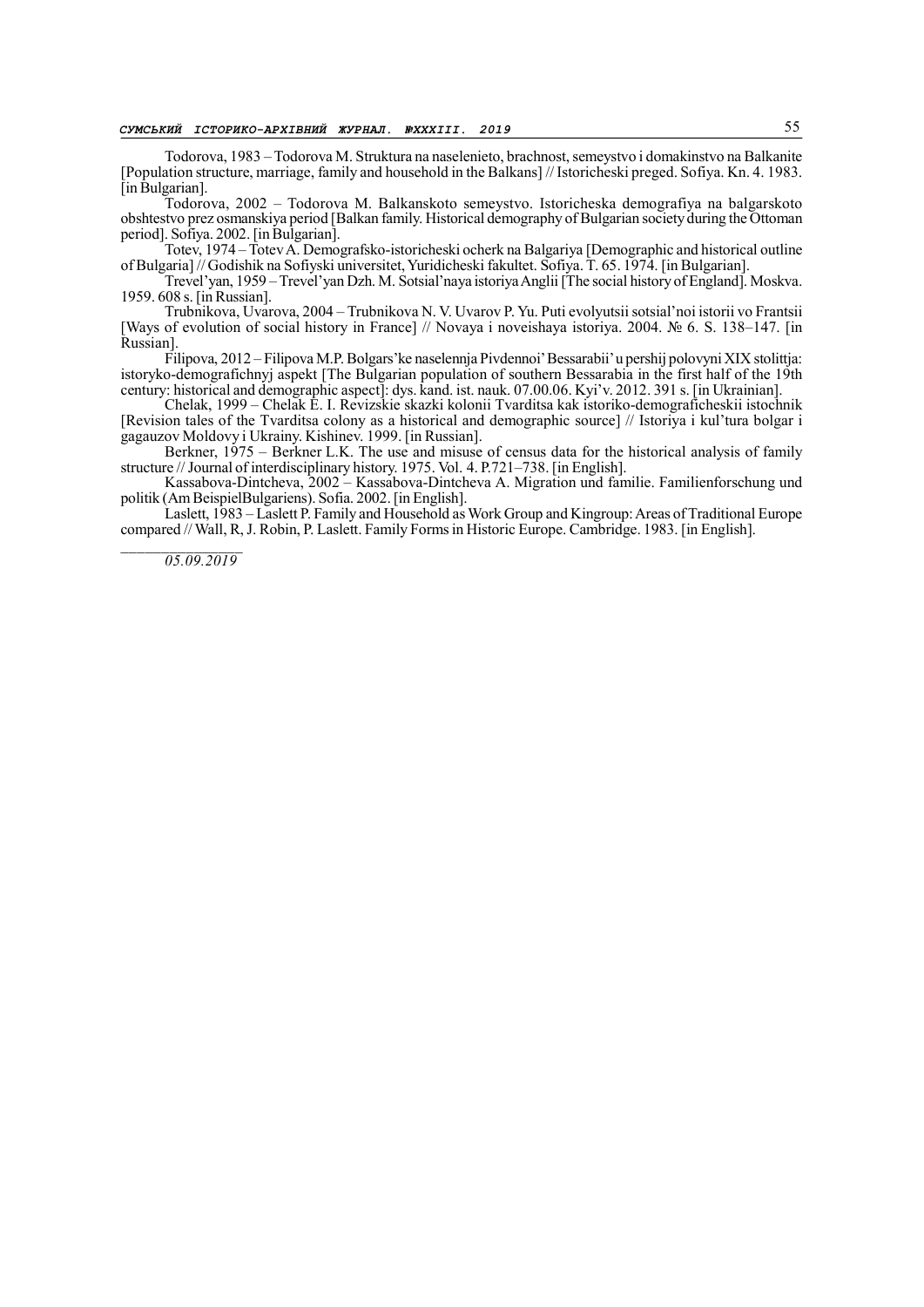Todorova, 1983 – Todorova M. Struktura na naselenieto, brachnost, semeystvo i domakinstvo na Balkanite [Population structure, marriage, family and household in the Balkans] // Istoricheski preged. Sofiya. Kn. 4. 1983. [in Bulgarian].

Todorova, 2002 – Todorova M. Balkanskoto semeystvo. Istoricheska demografiya na balgarskoto obshtestvo prez osmanskiya period [Balkan family. Historical demography of Bulgarian society during the Ottoman period]. Sofiya. 2002. [in Bulgarian].

Totev, 1974 – Totev A. Demografsko-istoricheski ocherk na Balgariya [Demographic and historical outline of Bulgaria] // Godishik na Sofiyski universitet, Yuridicheski fakultet. Sofiya. T. 65. 1974. [in Bulgarian].

Trevel'yan, 1959 – Trevel'yan Dzh. M. Sotsial'naya istoriya Anglii [The social history of England]. Moskva. 1959. 608 s. [in Russian].

Trubnikova, Uvarova, 2004 – Trubnikova N. V. Uvarov P. Yu. Puti evolyutsii sotsial'noi istorii vo Frantsii [Ways of evolution of social history in France] // Novaya i noveishaya istoriya. 2004. № 6. S. 138–147. [in Russian].

Filipova, 2012 – Filipova M.P. Bolgars'ke naselennja Pivdennoi' Bessarabii' u pershij polovyni XIX stolittja: istoryko-demografichnyj aspekt [The Bulgarian population of southern Bessarabia in the first half of the 19th century: historical and demographic aspect]: dys. kand. ist. nauk. 07.00.06. Kyi'v. 2012. 391 s. [in Ukrainian].

Chelak, 1999 – Chelak E. I. Revizskie skazki kolonii Tvarditsa kak istoriko-demograficheskii istochnik [Revision tales of the Tvarditsa colony as a historical and demographic source] // Istoriya i kul'tura bolgar i gagauzov Moldovy i Ukrainy. Kishinev. 1999. [in Russian].

Berkner, 1975 – Berkner L.K. The use and misuse of census data for the historical analysis of family structure // Journal of interdisciplinary history. 1975. Vol. 4. P.721–738. [in English].

Kassabova-Dintcheva, 2002 – Kassabova-Dintcheva A. Migration und familie. Familienforschung und politik (Am BeispielBulgariens). Sofia. 2002. [in English].

Laslett, 1983 – Laslett P. Family and Household as Work Group and Kingroup: Areas of Traditional Europe compared // Wall, R, J. Robin, P. Laslett. Family Forms in Historic Europe. Cambridge. 1983. [in English].

*05.09.2019*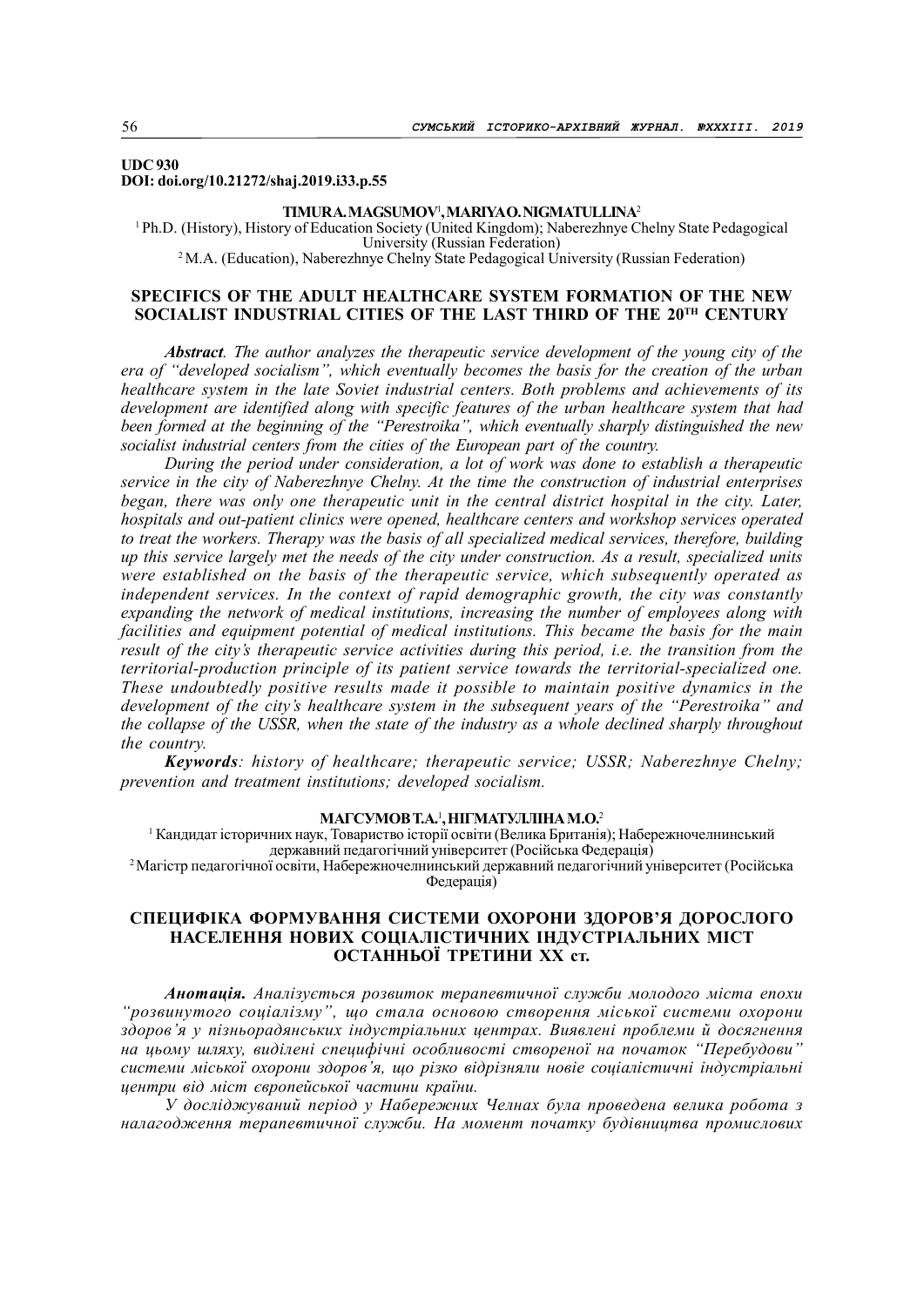**UDC 930**
**DOI: doi.org/10.21272/shaj.2019.i33.p.55**

**TIMUR A. MAGSUMOV[1], MARIYA O. NIGMATULLINA[2]**

[1] Ph.D. (History), History of Education Society (United Kingdom); Naberezhnye Chelny State Pedagogical University (Russian Federation)
[2] M.A. (Education), Naberezhnye Chelny State Pedagogical University (Russian Federation)

## SPECIFICS OF THE ADULT HEALTHCARE SYSTEM FORMATION OF THE NEW SOCIALIST INDUSTRIAL CITIES OF THE LAST THIRD OF THE 20TH CENTURY

***Abstract****. The author analyzes the therapeutic service development of the young city of the era of "developed socialism", which eventually becomes the basis for the creation of the urban healthcare system in the late Soviet industrial centers. Both problems and achievements of its development are identified along with specific features of the urban healthcare system that had been formed at the beginning of the "Perestroika", which eventually sharply distinguished the new socialist industrial centers from the cities of the European part of the country.*

*During the period under consideration, a lot of work was done to establish a therapeutic service in the city of Naberezhnye Chelny. At the time the construction of industrial enterprises began, there was only one therapeutic unit in the central district hospital in the city. Later, hospitals and out-patient clinics were opened, healthcare centers and workshop services operated to treat the workers. Therapy was the basis of all specialized medical services, therefore, building up this service largely met the needs of the city under construction. As a result, specialized units were established on the basis of the therapeutic service, which subsequently operated as independent services. In the context of rapid demographic growth, the city was constantly expanding the network of medical institutions, increasing the number of employees along with facilities and equipment potential of medical institutions. This became the basis for the main result of the city's therapeutic service activities during this period, i.e. the transition from the territorial-production principle of its patient service towards the territorial-specialized one. These undoubtedly positive results made it possible to maintain positive dynamics in the development of the city's healthcare system in the subsequent years of the "Perestroika" and the collapse of the USSR, when the state of the industry as a whole declined sharply throughout the country.*

***Keywords****: history of healthcare; therapeutic service; USSR; Naberezhnye Chelny; prevention and treatment institutions; developed socialism.*

**МАГСУМОВ Т.А.[1], НІГМАТУЛЛІНА М.О.[2]**

[1] Кандидат історичних наук, Товариство історії освіти (Велика Британія); Набережночелнинський державний педагогічний університет (Російська Федерація)
[2] Магістр педагогічної освіти, Набережночелнинский державний педагогічний університет (Російська Федерація)

## СПЕЦИФІКА ФОРМУВАННЯ СИСТЕМИ ОХОРОНИ ЗДОРОВ'Я ДОРОСЛОГО НАСЕЛЕННЯ НОВИХ СОЦІАЛІСТИЧНИХ ІНДУСТРІАЛЬНИХ МІСТ ОСТАННЬОЇ ТРЕТИНИ XX ст.

***Анотація.*** *Аналізується розвиток терапевтичної служби молодого міста епохи "розвинутого соціалізму", що стала основою створення міської системи охорони здоров'я у пізньорадянських індустріальних центрах. Виявлені проблеми й досягнення на цьому шляху, виділені специфічні особливості створеної на початок "Перебудови" системи міської охорони здоров'я, що різко відрізняли нові соціалістичні індустріальні центри від міст європейської частини країни.*

*У досліджуваний період у Набережних Челнах була проведена велика робота з налагодження терапевтичної служби. На момент початку будівництва промислових*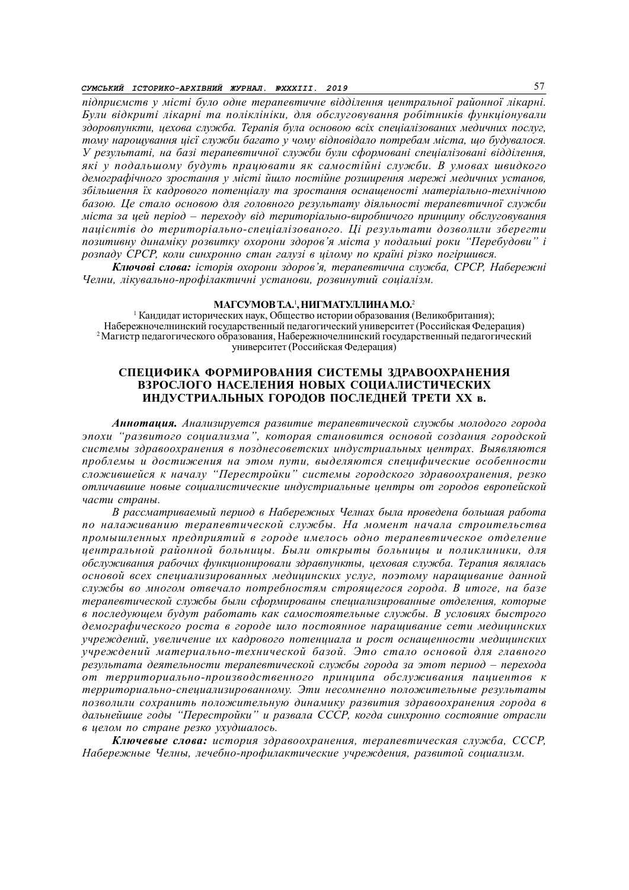*підприємств у місті було одне терапевтичне відділення центральної районної лікарні. Були відкриті лікарні та поліклініки, для обслуговування робітників функціонували здоровпункти, цехова служба. Терапія була основою всіх спеціалізованих медичних послуг, тому нарощування цієї служби багато у чому відповідало потребам міста, що будувалося. У результаті, на базі терапевтичної служби були сформовані спеціалізовані відділення, які у подальшому будуть працювати як самостійні служби. В умовах швидкого демографічного зростання у місті йшло постійне розширення мережі медичних установ, збільшення їх кадрового потенціалу та зростання оснащеності матеріально-технічною базою. Це стало основою для головного результату діяльності терапевтичної служби міста за цей період – переходу від територіально-виробничого принципу обслуговування пацієнтів до територіально-спеціалізованого. Ці результати дозволили зберегти позитивну динаміку розвитку охорони здоров'я міста у подальші роки "Перебудови" і розпаду СРСР, коли синхронно стан галузі в цілому по країні різко погіршився.*

***Ключові слова:*** *історія охорони здоров'я, терапевтична служба, СРСР, Набережні Челни, лікувально-профілактичні установи, розвинутий соціалізм.*

**МАГСУМОВ Т.А.**[1]**, НИГМАТУЛЛИНА М.О.**[2]

[1] Кандидат исторических наук, Общество истории образования (Великобритания); Набережночелнинский государственный педагогический университет (Российская Федерация)
[2] Магистр педагогического образования, Набережночелнинский государственный педагогический университет (Российская Федерация)

## СПЕЦИФИКА ФОРМИРОВАНИЯ СИСТЕМЫ ЗДРАВООХРАНЕНИЯ ВЗРОСЛОГО НАСЕЛЕНИЯ НОВЫХ СОЦИАЛИСТИЧЕСКИХ ИНДУСТРИАЛЬНЫХ ГОРОДОВ ПОСЛЕДНЕЙ ТРЕТИ XX в.

***Аннотация.*** *Анализируется развитие терапевтической службы молодого города эпохи "развитого социализма", которая становится основой создания городской системы здравоохранения в позднесоветских индустриальных центрах. Выявляются проблемы и достижения на этом пути, выделяются специфические особенности сложившейся к началу "Перестройки" системы городского здравоохранения, резко отличавшие новые социалистические индустриальные центры от городов европейской части страны.*

*В рассматриваемый период в Набережных Челнах была проведена большая работа по налаживанию терапевтической службы. На момент начала строительства промышленных предприятий в городе имелось одно терапевтическое отделение центральной районной больницы. Были открыты больницы и поликлиники, для обслуживания рабочих функционировали здравпункты, цеховая служба. Терапия являлась основой всех специализированных медицинских услуг, поэтому наращивание данной службы во многом отвечало потребностям строящегося города. В итоге, на базе терапевтической службы были сформированы специализированные отделения, которые в последующем будут работать как самостоятельные службы. В условиях быстрого демографического роста в городе шло постоянное наращивание сети медицинских учреждений, увеличение их кадрового потенциала и рост оснащенности медицинских учреждений материально-технической базой. Это стало основой для главного результата деятельности терапевтической службы города за этот период – перехода от территориально-производственного принципа обслуживания пациентов к территориально-специализированному. Эти несомненно положительные результаты позволили сохранить положительную динамику развития здравоохранения города в дальнейшие годы "Перестройки" и развала СССР, когда синхронно состояние отрасли в целом по стране резко ухудшалось.*

***Ключевые слова:*** *история здравоохранения, терапевтическая служба, СССР, Набережные Челны, лечебно-профилактические учреждения, развитой социализм.*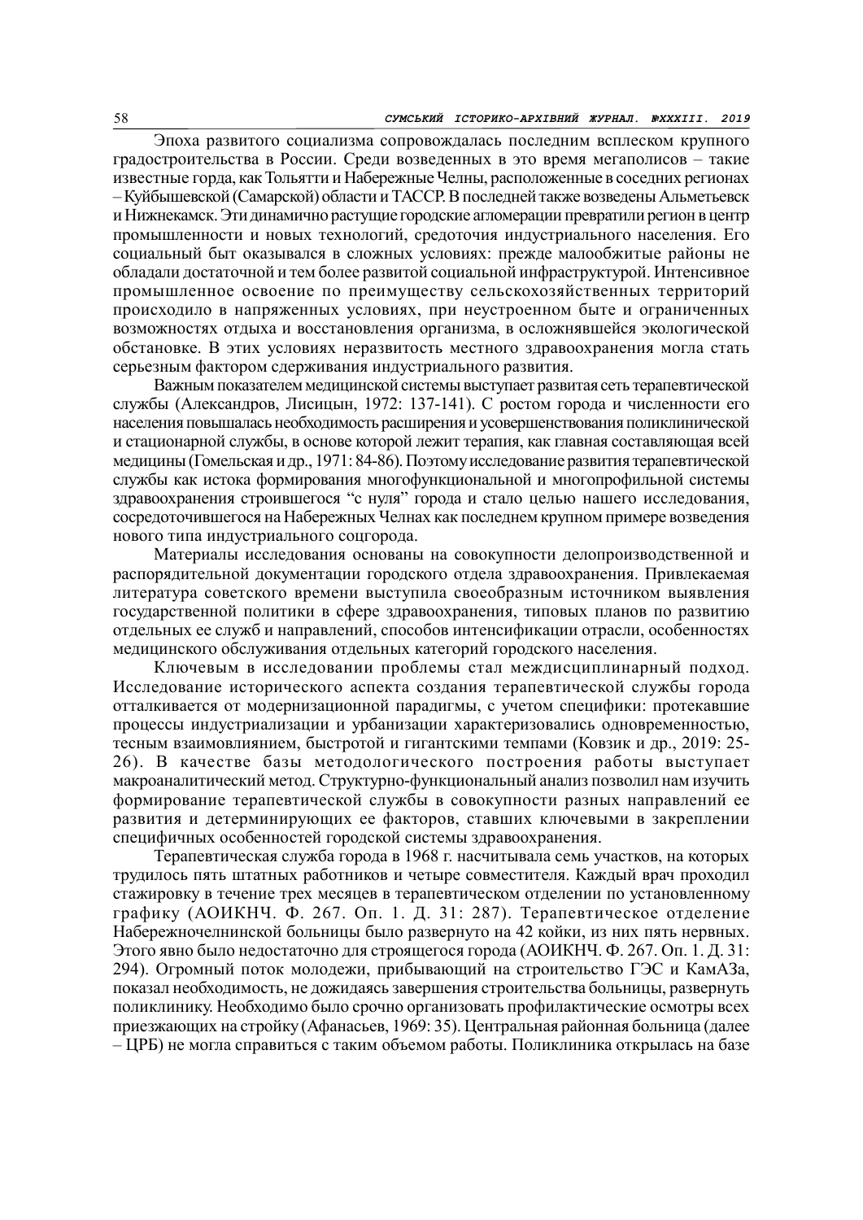Эпоха развитого социализма сопровождалась последним всплеском крупного градостроительства в России. Среди возведенных в это время мегаполисов – такие известные горда, как Тольятти и Набережные Челны, расположенные в соседних регионах – Куйбышевской (Самарской) области и ТАССР. В последней также возведены Альметьевск и Нижнекамск. Эти динамично растущие городские агломерации превратили регион в центр промышленности и новых технологий, средоточия индустриального населения. Его социальный быт оказывался в сложных условиях: прежде малообжитые районы не обладали достаточной и тем более развитой социальной инфраструктурой. Интенсивное промышленное освоение по преимуществу сельскохозяйственных территорий происходило в напряженных условиях, при неустроенном быте и ограниченных возможностях отдыха и восстановления организма, в осложнявшейся экологической обстановке. В этих условиях неразвитость местного здравоохранения могла стать серьезным фактором сдерживания индустриального развития.

Важным показателем медицинской системы выступает развитая сеть терапевтической службы (Александров, Лисицын, 1972: 137-141). С ростом города и численности его населения повышалась необходимость расширения и усовершенствования поликлинической и стационарной службы, в основе которой лежит терапия, как главная составляющая всей медицины (Гомельская и др., 1971: 84-86). Поэтому исследование развития терапевтической службы как истока формирования многофункциональной и многопрофильной системы здравоохранения строившегося "с нуля" города и стало целью нашего исследования, сосредоточившегося на Набережных Челнах как последнем крупном примере возведения нового типа индустриального соцгорода.

Материалы исследования основаны на совокупности делопроизводственной и распорядительной документации городского отдела здравоохранения. Привлекаемая литература советского времени выступила своеобразным источником выявления государственной политики в сфере здравоохранения, типовых планов по развитию отдельных ее служб и направлений, способов интенсификации отрасли, особенностях медицинского обслуживания отдельных категорий городского населения.

Ключевым в исследовании проблемы стал междисциплинарный подход. Исследование исторического аспекта создания терапевтической службы города отталкивается от модернизационной парадигмы, с учетом специфики: протекавшие процессы индустриализации и урбанизации характеризовались одновременностью, тесным взаимовлиянием, быстротой и гигантскими темпами (Ковзик и др., 2019: 25-26). В качестве базы методологического построения работы выступает макроаналитический метод. Структурно-функциональный анализ позволил нам изучить формирование терапевтической службы в совокупности разных направлений ее развития и детерминирующих ее факторов, ставших ключевыми в закреплении специфичных особенностей городской системы здравоохранения.

Терапевтическая служба города в 1968 г. насчитывала семь участков, на которых трудилось пять штатных работников и четыре совместителя. Каждый врач проходил стажировку в течение трех месяцев в терапевтическом отделении по установленному графику (АОИКНЧ. Ф. 267. Оп. 1. Д. 31: 287). Терапевтическое отделение Набережночелнинской больницы было развернуто на 42 койки, из них пять нервных. Этого явно было недостаточно для строящегося города (АОИКНЧ. Ф. 267. Оп. 1. Д. 31: 294). Огромный поток молодежи, прибывающий на строительство ГЭС и КамАЗа, показал необходимость, не дожидаясь завершения строительства больницы, развернуть поликлинику. Необходимо было срочно организовать профилактические осмотры всех приезжающих на стройку (Афанасьев, 1969: 35). Центральная районная больница (далее – ЦРБ) не могла справиться с таким объемом работы. Поликлиника открылась на базе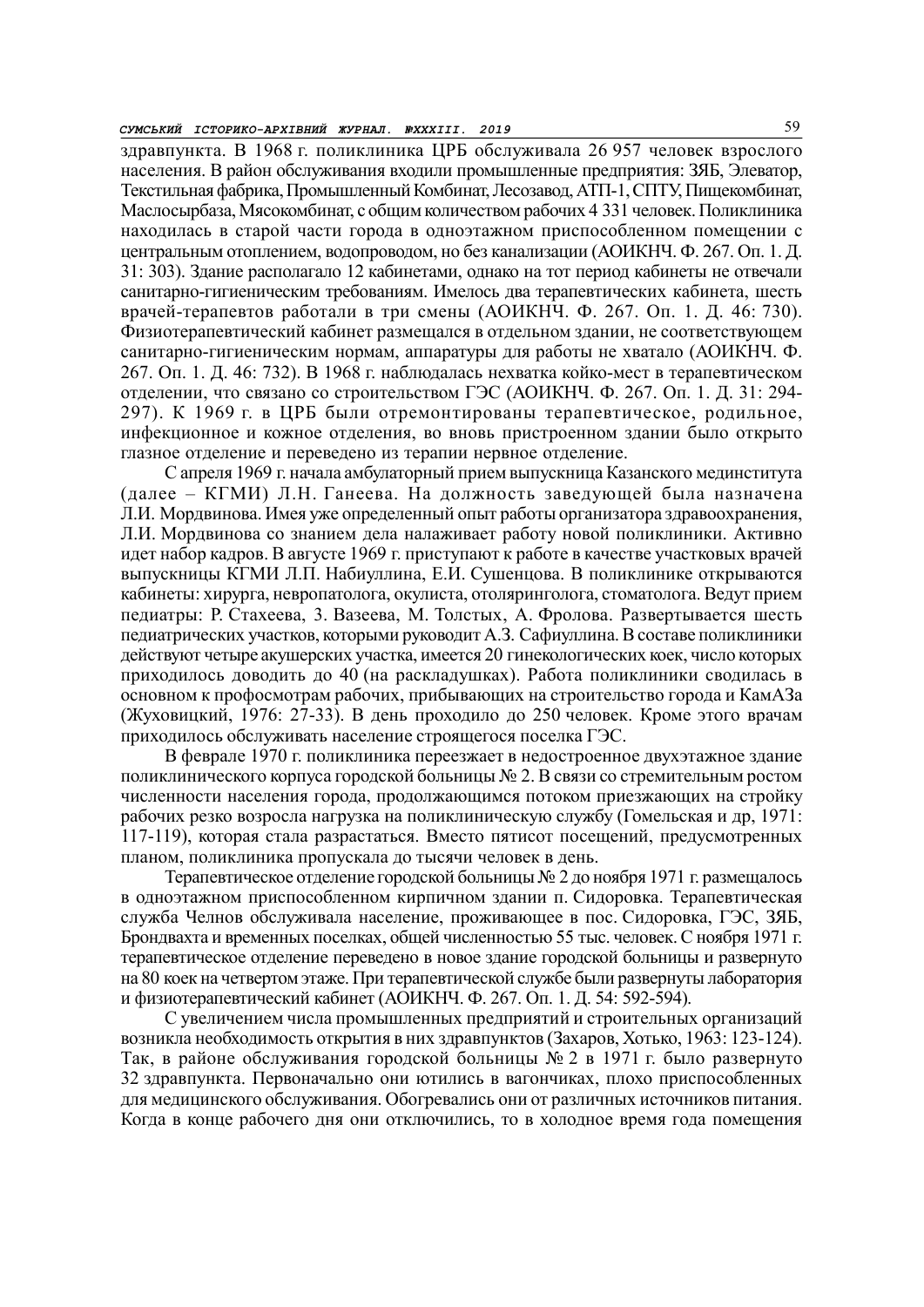здравпункта. В 1968 г. поликлиника ЦРБ обслуживала 26 957 человек взрослого населения. В район обслуживания входили промышленные предприятия: ЗЯБ, Элеватор, Текстильная фабрика, Промышленный Комбинат, Лесозавод, АТП-1, СПТУ, Пищекомбинат, Маслосырбаза, Мясокомбинат, с общим количеством рабочих 4 331 человек. Поликлиника находилась в старой части города в одноэтажном приспособленном помещении с центральным отоплением, водопроводом, но без канализации (АОИКНЧ. Ф. 267. Оп. 1. Д. 31: 303). Здание располагало 12 кабинетами, однако на тот период кабинеты не отвечали санитарно-гигиеническим требованиям. Имелось два терапевтических кабинета, шесть врачей-терапевтов работали в три смены (АОИКНЧ. Ф. 267. Оп. 1. Д. 46: 730). Физиотерапевтический кабинет размещался в отдельном здании, не соответствующем санитарно-гигиеническим нормам, аппаратуры для работы не хватало (АОИКНЧ. Ф. 267. Оп. 1. Д. 46: 732). В 1968 г. наблюдалась нехватка койко-мест в терапевтическом отделении, что связано со строительством ГЭС (АОИКНЧ. Ф. 267. Оп. 1. Д. 31: 294-297). К 1969 г. в ЦРБ были отремонтированы терапевтическое, родильное, инфекционное и кожное отделения, во вновь пристроенном здании было открыто глазное отделение и переведено из терапии нервное отделение.

С апреля 1969 г. начала амбулаторный прием выпускница Казанского мединститута (далее – КГМИ) Л.Н. Ганеева. На должность заведующей была назначена Л.И. Мордвинова. Имея уже определенный опыт работы организатора здравоохранения, Л.И. Мордвинова со знанием дела налаживает работу новой поликлиники. Активно идет набор кадров. В августе 1969 г. приступают к работе в качестве участковых врачей выпускницы КГМИ Л.П. Набиуллина, Е.И. Сушенцова. В поликлинике открываются кабинеты: хирурга, невропатолога, окулиста, отоляринголога, стоматолога. Ведут прием педиатры: Р. Стахеева, З. Вазеева, М. Толстых, А. Фролова. Развертывается шесть педиатрических участков, которыми руководит А.З. Сафиуллина. В составе поликлиники действуют четыре акушерских участка, имеется 20 гинекологических коек, число которых приходилось доводить до 40 (на раскладушках). Работа поликлиники сводилась в основном к профосмотрам рабочих, прибывающих на строительство города и КамАЗа (Жуховицкий, 1976: 27-33). В день проходило до 250 человек. Кроме этого врачам приходилось обслуживать население строящегося поселка ГЭС.

В феврале 1970 г. поликлиника переезжает в недостроенное двухэтажное здание поликлинического корпуса городской больницы № 2. В связи со стремительным ростом численности населения города, продолжающимся потоком приезжающих на стройку рабочих резко возросла нагрузка на поликлиническую службу (Гомельская и др, 1971: 117-119), которая стала разрастаться. Вместо пятисот посещений, предусмотренных планом, поликлиника пропускала до тысячи человек в день.

Терапевтическое отделение городской больницы № 2 до ноября 1971 г. размещалось в одноэтажном приспособленном кирпичном здании п. Сидоровка. Терапевтическая служба Челнов обслуживала население, проживающее в пос. Сидоровка, ГЭС, ЗЯБ, Брондвахта и временных поселках, общей численностью 55 тыс. человек. С ноября 1971 г. терапевтическое отделение переведено в новое здание городской больницы и развернуто на 80 коек на четвертом этаже. При терапевтической службе были развернуты лаборатория и физиотерапевтический кабинет (АОИКНЧ. Ф. 267. Оп. 1. Д. 54: 592-594).

С увеличением числа промышленных предприятий и строительных организаций возникла необходимость открытия в них здравпунктов (Захаров, Хотько, 1963: 123-124). Так, в районе обслуживания городской больницы № 2 в 1971 г. было развернуто 32 здравпункта. Первоначально они ютились в вагончиках, плохо приспособленных для медицинского обслуживания. Обогревались они от различных источников питания. Когда в конце рабочего дня они отключились, то в холодное время года помещения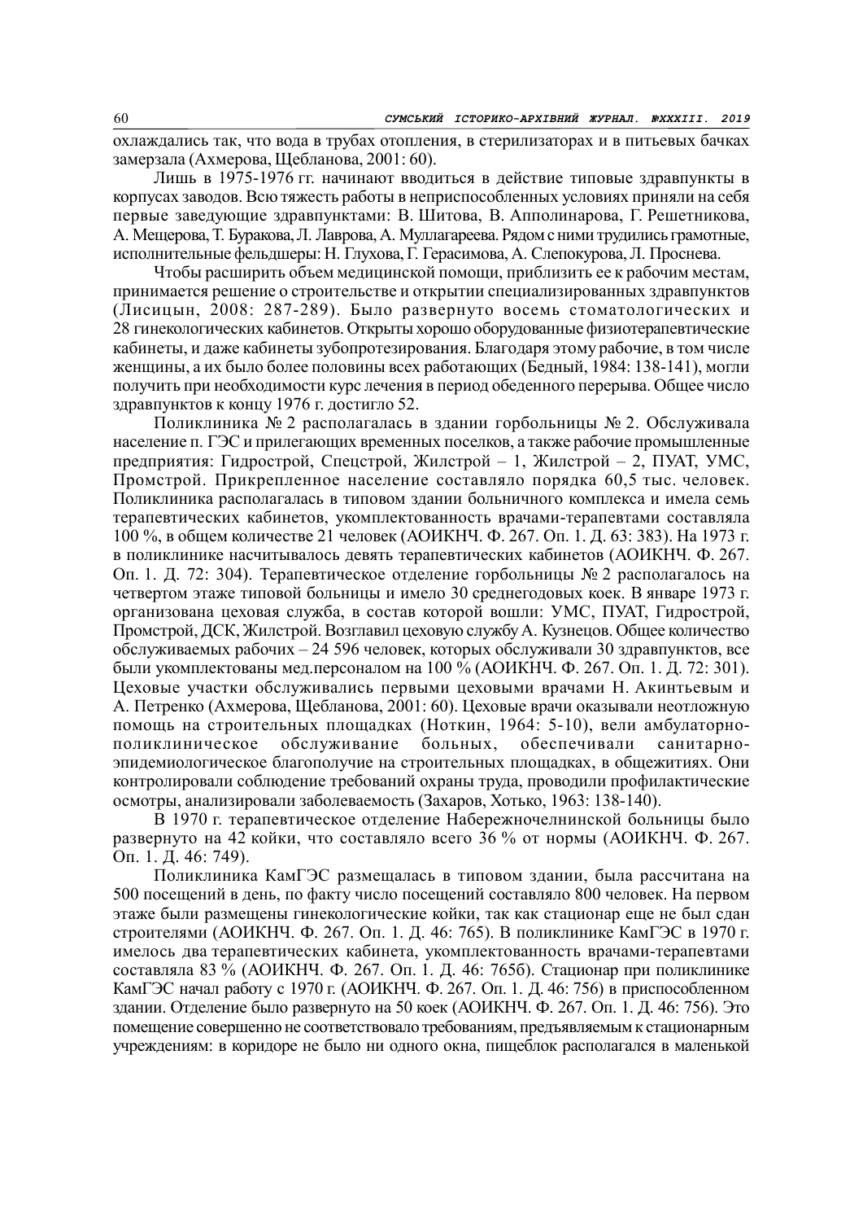охлаждались так, что вода в трубах отопления, в стерилизаторах и в питьевых бачках замерзала (Ахмерова, Щебланова, 2001: 60).

Лишь в 1975-1976 гг. начинают вводиться в действие типовые здравпункты в корпусах заводов. Всю тяжесть работы в неприспособленных условиях приняли на себя первые заведующие здравпунктами: В. Шитова, В. Апполинарова, Г. Решетникова, А. Мещерова, Т. Буракова, Л. Лаврова, А. Муллагареева. Рядом с ними трудились грамотные, исполнительные фельдшеры: Н. Глухова, Г. Герасимова, А. Слепокурова, Л. Проснева.

Чтобы расширить объем медицинской помощи, приблизить ее к рабочим местам, принимается решение о строительстве и открытии специализированных здравпунктов (Лисицын, 2008: 287-289). Было развернуто восемь стоматологических и 28 гинекологических кабинетов. Открыты хорошо оборудованные физиотерапевтические кабинеты, и даже кабинеты зубопротезирования. Благодаря этому рабочие, в том числе женщины, а их было более половины всех работающих (Бедный, 1984: 138-141), могли получить при необходимости курс лечения в период обеденного перерыва. Общее число здравпунктов к концу 1976 г. достигло 52.

Поликлиника № 2 располагалась в здании горбольницы № 2. Обслуживала население п. ГЭС и прилегающих временных поселков, а также рабочие промышленные предприятия: Гидрострой, Спецстрой, Жилстрой – 1, Жилстрой – 2, ПУАТ, УМС, Промстрой. Прикрепленное население составляло порядка 60,5 тыс. человек. Поликлиника располагалась в типовом здании больничного комплекса и имела семь терапевтических кабинетов, укомплектованность врачами-терапевтами составляла 100 %, в общем количестве 21 человек (АОИКНЧ. Ф. 267. Оп. 1. Д. 63: 383). На 1973 г. в поликлинике насчитывалось девять терапевтических кабинетов (АОИКНЧ. Ф. 267. Оп. 1. Д. 72: 304). Терапевтическое отделение горбольницы № 2 располагалось на четвертом этаже типовой больницы и имело 30 среднегодовых коек. В январе 1973 г. организована цеховая служба, в состав которой вошли: УМС, ПУАТ, Гидрострой, Промстрой, ДСК, Жилстрой. Возглавил цеховую службу А. Кузнецов. Общее количество обслуживаемых рабочих – 24 596 человек, которых обслуживали 30 здравпунктов, все были укомплектованы мед.персоналом на 100 % (АОИКНЧ. Ф. 267. Оп. 1. Д. 72: 301). Цеховые участки обслуживались первыми цеховыми врачами Н. Акинтьевым и А. Петренко (Ахмерова, Щебланова, 2001: 60). Цеховые врачи оказывали неотложную помощь на строительных площадках (Ноткин, 1964: 5-10), вели амбулаторно-поликлиническое обслуживание больных, обеспечивали санитарно-эпидемиологическое благополучие на строительных площадках, в общежитиях. Они контролировали соблюдение требований охраны труда, проводили профилактические осмотры, анализировали заболеваемость (Захаров, Хотько, 1963: 138-140).

В 1970 г. терапевтическое отделение Набережночелнинской больницы было развернуто на 42 койки, что составляло всего 36 % от нормы (АОИКНЧ. Ф. 267. Оп. 1. Д. 46: 749).

Поликлиника КамГЭС размещалась в типовом здании, была рассчитана на 500 посещений в день, по факту число посещений составляло 800 человек. На первом этаже были размещены гинекологические койки, так как стационар еще не был сдан строителями (АОИКНЧ. Ф. 267. Оп. 1. Д. 46: 765). В поликлинике КамГЭС в 1970 г. имелось два терапевтических кабинета, укомплектованность врачами-терапевтами составляла 83 % (АОИКНЧ. Ф. 267. Оп. 1. Д. 46: 765б). Стационар при поликлинике КамГЭС начал работу с 1970 г. (АОИКНЧ. Ф. 267. Оп. 1. Д. 46: 756) в приспособленном здании. Отделение было развернуто на 50 коек (АОИКНЧ. Ф. 267. Оп. 1. Д. 46: 756). Это помещение совершенно не соответствовало требованиям, предъявляемым к стационарным учреждениям: в коридоре не было ни одного окна, пищеблок располагался в маленькой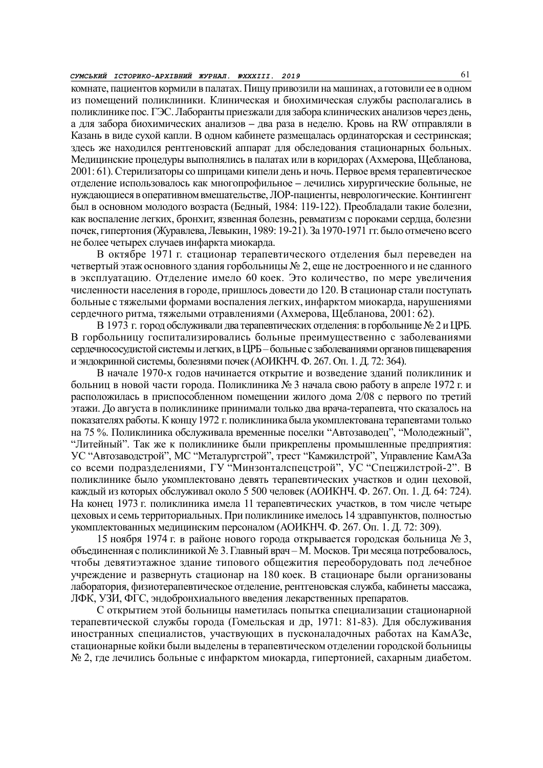комнате, пациентов кормили в палатах. Пищу привозили на машинах, а готовили ее в одном из помещений поликлиники. Клиническая и биохимическая службы располагались в поликлинике пос. ГЭС. Лаборанты приезжали для забора клинических анализов через день, а для забора биохимических анализов – два раза в неделю. Кровь на RW отправляли в Казань в виде сухой капли. В одном кабинете размещалась ординаторская и сестринская; здесь же находился рентгеновский аппарат для обследования стационарных больных. Медицинские процедуры выполнялись в палатах или в коридорах (Ахмерова, Щебланова, 2001: 61). Стерилизаторы со шприцами кипели день и ночь. Первое время терапевтическое отделение использовалось как многопрофильное – лечились хирургические больные, не нуждающиеся в оперативном вмешательстве, ЛОР-пациенты, неврологические. Контингент был в основном молодого возраста (Бедный, 1984: 119-122). Преобладали такие болезни, как воспаление легких, бронхит, язвенная болезнь, ревматизм с пороками сердца, болезни почек, гипертония (Журавлева, Левыкин, 1989: 19-21). За 1970-1971 гг. было отмечено всего не более четырех случаев инфаркта миокарда.

В октябре 1971 г. стационар терапевтического отделения был переведен на четвертый этаж основного здания горбольницы № 2, еще не достроенного и не сданного в эксплуатацию. Отделение имело 60 коек. Это количество, по мере увеличения численности населения в городе, пришлось довести до 120. В стационар стали поступать больные с тяжелыми формами воспаления легких, инфарктом миокарда, нарушениями сердечного ритма, тяжелыми отравлениями (Ахмерова, Щебланова, 2001: 62).

В 1973 г. город обслуживали два терапевтических отделения: в горбольнице № 2 и ЦРБ. В горбольницу госпитализировались больные преимущественно с заболеваниями сердечнососудистой системы и легких, в ЦРБ – больные с заболеваниями органов пищеварения и эндокринной системы, болезнями почек (АОИКНЧ. Ф. 267. Оп. 1. Д. 72: 364).

В начале 1970-х годов начинается открытие и возведение зданий поликлиник и больниц в новой части города. Поликлиника № 3 начала свою работу в апреле 1972 г. и расположилась в приспособленном помещении жилого дома 2/08 с первого по третий этажи. До августа в поликлинике принимали только два врача-терапевта, что сказалось на показателях работы. К концу 1972 г. поликлиника была укомплектована терапевтами только на 75 %. Поликлиника обслуживала временные поселки "Автозаводец", "Молодежный", "Литейный". Так же к поликлинике были прикреплены промышленные предприятия: УС "Автозаводстрой", МС "Металургстрой", трест "Камжилстрой", Управление КамАЗа со всеми подразделениями, ГУ "Минзонталспецстрой", УС "Спецжилстрой-2". В поликлинике было укомплектовано девять терапевтических участков и один цеховой, каждый из которых обслуживал около 5 500 человек (АОИКНЧ. Ф. 267. Оп. 1. Д. 64: 724). На конец 1973 г. поликлиника имела 11 терапевтических участков, в том числе четыре цеховых и семь территориальных. При поликлинике имелось 14 здравпунктов, полностью укомплектованных медицинским персоналом (АОИКНЧ. Ф. 267. Оп. 1. Д. 72: 309).

15 ноября 1974 г. в районе нового города открывается городская больница № 3, объединенная с поликлиникой № 3. Главный врач – М. Москов. Три месяца потребовалось, чтобы девятиэтажное здание типового общежития переоборудовать под лечебное учреждение и развернуть стационар на 180 коек. В стационаре были организованы лаборатория, физиотерапевтическое отделение, рентгеновская служба, кабинеты массажа, ЛФК, УЗИ, ФГС, эндобронхиального введения лекарственных препаратов.

С открытием этой больницы наметилась попытка специализации стационарной терапевтической службы города (Гомельская и др, 1971: 81-83). Для обслуживания иностранных специалистов, участвующих в пусконаладочных работах на КамАЗе, стационарные койки были выделены в терапевтическом отделении городской больницы № 2, где лечились больные с инфарктом миокарда, гипертонией, сахарным диабетом.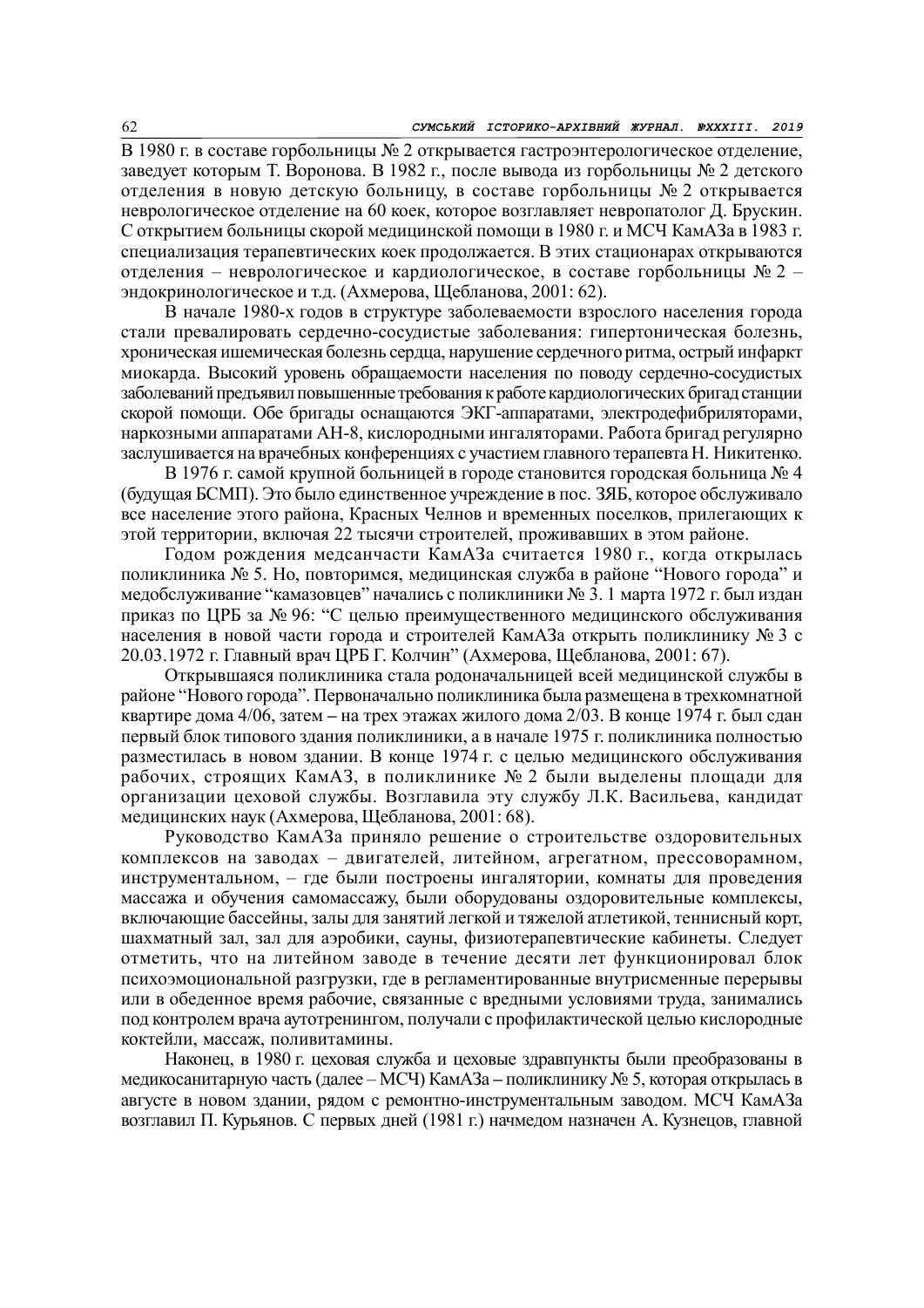В 1980 г. в составе горбольницы № 2 открывается гастроэнтерологическое отделение, заведует которым Т. Воронова. В 1982 г., после вывода из горбольницы № 2 детского отделения в новую детскую больницу, в составе горбольницы № 2 открывается неврологическое отделение на 60 коек, которое возглавляет невропатолог Д. Брускин. С открытием больницы скорой медицинской помощи в 1980 г. и МСЧ КамАЗа в 1983 г. специализация терапевтических коек продолжается. В этих стационарах открываются отделения – неврологическое и кардиологическое, в составе горбольницы № 2 – эндокринологическое и т.д. (Ахмерова, Щебланова, 2001: 62).

В начале 1980-х годов в структуре заболеваемости взрослого населения города стали превалировать сердечно-сосудистые заболевания: гипертоническая болезнь, хроническая ишемическая болезнь сердца, нарушение сердечного ритма, острый инфаркт миокарда. Высокий уровень обращаемости населения по поводу сердечно-сосудистых заболеваний предъявил повышенные требования к работе кардиологических бригад станции скорой помощи. Обе бригады оснащаются ЭКГ-аппаратами, электродефибриляторами, наркозными аппаратами АН-8, кислородными ингаляторами. Работа бригад регулярно заслушивается на врачебных конференциях с участием главного терапевта Н. Никитенко.

В 1976 г. самой крупной больницей в городе становится городская больница № 4 (будущая БСМП). Это было единственное учреждение в пос. ЗЯБ, которое обслуживало все население этого района, Красных Челнов и временных поселков, прилегающих к этой территории, включая 22 тысячи строителей, проживавших в этом районе.

Годом рождения медсанчасти КамАЗа считается 1980 г., когда открылась поликлиника № 5. Но, повторимся, медицинская служба в районе "Нового города" и медобслуживание "камазовцев" начались с поликлиники № 3. 1 марта 1972 г. был издан приказ по ЦРБ за № 96: "С целью преимущественного медицинского обслуживания населения в новой части города и строителей КамАЗа открыть поликлинику № 3 с 20.03.1972 г. Главный врач ЦРБ Г. Колчин" (Ахмерова, Щебланова, 2001: 67).

Открывшаяся поликлиника стала родоначальницей всей медицинской службы в районе "Нового города". Первоначально поликлиника была размещена в трехкомнатной квартире дома 4/06, затем – на трех этажах жилого дома 2/03. В конце 1974 г. был сдан первый блок типового здания поликлиники, а в начале 1975 г. поликлиника полностью разместилась в новом здании. В конце 1974 г. с целью медицинского обслуживания рабочих, строящих КамАЗ, в поликлинике № 2 были выделены площади для организации цеховой службы. Возглавила эту службу Л.К. Васильева, кандидат медицинских наук (Ахмерова, Щебланова, 2001: 68).

Руководство КамАЗа приняло решение о строительстве оздоровительных комплексов на заводах – двигателей, литейном, агрегатном, прессоворамном, инструментальном, – где были построены ингалятории, комнаты для проведения массажа и обучения самомассажу, были оборудованы оздоровительные комплексы, включающие бассейны, залы для занятий легкой и тяжелой атлетикой, теннисный корт, шахматный зал, зал для аэробики, сауны, физиотерапевтические кабинеты. Следует отметить, что на литейном заводе в течение десяти лет функционировал блок психоэмоциональной разгрузки, где в регламентированные внутрисменные перерывы или в обеденное время рабочие, связанные с вредными условиями труда, занимались под контролем врача аутотренингом, получали с профилактической целью кислородные коктейли, массаж, поливитамины.

Наконец, в 1980 г. цеховая служба и цеховые здравпункты были преобразованы в медикосанитарную часть (далее – МСЧ) КамАЗа – поликлинику № 5, которая открылась в августе в новом здании, рядом с ремонтно-инструментальным заводом. МСЧ КамАЗа возглавил П. Курьянов. С первых дней (1981 г.) начмедом назначен А. Кузнецов, главной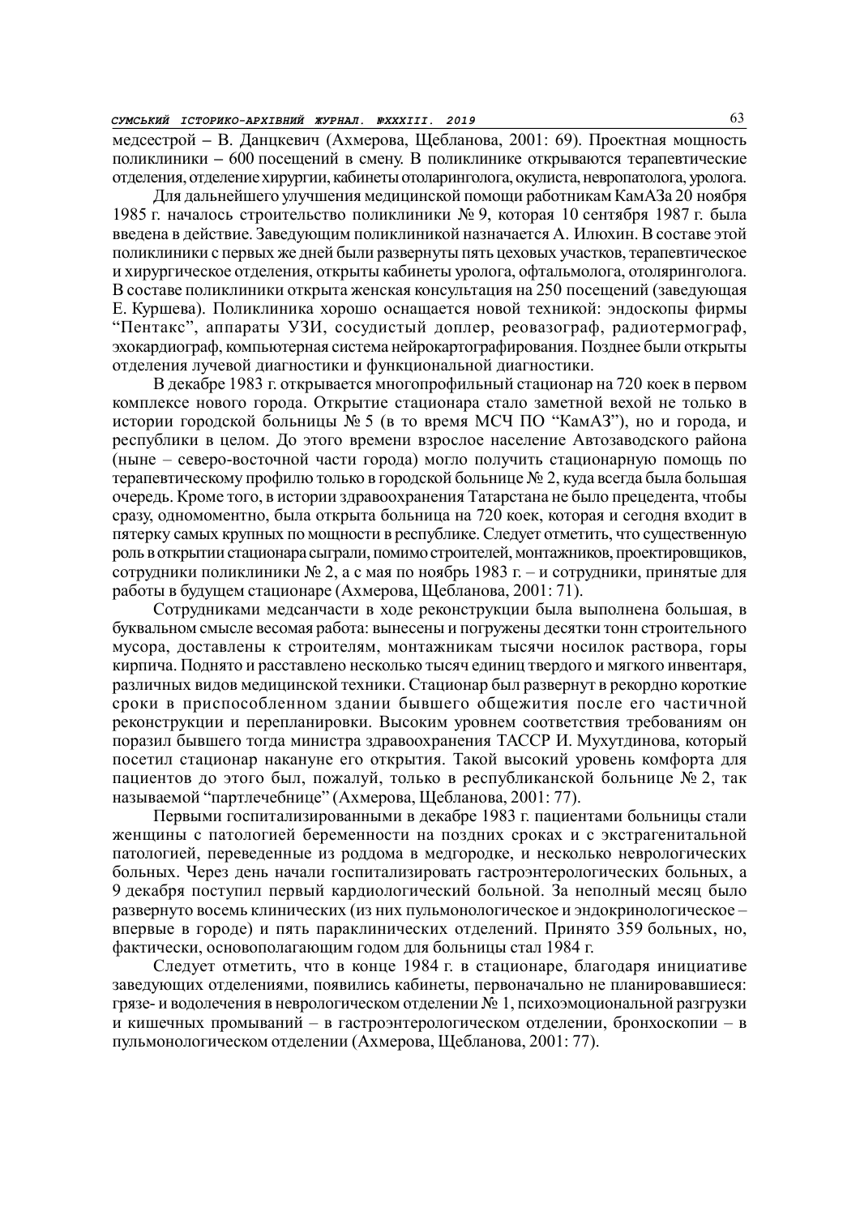медсестрой – В. Данцкевич (Ахмерова, Щебланова, 2001: 69). Проектная мощность поликлиники – 600 посещений в смену. В поликлинике открываются терапевтические отделения, отделение хирургии, кабинеты отоларинголога, окулиста, невропатолога, уролога.

Для дальнейшего улучшения медицинской помощи работникам КамАЗа 20 ноября 1985 г. началось строительство поликлиники № 9, которая 10 сентября 1987 г. была введена в действие. Заведующим поликлиникой назначается А. Илюхин. В составе этой поликлиники с первых же дней были развернуты пять цеховых участков, терапевтическое и хирургическое отделения, открыты кабинеты уролога, офтальмолога, отоляринголога. В составе поликлиники открыта женская консультация на 250 посещений (заведующая Е. Куршева). Поликлиника хорошо оснащается новой техникой: эндоскопы фирмы "Пентакс", аппараты УЗИ, сосудистый доплер, реовазограф, радиотермограф, эхокардиограф, компьютерная система нейрокартографирования. Позднее были открыты отделения лучевой диагностики и функциональной диагностики.

В декабре 1983 г. открывается многопрофильный стационар на 720 коек в первом комплексе нового города. Открытие стационара стало заметной вехой не только в истории городской больницы № 5 (в то время МСЧ ПО "КамАЗ"), но и города, и республики в целом. До этого времени взрослое население Автозаводского района (ныне – северо-восточной части города) могло получить стационарную помощь по терапевтическому профилю только в городской больнице № 2, куда всегда была большая очередь. Кроме того, в истории здравоохранения Татарстана не было прецедента, чтобы сразу, одномоментно, была открыта больница на 720 коек, которая и сегодня входит в пятерку самых крупных по мощности в республике. Следует отметить, что существенную роль в открытии стационара сыграли, помимо строителей, монтажников, проектировщиков, сотрудники поликлиники № 2, а с мая по ноябрь 1983 г. – и сотрудники, принятые для работы в будущем стационаре (Ахмерова, Щебланова, 2001: 71).

Сотрудниками медсанчасти в ходе реконструкции была выполнена большая, в буквальном смысле весомая работа: вынесены и погружены десятки тонн строительного мусора, доставлены к строителям, монтажникам тысячи носилок раствора, горы кирпича. Поднято и расставлено несколько тысяч единиц твердого и мягкого инвентаря, различных видов медицинской техники. Стационар был развернут в рекордно короткие сроки в приспособленном здании бывшего общежития после его частичной реконструкции и перепланировки. Высоким уровнем соответствия требованиям он поразил бывшего тогда министра здравоохранения ТАССР И. Мухутдинова, который посетил стационар накануне его открытия. Такой высокий уровень комфорта для пациентов до этого был, пожалуй, только в республиканской больнице № 2, так называемой "партлечебнице" (Ахмерова, Щебланова, 2001: 77).

Первыми госпитализированными в декабре 1983 г. пациентами больницы стали женщины с патологией беременности на поздних сроках и с экстрагенитальной патологией, переведенные из роддома в медгородке, и несколько неврологических больных. Через день начали госпитализировать гастроэнтерологических больных, а 9 декабря поступил первый кардиологический больной. За неполный месяц было развернуто восемь клинических (из них пульмонологическое и эндокринологическое – впервые в городе) и пять параклинических отделений. Принято 359 больных, но, фактически, основополагающим годом для больницы стал 1984 г.

Следует отметить, что в конце 1984 г. в стационаре, благодаря инициативе заведующих отделениями, появились кабинеты, первоначально не планировавшиеся: грязе- и водолечения в неврологическом отделении № 1, психоэмоциональной разгрузки и кишечных промываний – в гастроэнтерологическом отделении, бронхоскопии – в пульмонологическом отделении (Ахмерова, Щебланова, 2001: 77).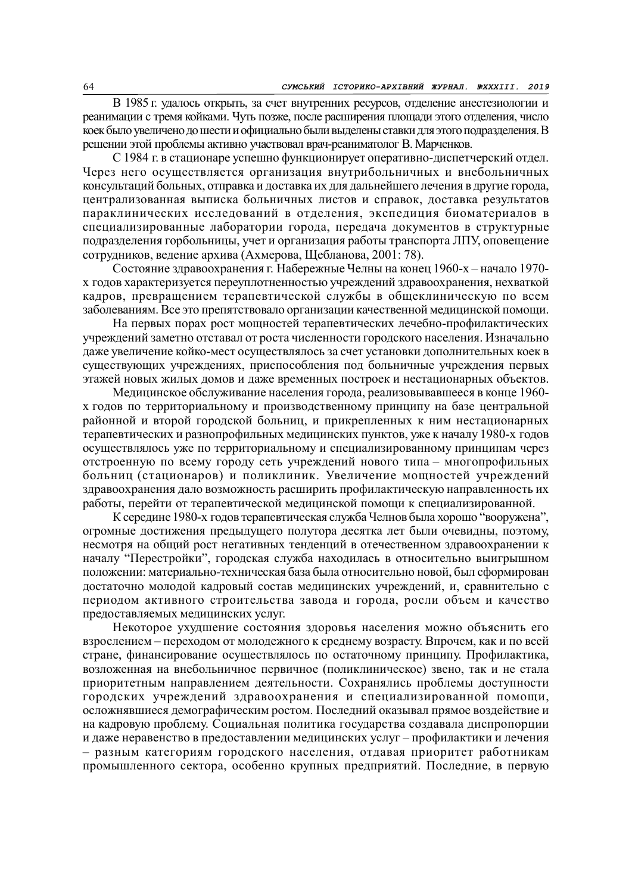В 1985 г. удалось открыть, за счет внутренних ресурсов, отделение анестезиологии и реанимации с тремя койками. Чуть позже, после расширения площади этого отделения, число коек было увеличено до шести и официально были выделены ставки для этого подразделения. В решении этой проблемы активно участвовал врач-реаниматолог В. Марченков.

С 1984 г. в стационаре успешно функционирует оперативно-диспетчерский отдел. Через него осуществляется организация внутрибольничных и внебольничных консультаций больных, отправка и доставка их для дальнейшего лечения в другие города, централизованная выписка больничных листов и справок, доставка результатов параклинических исследований в отделения, экспедиция биоматериалов в специализированные лаборатории города, передача документов в структурные подразделения горбольницы, учет и организация работы транспорта ЛПУ, оповещение сотрудников, ведение архива (Ахмерова, Щебланова, 2001: 78).

Состояние здравоохранения г. Набережные Челны на конец 1960-х – начало 1970-х годов характеризуется переуплотненностью учреждений здравоохранения, нехваткой кадров, превращением терапевтической службы в общеклиническую по всем заболеваниям. Все это препятствовало организации качественной медицинской помощи.

На первых порах рост мощностей терапевтических лечебно-профилактических учреждений заметно отставал от роста численности городского населения. Изначально даже увеличение койко-мест осуществлялось за счет установки дополнительных коек в существующих учреждениях, приспособления под больничные учреждения первых этажей новых жилых домов и даже временных построек и нестационарных объектов.

Медицинское обслуживание населения города, реализовывавшееся в конце 1960-х годов по территориальному и производственному принципу на базе центральной районной и второй городской больниц, и прикрепленных к ним нестационарных терапевтических и разнопрофильных медицинских пунктов, уже к началу 1980-х годов осуществлялось уже по территориальному и специализированному принципам через отстроенную по всему городу сеть учреждений нового типа – многопрофильных больниц (стационаров) и поликлиник. Увеличение мощностей учреждений здравоохранения дало возможность расширить профилактическую направленность их работы, перейти от терапевтической медицинской помощи к специализированной.

К середине 1980-х годов терапевтическая служба Челнов была хорошо "вооружена", огромные достижения предыдущего полутора десятка лет были очевидны, поэтому, несмотря на общий рост негативных тенденций в отечественном здравоохранении к началу "Перестройки", городская служба находилась в относительно выигрышном положении: материально-техническая база была относительно новой, был сформирован достаточно молодой кадровый состав медицинских учреждений, и, сравнительно с периодом активного строительства завода и города, росли объем и качество предоставляемых медицинских услуг.

Некоторое ухудшение состояния здоровья населения можно объяснить его взрослением – переходом от молодежного к среднему возрасту. Впрочем, как и по всей стране, финансирование осуществлялось по остаточному принципу. Профилактика, возложенная на внебольничное первичное (поликлиническое) звено, так и не стала приоритетным направлением деятельности. Сохранялись проблемы доступности городских учреждений здравоохранения и специализированной помощи, осложнявшиеся демографическим ростом. Последний оказывал прямое воздействие и на кадровую проблему. Социальная политика государства создавала диспропорции и даже неравенство в предоставлении медицинских услуг – профилактики и лечения – разным категориям городского населения, отдавая приоритет работникам промышленного сектора, особенно крупных предприятий. Последние, в первую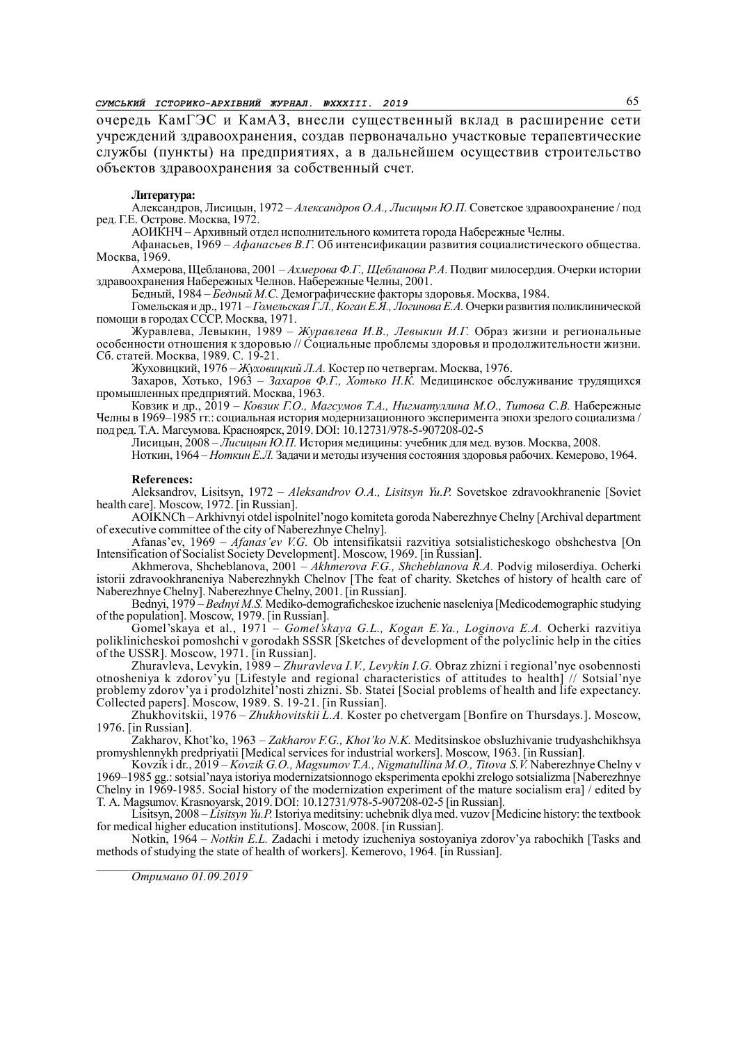очередь КамГЭС и КамАЗ, внесли существенный вклад в расширение сети учреждений здравоохранения, создав первоначально участковые терапевтические службы (пункты) на предприятиях, а в дальнейшем осуществив строительство объектов здравоохранения за собственный счет.

**Литература:**

Александров, Лисицын, 1972 – *Александров О.А., Лисицын Ю.П.* Советское здравоохранение / под ред. Г.Е. Острове. Москва, 1972.

АОИКНЧ – Архивный отдел исполнительного комитета города Набережные Челны.

Афанасьев, 1969 – *Афанасьев В.Г.* Об интенсификации развития социалистического общества. Москва, 1969.

Ахмерова, Щебланова, 2001 – *Ахмерова Ф.Г., Щебланова Р.А.* Подвиг милосердия. Очерки истории здравоохранения Набережных Челнов. Набережные Челны, 2001.

Бедный, 1984 – *Бедный М.С.* Демографические факторы здоровья. Москва, 1984.

Гомельская и др., 1971 – *Гомельская Г.Л., Коган Е.Я., Логинова Е.А.* Очерки развития поликлинической помощи в городах СССР. Москва, 1971.

Журавлева, Левыкин, 1989 – *Журавлева И.В., Левыкин И.Г.* Образ жизни и региональные особенности отношения к здоровью // Социальные проблемы здоровья и продолжительности жизни. Сб. статей. Москва, 1989. С. 19-21.

Жуховицкий, 1976 – *Жуховицкий Л.А.* Костер по четвергам. Москва, 1976.

Захаров, Хотько, 1963 – *Захаров Ф.Г., Хотько Н.К.* Медицинское обслуживание трудящихся промышленных предприятий. Москва, 1963.

Ковзик и др., 2019 – *Ковзик Г.О., Магсумов Т.А., Нигматуллина М.О., Титова С.В.* Набережные Челны в 1969–1985 гг.: социальная история модернизационного эксперимента эпохи зрелого социализма / под ред. Т.А. Магсумова. Красноярск, 2019. DOI: 10.12731/978-5-907208-02-5

Лисицын, 2008 – *Лисицын Ю.П.* История медицины: учебник для мед. вузов. Москва, 2008.

Ноткин, 1964 – *Ноткин Е.Л.* Задачи и методы изучения состояния здоровья рабочих. Кемерово, 1964.

**References:**

Aleksandrov, Lisitsyn, 1972 – *Aleksandrov O.A., Lisitsyn Yu.P.* Sovetskoe zdravookhranenie [Soviet health care]. Moscow, 1972. [in Russian].

AOIKNCh – Arkhivnyi otdel ispolnitel'nogo komiteta goroda Naberezhnye Chelny [Archival department of executive committee of the city of Naberezhnye Chelny].

Afanas'ev, 1969 – *Afanas'ev V.G.* Ob intensifikatsii razvitiya sotsialisticheskogo obshchestva [On Intensification of Socialist Society Development]. Moscow, 1969. [in Russian].

Akhmerova, Shcheblanova, 2001 – *Akhmerova F.G., Shcheblanova R.A.* Podvig miloserdiya. Ocherki istorii zdravookhraneniya Naberezhnykh Chelnov [The feat of charity. Sketches of history of health care of Naberezhnye Chelny]. Naberezhnye Chelny, 2001. [in Russian].

Bednyi, 1979 – *Bednyi M.S.* Mediko-demograficheskoe izuchenie naseleniya [Medicodemographic studying of the population]. Moscow, 1979. [in Russian].

Gomel'skaya et al., 1971 – *Gomel'skaya G.L., Kogan E.Ya., Loginova E.A.* Ocherki razvitiya poliklinicheskoi pomoshchi v gorodakh SSSR [Sketches of development of the polyclinic help in the cities of the USSR]. Moscow, 1971. [in Russian].

Zhuravleva, Levykin, 1989 – *Zhuravleva I.V., Levykin I.G.* Obraz zhizni i regional'nye osobennosti otnosheniya k zdorov'yu [Lifestyle and regional characteristics of attitudes to health] // Sotsial'nye problemy zdorov'ya i prodolzhitel'nosti zhizni. Sb. Statei [Social problems of health and life expectancy. Collected papers]. Moscow, 1989. S. 19-21. [in Russian].

Zhukhovitskii, 1976 – *Zhukhovitskii L.A.* Koster po chetvergam [Bonfire on Thursdays.]. Moscow, 1976. [in Russian].

Zakharov, Khot'ko, 1963 – *Zakharov F.G., Khot'ko N.K.* Meditsinskoe obsluzhivanie trudyashchikhsya promyshlennykh predpriyatii [Medical services for industrial workers]. Moscow, 1963. [in Russian].

Kovzik i dr., 2019 – *Kovzik G.O., Magsumov T.A., Nigmatullina M.O., Titova S.V.* Naberezhnye Chelny v 1969–1985 gg.: sotsial'naya istoriya modernizatsionnogo eksperimenta epokhi zrelogo sotsializma [Naberezhnye Chelny in 1969-1985. Social history of the modernization experiment of the mature socialism era] / edited by T. A. Magsumov. Krasnoyarsk, 2019. DOI: 10.12731/978-5-907208-02-5 [in Russian].

Lisitsyn, 2008 – *Lisitsyn Yu.P.* Istoriya meditsiny: uchebnik dlya med. vuzov [Medicine history: the textbook for medical higher education institutions]. Moscow, 2008. [in Russian].

Notkin, 1964 – *Notkin E.L.* Zadachi i metody izucheniya sostoyaniya zdorov'ya rabochikh [Tasks and methods of studying the state of health of workers]. Kemerovo, 1964. [in Russian].

---

*Отримано 01.09.2019*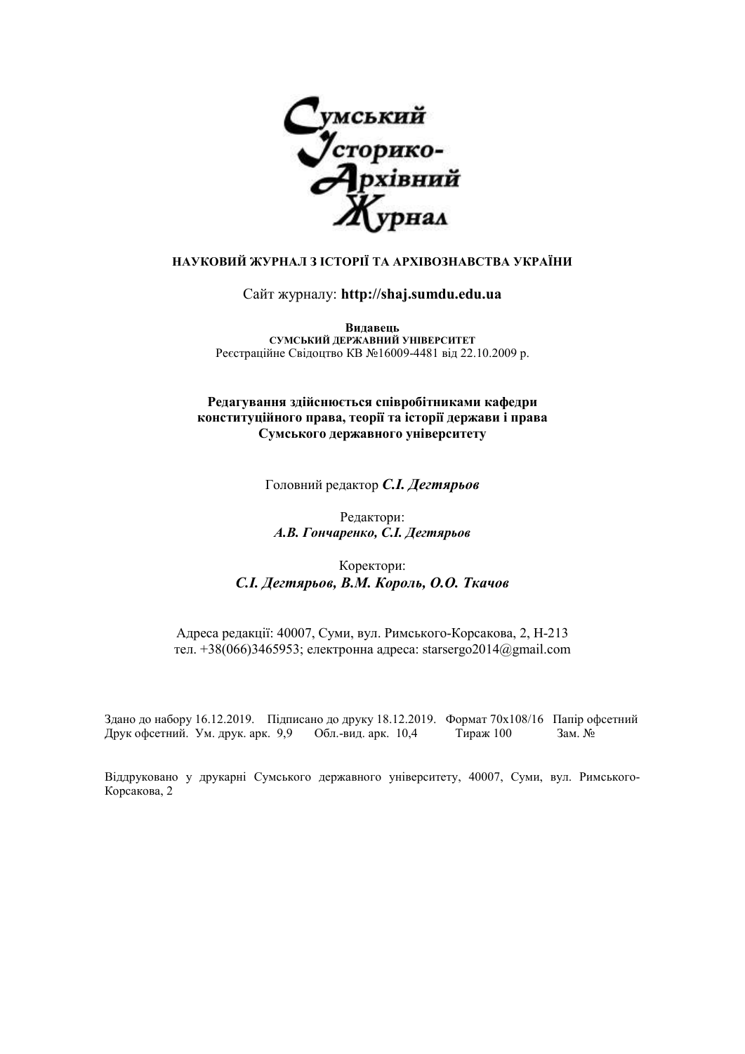**Сумський Історико-Архівний Журнал**

**НАУКОВИЙ ЖУРНАЛ З ІСТОРІЇ ТА АРХІВОЗНАВСТВА УКРАЇНИ**

Сайт журналу: **http://shaj.sumdu.edu.ua**

**Видавець**
**СУМСЬКИЙ ДЕРЖАВНИЙ УНІВЕРСИТЕТ**
Реєстраційне Свідоцтво КВ №16009-4481 від 22.10.2009 р.

**Редагування здійснюється співробітниками кафедри конституційного права, теорії та історії держави і права Сумського державного університету**

Головний редактор ***С.І. Дегтярьов***

Редактори:
***А.В. Гончаренко, С.І. Дегтярьов***

Коректори:
***С.І. Дегтярьов, В.М. Король, О.О. Ткачов***

Адреса редакції: 40007, Суми, вул. Римського-Корсакова, 2, Н-213
тел. +38(066)3465953; електронна адреса: starsergo2014@gmail.com

Здано до набору 16.12.2019. Підписано до друку 18.12.2019. Формат 70х108/16 Папір офсетний
Друк офсетний. Ум. друк. арк. 9,9 Обл.-вид. арк. 10,4 Тираж 100 Зам. №

Віддруковано у друкарні Сумського державного університету, 40007, Суми, вул. Римського-Корсакова, 2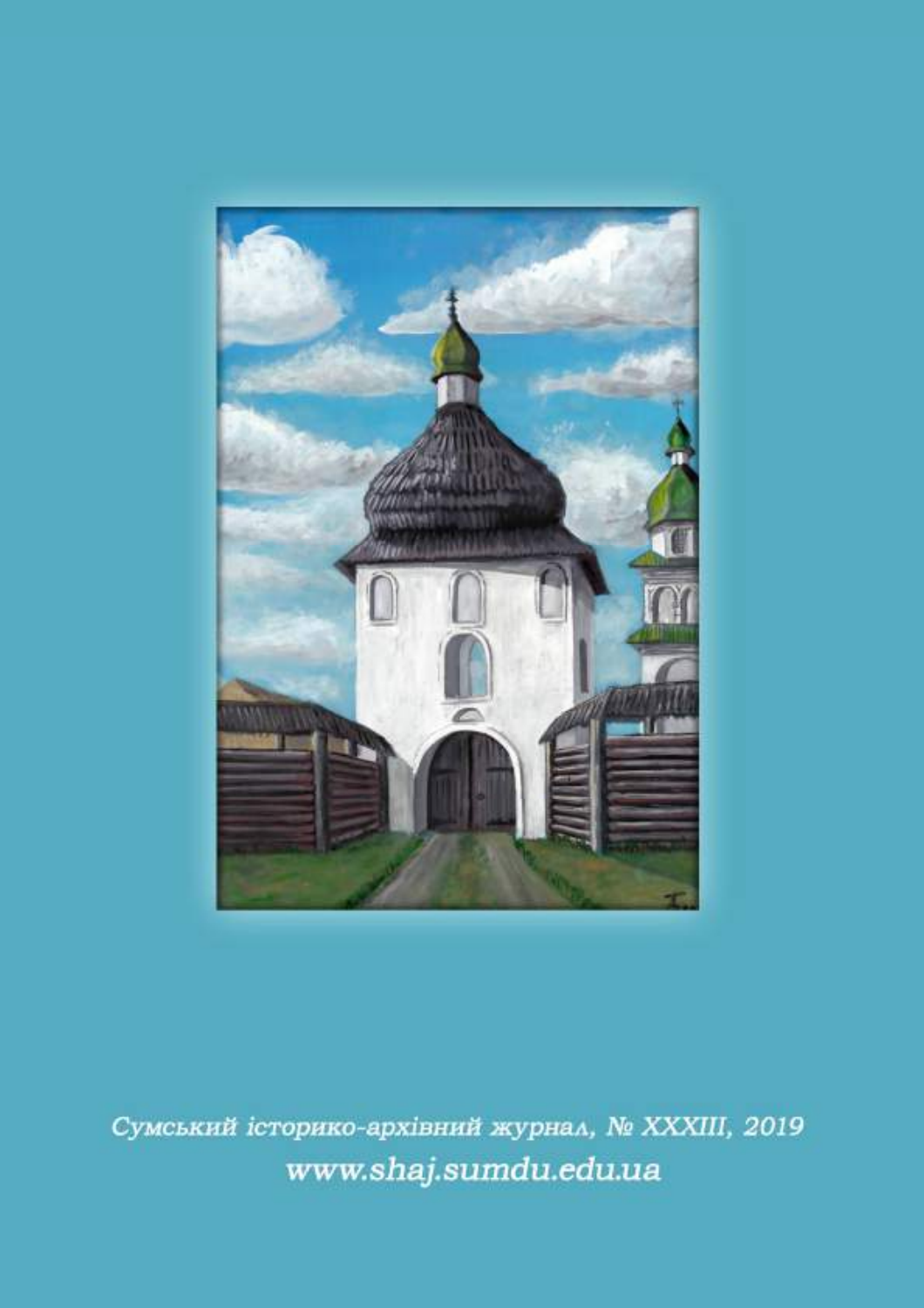*Сумський історико-архівний журнал, № XXXIII, 2019*

www.shaj.sumdu.edu.ua